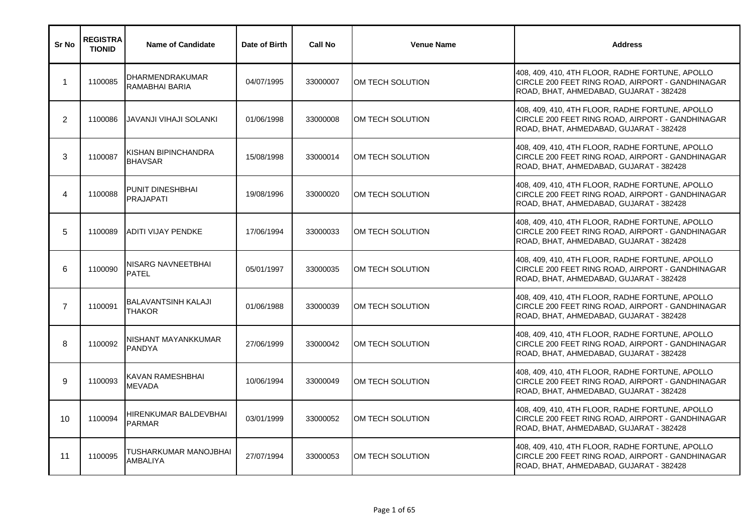| Sr No | REGISTRATIONID | Name of Candidate | Date of Birth | Call No | Venue Name | Address |
| --- | --- | --- | --- | --- | --- | --- |
| 1 | 1100085 | DHARMENDRAKUMAR RAMABHAI BARIA | 04/07/1995 | 33000007 | OM TECH SOLUTION | 408, 409, 410, 4TH FLOOR, RADHE FORTUNE, APOLLO CIRCLE 200 FEET RING ROAD, AIRPORT - GANDHINAGAR ROAD, BHAT, AHMEDABAD, GUJARAT - 382428 |
| 2 | 1100086 | JAVANJI VIHAJI SOLANKI | 01/06/1998 | 33000008 | OM TECH SOLUTION | 408, 409, 410, 4TH FLOOR, RADHE FORTUNE, APOLLO CIRCLE 200 FEET RING ROAD, AIRPORT - GANDHINAGAR ROAD, BHAT, AHMEDABAD, GUJARAT - 382428 |
| 3 | 1100087 | KISHAN BIPINCHANDRA BHAVSAR | 15/08/1998 | 33000014 | OM TECH SOLUTION | 408, 409, 410, 4TH FLOOR, RADHE FORTUNE, APOLLO CIRCLE 200 FEET RING ROAD, AIRPORT - GANDHINAGAR ROAD, BHAT, AHMEDABAD, GUJARAT - 382428 |
| 4 | 1100088 | PUNIT DINESHBHAI PRAJAPATI | 19/08/1996 | 33000020 | OM TECH SOLUTION | 408, 409, 410, 4TH FLOOR, RADHE FORTUNE, APOLLO CIRCLE 200 FEET RING ROAD, AIRPORT - GANDHINAGAR ROAD, BHAT, AHMEDABAD, GUJARAT - 382428 |
| 5 | 1100089 | ADITI VIJAY PENDKE | 17/06/1994 | 33000033 | OM TECH SOLUTION | 408, 409, 410, 4TH FLOOR, RADHE FORTUNE, APOLLO CIRCLE 200 FEET RING ROAD, AIRPORT - GANDHINAGAR ROAD, BHAT, AHMEDABAD, GUJARAT - 382428 |
| 6 | 1100090 | NISARG NAVNEETBHAI PATEL | 05/01/1997 | 33000035 | OM TECH SOLUTION | 408, 409, 410, 4TH FLOOR, RADHE FORTUNE, APOLLO CIRCLE 200 FEET RING ROAD, AIRPORT - GANDHINAGAR ROAD, BHAT, AHMEDABAD, GUJARAT - 382428 |
| 7 | 1100091 | BALAVANTSINH KALAJI THAKOR | 01/06/1988 | 33000039 | OM TECH SOLUTION | 408, 409, 410, 4TH FLOOR, RADHE FORTUNE, APOLLO CIRCLE 200 FEET RING ROAD, AIRPORT - GANDHINAGAR ROAD, BHAT, AHMEDABAD, GUJARAT - 382428 |
| 8 | 1100092 | NISHANT MAYANKKUMAR PANDYA | 27/06/1999 | 33000042 | OM TECH SOLUTION | 408, 409, 410, 4TH FLOOR, RADHE FORTUNE, APOLLO CIRCLE 200 FEET RING ROAD, AIRPORT - GANDHINAGAR ROAD, BHAT, AHMEDABAD, GUJARAT - 382428 |
| 9 | 1100093 | KAVAN RAMESHBHAI MEVADA | 10/06/1994 | 33000049 | OM TECH SOLUTION | 408, 409, 410, 4TH FLOOR, RADHE FORTUNE, APOLLO CIRCLE 200 FEET RING ROAD, AIRPORT - GANDHINAGAR ROAD, BHAT, AHMEDABAD, GUJARAT - 382428 |
| 10 | 1100094 | HIRENKUMAR BALDEVBHAI PARMAR | 03/01/1999 | 33000052 | OM TECH SOLUTION | 408, 409, 410, 4TH FLOOR, RADHE FORTUNE, APOLLO CIRCLE 200 FEET RING ROAD, AIRPORT - GANDHINAGAR ROAD, BHAT, AHMEDABAD, GUJARAT - 382428 |
| 11 | 1100095 | TUSHARKUMAR MANOJBHAI AMBALIYA | 27/07/1994 | 33000053 | OM TECH SOLUTION | 408, 409, 410, 4TH FLOOR, RADHE FORTUNE, APOLLO CIRCLE 200 FEET RING ROAD, AIRPORT - GANDHINAGAR ROAD, BHAT, AHMEDABAD, GUJARAT - 382428 |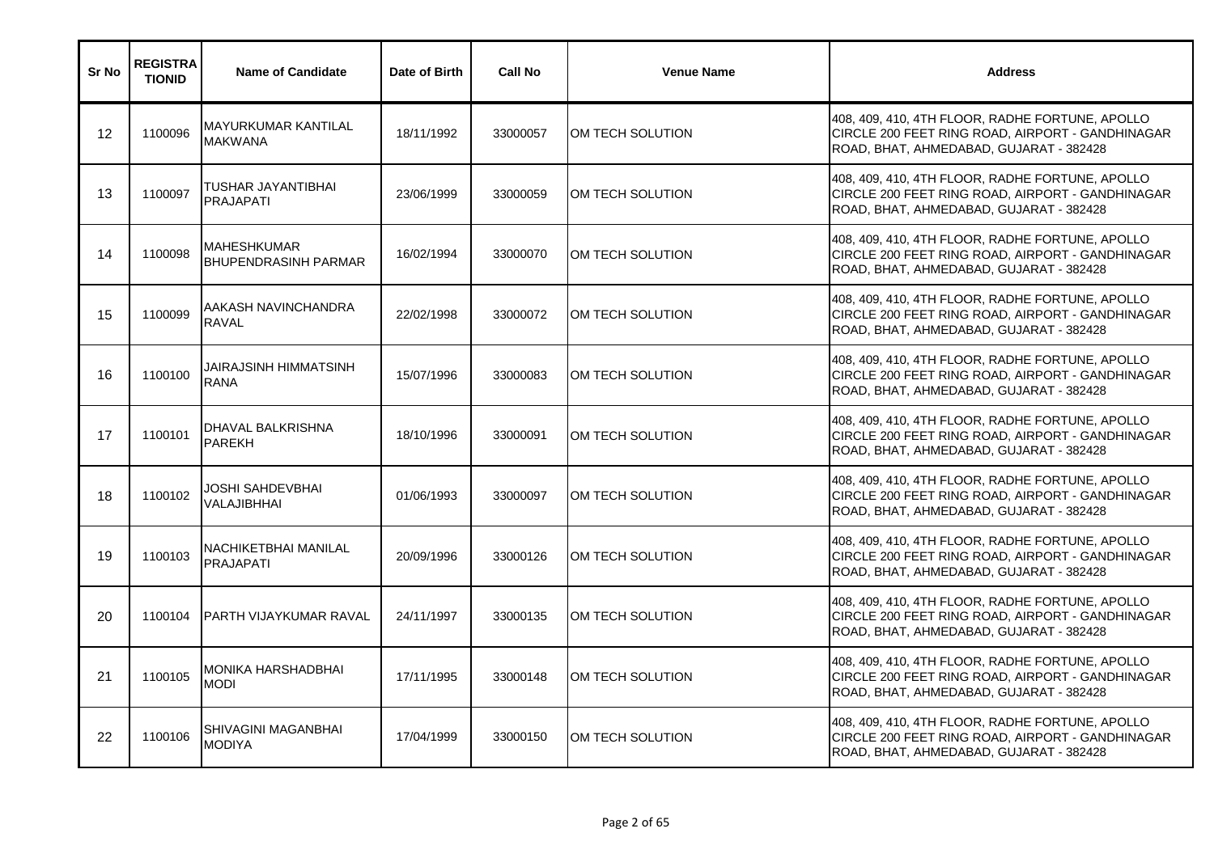| Sr No | REGISTRATIONID | Name of Candidate | Date of Birth | Call No | Venue Name | Address |
|---|---|---|---|---|---|---|
| 12 | 1100096 | MAYURKUMAR KANTILAL MAKWANA | 18/11/1992 | 33000057 | OM TECH SOLUTION | 408, 409, 410, 4TH FLOOR, RADHE FORTUNE, APOLLO CIRCLE 200 FEET RING ROAD, AIRPORT - GANDHINAGAR ROAD, BHAT, AHMEDABAD, GUJARAT - 382428 |
| 13 | 1100097 | TUSHAR JAYANTIBHAI PRAJAPATI | 23/06/1999 | 33000059 | OM TECH SOLUTION | 408, 409, 410, 4TH FLOOR, RADHE FORTUNE, APOLLO CIRCLE 200 FEET RING ROAD, AIRPORT - GANDHINAGAR ROAD, BHAT, AHMEDABAD, GUJARAT - 382428 |
| 14 | 1100098 | MAHESHKUMAR BHUPENDRASINH PARMAR | 16/02/1994 | 33000070 | OM TECH SOLUTION | 408, 409, 410, 4TH FLOOR, RADHE FORTUNE, APOLLO CIRCLE 200 FEET RING ROAD, AIRPORT - GANDHINAGAR ROAD, BHAT, AHMEDABAD, GUJARAT - 382428 |
| 15 | 1100099 | AAKASH NAVINCHANDRA RAVAL | 22/02/1998 | 33000072 | OM TECH SOLUTION | 408, 409, 410, 4TH FLOOR, RADHE FORTUNE, APOLLO CIRCLE 200 FEET RING ROAD, AIRPORT - GANDHINAGAR ROAD, BHAT, AHMEDABAD, GUJARAT - 382428 |
| 16 | 1100100 | JAIRAJSINH HIMMATSINH RANA | 15/07/1996 | 33000083 | OM TECH SOLUTION | 408, 409, 410, 4TH FLOOR, RADHE FORTUNE, APOLLO CIRCLE 200 FEET RING ROAD, AIRPORT - GANDHINAGAR ROAD, BHAT, AHMEDABAD, GUJARAT - 382428 |
| 17 | 1100101 | DHAVAL BALKRISHNA PAREKH | 18/10/1996 | 33000091 | OM TECH SOLUTION | 408, 409, 410, 4TH FLOOR, RADHE FORTUNE, APOLLO CIRCLE 200 FEET RING ROAD, AIRPORT - GANDHINAGAR ROAD, BHAT, AHMEDABAD, GUJARAT - 382428 |
| 18 | 1100102 | JOSHI SAHDEVBHAI VALAJIBHHAI | 01/06/1993 | 33000097 | OM TECH SOLUTION | 408, 409, 410, 4TH FLOOR, RADHE FORTUNE, APOLLO CIRCLE 200 FEET RING ROAD, AIRPORT - GANDHINAGAR ROAD, BHAT, AHMEDABAD, GUJARAT - 382428 |
| 19 | 1100103 | NACHIKETBHAI MANILAL PRAJAPATI | 20/09/1996 | 33000126 | OM TECH SOLUTION | 408, 409, 410, 4TH FLOOR, RADHE FORTUNE, APOLLO CIRCLE 200 FEET RING ROAD, AIRPORT - GANDHINAGAR ROAD, BHAT, AHMEDABAD, GUJARAT - 382428 |
| 20 | 1100104 | PARTH VIJAYKUMAR RAVAL | 24/11/1997 | 33000135 | OM TECH SOLUTION | 408, 409, 410, 4TH FLOOR, RADHE FORTUNE, APOLLO CIRCLE 200 FEET RING ROAD, AIRPORT - GANDHINAGAR ROAD, BHAT, AHMEDABAD, GUJARAT - 382428 |
| 21 | 1100105 | MONIKA HARSHADBHAI MODI | 17/11/1995 | 33000148 | OM TECH SOLUTION | 408, 409, 410, 4TH FLOOR, RADHE FORTUNE, APOLLO CIRCLE 200 FEET RING ROAD, AIRPORT - GANDHINAGAR ROAD, BHAT, AHMEDABAD, GUJARAT - 382428 |
| 22 | 1100106 | SHIVAGINI MAGANBHAI MODIYA | 17/04/1999 | 33000150 | OM TECH SOLUTION | 408, 409, 410, 4TH FLOOR, RADHE FORTUNE, APOLLO CIRCLE 200 FEET RING ROAD, AIRPORT - GANDHINAGAR ROAD, BHAT, AHMEDABAD, GUJARAT - 382428 |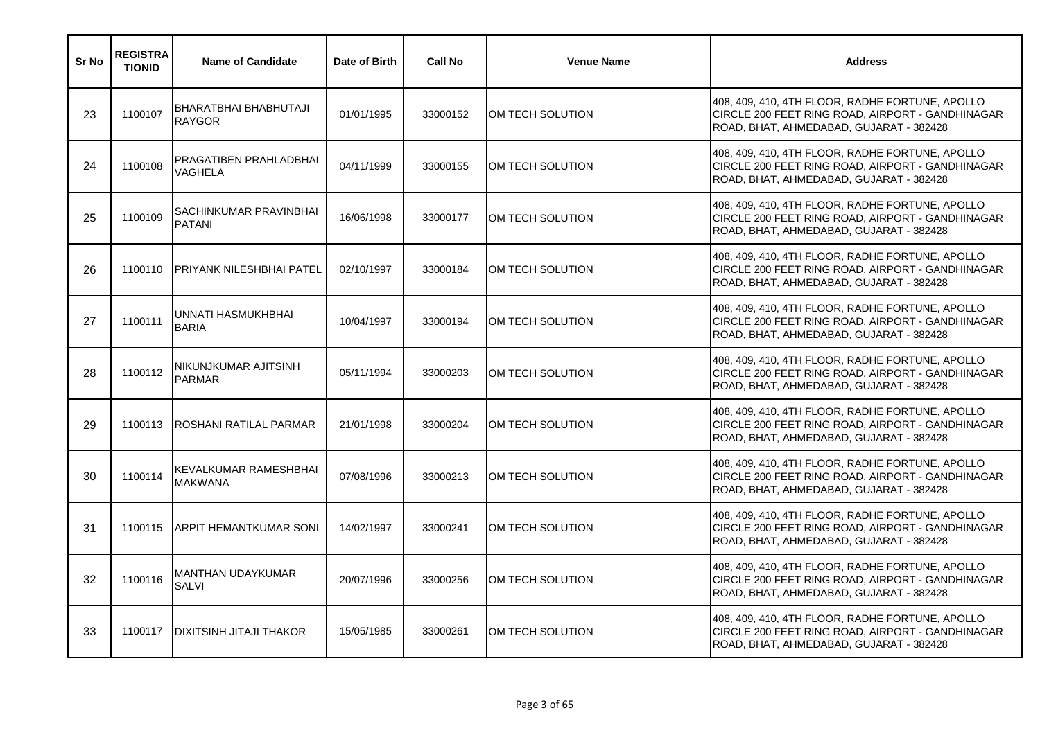| Sr No | REGISTRATIONID | Name of Candidate | Date of Birth | Call No | Venue Name | Address |
|---|---|---|---|---|---|---|
| 23 | 1100107 | BHARATBHAI BHABHUTAJI RAYGOR | 01/01/1995 | 33000152 | OM TECH SOLUTION | 408, 409, 410, 4TH FLOOR, RADHE FORTUNE, APOLLO CIRCLE 200 FEET RING ROAD, AIRPORT - GANDHINAGAR ROAD, BHAT, AHMEDABAD, GUJARAT - 382428 |
| 24 | 1100108 | PRAGATIBEN PRAHLADBHAI VAGHELA | 04/11/1999 | 33000155 | OM TECH SOLUTION | 408, 409, 410, 4TH FLOOR, RADHE FORTUNE, APOLLO CIRCLE 200 FEET RING ROAD, AIRPORT - GANDHINAGAR ROAD, BHAT, AHMEDABAD, GUJARAT - 382428 |
| 25 | 1100109 | SACHINKUMAR PRAVINBHAI PATANI | 16/06/1998 | 33000177 | OM TECH SOLUTION | 408, 409, 410, 4TH FLOOR, RADHE FORTUNE, APOLLO CIRCLE 200 FEET RING ROAD, AIRPORT - GANDHINAGAR ROAD, BHAT, AHMEDABAD, GUJARAT - 382428 |
| 26 | 1100110 | PRIYANK NILESHBHAI PATEL | 02/10/1997 | 33000184 | OM TECH SOLUTION | 408, 409, 410, 4TH FLOOR, RADHE FORTUNE, APOLLO CIRCLE 200 FEET RING ROAD, AIRPORT - GANDHINAGAR ROAD, BHAT, AHMEDABAD, GUJARAT - 382428 |
| 27 | 1100111 | UNNATI HASMUKHBHAI BARIA | 10/04/1997 | 33000194 | OM TECH SOLUTION | 408, 409, 410, 4TH FLOOR, RADHE FORTUNE, APOLLO CIRCLE 200 FEET RING ROAD, AIRPORT - GANDHINAGAR ROAD, BHAT, AHMEDABAD, GUJARAT - 382428 |
| 28 | 1100112 | NIKUNJKUMAR AJITSINH PARMAR | 05/11/1994 | 33000203 | OM TECH SOLUTION | 408, 409, 410, 4TH FLOOR, RADHE FORTUNE, APOLLO CIRCLE 200 FEET RING ROAD, AIRPORT - GANDHINAGAR ROAD, BHAT, AHMEDABAD, GUJARAT - 382428 |
| 29 | 1100113 | ROSHANI RATILAL PARMAR | 21/01/1998 | 33000204 | OM TECH SOLUTION | 408, 409, 410, 4TH FLOOR, RADHE FORTUNE, APOLLO CIRCLE 200 FEET RING ROAD, AIRPORT - GANDHINAGAR ROAD, BHAT, AHMEDABAD, GUJARAT - 382428 |
| 30 | 1100114 | KEVALKUMAR RAMESHBHAI MAKWANA | 07/08/1996 | 33000213 | OM TECH SOLUTION | 408, 409, 410, 4TH FLOOR, RADHE FORTUNE, APOLLO CIRCLE 200 FEET RING ROAD, AIRPORT - GANDHINAGAR ROAD, BHAT, AHMEDABAD, GUJARAT - 382428 |
| 31 | 1100115 | ARPIT HEMANTKUMAR SONI | 14/02/1997 | 33000241 | OM TECH SOLUTION | 408, 409, 410, 4TH FLOOR, RADHE FORTUNE, APOLLO CIRCLE 200 FEET RING ROAD, AIRPORT - GANDHINAGAR ROAD, BHAT, AHMEDABAD, GUJARAT - 382428 |
| 32 | 1100116 | MANTHAN UDAYKUMAR SALVI | 20/07/1996 | 33000256 | OM TECH SOLUTION | 408, 409, 410, 4TH FLOOR, RADHE FORTUNE, APOLLO CIRCLE 200 FEET RING ROAD, AIRPORT - GANDHINAGAR ROAD, BHAT, AHMEDABAD, GUJARAT - 382428 |
| 33 | 1100117 | DIXITSINH JITAJI THAKOR | 15/05/1985 | 33000261 | OM TECH SOLUTION | 408, 409, 410, 4TH FLOOR, RADHE FORTUNE, APOLLO CIRCLE 200 FEET RING ROAD, AIRPORT - GANDHINAGAR ROAD, BHAT, AHMEDABAD, GUJARAT - 382428 |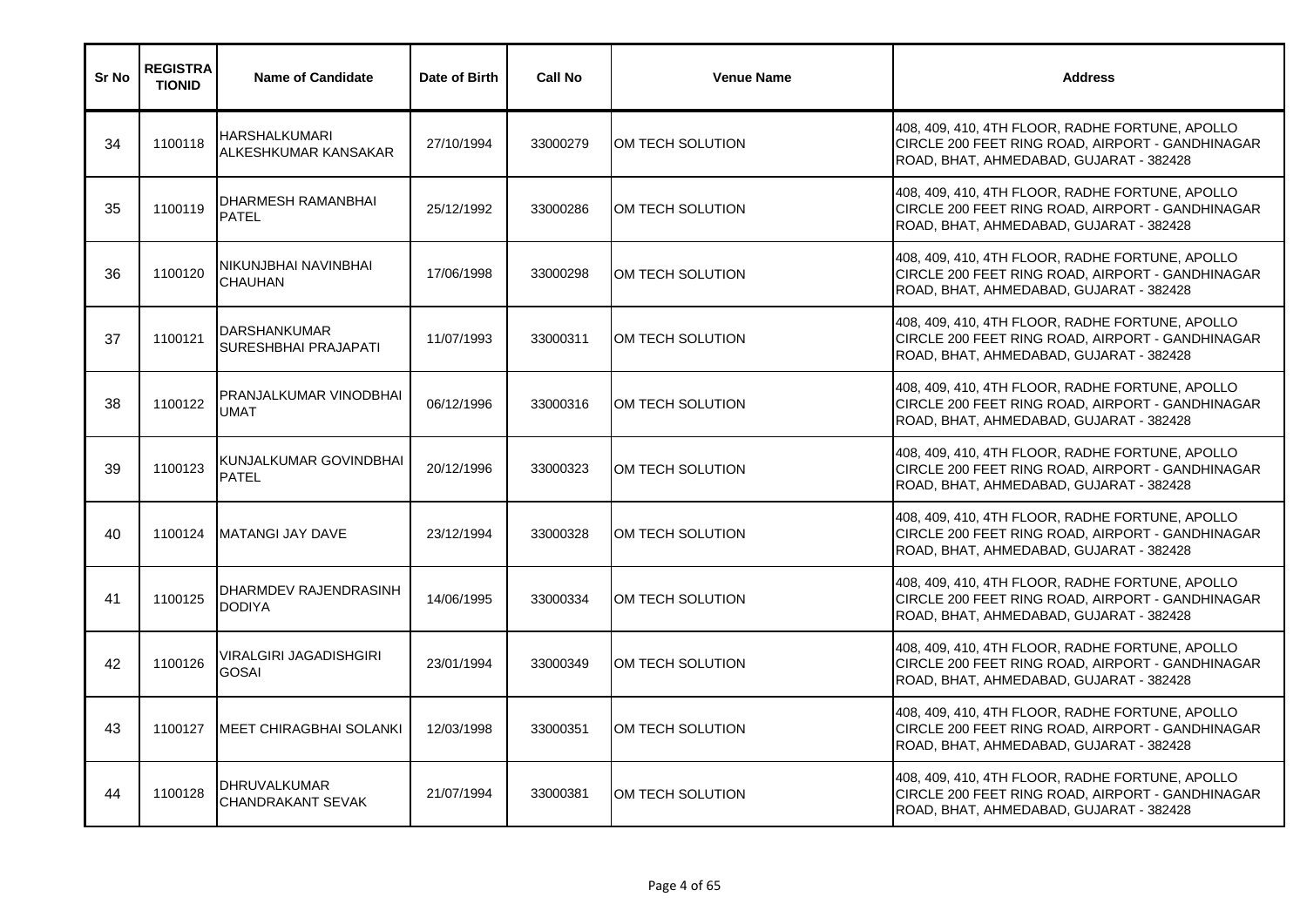| Sr No | REGISTRATIONID | Name of Candidate | Date of Birth | Call No | Venue Name | Address |
|---|---|---|---|---|---|---|
| 34 | 1100118 | HARSHALKUMARI ALKESHKUMAR KANSAKAR | 27/10/1994 | 33000279 | OM TECH SOLUTION | 408, 409, 410, 4TH FLOOR, RADHE FORTUNE, APOLLO CIRCLE 200 FEET RING ROAD, AIRPORT - GANDHINAGAR ROAD, BHAT, AHMEDABAD, GUJARAT - 382428 |
| 35 | 1100119 | DHARMESH RAMANBHAI PATEL | 25/12/1992 | 33000286 | OM TECH SOLUTION | 408, 409, 410, 4TH FLOOR, RADHE FORTUNE, APOLLO CIRCLE 200 FEET RING ROAD, AIRPORT - GANDHINAGAR ROAD, BHAT, AHMEDABAD, GUJARAT - 382428 |
| 36 | 1100120 | NIKUNJBHAI NAVINBHAI CHAUHAN | 17/06/1998 | 33000298 | OM TECH SOLUTION | 408, 409, 410, 4TH FLOOR, RADHE FORTUNE, APOLLO CIRCLE 200 FEET RING ROAD, AIRPORT - GANDHINAGAR ROAD, BHAT, AHMEDABAD, GUJARAT - 382428 |
| 37 | 1100121 | DARSHANKUMAR SURESHBHAI PRAJAPATI | 11/07/1993 | 33000311 | OM TECH SOLUTION | 408, 409, 410, 4TH FLOOR, RADHE FORTUNE, APOLLO CIRCLE 200 FEET RING ROAD, AIRPORT - GANDHINAGAR ROAD, BHAT, AHMEDABAD, GUJARAT - 382428 |
| 38 | 1100122 | PRANJALKUMAR VINODBHAI UMAT | 06/12/1996 | 33000316 | OM TECH SOLUTION | 408, 409, 410, 4TH FLOOR, RADHE FORTUNE, APOLLO CIRCLE 200 FEET RING ROAD, AIRPORT - GANDHINAGAR ROAD, BHAT, AHMEDABAD, GUJARAT - 382428 |
| 39 | 1100123 | KUNJALKUMAR GOVINDBHAI PATEL | 20/12/1996 | 33000323 | OM TECH SOLUTION | 408, 409, 410, 4TH FLOOR, RADHE FORTUNE, APOLLO CIRCLE 200 FEET RING ROAD, AIRPORT - GANDHINAGAR ROAD, BHAT, AHMEDABAD, GUJARAT - 382428 |
| 40 | 1100124 | MATANGI JAY DAVE | 23/12/1994 | 33000328 | OM TECH SOLUTION | 408, 409, 410, 4TH FLOOR, RADHE FORTUNE, APOLLO CIRCLE 200 FEET RING ROAD, AIRPORT - GANDHINAGAR ROAD, BHAT, AHMEDABAD, GUJARAT - 382428 |
| 41 | 1100125 | DHARMDEV RAJENDRASINH DODIYA | 14/06/1995 | 33000334 | OM TECH SOLUTION | 408, 409, 410, 4TH FLOOR, RADHE FORTUNE, APOLLO CIRCLE 200 FEET RING ROAD, AIRPORT - GANDHINAGAR ROAD, BHAT, AHMEDABAD, GUJARAT - 382428 |
| 42 | 1100126 | VIRALGIRI JAGADISHGIRI GOSAI | 23/01/1994 | 33000349 | OM TECH SOLUTION | 408, 409, 410, 4TH FLOOR, RADHE FORTUNE, APOLLO CIRCLE 200 FEET RING ROAD, AIRPORT - GANDHINAGAR ROAD, BHAT, AHMEDABAD, GUJARAT - 382428 |
| 43 | 1100127 | MEET CHIRAGBHAI SOLANKI | 12/03/1998 | 33000351 | OM TECH SOLUTION | 408, 409, 410, 4TH FLOOR, RADHE FORTUNE, APOLLO CIRCLE 200 FEET RING ROAD, AIRPORT - GANDHINAGAR ROAD, BHAT, AHMEDABAD, GUJARAT - 382428 |
| 44 | 1100128 | DHRUVALKUMAR CHANDRAKANT SEVAK | 21/07/1994 | 33000381 | OM TECH SOLUTION | 408, 409, 410, 4TH FLOOR, RADHE FORTUNE, APOLLO CIRCLE 200 FEET RING ROAD, AIRPORT - GANDHINAGAR ROAD, BHAT, AHMEDABAD, GUJARAT - 382428 |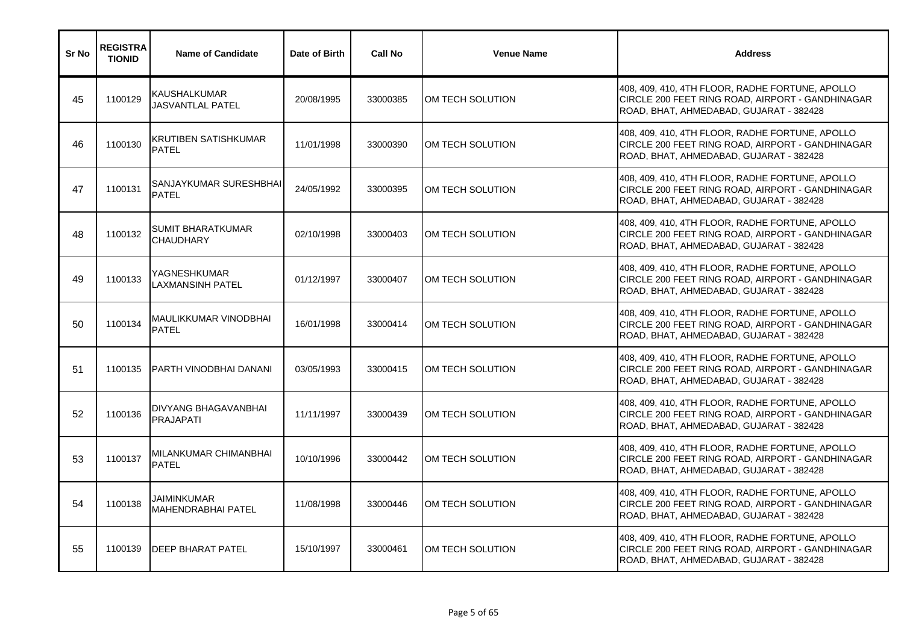| Sr No | REGISTRATIONID | Name of Candidate | Date of Birth | Call No | Venue Name | Address |
|---|---|---|---|---|---|---|
| 45 | 1100129 | KAUSHALKUMAR JASVANTLAL PATEL | 20/08/1995 | 33000385 | OM TECH SOLUTION | 408, 409, 410, 4TH FLOOR, RADHE FORTUNE, APOLLO CIRCLE 200 FEET RING ROAD, AIRPORT - GANDHINAGAR ROAD, BHAT, AHMEDABAD, GUJARAT - 382428 |
| 46 | 1100130 | KRUTIBEN SATISHKUMAR PATEL | 11/01/1998 | 33000390 | OM TECH SOLUTION | 408, 409, 410, 4TH FLOOR, RADHE FORTUNE, APOLLO CIRCLE 200 FEET RING ROAD, AIRPORT - GANDHINAGAR ROAD, BHAT, AHMEDABAD, GUJARAT - 382428 |
| 47 | 1100131 | SANJAYKUMAR SURESHBHAI PATEL | 24/05/1992 | 33000395 | OM TECH SOLUTION | 408, 409, 410, 4TH FLOOR, RADHE FORTUNE, APOLLO CIRCLE 200 FEET RING ROAD, AIRPORT - GANDHINAGAR ROAD, BHAT, AHMEDABAD, GUJARAT - 382428 |
| 48 | 1100132 | SUMIT BHARATKUMAR CHAUDHARY | 02/10/1998 | 33000403 | OM TECH SOLUTION | 408, 409, 410, 4TH FLOOR, RADHE FORTUNE, APOLLO CIRCLE 200 FEET RING ROAD, AIRPORT - GANDHINAGAR ROAD, BHAT, AHMEDABAD, GUJARAT - 382428 |
| 49 | 1100133 | YAGNESHKUMAR LAXMANSINH PATEL | 01/12/1997 | 33000407 | OM TECH SOLUTION | 408, 409, 410, 4TH FLOOR, RADHE FORTUNE, APOLLO CIRCLE 200 FEET RING ROAD, AIRPORT - GANDHINAGAR ROAD, BHAT, AHMEDABAD, GUJARAT - 382428 |
| 50 | 1100134 | MAULIKKUMAR VINODBHAI PATEL | 16/01/1998 | 33000414 | OM TECH SOLUTION | 408, 409, 410, 4TH FLOOR, RADHE FORTUNE, APOLLO CIRCLE 200 FEET RING ROAD, AIRPORT - GANDHINAGAR ROAD, BHAT, AHMEDABAD, GUJARAT - 382428 |
| 51 | 1100135 | PARTH VINODBHAI DANANI | 03/05/1993 | 33000415 | OM TECH SOLUTION | 408, 409, 410, 4TH FLOOR, RADHE FORTUNE, APOLLO CIRCLE 200 FEET RING ROAD, AIRPORT - GANDHINAGAR ROAD, BHAT, AHMEDABAD, GUJARAT - 382428 |
| 52 | 1100136 | DIVYANG BHAGAVANBHAI PRAJAPATI | 11/11/1997 | 33000439 | OM TECH SOLUTION | 408, 409, 410, 4TH FLOOR, RADHE FORTUNE, APOLLO CIRCLE 200 FEET RING ROAD, AIRPORT - GANDHINAGAR ROAD, BHAT, AHMEDABAD, GUJARAT - 382428 |
| 53 | 1100137 | MILANKUMAR CHIMANBHAI PATEL | 10/10/1996 | 33000442 | OM TECH SOLUTION | 408, 409, 410, 4TH FLOOR, RADHE FORTUNE, APOLLO CIRCLE 200 FEET RING ROAD, AIRPORT - GANDHINAGAR ROAD, BHAT, AHMEDABAD, GUJARAT - 382428 |
| 54 | 1100138 | JAIMINKUMAR MAHENDRABHAI PATEL | 11/08/1998 | 33000446 | OM TECH SOLUTION | 408, 409, 410, 4TH FLOOR, RADHE FORTUNE, APOLLO CIRCLE 200 FEET RING ROAD, AIRPORT - GANDHINAGAR ROAD, BHAT, AHMEDABAD, GUJARAT - 382428 |
| 55 | 1100139 | DEEP BHARAT PATEL | 15/10/1997 | 33000461 | OM TECH SOLUTION | 408, 409, 410, 4TH FLOOR, RADHE FORTUNE, APOLLO CIRCLE 200 FEET RING ROAD, AIRPORT - GANDHINAGAR ROAD, BHAT, AHMEDABAD, GUJARAT - 382428 |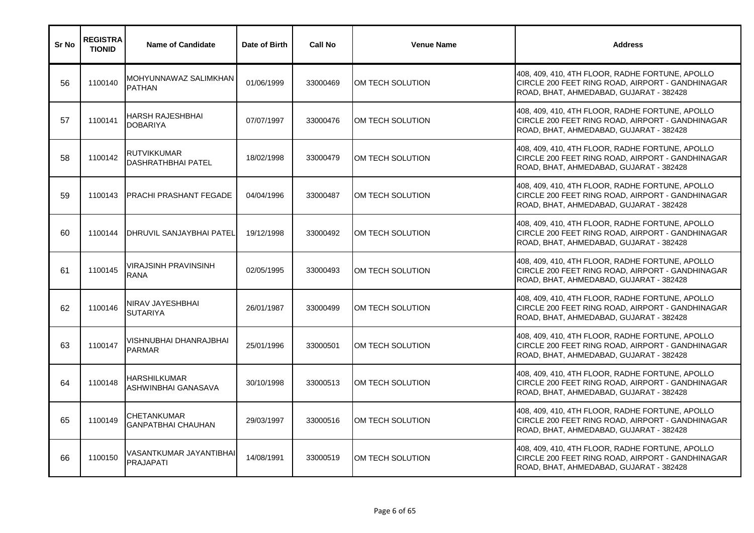| Sr No | REGISTRATIONID | Name of Candidate | Date of Birth | Call No | Venue Name | Address |
|---|---|---|---|---|---|---|
| 56 | 1100140 | MOHYUNNAWAZ SALIMKHAN PATHAN | 01/06/1999 | 33000469 | OM TECH SOLUTION | 408, 409, 410, 4TH FLOOR, RADHE FORTUNE, APOLLO CIRCLE 200 FEET RING ROAD, AIRPORT - GANDHINAGAR ROAD, BHAT, AHMEDABAD, GUJARAT - 382428 |
| 57 | 1100141 | HARSH RAJESHBHAI DOBARIYA | 07/07/1997 | 33000476 | OM TECH SOLUTION | 408, 409, 410, 4TH FLOOR, RADHE FORTUNE, APOLLO CIRCLE 200 FEET RING ROAD, AIRPORT - GANDHINAGAR ROAD, BHAT, AHMEDABAD, GUJARAT - 382428 |
| 58 | 1100142 | RUTVIKKUMAR DASHRATHBHAI PATEL | 18/02/1998 | 33000479 | OM TECH SOLUTION | 408, 409, 410, 4TH FLOOR, RADHE FORTUNE, APOLLO CIRCLE 200 FEET RING ROAD, AIRPORT - GANDHINAGAR ROAD, BHAT, AHMEDABAD, GUJARAT - 382428 |
| 59 | 1100143 | PRACHI PRASHANT FEGADE | 04/04/1996 | 33000487 | OM TECH SOLUTION | 408, 409, 410, 4TH FLOOR, RADHE FORTUNE, APOLLO CIRCLE 200 FEET RING ROAD, AIRPORT - GANDHINAGAR ROAD, BHAT, AHMEDABAD, GUJARAT - 382428 |
| 60 | 1100144 | DHRUVIL SANJAYBHAI PATEL | 19/12/1998 | 33000492 | OM TECH SOLUTION | 408, 409, 410, 4TH FLOOR, RADHE FORTUNE, APOLLO CIRCLE 200 FEET RING ROAD, AIRPORT - GANDHINAGAR ROAD, BHAT, AHMEDABAD, GUJARAT - 382428 |
| 61 | 1100145 | VIRAJSINH PRAVINSINH RANA | 02/05/1995 | 33000493 | OM TECH SOLUTION | 408, 409, 410, 4TH FLOOR, RADHE FORTUNE, APOLLO CIRCLE 200 FEET RING ROAD, AIRPORT - GANDHINAGAR ROAD, BHAT, AHMEDABAD, GUJARAT - 382428 |
| 62 | 1100146 | NIRAV JAYESHBHAI SUTARIYA | 26/01/1987 | 33000499 | OM TECH SOLUTION | 408, 409, 410, 4TH FLOOR, RADHE FORTUNE, APOLLO CIRCLE 200 FEET RING ROAD, AIRPORT - GANDHINAGAR ROAD, BHAT, AHMEDABAD, GUJARAT - 382428 |
| 63 | 1100147 | VISHNUBHAI DHANRAJBHAI PARMAR | 25/01/1996 | 33000501 | OM TECH SOLUTION | 408, 409, 410, 4TH FLOOR, RADHE FORTUNE, APOLLO CIRCLE 200 FEET RING ROAD, AIRPORT - GANDHINAGAR ROAD, BHAT, AHMEDABAD, GUJARAT - 382428 |
| 64 | 1100148 | HARSHILKUMAR ASHWINBHAI GANASAVA | 30/10/1998 | 33000513 | OM TECH SOLUTION | 408, 409, 410, 4TH FLOOR, RADHE FORTUNE, APOLLO CIRCLE 200 FEET RING ROAD, AIRPORT - GANDHINAGAR ROAD, BHAT, AHMEDABAD, GUJARAT - 382428 |
| 65 | 1100149 | CHETANKUMAR GANPATBHAI CHAUHAN | 29/03/1997 | 33000516 | OM TECH SOLUTION | 408, 409, 410, 4TH FLOOR, RADHE FORTUNE, APOLLO CIRCLE 200 FEET RING ROAD, AIRPORT - GANDHINAGAR ROAD, BHAT, AHMEDABAD, GUJARAT - 382428 |
| 66 | 1100150 | VASANTKUMAR JAYANTIBHAI PRAJAPATI | 14/08/1991 | 33000519 | OM TECH SOLUTION | 408, 409, 410, 4TH FLOOR, RADHE FORTUNE, APOLLO CIRCLE 200 FEET RING ROAD, AIRPORT - GANDHINAGAR ROAD, BHAT, AHMEDABAD, GUJARAT - 382428 |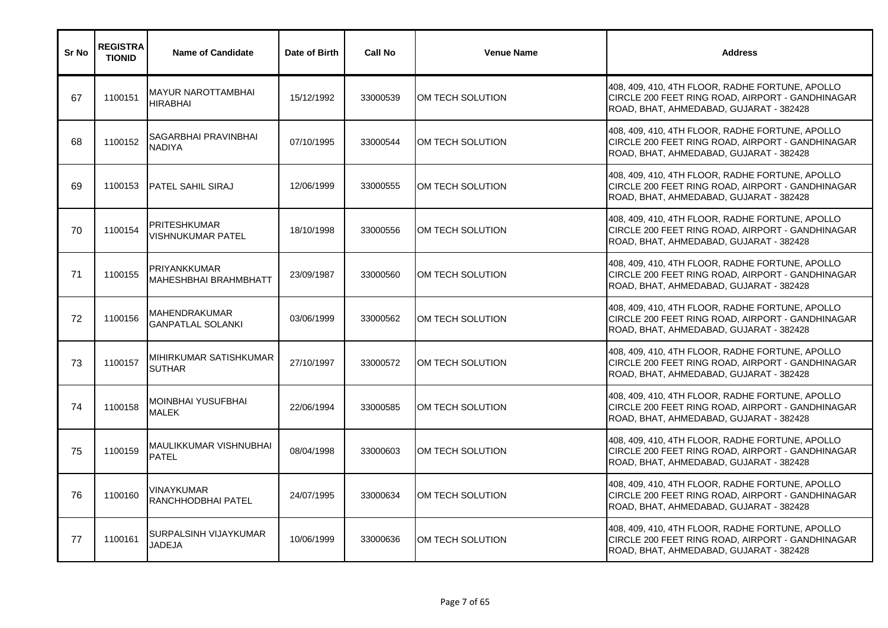| Sr No | REGISTRATIONID | Name of Candidate | Date of Birth | Call No | Venue Name | Address |
|---|---|---|---|---|---|---|
| 67 | 1100151 | MAYUR NAROTTAMBHAI HIRABHAI | 15/12/1992 | 33000539 | OM TECH SOLUTION | 408, 409, 410, 4TH FLOOR, RADHE FORTUNE, APOLLO CIRCLE 200 FEET RING ROAD, AIRPORT - GANDHINAGAR ROAD, BHAT, AHMEDABAD, GUJARAT - 382428 |
| 68 | 1100152 | SAGARBHAI PRAVINBHAI NADIYA | 07/10/1995 | 33000544 | OM TECH SOLUTION | 408, 409, 410, 4TH FLOOR, RADHE FORTUNE, APOLLO CIRCLE 200 FEET RING ROAD, AIRPORT - GANDHINAGAR ROAD, BHAT, AHMEDABAD, GUJARAT - 382428 |
| 69 | 1100153 | PATEL SAHIL SIRAJ | 12/06/1999 | 33000555 | OM TECH SOLUTION | 408, 409, 410, 4TH FLOOR, RADHE FORTUNE, APOLLO CIRCLE 200 FEET RING ROAD, AIRPORT - GANDHINAGAR ROAD, BHAT, AHMEDABAD, GUJARAT - 382428 |
| 70 | 1100154 | PRITESHKUMAR VISHNUKUMAR PATEL | 18/10/1998 | 33000556 | OM TECH SOLUTION | 408, 409, 410, 4TH FLOOR, RADHE FORTUNE, APOLLO CIRCLE 200 FEET RING ROAD, AIRPORT - GANDHINAGAR ROAD, BHAT, AHMEDABAD, GUJARAT - 382428 |
| 71 | 1100155 | PRIYANKKUMAR MAHESHBHAI BRAHMBHATT | 23/09/1987 | 33000560 | OM TECH SOLUTION | 408, 409, 410, 4TH FLOOR, RADHE FORTUNE, APOLLO CIRCLE 200 FEET RING ROAD, AIRPORT - GANDHINAGAR ROAD, BHAT, AHMEDABAD, GUJARAT - 382428 |
| 72 | 1100156 | MAHENDRAKUMAR GANPATLAL SOLANKI | 03/06/1999 | 33000562 | OM TECH SOLUTION | 408, 409, 410, 4TH FLOOR, RADHE FORTUNE, APOLLO CIRCLE 200 FEET RING ROAD, AIRPORT - GANDHINAGAR ROAD, BHAT, AHMEDABAD, GUJARAT - 382428 |
| 73 | 1100157 | MIHIRKUMAR SATISHKUMAR SUTHAR | 27/10/1997 | 33000572 | OM TECH SOLUTION | 408, 409, 410, 4TH FLOOR, RADHE FORTUNE, APOLLO CIRCLE 200 FEET RING ROAD, AIRPORT - GANDHINAGAR ROAD, BHAT, AHMEDABAD, GUJARAT - 382428 |
| 74 | 1100158 | MOINBHAI YUSUFBHAI MALEK | 22/06/1994 | 33000585 | OM TECH SOLUTION | 408, 409, 410, 4TH FLOOR, RADHE FORTUNE, APOLLO CIRCLE 200 FEET RING ROAD, AIRPORT - GANDHINAGAR ROAD, BHAT, AHMEDABAD, GUJARAT - 382428 |
| 75 | 1100159 | MAULIKKUMAR VISHNUBHAI PATEL | 08/04/1998 | 33000603 | OM TECH SOLUTION | 408, 409, 410, 4TH FLOOR, RADHE FORTUNE, APOLLO CIRCLE 200 FEET RING ROAD, AIRPORT - GANDHINAGAR ROAD, BHAT, AHMEDABAD, GUJARAT - 382428 |
| 76 | 1100160 | VINAYKUMAR RANCHHODBHAI PATEL | 24/07/1995 | 33000634 | OM TECH SOLUTION | 408, 409, 410, 4TH FLOOR, RADHE FORTUNE, APOLLO CIRCLE 200 FEET RING ROAD, AIRPORT - GANDHINAGAR ROAD, BHAT, AHMEDABAD, GUJARAT - 382428 |
| 77 | 1100161 | SURPALSINH VIJAYKUMAR JADEJA | 10/06/1999 | 33000636 | OM TECH SOLUTION | 408, 409, 410, 4TH FLOOR, RADHE FORTUNE, APOLLO CIRCLE 200 FEET RING ROAD, AIRPORT - GANDHINAGAR ROAD, BHAT, AHMEDABAD, GUJARAT - 382428 |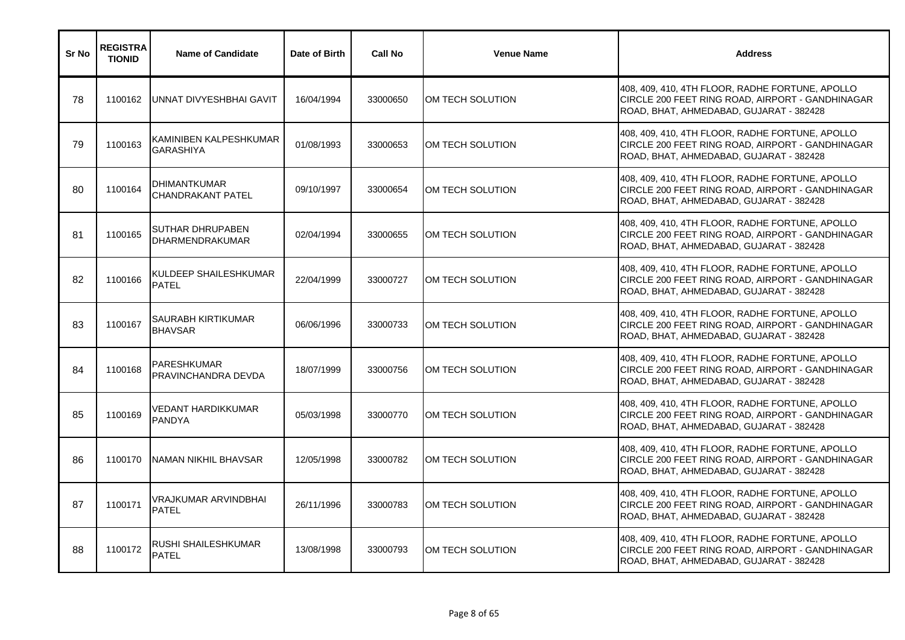| Sr No | REGISTRATIONID | Name of Candidate | Date of Birth | Call No | Venue Name | Address |
|---|---|---|---|---|---|---|
| 78 | 1100162 | UNNAT DIVYESHBHAI GAVIT | 16/04/1994 | 33000650 | OM TECH SOLUTION | 408, 409, 410, 4TH FLOOR, RADHE FORTUNE, APOLLO CIRCLE 200 FEET RING ROAD, AIRPORT - GANDHINAGAR ROAD, BHAT, AHMEDABAD, GUJARAT - 382428 |
| 79 | 1100163 | KAMINIBEN KALPESHKUMAR GARASHIYA | 01/08/1993 | 33000653 | OM TECH SOLUTION | 408, 409, 410, 4TH FLOOR, RADHE FORTUNE, APOLLO CIRCLE 200 FEET RING ROAD, AIRPORT - GANDHINAGAR ROAD, BHAT, AHMEDABAD, GUJARAT - 382428 |
| 80 | 1100164 | DHIMANTKUMAR CHANDRAKANT PATEL | 09/10/1997 | 33000654 | OM TECH SOLUTION | 408, 409, 410, 4TH FLOOR, RADHE FORTUNE, APOLLO CIRCLE 200 FEET RING ROAD, AIRPORT - GANDHINAGAR ROAD, BHAT, AHMEDABAD, GUJARAT - 382428 |
| 81 | 1100165 | SUTHAR DHRUPABEN DHARMENDRAKUMAR | 02/04/1994 | 33000655 | OM TECH SOLUTION | 408, 409, 410, 4TH FLOOR, RADHE FORTUNE, APOLLO CIRCLE 200 FEET RING ROAD, AIRPORT - GANDHINAGAR ROAD, BHAT, AHMEDABAD, GUJARAT - 382428 |
| 82 | 1100166 | KULDEEP SHAILESHKUMAR PATEL | 22/04/1999 | 33000727 | OM TECH SOLUTION | 408, 409, 410, 4TH FLOOR, RADHE FORTUNE, APOLLO CIRCLE 200 FEET RING ROAD, AIRPORT - GANDHINAGAR ROAD, BHAT, AHMEDABAD, GUJARAT - 382428 |
| 83 | 1100167 | SAURABH KIRTIKUMAR BHAVSAR | 06/06/1996 | 33000733 | OM TECH SOLUTION | 408, 409, 410, 4TH FLOOR, RADHE FORTUNE, APOLLO CIRCLE 200 FEET RING ROAD, AIRPORT - GANDHINAGAR ROAD, BHAT, AHMEDABAD, GUJARAT - 382428 |
| 84 | 1100168 | PARESHKUMAR PRAVINCHANDRA DEVDA | 18/07/1999 | 33000756 | OM TECH SOLUTION | 408, 409, 410, 4TH FLOOR, RADHE FORTUNE, APOLLO CIRCLE 200 FEET RING ROAD, AIRPORT - GANDHINAGAR ROAD, BHAT, AHMEDABAD, GUJARAT - 382428 |
| 85 | 1100169 | VEDANT HARDIKKUMAR PANDYA | 05/03/1998 | 33000770 | OM TECH SOLUTION | 408, 409, 410, 4TH FLOOR, RADHE FORTUNE, APOLLO CIRCLE 200 FEET RING ROAD, AIRPORT - GANDHINAGAR ROAD, BHAT, AHMEDABAD, GUJARAT - 382428 |
| 86 | 1100170 | NAMAN NIKHIL BHAVSAR | 12/05/1998 | 33000782 | OM TECH SOLUTION | 408, 409, 410, 4TH FLOOR, RADHE FORTUNE, APOLLO CIRCLE 200 FEET RING ROAD, AIRPORT - GANDHINAGAR ROAD, BHAT, AHMEDABAD, GUJARAT - 382428 |
| 87 | 1100171 | VRAJKUMAR ARVINDBHAI PATEL | 26/11/1996 | 33000783 | OM TECH SOLUTION | 408, 409, 410, 4TH FLOOR, RADHE FORTUNE, APOLLO CIRCLE 200 FEET RING ROAD, AIRPORT - GANDHINAGAR ROAD, BHAT, AHMEDABAD, GUJARAT - 382428 |
| 88 | 1100172 | RUSHI SHAILESHKUMAR PATEL | 13/08/1998 | 33000793 | OM TECH SOLUTION | 408, 409, 410, 4TH FLOOR, RADHE FORTUNE, APOLLO CIRCLE 200 FEET RING ROAD, AIRPORT - GANDHINAGAR ROAD, BHAT, AHMEDABAD, GUJARAT - 382428 |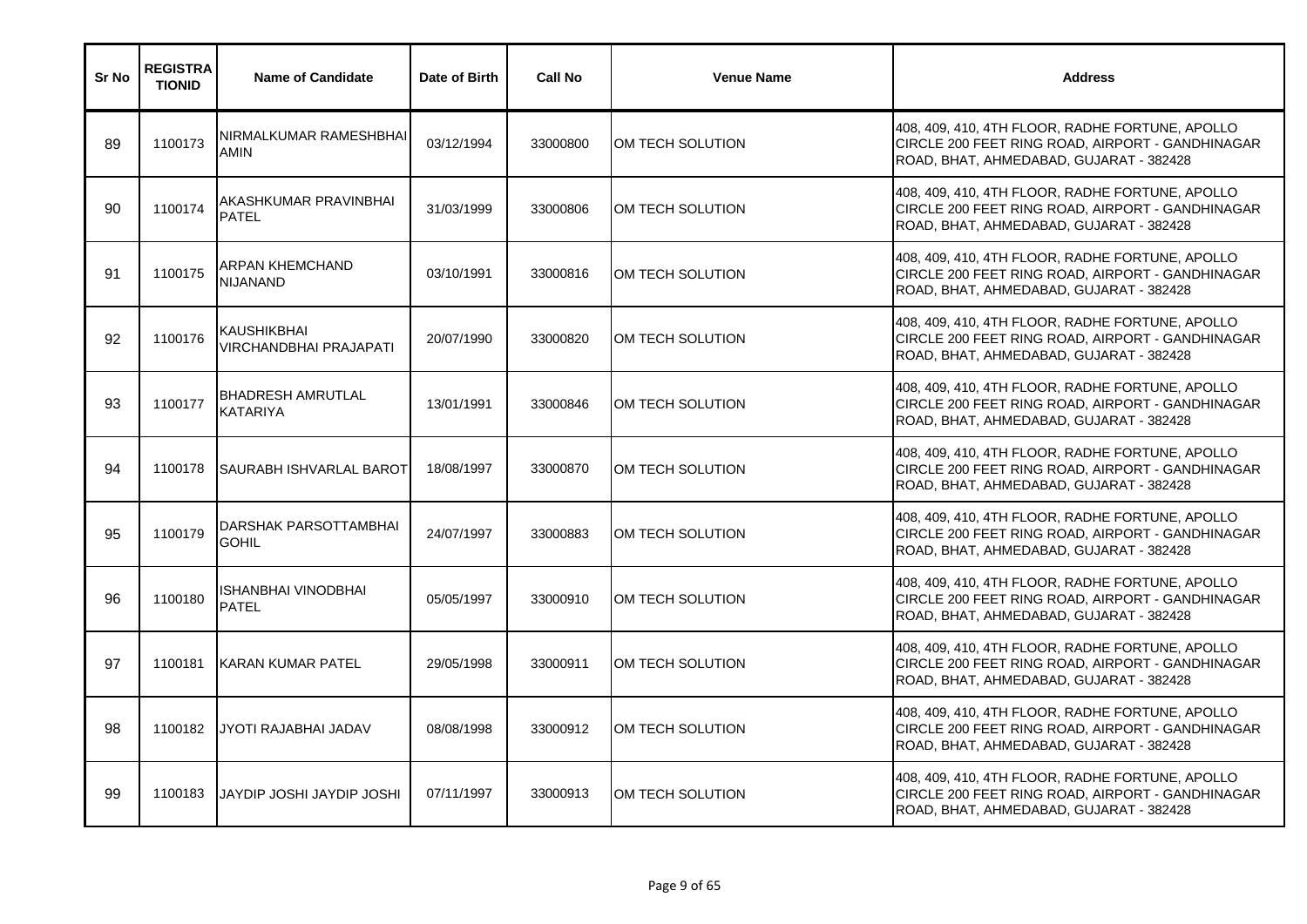| Sr No | REGISTRATIONID | Name of Candidate | Date of Birth | Call No | Venue Name | Address |
|---|---|---|---|---|---|---|
| 89 | 1100173 | NIRMALKUMAR RAMESHBHAI AMIN | 03/12/1994 | 33000800 | OM TECH SOLUTION | 408, 409, 410, 4TH FLOOR, RADHE FORTUNE, APOLLO CIRCLE 200 FEET RING ROAD, AIRPORT - GANDHINAGAR ROAD, BHAT, AHMEDABAD, GUJARAT - 382428 |
| 90 | 1100174 | AKASHKUMAR PRAVINBHAI PATEL | 31/03/1999 | 33000806 | OM TECH SOLUTION | 408, 409, 410, 4TH FLOOR, RADHE FORTUNE, APOLLO CIRCLE 200 FEET RING ROAD, AIRPORT - GANDHINAGAR ROAD, BHAT, AHMEDABAD, GUJARAT - 382428 |
| 91 | 1100175 | ARPAN KHEMCHAND NIJANAND | 03/10/1991 | 33000816 | OM TECH SOLUTION | 408, 409, 410, 4TH FLOOR, RADHE FORTUNE, APOLLO CIRCLE 200 FEET RING ROAD, AIRPORT - GANDHINAGAR ROAD, BHAT, AHMEDABAD, GUJARAT - 382428 |
| 92 | 1100176 | KAUSHIKBHAI VIRCHANDBHAI PRAJAPATI | 20/07/1990 | 33000820 | OM TECH SOLUTION | 408, 409, 410, 4TH FLOOR, RADHE FORTUNE, APOLLO CIRCLE 200 FEET RING ROAD, AIRPORT - GANDHINAGAR ROAD, BHAT, AHMEDABAD, GUJARAT - 382428 |
| 93 | 1100177 | BHADRESH AMRUTLAL KATARIYA | 13/01/1991 | 33000846 | OM TECH SOLUTION | 408, 409, 410, 4TH FLOOR, RADHE FORTUNE, APOLLO CIRCLE 200 FEET RING ROAD, AIRPORT - GANDHINAGAR ROAD, BHAT, AHMEDABAD, GUJARAT - 382428 |
| 94 | 1100178 | SAURABH ISHVARLAL BAROT | 18/08/1997 | 33000870 | OM TECH SOLUTION | 408, 409, 410, 4TH FLOOR, RADHE FORTUNE, APOLLO CIRCLE 200 FEET RING ROAD, AIRPORT - GANDHINAGAR ROAD, BHAT, AHMEDABAD, GUJARAT - 382428 |
| 95 | 1100179 | DARSHAK PARSOTTAMBHAI GOHIL | 24/07/1997 | 33000883 | OM TECH SOLUTION | 408, 409, 410, 4TH FLOOR, RADHE FORTUNE, APOLLO CIRCLE 200 FEET RING ROAD, AIRPORT - GANDHINAGAR ROAD, BHAT, AHMEDABAD, GUJARAT - 382428 |
| 96 | 1100180 | ISHANBHAI VINODBHAI PATEL | 05/05/1997 | 33000910 | OM TECH SOLUTION | 408, 409, 410, 4TH FLOOR, RADHE FORTUNE, APOLLO CIRCLE 200 FEET RING ROAD, AIRPORT - GANDHINAGAR ROAD, BHAT, AHMEDABAD, GUJARAT - 382428 |
| 97 | 1100181 | KARAN KUMAR PATEL | 29/05/1998 | 33000911 | OM TECH SOLUTION | 408, 409, 410, 4TH FLOOR, RADHE FORTUNE, APOLLO CIRCLE 200 FEET RING ROAD, AIRPORT - GANDHINAGAR ROAD, BHAT, AHMEDABAD, GUJARAT - 382428 |
| 98 | 1100182 | JYOTI RAJABHAI JADAV | 08/08/1998 | 33000912 | OM TECH SOLUTION | 408, 409, 410, 4TH FLOOR, RADHE FORTUNE, APOLLO CIRCLE 200 FEET RING ROAD, AIRPORT - GANDHINAGAR ROAD, BHAT, AHMEDABAD, GUJARAT - 382428 |
| 99 | 1100183 | JAYDIP JOSHI JAYDIP JOSHI | 07/11/1997 | 33000913 | OM TECH SOLUTION | 408, 409, 410, 4TH FLOOR, RADHE FORTUNE, APOLLO CIRCLE 200 FEET RING ROAD, AIRPORT - GANDHINAGAR ROAD, BHAT, AHMEDABAD, GUJARAT - 382428 |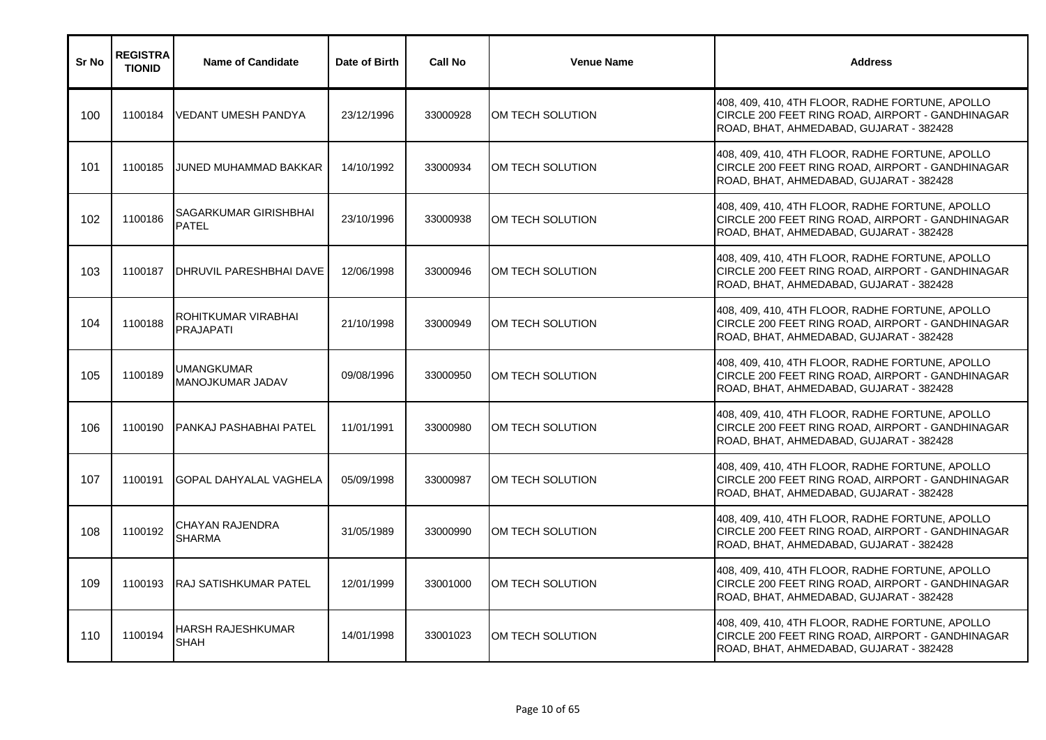| Sr No | REGISTRATIONID | Name of Candidate | Date of Birth | Call No | Venue Name | Address |
|---|---|---|---|---|---|---|
| 100 | 1100184 | VEDANT UMESH PANDYA | 23/12/1996 | 33000928 | OM TECH SOLUTION | 408, 409, 410, 4TH FLOOR, RADHE FORTUNE, APOLLO CIRCLE 200 FEET RING ROAD, AIRPORT - GANDHINAGAR ROAD, BHAT, AHMEDABAD, GUJARAT - 382428 |
| 101 | 1100185 | JUNED MUHAMMAD BAKKAR | 14/10/1992 | 33000934 | OM TECH SOLUTION | 408, 409, 410, 4TH FLOOR, RADHE FORTUNE, APOLLO CIRCLE 200 FEET RING ROAD, AIRPORT - GANDHINAGAR ROAD, BHAT, AHMEDABAD, GUJARAT - 382428 |
| 102 | 1100186 | SAGARKUMAR GIRISHBHAI PATEL | 23/10/1996 | 33000938 | OM TECH SOLUTION | 408, 409, 410, 4TH FLOOR, RADHE FORTUNE, APOLLO CIRCLE 200 FEET RING ROAD, AIRPORT - GANDHINAGAR ROAD, BHAT, AHMEDABAD, GUJARAT - 382428 |
| 103 | 1100187 | DHRUVIL PARESHBHAI DAVE | 12/06/1998 | 33000946 | OM TECH SOLUTION | 408, 409, 410, 4TH FLOOR, RADHE FORTUNE, APOLLO CIRCLE 200 FEET RING ROAD, AIRPORT - GANDHINAGAR ROAD, BHAT, AHMEDABAD, GUJARAT - 382428 |
| 104 | 1100188 | ROHITKUMAR VIRABHAI PRAJAPATI | 21/10/1998 | 33000949 | OM TECH SOLUTION | 408, 409, 410, 4TH FLOOR, RADHE FORTUNE, APOLLO CIRCLE 200 FEET RING ROAD, AIRPORT - GANDHINAGAR ROAD, BHAT, AHMEDABAD, GUJARAT - 382428 |
| 105 | 1100189 | UMANGKUMAR MANOJKUMAR JADAV | 09/08/1996 | 33000950 | OM TECH SOLUTION | 408, 409, 410, 4TH FLOOR, RADHE FORTUNE, APOLLO CIRCLE 200 FEET RING ROAD, AIRPORT - GANDHINAGAR ROAD, BHAT, AHMEDABAD, GUJARAT - 382428 |
| 106 | 1100190 | PANKAJ PASHABHAI PATEL | 11/01/1991 | 33000980 | OM TECH SOLUTION | 408, 409, 410, 4TH FLOOR, RADHE FORTUNE, APOLLO CIRCLE 200 FEET RING ROAD, AIRPORT - GANDHINAGAR ROAD, BHAT, AHMEDABAD, GUJARAT - 382428 |
| 107 | 1100191 | GOPAL DAHYALAL VAGHELA | 05/09/1998 | 33000987 | OM TECH SOLUTION | 408, 409, 410, 4TH FLOOR, RADHE FORTUNE, APOLLO CIRCLE 200 FEET RING ROAD, AIRPORT - GANDHINAGAR ROAD, BHAT, AHMEDABAD, GUJARAT - 382428 |
| 108 | 1100192 | CHAYAN RAJENDRA SHARMA | 31/05/1989 | 33000990 | OM TECH SOLUTION | 408, 409, 410, 4TH FLOOR, RADHE FORTUNE, APOLLO CIRCLE 200 FEET RING ROAD, AIRPORT - GANDHINAGAR ROAD, BHAT, AHMEDABAD, GUJARAT - 382428 |
| 109 | 1100193 | RAJ SATISHKUMAR PATEL | 12/01/1999 | 33001000 | OM TECH SOLUTION | 408, 409, 410, 4TH FLOOR, RADHE FORTUNE, APOLLO CIRCLE 200 FEET RING ROAD, AIRPORT - GANDHINAGAR ROAD, BHAT, AHMEDABAD, GUJARAT - 382428 |
| 110 | 1100194 | HARSH RAJESHKUMAR SHAH | 14/01/1998 | 33001023 | OM TECH SOLUTION | 408, 409, 410, 4TH FLOOR, RADHE FORTUNE, APOLLO CIRCLE 200 FEET RING ROAD, AIRPORT - GANDHINAGAR ROAD, BHAT, AHMEDABAD, GUJARAT - 382428 |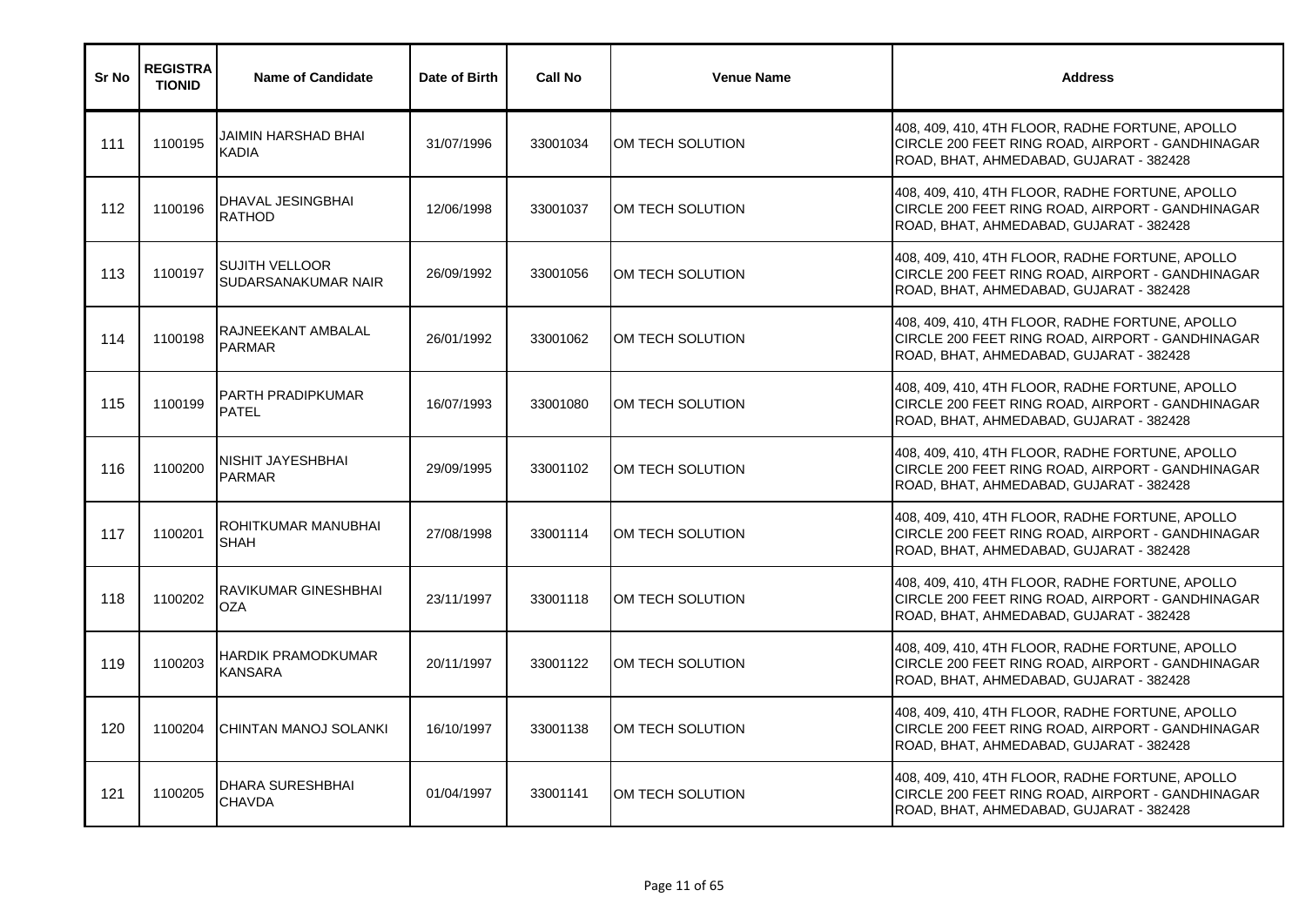| Sr No | REGISTRATIONID | Name of Candidate | Date of Birth | Call No | Venue Name | Address |
|---|---|---|---|---|---|---|
| 111 | 1100195 | JAIMIN HARSHAD BHAI KADIA | 31/07/1996 | 33001034 | OM TECH SOLUTION | 408, 409, 410, 4TH FLOOR, RADHE FORTUNE, APOLLO CIRCLE 200 FEET RING ROAD, AIRPORT - GANDHINAGAR ROAD, BHAT, AHMEDABAD, GUJARAT - 382428 |
| 112 | 1100196 | DHAVAL JESINGBHAI RATHOD | 12/06/1998 | 33001037 | OM TECH SOLUTION | 408, 409, 410, 4TH FLOOR, RADHE FORTUNE, APOLLO CIRCLE 200 FEET RING ROAD, AIRPORT - GANDHINAGAR ROAD, BHAT, AHMEDABAD, GUJARAT - 382428 |
| 113 | 1100197 | SUJITH VELLOOR SUDARSANAKUMAR NAIR | 26/09/1992 | 33001056 | OM TECH SOLUTION | 408, 409, 410, 4TH FLOOR, RADHE FORTUNE, APOLLO CIRCLE 200 FEET RING ROAD, AIRPORT - GANDHINAGAR ROAD, BHAT, AHMEDABAD, GUJARAT - 382428 |
| 114 | 1100198 | RAJNEEKANT AMBALAL PARMAR | 26/01/1992 | 33001062 | OM TECH SOLUTION | 408, 409, 410, 4TH FLOOR, RADHE FORTUNE, APOLLO CIRCLE 200 FEET RING ROAD, AIRPORT - GANDHINAGAR ROAD, BHAT, AHMEDABAD, GUJARAT - 382428 |
| 115 | 1100199 | PARTH PRADIPKUMAR PATEL | 16/07/1993 | 33001080 | OM TECH SOLUTION | 408, 409, 410, 4TH FLOOR, RADHE FORTUNE, APOLLO CIRCLE 200 FEET RING ROAD, AIRPORT - GANDHINAGAR ROAD, BHAT, AHMEDABAD, GUJARAT - 382428 |
| 116 | 1100200 | NISHIT JAYESHBHAI PARMAR | 29/09/1995 | 33001102 | OM TECH SOLUTION | 408, 409, 410, 4TH FLOOR, RADHE FORTUNE, APOLLO CIRCLE 200 FEET RING ROAD, AIRPORT - GANDHINAGAR ROAD, BHAT, AHMEDABAD, GUJARAT - 382428 |
| 117 | 1100201 | ROHITKUMAR MANUBHAI SHAH | 27/08/1998 | 33001114 | OM TECH SOLUTION | 408, 409, 410, 4TH FLOOR, RADHE FORTUNE, APOLLO CIRCLE 200 FEET RING ROAD, AIRPORT - GANDHINAGAR ROAD, BHAT, AHMEDABAD, GUJARAT - 382428 |
| 118 | 1100202 | RAVIKUMAR GINESHBHAI OZA | 23/11/1997 | 33001118 | OM TECH SOLUTION | 408, 409, 410, 4TH FLOOR, RADHE FORTUNE, APOLLO CIRCLE 200 FEET RING ROAD, AIRPORT - GANDHINAGAR ROAD, BHAT, AHMEDABAD, GUJARAT - 382428 |
| 119 | 1100203 | HARDIK PRAMODKUMAR KANSARA | 20/11/1997 | 33001122 | OM TECH SOLUTION | 408, 409, 410, 4TH FLOOR, RADHE FORTUNE, APOLLO CIRCLE 200 FEET RING ROAD, AIRPORT - GANDHINAGAR ROAD, BHAT, AHMEDABAD, GUJARAT - 382428 |
| 120 | 1100204 | CHINTAN MANOJ SOLANKI | 16/10/1997 | 33001138 | OM TECH SOLUTION | 408, 409, 410, 4TH FLOOR, RADHE FORTUNE, APOLLO CIRCLE 200 FEET RING ROAD, AIRPORT - GANDHINAGAR ROAD, BHAT, AHMEDABAD, GUJARAT - 382428 |
| 121 | 1100205 | DHARA SURESHBHAI CHAVDA | 01/04/1997 | 33001141 | OM TECH SOLUTION | 408, 409, 410, 4TH FLOOR, RADHE FORTUNE, APOLLO CIRCLE 200 FEET RING ROAD, AIRPORT - GANDHINAGAR ROAD, BHAT, AHMEDABAD, GUJARAT - 382428 |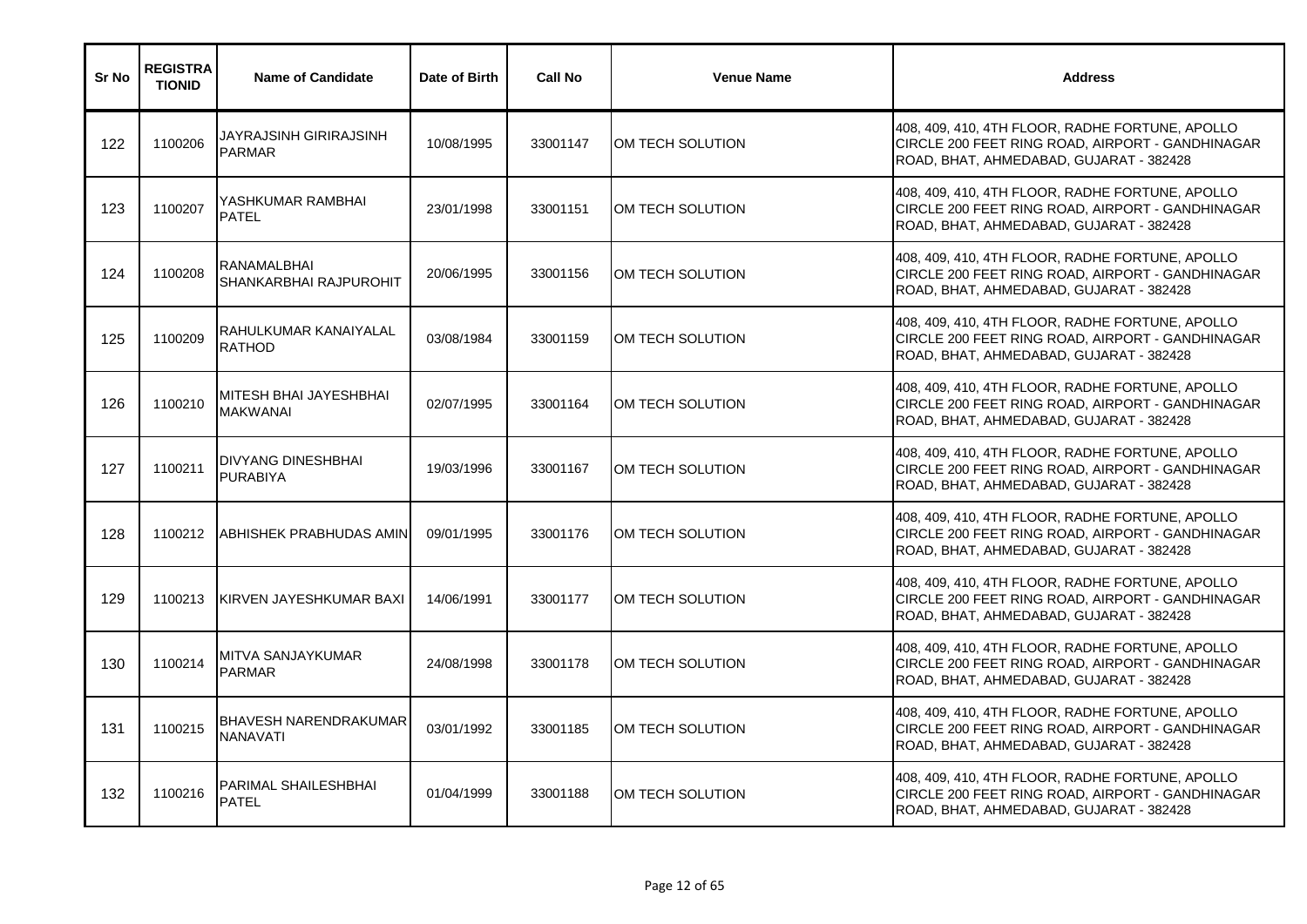| Sr No | REGISTRATIONID | Name of Candidate | Date of Birth | Call No | Venue Name | Address |
|---|---|---|---|---|---|---|
| 122 | 1100206 | JAYRAJSINH GIRIRAJSINH PARMAR | 10/08/1995 | 33001147 | OM TECH SOLUTION | 408, 409, 410, 4TH FLOOR, RADHE FORTUNE, APOLLO CIRCLE 200 FEET RING ROAD, AIRPORT - GANDHINAGAR ROAD, BHAT, AHMEDABAD, GUJARAT - 382428 |
| 123 | 1100207 | YASHKUMAR RAMBHAI PATEL | 23/01/1998 | 33001151 | OM TECH SOLUTION | 408, 409, 410, 4TH FLOOR, RADHE FORTUNE, APOLLO CIRCLE 200 FEET RING ROAD, AIRPORT - GANDHINAGAR ROAD, BHAT, AHMEDABAD, GUJARAT - 382428 |
| 124 | 1100208 | RANAMALBHAI SHANKARBHAI RAJPUROHIT | 20/06/1995 | 33001156 | OM TECH SOLUTION | 408, 409, 410, 4TH FLOOR, RADHE FORTUNE, APOLLO CIRCLE 200 FEET RING ROAD, AIRPORT - GANDHINAGAR ROAD, BHAT, AHMEDABAD, GUJARAT - 382428 |
| 125 | 1100209 | RAHULKUMAR KANAIYALAL RATHOD | 03/08/1984 | 33001159 | OM TECH SOLUTION | 408, 409, 410, 4TH FLOOR, RADHE FORTUNE, APOLLO CIRCLE 200 FEET RING ROAD, AIRPORT - GANDHINAGAR ROAD, BHAT, AHMEDABAD, GUJARAT - 382428 |
| 126 | 1100210 | MITESH BHAI JAYESHBHAI MAKWANAI | 02/07/1995 | 33001164 | OM TECH SOLUTION | 408, 409, 410, 4TH FLOOR, RADHE FORTUNE, APOLLO CIRCLE 200 FEET RING ROAD, AIRPORT - GANDHINAGAR ROAD, BHAT, AHMEDABAD, GUJARAT - 382428 |
| 127 | 1100211 | DIVYANG DINESHBHAI PURABIYA | 19/03/1996 | 33001167 | OM TECH SOLUTION | 408, 409, 410, 4TH FLOOR, RADHE FORTUNE, APOLLO CIRCLE 200 FEET RING ROAD, AIRPORT - GANDHINAGAR ROAD, BHAT, AHMEDABAD, GUJARAT - 382428 |
| 128 | 1100212 | ABHISHEK PRABHUDAS AMIN | 09/01/1995 | 33001176 | OM TECH SOLUTION | 408, 409, 410, 4TH FLOOR, RADHE FORTUNE, APOLLO CIRCLE 200 FEET RING ROAD, AIRPORT - GANDHINAGAR ROAD, BHAT, AHMEDABAD, GUJARAT - 382428 |
| 129 | 1100213 | KIRVEN JAYESHKUMAR BAXI | 14/06/1991 | 33001177 | OM TECH SOLUTION | 408, 409, 410, 4TH FLOOR, RADHE FORTUNE, APOLLO CIRCLE 200 FEET RING ROAD, AIRPORT - GANDHINAGAR ROAD, BHAT, AHMEDABAD, GUJARAT - 382428 |
| 130 | 1100214 | MITVA SANJAYKUMAR PARMAR | 24/08/1998 | 33001178 | OM TECH SOLUTION | 408, 409, 410, 4TH FLOOR, RADHE FORTUNE, APOLLO CIRCLE 200 FEET RING ROAD, AIRPORT - GANDHINAGAR ROAD, BHAT, AHMEDABAD, GUJARAT - 382428 |
| 131 | 1100215 | BHAVESH NARENDRAKUMAR NANAVATI | 03/01/1992 | 33001185 | OM TECH SOLUTION | 408, 409, 410, 4TH FLOOR, RADHE FORTUNE, APOLLO CIRCLE 200 FEET RING ROAD, AIRPORT - GANDHINAGAR ROAD, BHAT, AHMEDABAD, GUJARAT - 382428 |
| 132 | 1100216 | PARIMAL SHAILESHBHAI PATEL | 01/04/1999 | 33001188 | OM TECH SOLUTION | 408, 409, 410, 4TH FLOOR, RADHE FORTUNE, APOLLO CIRCLE 200 FEET RING ROAD, AIRPORT - GANDHINAGAR ROAD, BHAT, AHMEDABAD, GUJARAT - 382428 |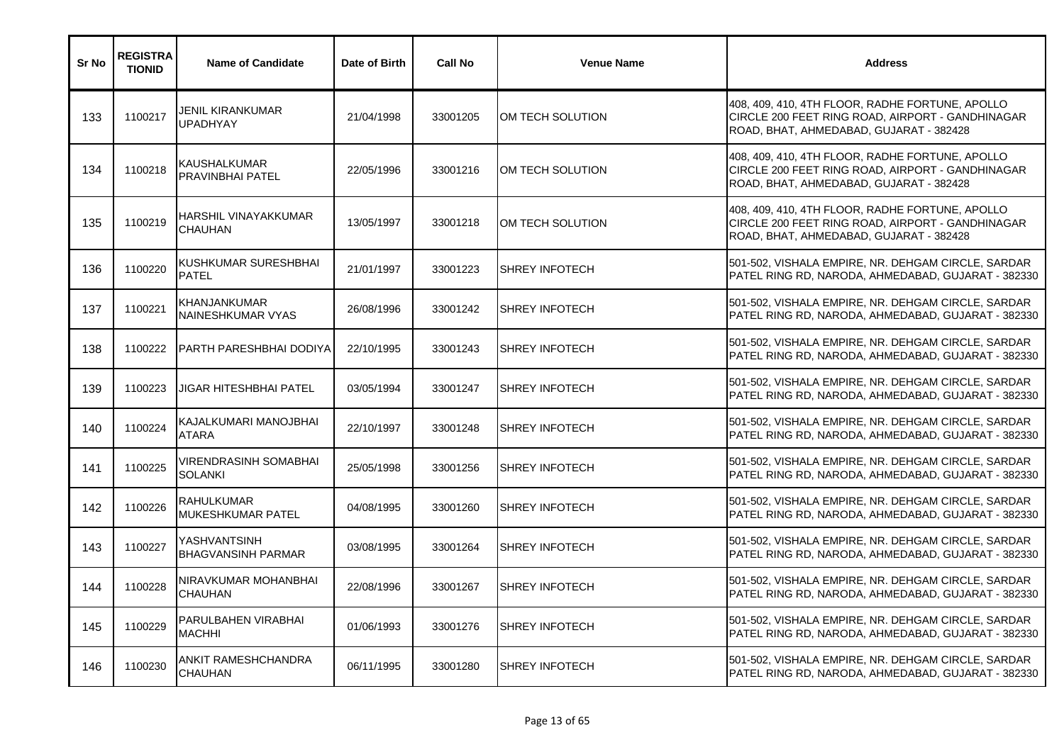| Sr No | REGISTRATIONID | Name of Candidate | Date of Birth | Call No | Venue Name | Address |
|---|---|---|---|---|---|---|
| 133 | 1100217 | JENIL KIRANKUMAR UPADHYAY | 21/04/1998 | 33001205 | OM TECH SOLUTION | 408, 409, 410, 4TH FLOOR, RADHE FORTUNE, APOLLO CIRCLE 200 FEET RING ROAD, AIRPORT - GANDHINAGAR ROAD, BHAT, AHMEDABAD, GUJARAT - 382428 |
| 134 | 1100218 | KAUSHALKUMAR PRAVINBHAI PATEL | 22/05/1996 | 33001216 | OM TECH SOLUTION | 408, 409, 410, 4TH FLOOR, RADHE FORTUNE, APOLLO CIRCLE 200 FEET RING ROAD, AIRPORT - GANDHINAGAR ROAD, BHAT, AHMEDABAD, GUJARAT - 382428 |
| 135 | 1100219 | HARSHIL VINAYAKKUMAR CHAUHAN | 13/05/1997 | 33001218 | OM TECH SOLUTION | 408, 409, 410, 4TH FLOOR, RADHE FORTUNE, APOLLO CIRCLE 200 FEET RING ROAD, AIRPORT - GANDHINAGAR ROAD, BHAT, AHMEDABAD, GUJARAT - 382428 |
| 136 | 1100220 | KUSHKUMAR SURESHBHAI PATEL | 21/01/1997 | 33001223 | SHREY INFOTECH | 501-502, VISHALA EMPIRE, NR. DEHGAM CIRCLE, SARDAR PATEL RING RD, NARODA, AHMEDABAD, GUJARAT - 382330 |
| 137 | 1100221 | KHANJANKUMAR NAINESHKUMAR VYAS | 26/08/1996 | 33001242 | SHREY INFOTECH | 501-502, VISHALA EMPIRE, NR. DEHGAM CIRCLE, SARDAR PATEL RING RD, NARODA, AHMEDABAD, GUJARAT - 382330 |
| 138 | 1100222 | PARTH PARESHBHAI DODIYA | 22/10/1995 | 33001243 | SHREY INFOTECH | 501-502, VISHALA EMPIRE, NR. DEHGAM CIRCLE, SARDAR PATEL RING RD, NARODA, AHMEDABAD, GUJARAT - 382330 |
| 139 | 1100223 | JIGAR HITESHBHAI PATEL | 03/05/1994 | 33001247 | SHREY INFOTECH | 501-502, VISHALA EMPIRE, NR. DEHGAM CIRCLE, SARDAR PATEL RING RD, NARODA, AHMEDABAD, GUJARAT - 382330 |
| 140 | 1100224 | KAJALKUMARI MANOJBHAI ATARA | 22/10/1997 | 33001248 | SHREY INFOTECH | 501-502, VISHALA EMPIRE, NR. DEHGAM CIRCLE, SARDAR PATEL RING RD, NARODA, AHMEDABAD, GUJARAT - 382330 |
| 141 | 1100225 | VIRENDRASINH SOMABHAI SOLANKI | 25/05/1998 | 33001256 | SHREY INFOTECH | 501-502, VISHALA EMPIRE, NR. DEHGAM CIRCLE, SARDAR PATEL RING RD, NARODA, AHMEDABAD, GUJARAT - 382330 |
| 142 | 1100226 | RAHULKUMAR MUKESHKUMAR PATEL | 04/08/1995 | 33001260 | SHREY INFOTECH | 501-502, VISHALA EMPIRE, NR. DEHGAM CIRCLE, SARDAR PATEL RING RD, NARODA, AHMEDABAD, GUJARAT - 382330 |
| 143 | 1100227 | YASHVANTSINH BHAGVANSINH PARMAR | 03/08/1995 | 33001264 | SHREY INFOTECH | 501-502, VISHALA EMPIRE, NR. DEHGAM CIRCLE, SARDAR PATEL RING RD, NARODA, AHMEDABAD, GUJARAT - 382330 |
| 144 | 1100228 | NIRAVKUMAR MOHANBHAI CHAUHAN | 22/08/1996 | 33001267 | SHREY INFOTECH | 501-502, VISHALA EMPIRE, NR. DEHGAM CIRCLE, SARDAR PATEL RING RD, NARODA, AHMEDABAD, GUJARAT - 382330 |
| 145 | 1100229 | PARULBAHEN VIRABHAI MACHHI | 01/06/1993 | 33001276 | SHREY INFOTECH | 501-502, VISHALA EMPIRE, NR. DEHGAM CIRCLE, SARDAR PATEL RING RD, NARODA, AHMEDABAD, GUJARAT - 382330 |
| 146 | 1100230 | ANKIT RAMESHCHANDRA CHAUHAN | 06/11/1995 | 33001280 | SHREY INFOTECH | 501-502, VISHALA EMPIRE, NR. DEHGAM CIRCLE, SARDAR PATEL RING RD, NARODA, AHMEDABAD, GUJARAT - 382330 |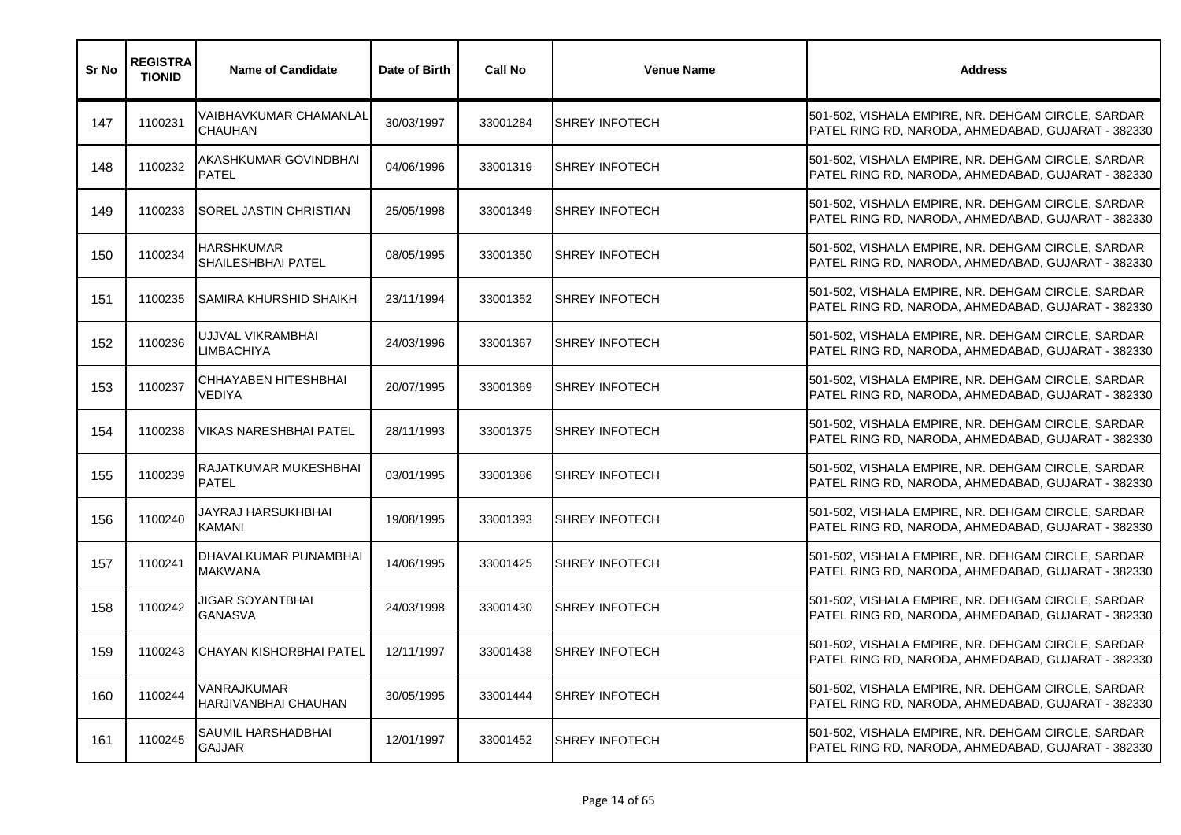| Sr No | REGISTRATIONID | Name of Candidate | Date of Birth | Call No | Venue Name | Address |
|---|---|---|---|---|---|---|
| 147 | 1100231 | VAIBHAVKUMAR CHAMANLAL CHAUHAN | 30/03/1997 | 33001284 | SHREY INFOTECH | 501-502, VISHALA EMPIRE, NR. DEHGAM CIRCLE, SARDAR PATEL RING RD, NARODA, AHMEDABAD, GUJARAT - 382330 |
| 148 | 1100232 | AKASHKUMAR GOVINDBHAI PATEL | 04/06/1996 | 33001319 | SHREY INFOTECH | 501-502, VISHALA EMPIRE, NR. DEHGAM CIRCLE, SARDAR PATEL RING RD, NARODA, AHMEDABAD, GUJARAT - 382330 |
| 149 | 1100233 | SOREL JASTIN CHRISTIAN | 25/05/1998 | 33001349 | SHREY INFOTECH | 501-502, VISHALA EMPIRE, NR. DEHGAM CIRCLE, SARDAR PATEL RING RD, NARODA, AHMEDABAD, GUJARAT - 382330 |
| 150 | 1100234 | HARSHKUMAR SHAILESHBHAI PATEL | 08/05/1995 | 33001350 | SHREY INFOTECH | 501-502, VISHALA EMPIRE, NR. DEHGAM CIRCLE, SARDAR PATEL RING RD, NARODA, AHMEDABAD, GUJARAT - 382330 |
| 151 | 1100235 | SAMIRA KHURSHID SHAIKH | 23/11/1994 | 33001352 | SHREY INFOTECH | 501-502, VISHALA EMPIRE, NR. DEHGAM CIRCLE, SARDAR PATEL RING RD, NARODA, AHMEDABAD, GUJARAT - 382330 |
| 152 | 1100236 | UJJVAL VIKRAMBHAI LIMBACHIYA | 24/03/1996 | 33001367 | SHREY INFOTECH | 501-502, VISHALA EMPIRE, NR. DEHGAM CIRCLE, SARDAR PATEL RING RD, NARODA, AHMEDABAD, GUJARAT - 382330 |
| 153 | 1100237 | CHHAYABEN HITESHBHAI VEDIYA | 20/07/1995 | 33001369 | SHREY INFOTECH | 501-502, VISHALA EMPIRE, NR. DEHGAM CIRCLE, SARDAR PATEL RING RD, NARODA, AHMEDABAD, GUJARAT - 382330 |
| 154 | 1100238 | VIKAS NARESHBHAI PATEL | 28/11/1993 | 33001375 | SHREY INFOTECH | 501-502, VISHALA EMPIRE, NR. DEHGAM CIRCLE, SARDAR PATEL RING RD, NARODA, AHMEDABAD, GUJARAT - 382330 |
| 155 | 1100239 | RAJATKUMAR MUKESHBHAI PATEL | 03/01/1995 | 33001386 | SHREY INFOTECH | 501-502, VISHALA EMPIRE, NR. DEHGAM CIRCLE, SARDAR PATEL RING RD, NARODA, AHMEDABAD, GUJARAT - 382330 |
| 156 | 1100240 | JAYRAJ HARSUKHBHAI KAMANI | 19/08/1995 | 33001393 | SHREY INFOTECH | 501-502, VISHALA EMPIRE, NR. DEHGAM CIRCLE, SARDAR PATEL RING RD, NARODA, AHMEDABAD, GUJARAT - 382330 |
| 157 | 1100241 | DHAVALKUMAR PUNAMBHAI MAKWANA | 14/06/1995 | 33001425 | SHREY INFOTECH | 501-502, VISHALA EMPIRE, NR. DEHGAM CIRCLE, SARDAR PATEL RING RD, NARODA, AHMEDABAD, GUJARAT - 382330 |
| 158 | 1100242 | JIGAR SOYANTBHAI GANASVA | 24/03/1998 | 33001430 | SHREY INFOTECH | 501-502, VISHALA EMPIRE, NR. DEHGAM CIRCLE, SARDAR PATEL RING RD, NARODA, AHMEDABAD, GUJARAT - 382330 |
| 159 | 1100243 | CHAYAN KISHORBHAI PATEL | 12/11/1997 | 33001438 | SHREY INFOTECH | 501-502, VISHALA EMPIRE, NR. DEHGAM CIRCLE, SARDAR PATEL RING RD, NARODA, AHMEDABAD, GUJARAT - 382330 |
| 160 | 1100244 | VANRAJKUMAR HARJIVANBHAI CHAUHAN | 30/05/1995 | 33001444 | SHREY INFOTECH | 501-502, VISHALA EMPIRE, NR. DEHGAM CIRCLE, SARDAR PATEL RING RD, NARODA, AHMEDABAD, GUJARAT - 382330 |
| 161 | 1100245 | SAUMIL HARSHADBHAI GAJJAR | 12/01/1997 | 33001452 | SHREY INFOTECH | 501-502, VISHALA EMPIRE, NR. DEHGAM CIRCLE, SARDAR PATEL RING RD, NARODA, AHMEDABAD, GUJARAT - 382330 |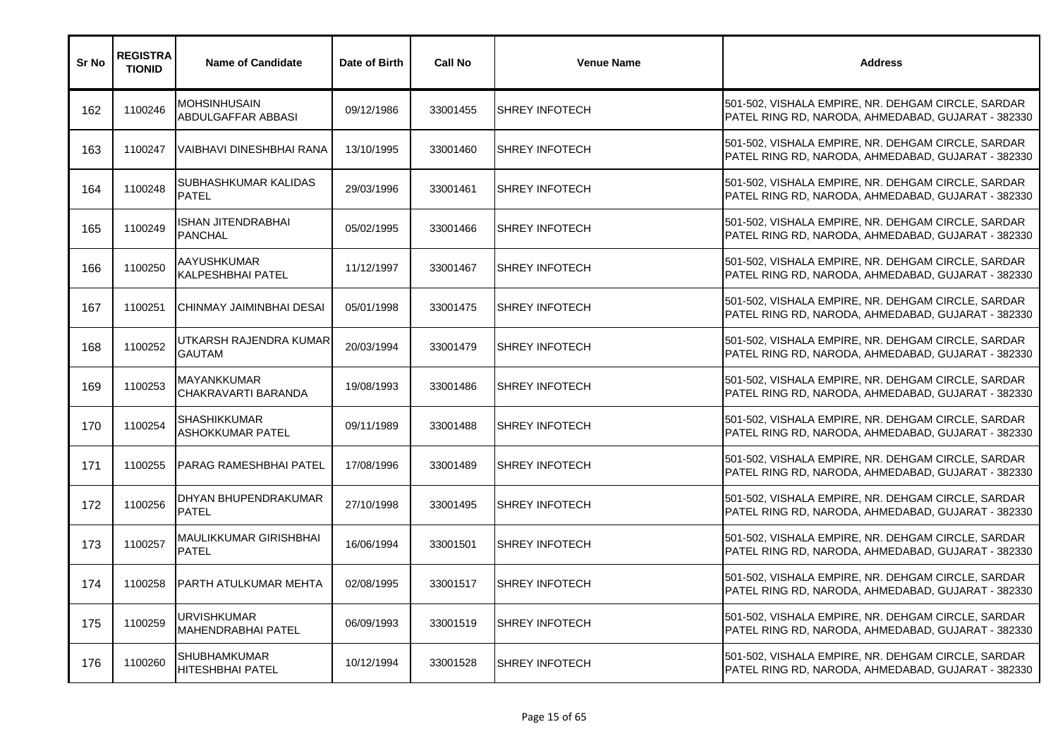| Sr No | REGISTRATIONID | Name of Candidate | Date of Birth | Call No | Venue Name | Address |
|---|---|---|---|---|---|---|
| 162 | 1100246 | MOHSINHUSAIN ABDULGAFFAR ABBASI | 09/12/1986 | 33001455 | SHREY INFOTECH | 501-502, VISHALA EMPIRE, NR. DEHGAM CIRCLE, SARDAR PATEL RING RD, NARODA, AHMEDABAD, GUJARAT - 382330 |
| 163 | 1100247 | VAIBHAVI DINESHBHAI RANA | 13/10/1995 | 33001460 | SHREY INFOTECH | 501-502, VISHALA EMPIRE, NR. DEHGAM CIRCLE, SARDAR PATEL RING RD, NARODA, AHMEDABAD, GUJARAT - 382330 |
| 164 | 1100248 | SUBHASHKUMAR KALIDAS PATEL | 29/03/1996 | 33001461 | SHREY INFOTECH | 501-502, VISHALA EMPIRE, NR. DEHGAM CIRCLE, SARDAR PATEL RING RD, NARODA, AHMEDABAD, GUJARAT - 382330 |
| 165 | 1100249 | ISHAN JITENDRABHAI PANCHAL | 05/02/1995 | 33001466 | SHREY INFOTECH | 501-502, VISHALA EMPIRE, NR. DEHGAM CIRCLE, SARDAR PATEL RING RD, NARODA, AHMEDABAD, GUJARAT - 382330 |
| 166 | 1100250 | AAYUSHKUMAR KALPESHBHAI PATEL | 11/12/1997 | 33001467 | SHREY INFOTECH | 501-502, VISHALA EMPIRE, NR. DEHGAM CIRCLE, SARDAR PATEL RING RD, NARODA, AHMEDABAD, GUJARAT - 382330 |
| 167 | 1100251 | CHINMAY JAIMINBHAI DESAI | 05/01/1998 | 33001475 | SHREY INFOTECH | 501-502, VISHALA EMPIRE, NR. DEHGAM CIRCLE, SARDAR PATEL RING RD, NARODA, AHMEDABAD, GUJARAT - 382330 |
| 168 | 1100252 | UTKARSH RAJENDRA KUMAR GAUTAM | 20/03/1994 | 33001479 | SHREY INFOTECH | 501-502, VISHALA EMPIRE, NR. DEHGAM CIRCLE, SARDAR PATEL RING RD, NARODA, AHMEDABAD, GUJARAT - 382330 |
| 169 | 1100253 | MAYANKKUMAR CHAKRAVARTI BARANDA | 19/08/1993 | 33001486 | SHREY INFOTECH | 501-502, VISHALA EMPIRE, NR. DEHGAM CIRCLE, SARDAR PATEL RING RD, NARODA, AHMEDABAD, GUJARAT - 382330 |
| 170 | 1100254 | SHASHIKKUMAR ASHOKKUMAR PATEL | 09/11/1989 | 33001488 | SHREY INFOTECH | 501-502, VISHALA EMPIRE, NR. DEHGAM CIRCLE, SARDAR PATEL RING RD, NARODA, AHMEDABAD, GUJARAT - 382330 |
| 171 | 1100255 | PARAG RAMESHBHAI PATEL | 17/08/1996 | 33001489 | SHREY INFOTECH | 501-502, VISHALA EMPIRE, NR. DEHGAM CIRCLE, SARDAR PATEL RING RD, NARODA, AHMEDABAD, GUJARAT - 382330 |
| 172 | 1100256 | DHYAN BHUPENDRAKUMAR PATEL | 27/10/1998 | 33001495 | SHREY INFOTECH | 501-502, VISHALA EMPIRE, NR. DEHGAM CIRCLE, SARDAR PATEL RING RD, NARODA, AHMEDABAD, GUJARAT - 382330 |
| 173 | 1100257 | MAULIKKUMAR GIRISHBHAI PATEL | 16/06/1994 | 33001501 | SHREY INFOTECH | 501-502, VISHALA EMPIRE, NR. DEHGAM CIRCLE, SARDAR PATEL RING RD, NARODA, AHMEDABAD, GUJARAT - 382330 |
| 174 | 1100258 | PARTH ATULKUMAR MEHTA | 02/08/1995 | 33001517 | SHREY INFOTECH | 501-502, VISHALA EMPIRE, NR. DEHGAM CIRCLE, SARDAR PATEL RING RD, NARODA, AHMEDABAD, GUJARAT - 382330 |
| 175 | 1100259 | URVISHKUMAR MAHENDRABHAI PATEL | 06/09/1993 | 33001519 | SHREY INFOTECH | 501-502, VISHALA EMPIRE, NR. DEHGAM CIRCLE, SARDAR PATEL RING RD, NARODA, AHMEDABAD, GUJARAT - 382330 |
| 176 | 1100260 | SHUBHAMKUMAR HITESHBHAI PATEL | 10/12/1994 | 33001528 | SHREY INFOTECH | 501-502, VISHALA EMPIRE, NR. DEHGAM CIRCLE, SARDAR PATEL RING RD, NARODA, AHMEDABAD, GUJARAT - 382330 |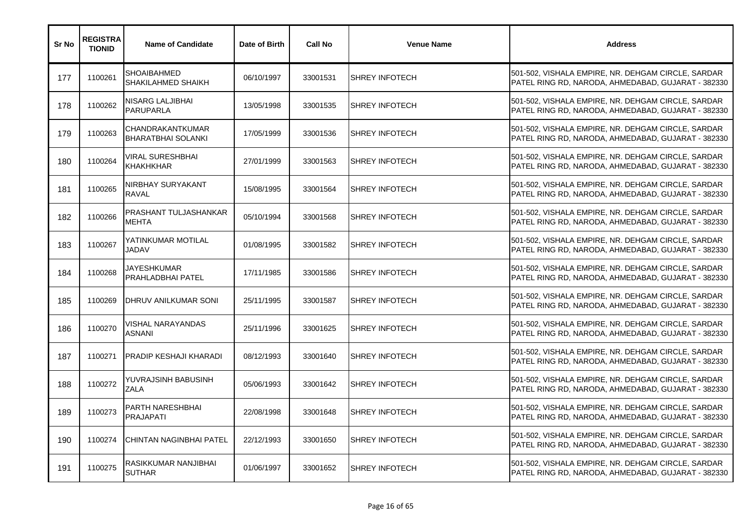| Sr No | REGISTRATIONID | Name of Candidate | Date of Birth | Call No | Venue Name | Address |
|---|---|---|---|---|---|---|
| 177 | 1100261 | SHOAIBAHMED SHAKILAHMED SHAIKH | 06/10/1997 | 33001531 | SHREY INFOTECH | 501-502, VISHALA EMPIRE, NR. DEHGAM CIRCLE, SARDAR PATEL RING RD, NARODA, AHMEDABAD, GUJARAT - 382330 |
| 178 | 1100262 | NISARG LALJIBHAI PARUPARLA | 13/05/1998 | 33001535 | SHREY INFOTECH | 501-502, VISHALA EMPIRE, NR. DEHGAM CIRCLE, SARDAR PATEL RING RD, NARODA, AHMEDABAD, GUJARAT - 382330 |
| 179 | 1100263 | CHANDRAKANTKUMAR BHARATBHAI SOLANKI | 17/05/1999 | 33001536 | SHREY INFOTECH | 501-502, VISHALA EMPIRE, NR. DEHGAM CIRCLE, SARDAR PATEL RING RD, NARODA, AHMEDABAD, GUJARAT - 382330 |
| 180 | 1100264 | VIRAL SURESHBHAI KHAKHKHAR | 27/01/1999 | 33001563 | SHREY INFOTECH | 501-502, VISHALA EMPIRE, NR. DEHGAM CIRCLE, SARDAR PATEL RING RD, NARODA, AHMEDABAD, GUJARAT - 382330 |
| 181 | 1100265 | NIRBHAY SURYAKANT RAVAL | 15/08/1995 | 33001564 | SHREY INFOTECH | 501-502, VISHALA EMPIRE, NR. DEHGAM CIRCLE, SARDAR PATEL RING RD, NARODA, AHMEDABAD, GUJARAT - 382330 |
| 182 | 1100266 | PRASHANT TULJASHANKAR MEHTA | 05/10/1994 | 33001568 | SHREY INFOTECH | 501-502, VISHALA EMPIRE, NR. DEHGAM CIRCLE, SARDAR PATEL RING RD, NARODA, AHMEDABAD, GUJARAT - 382330 |
| 183 | 1100267 | YATINKUMAR MOTILAL JADAV | 01/08/1995 | 33001582 | SHREY INFOTECH | 501-502, VISHALA EMPIRE, NR. DEHGAM CIRCLE, SARDAR PATEL RING RD, NARODA, AHMEDABAD, GUJARAT - 382330 |
| 184 | 1100268 | JAYESHKUMAR PRAHLADBHAI PATEL | 17/11/1985 | 33001586 | SHREY INFOTECH | 501-502, VISHALA EMPIRE, NR. DEHGAM CIRCLE, SARDAR PATEL RING RD, NARODA, AHMEDABAD, GUJARAT - 382330 |
| 185 | 1100269 | DHRUV ANILKUMAR SONI | 25/11/1995 | 33001587 | SHREY INFOTECH | 501-502, VISHALA EMPIRE, NR. DEHGAM CIRCLE, SARDAR PATEL RING RD, NARODA, AHMEDABAD, GUJARAT - 382330 |
| 186 | 1100270 | VISHAL NARAYANDAS ASNANI | 25/11/1996 | 33001625 | SHREY INFOTECH | 501-502, VISHALA EMPIRE, NR. DEHGAM CIRCLE, SARDAR PATEL RING RD, NARODA, AHMEDABAD, GUJARAT - 382330 |
| 187 | 1100271 | PRADIP KESHAJI KHARADI | 08/12/1993 | 33001640 | SHREY INFOTECH | 501-502, VISHALA EMPIRE, NR. DEHGAM CIRCLE, SARDAR PATEL RING RD, NARODA, AHMEDABAD, GUJARAT - 382330 |
| 188 | 1100272 | YUVRAJSINH BABUSINH ZALA | 05/06/1993 | 33001642 | SHREY INFOTECH | 501-502, VISHALA EMPIRE, NR. DEHGAM CIRCLE, SARDAR PATEL RING RD, NARODA, AHMEDABAD, GUJARAT - 382330 |
| 189 | 1100273 | PARTH NARESHBHAI PRAJAPATI | 22/08/1998 | 33001648 | SHREY INFOTECH | 501-502, VISHALA EMPIRE, NR. DEHGAM CIRCLE, SARDAR PATEL RING RD, NARODA, AHMEDABAD, GUJARAT - 382330 |
| 190 | 1100274 | CHINTAN NAGINBHAI PATEL | 22/12/1993 | 33001650 | SHREY INFOTECH | 501-502, VISHALA EMPIRE, NR. DEHGAM CIRCLE, SARDAR PATEL RING RD, NARODA, AHMEDABAD, GUJARAT - 382330 |
| 191 | 1100275 | RASIKKUMAR NANJIBHAI SUTHAR | 01/06/1997 | 33001652 | SHREY INFOTECH | 501-502, VISHALA EMPIRE, NR. DEHGAM CIRCLE, SARDAR PATEL RING RD, NARODA, AHMEDABAD, GUJARAT - 382330 |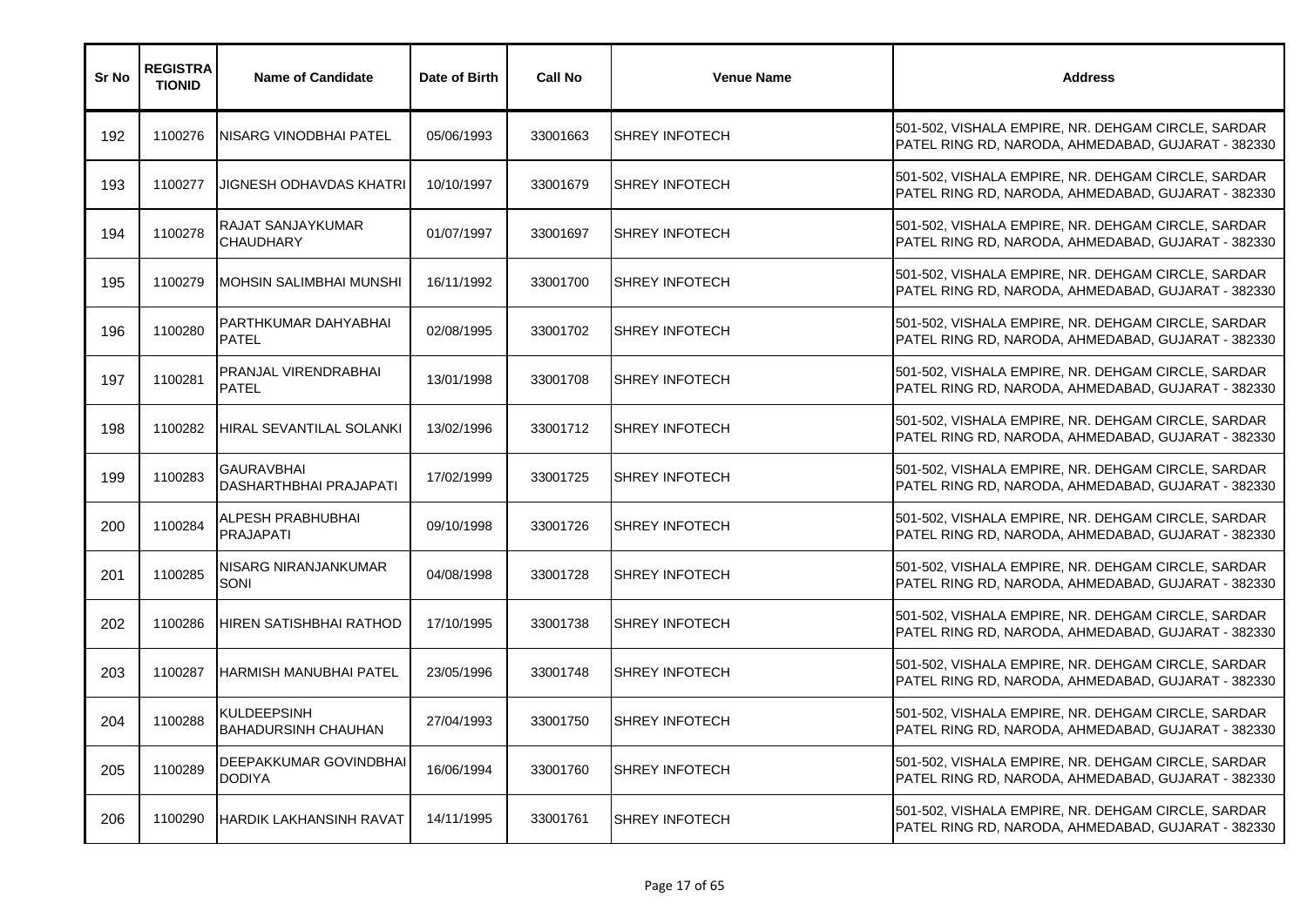| Sr No | REGISTRATIONID | Name of Candidate | Date of Birth | Call No | Venue Name | Address |
|---|---|---|---|---|---|---|
| 192 | 1100276 | NISARG VINODBHAI PATEL | 05/06/1993 | 33001663 | SHREY INFOTECH | 501-502, VISHALA EMPIRE, NR. DEHGAM CIRCLE, SARDAR PATEL RING RD, NARODA, AHMEDABAD, GUJARAT - 382330 |
| 193 | 1100277 | JIGNESH ODHAVDAS KHATRI | 10/10/1997 | 33001679 | SHREY INFOTECH | 501-502, VISHALA EMPIRE, NR. DEHGAM CIRCLE, SARDAR PATEL RING RD, NARODA, AHMEDABAD, GUJARAT - 382330 |
| 194 | 1100278 | RAJAT SANJAYKUMAR CHAUDHARY | 01/07/1997 | 33001697 | SHREY INFOTECH | 501-502, VISHALA EMPIRE, NR. DEHGAM CIRCLE, SARDAR PATEL RING RD, NARODA, AHMEDABAD, GUJARAT - 382330 |
| 195 | 1100279 | MOHSIN SALIMBHAI MUNSHI | 16/11/1992 | 33001700 | SHREY INFOTECH | 501-502, VISHALA EMPIRE, NR. DEHGAM CIRCLE, SARDAR PATEL RING RD, NARODA, AHMEDABAD, GUJARAT - 382330 |
| 196 | 1100280 | PARTHKUMAR DAHYABHAI PATEL | 02/08/1995 | 33001702 | SHREY INFOTECH | 501-502, VISHALA EMPIRE, NR. DEHGAM CIRCLE, SARDAR PATEL RING RD, NARODA, AHMEDABAD, GUJARAT - 382330 |
| 197 | 1100281 | PRANJAL VIRENDRABHAI PATEL | 13/01/1998 | 33001708 | SHREY INFOTECH | 501-502, VISHALA EMPIRE, NR. DEHGAM CIRCLE, SARDAR PATEL RING RD, NARODA, AHMEDABAD, GUJARAT - 382330 |
| 198 | 1100282 | HIRAL SEVANTILAL SOLANKI | 13/02/1996 | 33001712 | SHREY INFOTECH | 501-502, VISHALA EMPIRE, NR. DEHGAM CIRCLE, SARDAR PATEL RING RD, NARODA, AHMEDABAD, GUJARAT - 382330 |
| 199 | 1100283 | GAURAVBHAI DASHARTHBHAI PRAJAPATI | 17/02/1999 | 33001725 | SHREY INFOTECH | 501-502, VISHALA EMPIRE, NR. DEHGAM CIRCLE, SARDAR PATEL RING RD, NARODA, AHMEDABAD, GUJARAT - 382330 |
| 200 | 1100284 | ALPESH PRABHUBHAI PRAJAPATI | 09/10/1998 | 33001726 | SHREY INFOTECH | 501-502, VISHALA EMPIRE, NR. DEHGAM CIRCLE, SARDAR PATEL RING RD, NARODA, AHMEDABAD, GUJARAT - 382330 |
| 201 | 1100285 | NISARG NIRANJANKUMAR SONI | 04/08/1998 | 33001728 | SHREY INFOTECH | 501-502, VISHALA EMPIRE, NR. DEHGAM CIRCLE, SARDAR PATEL RING RD, NARODA, AHMEDABAD, GUJARAT - 382330 |
| 202 | 1100286 | HIREN SATISHBHAI RATHOD | 17/10/1995 | 33001738 | SHREY INFOTECH | 501-502, VISHALA EMPIRE, NR. DEHGAM CIRCLE, SARDAR PATEL RING RD, NARODA, AHMEDABAD, GUJARAT - 382330 |
| 203 | 1100287 | HARMISH MANUBHAI PATEL | 23/05/1996 | 33001748 | SHREY INFOTECH | 501-502, VISHALA EMPIRE, NR. DEHGAM CIRCLE, SARDAR PATEL RING RD, NARODA, AHMEDABAD, GUJARAT - 382330 |
| 204 | 1100288 | KULDEEPSINH BAHADURSINH CHAUHAN | 27/04/1993 | 33001750 | SHREY INFOTECH | 501-502, VISHALA EMPIRE, NR. DEHGAM CIRCLE, SARDAR PATEL RING RD, NARODA, AHMEDABAD, GUJARAT - 382330 |
| 205 | 1100289 | DEEPAKKUMAR GOVINDBHAI DODIYA | 16/06/1994 | 33001760 | SHREY INFOTECH | 501-502, VISHALA EMPIRE, NR. DEHGAM CIRCLE, SARDAR PATEL RING RD, NARODA, AHMEDABAD, GUJARAT - 382330 |
| 206 | 1100290 | HARDIK LAKHANSINH RAVAT | 14/11/1995 | 33001761 | SHREY INFOTECH | 501-502, VISHALA EMPIRE, NR. DEHGAM CIRCLE, SARDAR PATEL RING RD, NARODA, AHMEDABAD, GUJARAT - 382330 |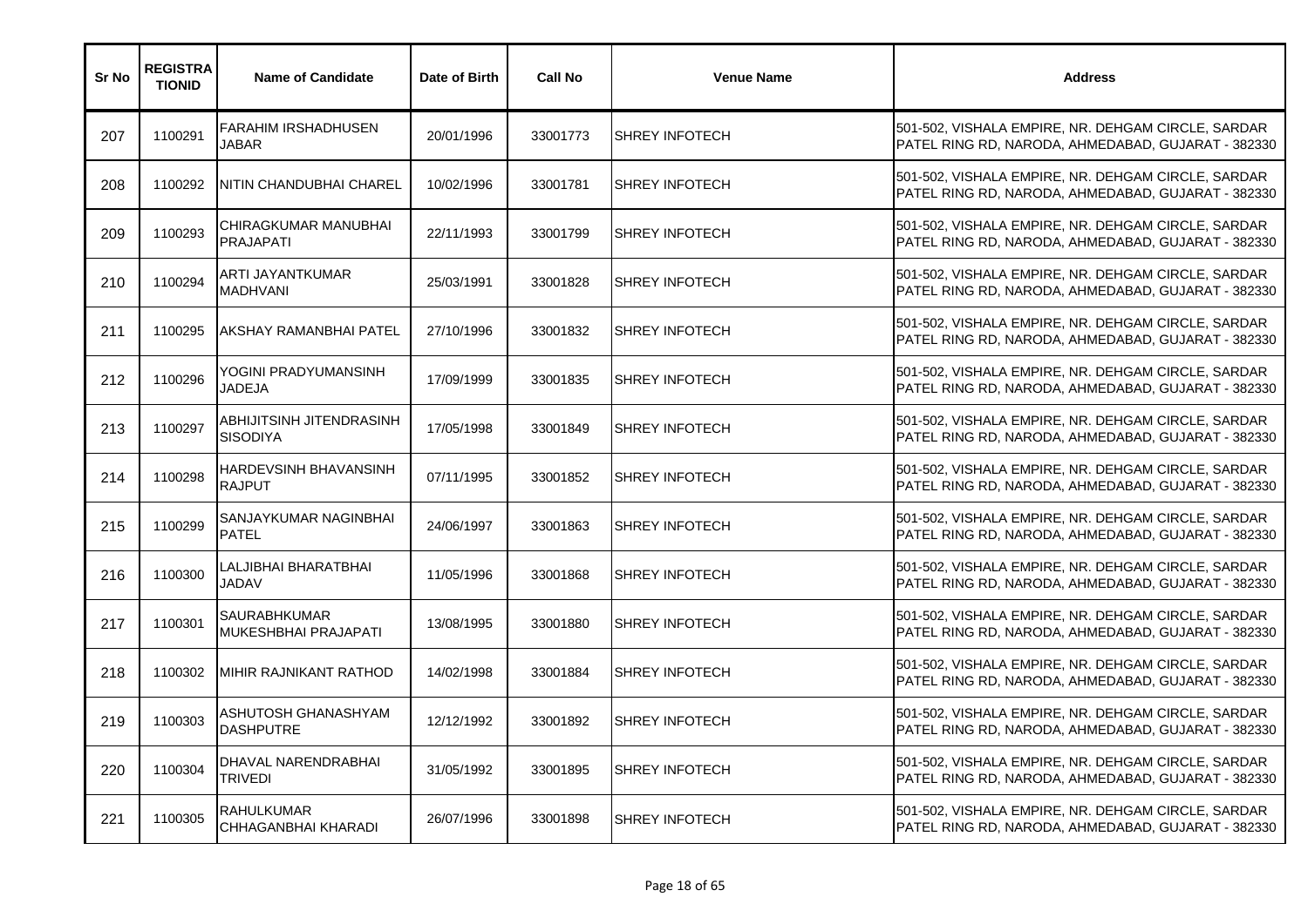| Sr No | REGISTRATIONID | Name of Candidate | Date of Birth | Call No | Venue Name | Address |
|---|---|---|---|---|---|---|
| 207 | 1100291 | FARAHIM IRSHADHUSEN JABAR | 20/01/1996 | 33001773 | SHREY INFOTECH | 501-502, VISHALA EMPIRE, NR. DEHGAM CIRCLE, SARDAR PATEL RING RD, NARODA, AHMEDABAD, GUJARAT - 382330 |
| 208 | 1100292 | NITIN CHANDUBHAI CHAREL | 10/02/1996 | 33001781 | SHREY INFOTECH | 501-502, VISHALA EMPIRE, NR. DEHGAM CIRCLE, SARDAR PATEL RING RD, NARODA, AHMEDABAD, GUJARAT - 382330 |
| 209 | 1100293 | CHIRAGKUMAR MANUBHAI PRAJAPATI | 22/11/1993 | 33001799 | SHREY INFOTECH | 501-502, VISHALA EMPIRE, NR. DEHGAM CIRCLE, SARDAR PATEL RING RD, NARODA, AHMEDABAD, GUJARAT - 382330 |
| 210 | 1100294 | ARTI JAYANTKUMAR MADHVANI | 25/03/1991 | 33001828 | SHREY INFOTECH | 501-502, VISHALA EMPIRE, NR. DEHGAM CIRCLE, SARDAR PATEL RING RD, NARODA, AHMEDABAD, GUJARAT - 382330 |
| 211 | 1100295 | AKSHAY RAMANBHAI PATEL | 27/10/1996 | 33001832 | SHREY INFOTECH | 501-502, VISHALA EMPIRE, NR. DEHGAM CIRCLE, SARDAR PATEL RING RD, NARODA, AHMEDABAD, GUJARAT - 382330 |
| 212 | 1100296 | YOGINI PRADYUMANSINH JADEJA | 17/09/1999 | 33001835 | SHREY INFOTECH | 501-502, VISHALA EMPIRE, NR. DEHGAM CIRCLE, SARDAR PATEL RING RD, NARODA, AHMEDABAD, GUJARAT - 382330 |
| 213 | 1100297 | ABHIJITSINH JITENDRASINH SISODIYA | 17/05/1998 | 33001849 | SHREY INFOTECH | 501-502, VISHALA EMPIRE, NR. DEHGAM CIRCLE, SARDAR PATEL RING RD, NARODA, AHMEDABAD, GUJARAT - 382330 |
| 214 | 1100298 | HARDEVSINH BHAVANSINH RAJPUT | 07/11/1995 | 33001852 | SHREY INFOTECH | 501-502, VISHALA EMPIRE, NR. DEHGAM CIRCLE, SARDAR PATEL RING RD, NARODA, AHMEDABAD, GUJARAT - 382330 |
| 215 | 1100299 | SANJAYKUMAR NAGINBHAI PATEL | 24/06/1997 | 33001863 | SHREY INFOTECH | 501-502, VISHALA EMPIRE, NR. DEHGAM CIRCLE, SARDAR PATEL RING RD, NARODA, AHMEDABAD, GUJARAT - 382330 |
| 216 | 1100300 | LALJIBHAI BHARATBHAI JADAV | 11/05/1996 | 33001868 | SHREY INFOTECH | 501-502, VISHALA EMPIRE, NR. DEHGAM CIRCLE, SARDAR PATEL RING RD, NARODA, AHMEDABAD, GUJARAT - 382330 |
| 217 | 1100301 | SAURABHKUMAR MUKESHBHAI PRAJAPATI | 13/08/1995 | 33001880 | SHREY INFOTECH | 501-502, VISHALA EMPIRE, NR. DEHGAM CIRCLE, SARDAR PATEL RING RD, NARODA, AHMEDABAD, GUJARAT - 382330 |
| 218 | 1100302 | MIHIR RAJNIKANT RATHOD | 14/02/1998 | 33001884 | SHREY INFOTECH | 501-502, VISHALA EMPIRE, NR. DEHGAM CIRCLE, SARDAR PATEL RING RD, NARODA, AHMEDABAD, GUJARAT - 382330 |
| 219 | 1100303 | ASHUTOSH GHANASHYAM DASHPUTRE | 12/12/1992 | 33001892 | SHREY INFOTECH | 501-502, VISHALA EMPIRE, NR. DEHGAM CIRCLE, SARDAR PATEL RING RD, NARODA, AHMEDABAD, GUJARAT - 382330 |
| 220 | 1100304 | DHAVAL NARENDRABHAI TRIVEDI | 31/05/1992 | 33001895 | SHREY INFOTECH | 501-502, VISHALA EMPIRE, NR. DEHGAM CIRCLE, SARDAR PATEL RING RD, NARODA, AHMEDABAD, GUJARAT - 382330 |
| 221 | 1100305 | RAHULKUMAR CHHAGANBHAI KHARADI | 26/07/1996 | 33001898 | SHREY INFOTECH | 501-502, VISHALA EMPIRE, NR. DEHGAM CIRCLE, SARDAR PATEL RING RD, NARODA, AHMEDABAD, GUJARAT - 382330 |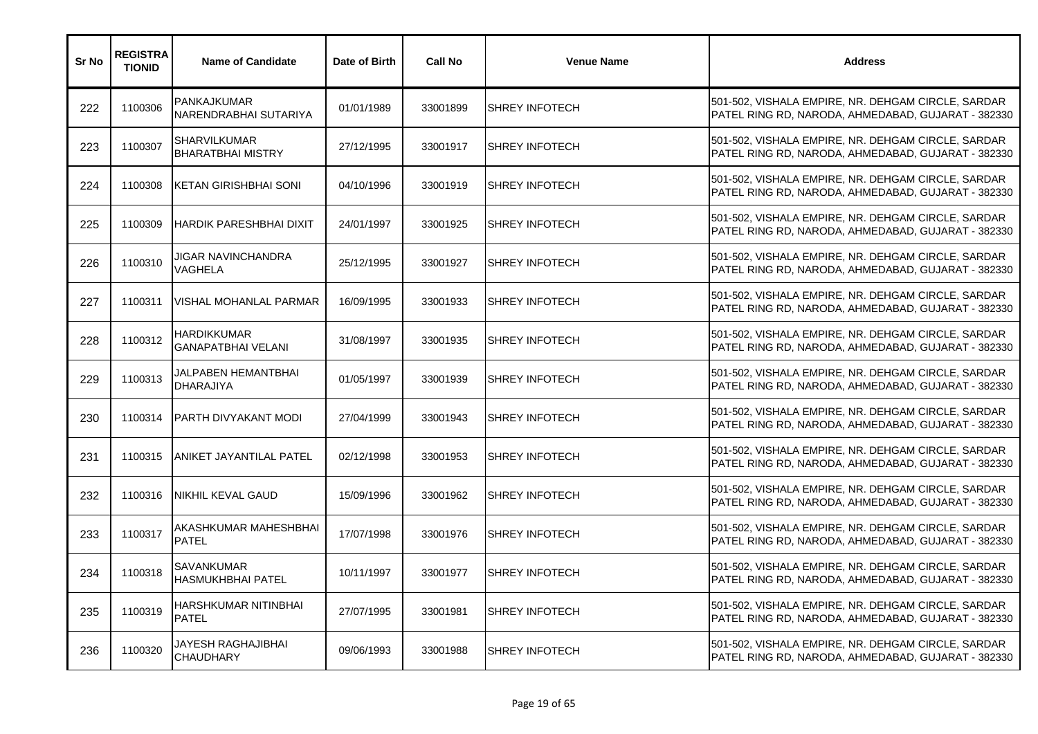| Sr No | REGISTRATIONID | Name of Candidate | Date of Birth | Call No | Venue Name | Address |
|---|---|---|---|---|---|---|
| 222 | 1100306 | PANKAJKUMAR NARENDRABHAI SUTARIYA | 01/01/1989 | 33001899 | SHREY INFOTECH | 501-502, VISHALA EMPIRE, NR. DEHGAM CIRCLE, SARDAR PATEL RING RD, NARODA, AHMEDABAD, GUJARAT - 382330 |
| 223 | 1100307 | SHARVILKUMAR BHARATBHAI MISTRY | 27/12/1995 | 33001917 | SHREY INFOTECH | 501-502, VISHALA EMPIRE, NR. DEHGAM CIRCLE, SARDAR PATEL RING RD, NARODA, AHMEDABAD, GUJARAT - 382330 |
| 224 | 1100308 | KETAN GIRISHBHAI SONI | 04/10/1996 | 33001919 | SHREY INFOTECH | 501-502, VISHALA EMPIRE, NR. DEHGAM CIRCLE, SARDAR PATEL RING RD, NARODA, AHMEDABAD, GUJARAT - 382330 |
| 225 | 1100309 | HARDIK PARESHBHAI DIXIT | 24/01/1997 | 33001925 | SHREY INFOTECH | 501-502, VISHALA EMPIRE, NR. DEHGAM CIRCLE, SARDAR PATEL RING RD, NARODA, AHMEDABAD, GUJARAT - 382330 |
| 226 | 1100310 | JIGAR NAVINCHANDRA VAGHELA | 25/12/1995 | 33001927 | SHREY INFOTECH | 501-502, VISHALA EMPIRE, NR. DEHGAM CIRCLE, SARDAR PATEL RING RD, NARODA, AHMEDABAD, GUJARAT - 382330 |
| 227 | 1100311 | VISHAL MOHANLAL PARMAR | 16/09/1995 | 33001933 | SHREY INFOTECH | 501-502, VISHALA EMPIRE, NR. DEHGAM CIRCLE, SARDAR PATEL RING RD, NARODA, AHMEDABAD, GUJARAT - 382330 |
| 228 | 1100312 | HARDIKKUMAR GANAPATBHAI VELANI | 31/08/1997 | 33001935 | SHREY INFOTECH | 501-502, VISHALA EMPIRE, NR. DEHGAM CIRCLE, SARDAR PATEL RING RD, NARODA, AHMEDABAD, GUJARAT - 382330 |
| 229 | 1100313 | JALPABEN HEMANTBHAI DHARAJIYA | 01/05/1997 | 33001939 | SHREY INFOTECH | 501-502, VISHALA EMPIRE, NR. DEHGAM CIRCLE, SARDAR PATEL RING RD, NARODA, AHMEDABAD, GUJARAT - 382330 |
| 230 | 1100314 | PARTH DIVYAKANT MODI | 27/04/1999 | 33001943 | SHREY INFOTECH | 501-502, VISHALA EMPIRE, NR. DEHGAM CIRCLE, SARDAR PATEL RING RD, NARODA, AHMEDABAD, GUJARAT - 382330 |
| 231 | 1100315 | ANIKET JAYANTILAL PATEL | 02/12/1998 | 33001953 | SHREY INFOTECH | 501-502, VISHALA EMPIRE, NR. DEHGAM CIRCLE, SARDAR PATEL RING RD, NARODA, AHMEDABAD, GUJARAT - 382330 |
| 232 | 1100316 | NIKHIL KEVAL GAUD | 15/09/1996 | 33001962 | SHREY INFOTECH | 501-502, VISHALA EMPIRE, NR. DEHGAM CIRCLE, SARDAR PATEL RING RD, NARODA, AHMEDABAD, GUJARAT - 382330 |
| 233 | 1100317 | AKASHKUMAR MAHESHBHAI PATEL | 17/07/1998 | 33001976 | SHREY INFOTECH | 501-502, VISHALA EMPIRE, NR. DEHGAM CIRCLE, SARDAR PATEL RING RD, NARODA, AHMEDABAD, GUJARAT - 382330 |
| 234 | 1100318 | SAVANKUMAR HASMUKHBHAI PATEL | 10/11/1997 | 33001977 | SHREY INFOTECH | 501-502, VISHALA EMPIRE, NR. DEHGAM CIRCLE, SARDAR PATEL RING RD, NARODA, AHMEDABAD, GUJARAT - 382330 |
| 235 | 1100319 | HARSHKUMAR NITINBHAI PATEL | 27/07/1995 | 33001981 | SHREY INFOTECH | 501-502, VISHALA EMPIRE, NR. DEHGAM CIRCLE, SARDAR PATEL RING RD, NARODA, AHMEDABAD, GUJARAT - 382330 |
| 236 | 1100320 | JAYESH RAGHAJIBHAI CHAUDHARY | 09/06/1993 | 33001988 | SHREY INFOTECH | 501-502, VISHALA EMPIRE, NR. DEHGAM CIRCLE, SARDAR PATEL RING RD, NARODA, AHMEDABAD, GUJARAT - 382330 |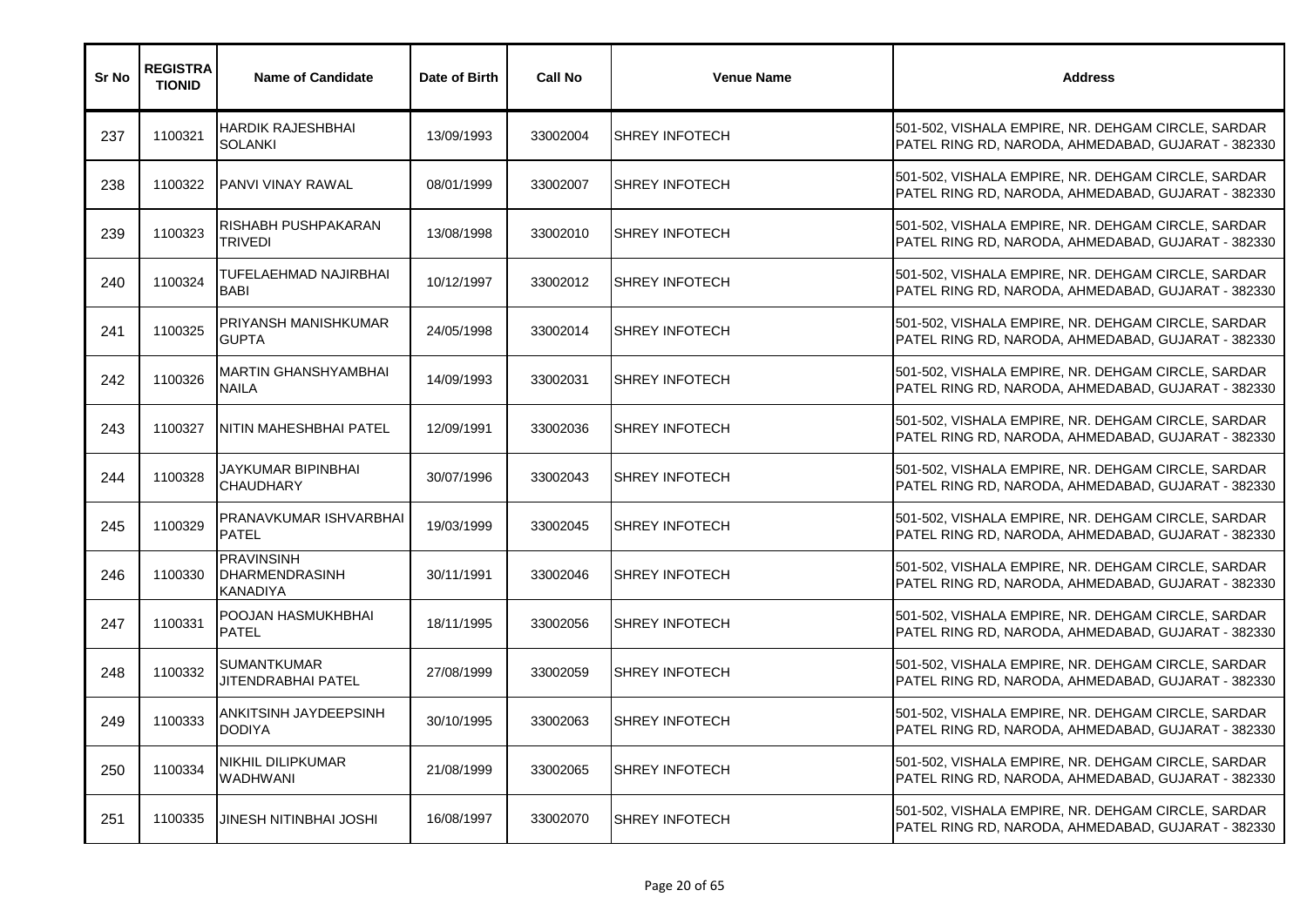| Sr No | REGISTRATIONID | Name of Candidate | Date of Birth | Call No | Venue Name | Address |
|---|---|---|---|---|---|---|
| 237 | 1100321 | HARDIK RAJESHBHAI SOLANKI | 13/09/1993 | 33002004 | SHREY INFOTECH | 501-502, VISHALA EMPIRE, NR. DEHGAM CIRCLE, SARDAR PATEL RING RD, NARODA, AHMEDABAD, GUJARAT - 382330 |
| 238 | 1100322 | PANVI VINAY RAWAL | 08/01/1999 | 33002007 | SHREY INFOTECH | 501-502, VISHALA EMPIRE, NR. DEHGAM CIRCLE, SARDAR PATEL RING RD, NARODA, AHMEDABAD, GUJARAT - 382330 |
| 239 | 1100323 | RISHABH PUSHPAKARAN TRIVEDI | 13/08/1998 | 33002010 | SHREY INFOTECH | 501-502, VISHALA EMPIRE, NR. DEHGAM CIRCLE, SARDAR PATEL RING RD, NARODA, AHMEDABAD, GUJARAT - 382330 |
| 240 | 1100324 | TUFELAEHMAD NAJIRBHAI BABI | 10/12/1997 | 33002012 | SHREY INFOTECH | 501-502, VISHALA EMPIRE, NR. DEHGAM CIRCLE, SARDAR PATEL RING RD, NARODA, AHMEDABAD, GUJARAT - 382330 |
| 241 | 1100325 | PRIYANSH MANISHKUMAR GUPTA | 24/05/1998 | 33002014 | SHREY INFOTECH | 501-502, VISHALA EMPIRE, NR. DEHGAM CIRCLE, SARDAR PATEL RING RD, NARODA, AHMEDABAD, GUJARAT - 382330 |
| 242 | 1100326 | MARTIN GHANSHYAMBHAI NAILA | 14/09/1993 | 33002031 | SHREY INFOTECH | 501-502, VISHALA EMPIRE, NR. DEHGAM CIRCLE, SARDAR PATEL RING RD, NARODA, AHMEDABAD, GUJARAT - 382330 |
| 243 | 1100327 | NITIN MAHESHBHAI PATEL | 12/09/1991 | 33002036 | SHREY INFOTECH | 501-502, VISHALA EMPIRE, NR. DEHGAM CIRCLE, SARDAR PATEL RING RD, NARODA, AHMEDABAD, GUJARAT - 382330 |
| 244 | 1100328 | JAYKUMAR BIPINBHAI CHAUDHARY | 30/07/1996 | 33002043 | SHREY INFOTECH | 501-502, VISHALA EMPIRE, NR. DEHGAM CIRCLE, SARDAR PATEL RING RD, NARODA, AHMEDABAD, GUJARAT - 382330 |
| 245 | 1100329 | PRANAVKUMAR ISHVARBHAI PATEL | 19/03/1999 | 33002045 | SHREY INFOTECH | 501-502, VISHALA EMPIRE, NR. DEHGAM CIRCLE, SARDAR PATEL RING RD, NARODA, AHMEDABAD, GUJARAT - 382330 |
| 246 | 1100330 | PRAVINSINH DHARMENDRASINH KANADIYA | 30/11/1991 | 33002046 | SHREY INFOTECH | 501-502, VISHALA EMPIRE, NR. DEHGAM CIRCLE, SARDAR PATEL RING RD, NARODA, AHMEDABAD, GUJARAT - 382330 |
| 247 | 1100331 | POOJAN HASMUKHBHAI PATEL | 18/11/1995 | 33002056 | SHREY INFOTECH | 501-502, VISHALA EMPIRE, NR. DEHGAM CIRCLE, SARDAR PATEL RING RD, NARODA, AHMEDABAD, GUJARAT - 382330 |
| 248 | 1100332 | SUMANTKUMAR JITENDRABHAI PATEL | 27/08/1999 | 33002059 | SHREY INFOTECH | 501-502, VISHALA EMPIRE, NR. DEHGAM CIRCLE, SARDAR PATEL RING RD, NARODA, AHMEDABAD, GUJARAT - 382330 |
| 249 | 1100333 | ANKITSINH JAYDEEPSINH DODIYA | 30/10/1995 | 33002063 | SHREY INFOTECH | 501-502, VISHALA EMPIRE, NR. DEHGAM CIRCLE, SARDAR PATEL RING RD, NARODA, AHMEDABAD, GUJARAT - 382330 |
| 250 | 1100334 | NIKHIL DILIPKUMAR WADHWANI | 21/08/1999 | 33002065 | SHREY INFOTECH | 501-502, VISHALA EMPIRE, NR. DEHGAM CIRCLE, SARDAR PATEL RING RD, NARODA, AHMEDABAD, GUJARAT - 382330 |
| 251 | 1100335 | JINESH NITINBHAI JOSHI | 16/08/1997 | 33002070 | SHREY INFOTECH | 501-502, VISHALA EMPIRE, NR. DEHGAM CIRCLE, SARDAR PATEL RING RD, NARODA, AHMEDABAD, GUJARAT - 382330 |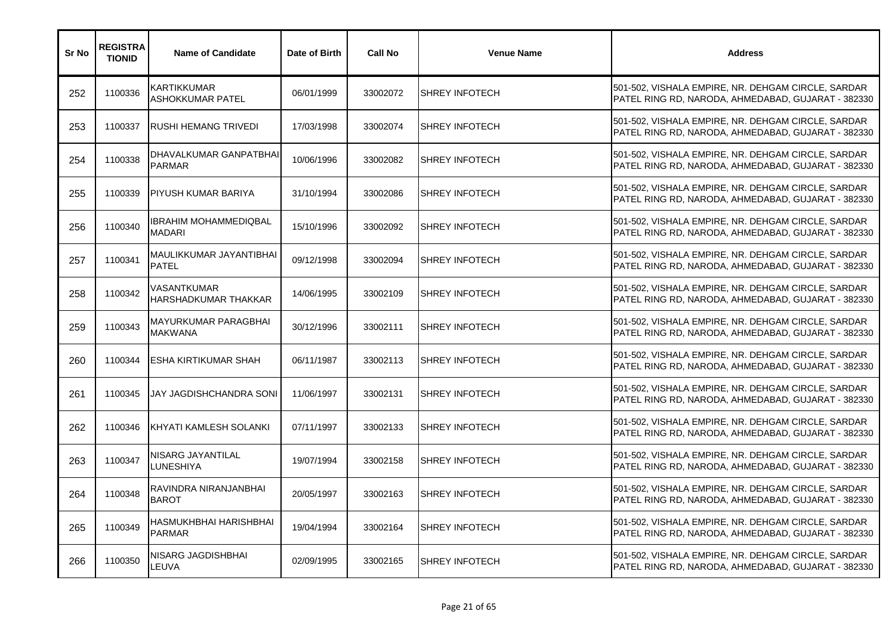| Sr No | REGISTRATIONID | Name of Candidate | Date of Birth | Call No | Venue Name | Address |
|---|---|---|---|---|---|---|
| 252 | 1100336 | KARTIKKUMAR ASHOKKUMAR PATEL | 06/01/1999 | 33002072 | SHREY INFOTECH | 501-502, VISHALA EMPIRE, NR. DEHGAM CIRCLE, SARDAR PATEL RING RD, NARODA, AHMEDABAD, GUJARAT - 382330 |
| 253 | 1100337 | RUSHI HEMANG TRIVEDI | 17/03/1998 | 33002074 | SHREY INFOTECH | 501-502, VISHALA EMPIRE, NR. DEHGAM CIRCLE, SARDAR PATEL RING RD, NARODA, AHMEDABAD, GUJARAT - 382330 |
| 254 | 1100338 | DHAVALKUMAR GANPATBHAI PARMAR | 10/06/1996 | 33002082 | SHREY INFOTECH | 501-502, VISHALA EMPIRE, NR. DEHGAM CIRCLE, SARDAR PATEL RING RD, NARODA, AHMEDABAD, GUJARAT - 382330 |
| 255 | 1100339 | PIYUSH KUMAR BARIYA | 31/10/1994 | 33002086 | SHREY INFOTECH | 501-502, VISHALA EMPIRE, NR. DEHGAM CIRCLE, SARDAR PATEL RING RD, NARODA, AHMEDABAD, GUJARAT - 382330 |
| 256 | 1100340 | IBRAHIM MOHAMMEDIQBAL MADARI | 15/10/1996 | 33002092 | SHREY INFOTECH | 501-502, VISHALA EMPIRE, NR. DEHGAM CIRCLE, SARDAR PATEL RING RD, NARODA, AHMEDABAD, GUJARAT - 382330 |
| 257 | 1100341 | MAULIKKUMAR JAYANTIBHAI PATEL | 09/12/1998 | 33002094 | SHREY INFOTECH | 501-502, VISHALA EMPIRE, NR. DEHGAM CIRCLE, SARDAR PATEL RING RD, NARODA, AHMEDABAD, GUJARAT - 382330 |
| 258 | 1100342 | VASANTKUMAR HARSHADKUMAR THAKKAR | 14/06/1995 | 33002109 | SHREY INFOTECH | 501-502, VISHALA EMPIRE, NR. DEHGAM CIRCLE, SARDAR PATEL RING RD, NARODA, AHMEDABAD, GUJARAT - 382330 |
| 259 | 1100343 | MAYURKUMAR PARAGBHAI MAKWANA | 30/12/1996 | 33002111 | SHREY INFOTECH | 501-502, VISHALA EMPIRE, NR. DEHGAM CIRCLE, SARDAR PATEL RING RD, NARODA, AHMEDABAD, GUJARAT - 382330 |
| 260 | 1100344 | ESHA KIRTIKUMAR SHAH | 06/11/1987 | 33002113 | SHREY INFOTECH | 501-502, VISHALA EMPIRE, NR. DEHGAM CIRCLE, SARDAR PATEL RING RD, NARODA, AHMEDABAD, GUJARAT - 382330 |
| 261 | 1100345 | JAY JAGDISHCHANDRA SONI | 11/06/1997 | 33002131 | SHREY INFOTECH | 501-502, VISHALA EMPIRE, NR. DEHGAM CIRCLE, SARDAR PATEL RING RD, NARODA, AHMEDABAD, GUJARAT - 382330 |
| 262 | 1100346 | KHYATI KAMLESH SOLANKI | 07/11/1997 | 33002133 | SHREY INFOTECH | 501-502, VISHALA EMPIRE, NR. DEHGAM CIRCLE, SARDAR PATEL RING RD, NARODA, AHMEDABAD, GUJARAT - 382330 |
| 263 | 1100347 | NISARG JAYANTILAL LUNESHIYA | 19/07/1994 | 33002158 | SHREY INFOTECH | 501-502, VISHALA EMPIRE, NR. DEHGAM CIRCLE, SARDAR PATEL RING RD, NARODA, AHMEDABAD, GUJARAT - 382330 |
| 264 | 1100348 | RAVINDRA NIRANJANBHAI BAROT | 20/05/1997 | 33002163 | SHREY INFOTECH | 501-502, VISHALA EMPIRE, NR. DEHGAM CIRCLE, SARDAR PATEL RING RD, NARODA, AHMEDABAD, GUJARAT - 382330 |
| 265 | 1100349 | HASMUKHBHAI HARISHBHAI PARMAR | 19/04/1994 | 33002164 | SHREY INFOTECH | 501-502, VISHALA EMPIRE, NR. DEHGAM CIRCLE, SARDAR PATEL RING RD, NARODA, AHMEDABAD, GUJARAT - 382330 |
| 266 | 1100350 | NISARG JAGDISHBHAI LEUVA | 02/09/1995 | 33002165 | SHREY INFOTECH | 501-502, VISHALA EMPIRE, NR. DEHGAM CIRCLE, SARDAR PATEL RING RD, NARODA, AHMEDABAD, GUJARAT - 382330 |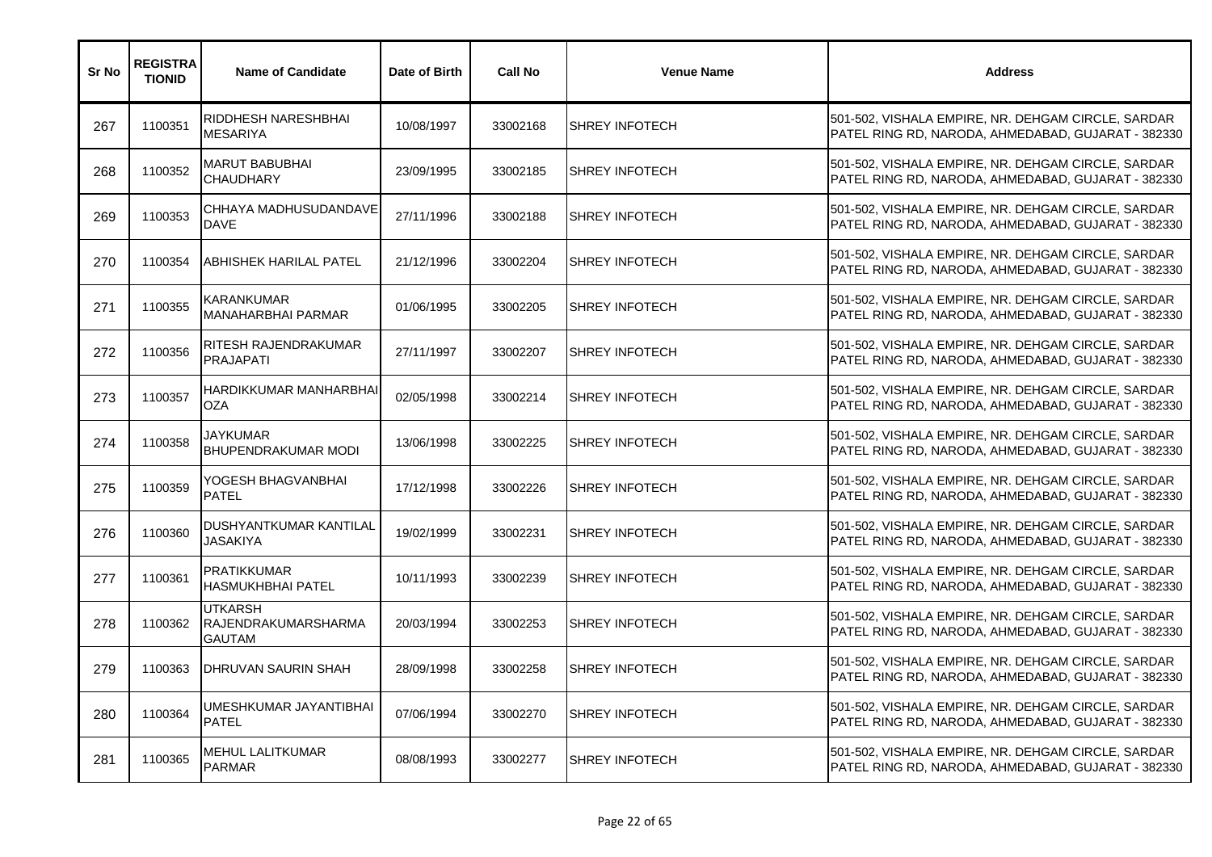| Sr No | REGISTRATIONID | Name of Candidate | Date of Birth | Call No | Venue Name | Address |
|---|---|---|---|---|---|---|
| 267 | 1100351 | RIDDHESH NARESHBHAI MESARIYA | 10/08/1997 | 33002168 | SHREY INFOTECH | 501-502, VISHALA EMPIRE, NR. DEHGAM CIRCLE, SARDAR PATEL RING RD, NARODA, AHMEDABAD, GUJARAT - 382330 |
| 268 | 1100352 | MARUT BABUBHAI CHAUDHARY | 23/09/1995 | 33002185 | SHREY INFOTECH | 501-502, VISHALA EMPIRE, NR. DEHGAM CIRCLE, SARDAR PATEL RING RD, NARODA, AHMEDABAD, GUJARAT - 382330 |
| 269 | 1100353 | CHHAYA MADHUSUDANDAVE DAVE | 27/11/1996 | 33002188 | SHREY INFOTECH | 501-502, VISHALA EMPIRE, NR. DEHGAM CIRCLE, SARDAR PATEL RING RD, NARODA, AHMEDABAD, GUJARAT - 382330 |
| 270 | 1100354 | ABHISHEK HARILAL PATEL | 21/12/1996 | 33002204 | SHREY INFOTECH | 501-502, VISHALA EMPIRE, NR. DEHGAM CIRCLE, SARDAR PATEL RING RD, NARODA, AHMEDABAD, GUJARAT - 382330 |
| 271 | 1100355 | KARANKUMAR MANAHARBHAI PARMAR | 01/06/1995 | 33002205 | SHREY INFOTECH | 501-502, VISHALA EMPIRE, NR. DEHGAM CIRCLE, SARDAR PATEL RING RD, NARODA, AHMEDABAD, GUJARAT - 382330 |
| 272 | 1100356 | RITESH RAJENDRAKUMAR PRAJAPATI | 27/11/1997 | 33002207 | SHREY INFOTECH | 501-502, VISHALA EMPIRE, NR. DEHGAM CIRCLE, SARDAR PATEL RING RD, NARODA, AHMEDABAD, GUJARAT - 382330 |
| 273 | 1100357 | HARDIKKUMAR MANHARBHAI OZA | 02/05/1998 | 33002214 | SHREY INFOTECH | 501-502, VISHALA EMPIRE, NR. DEHGAM CIRCLE, SARDAR PATEL RING RD, NARODA, AHMEDABAD, GUJARAT - 382330 |
| 274 | 1100358 | JAYKUMAR BHUPENDRAKUMAR MODI | 13/06/1998 | 33002225 | SHREY INFOTECH | 501-502, VISHALA EMPIRE, NR. DEHGAM CIRCLE, SARDAR PATEL RING RD, NARODA, AHMEDABAD, GUJARAT - 382330 |
| 275 | 1100359 | YOGESH BHAGVANBHAI PATEL | 17/12/1998 | 33002226 | SHREY INFOTECH | 501-502, VISHALA EMPIRE, NR. DEHGAM CIRCLE, SARDAR PATEL RING RD, NARODA, AHMEDABAD, GUJARAT - 382330 |
| 276 | 1100360 | DUSHYANTKUMAR KANTILAL JASAKIYA | 19/02/1999 | 33002231 | SHREY INFOTECH | 501-502, VISHALA EMPIRE, NR. DEHGAM CIRCLE, SARDAR PATEL RING RD, NARODA, AHMEDABAD, GUJARAT - 382330 |
| 277 | 1100361 | PRATIKKUMAR HASMUKHBHAI PATEL | 10/11/1993 | 33002239 | SHREY INFOTECH | 501-502, VISHALA EMPIRE, NR. DEHGAM CIRCLE, SARDAR PATEL RING RD, NARODA, AHMEDABAD, GUJARAT - 382330 |
| 278 | 1100362 | UTKARSH RAJENDRAKUMARSHARMA GAUTAM | 20/03/1994 | 33002253 | SHREY INFOTECH | 501-502, VISHALA EMPIRE, NR. DEHGAM CIRCLE, SARDAR PATEL RING RD, NARODA, AHMEDABAD, GUJARAT - 382330 |
| 279 | 1100363 | DHRUVAN SAURIN SHAH | 28/09/1998 | 33002258 | SHREY INFOTECH | 501-502, VISHALA EMPIRE, NR. DEHGAM CIRCLE, SARDAR PATEL RING RD, NARODA, AHMEDABAD, GUJARAT - 382330 |
| 280 | 1100364 | UMESHKUMAR JAYANTIBHAI PATEL | 07/06/1994 | 33002270 | SHREY INFOTECH | 501-502, VISHALA EMPIRE, NR. DEHGAM CIRCLE, SARDAR PATEL RING RD, NARODA, AHMEDABAD, GUJARAT - 382330 |
| 281 | 1100365 | MEHUL LALITKUMAR PARMAR | 08/08/1993 | 33002277 | SHREY INFOTECH | 501-502, VISHALA EMPIRE, NR. DEHGAM CIRCLE, SARDAR PATEL RING RD, NARODA, AHMEDABAD, GUJARAT - 382330 |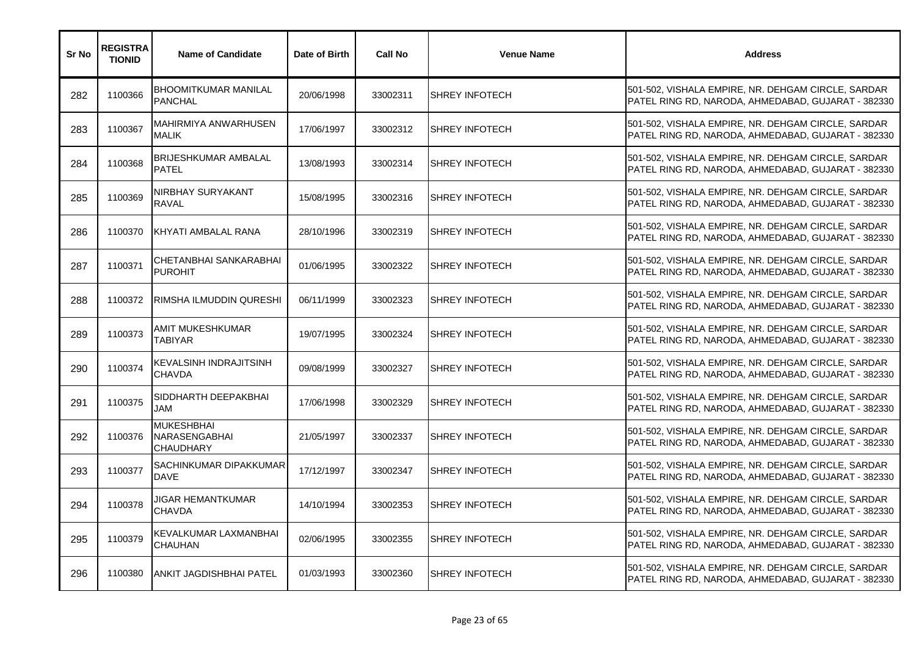| Sr No | REGISTRATIONID | Name of Candidate | Date of Birth | Call No | Venue Name | Address |
|---|---|---|---|---|---|---|
| 282 | 1100366 | BHOOMITKUMAR MANILAL PANCHAL | 20/06/1998 | 33002311 | SHREY INFOTECH | 501-502, VISHALA EMPIRE, NR. DEHGAM CIRCLE, SARDAR PATEL RING RD, NARODA, AHMEDABAD, GUJARAT - 382330 |
| 283 | 1100367 | MAHIRMIYA ANWARHUSEN MALIK | 17/06/1997 | 33002312 | SHREY INFOTECH | 501-502, VISHALA EMPIRE, NR. DEHGAM CIRCLE, SARDAR PATEL RING RD, NARODA, AHMEDABAD, GUJARAT - 382330 |
| 284 | 1100368 | BRIJESHKUMAR AMBALAL PATEL | 13/08/1993 | 33002314 | SHREY INFOTECH | 501-502, VISHALA EMPIRE, NR. DEHGAM CIRCLE, SARDAR PATEL RING RD, NARODA, AHMEDABAD, GUJARAT - 382330 |
| 285 | 1100369 | NIRBHAY SURYAKANT RAVAL | 15/08/1995 | 33002316 | SHREY INFOTECH | 501-502, VISHALA EMPIRE, NR. DEHGAM CIRCLE, SARDAR PATEL RING RD, NARODA, AHMEDABAD, GUJARAT - 382330 |
| 286 | 1100370 | KHYATI AMBALAL RANA | 28/10/1996 | 33002319 | SHREY INFOTECH | 501-502, VISHALA EMPIRE, NR. DEHGAM CIRCLE, SARDAR PATEL RING RD, NARODA, AHMEDABAD, GUJARAT - 382330 |
| 287 | 1100371 | CHETANBHAI SANKARABHAI PUROHIT | 01/06/1995 | 33002322 | SHREY INFOTECH | 501-502, VISHALA EMPIRE, NR. DEHGAM CIRCLE, SARDAR PATEL RING RD, NARODA, AHMEDABAD, GUJARAT - 382330 |
| 288 | 1100372 | RIMSHA ILMUDDIN QURESHI | 06/11/1999 | 33002323 | SHREY INFOTECH | 501-502, VISHALA EMPIRE, NR. DEHGAM CIRCLE, SARDAR PATEL RING RD, NARODA, AHMEDABAD, GUJARAT - 382330 |
| 289 | 1100373 | AMIT MUKESHKUMAR TABIYAR | 19/07/1995 | 33002324 | SHREY INFOTECH | 501-502, VISHALA EMPIRE, NR. DEHGAM CIRCLE, SARDAR PATEL RING RD, NARODA, AHMEDABAD, GUJARAT - 382330 |
| 290 | 1100374 | KEVALSINH INDRAJITSINH CHAVDA | 09/08/1999 | 33002327 | SHREY INFOTECH | 501-502, VISHALA EMPIRE, NR. DEHGAM CIRCLE, SARDAR PATEL RING RD, NARODA, AHMEDABAD, GUJARAT - 382330 |
| 291 | 1100375 | SIDDHARTH DEEPAKBHAI JAM | 17/06/1998 | 33002329 | SHREY INFOTECH | 501-502, VISHALA EMPIRE, NR. DEHGAM CIRCLE, SARDAR PATEL RING RD, NARODA, AHMEDABAD, GUJARAT - 382330 |
| 292 | 1100376 | MUKESHBHAI NARASENGABHAI CHAUDHARY | 21/05/1997 | 33002337 | SHREY INFOTECH | 501-502, VISHALA EMPIRE, NR. DEHGAM CIRCLE, SARDAR PATEL RING RD, NARODA, AHMEDABAD, GUJARAT - 382330 |
| 293 | 1100377 | SACHINKUMAR DIPAKKUMAR DAVE | 17/12/1997 | 33002347 | SHREY INFOTECH | 501-502, VISHALA EMPIRE, NR. DEHGAM CIRCLE, SARDAR PATEL RING RD, NARODA, AHMEDABAD, GUJARAT - 382330 |
| 294 | 1100378 | JIGAR HEMANTKUMAR CHAVDA | 14/10/1994 | 33002353 | SHREY INFOTECH | 501-502, VISHALA EMPIRE, NR. DEHGAM CIRCLE, SARDAR PATEL RING RD, NARODA, AHMEDABAD, GUJARAT - 382330 |
| 295 | 1100379 | KEVALKUMAR LAXMANBHAI CHAUHAN | 02/06/1995 | 33002355 | SHREY INFOTECH | 501-502, VISHALA EMPIRE, NR. DEHGAM CIRCLE, SARDAR PATEL RING RD, NARODA, AHMEDABAD, GUJARAT - 382330 |
| 296 | 1100380 | ANKIT JAGDISHBHAI PATEL | 01/03/1993 | 33002360 | SHREY INFOTECH | 501-502, VISHALA EMPIRE, NR. DEHGAM CIRCLE, SARDAR PATEL RING RD, NARODA, AHMEDABAD, GUJARAT - 382330 |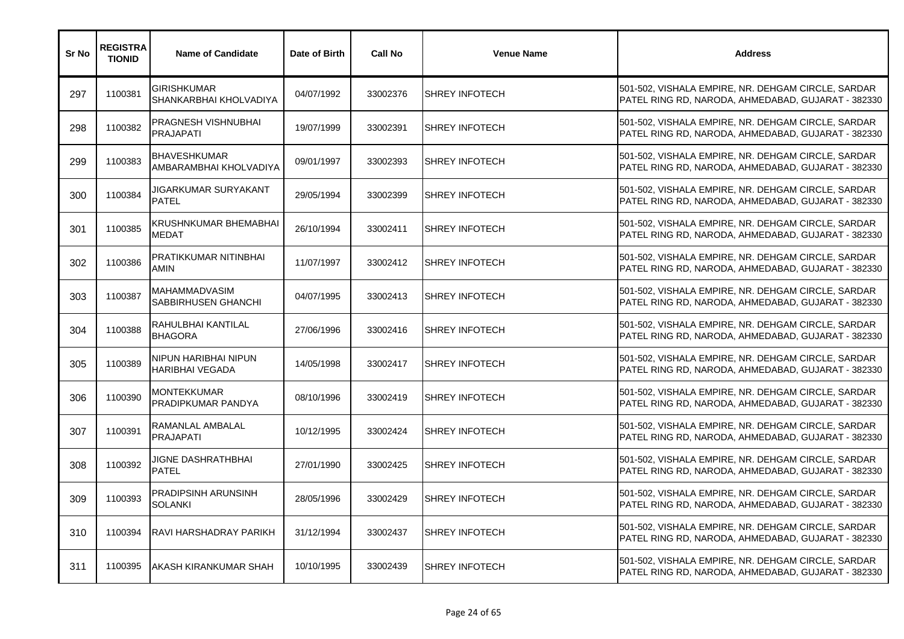| Sr No | REGISTRATIONID | Name of Candidate | Date of Birth | Call No | Venue Name | Address |
|---|---|---|---|---|---|---|
| 297 | 1100381 | GIRISHKUMAR SHANKARBHAI KHOLVADIYA | 04/07/1992 | 33002376 | SHREY INFOTECH | 501-502, VISHALA EMPIRE, NR. DEHGAM CIRCLE, SARDAR PATEL RING RD, NARODA, AHMEDABAD, GUJARAT - 382330 |
| 298 | 1100382 | PRAGNESH VISHNUBHAI PRAJAPATI | 19/07/1999 | 33002391 | SHREY INFOTECH | 501-502, VISHALA EMPIRE, NR. DEHGAM CIRCLE, SARDAR PATEL RING RD, NARODA, AHMEDABAD, GUJARAT - 382330 |
| 299 | 1100383 | BHAVESHKUMAR AMBARAMBHAI KHOLVADIYA | 09/01/1997 | 33002393 | SHREY INFOTECH | 501-502, VISHALA EMPIRE, NR. DEHGAM CIRCLE, SARDAR PATEL RING RD, NARODA, AHMEDABAD, GUJARAT - 382330 |
| 300 | 1100384 | JIGARKUMAR SURYAKANT PATEL | 29/05/1994 | 33002399 | SHREY INFOTECH | 501-502, VISHALA EMPIRE, NR. DEHGAM CIRCLE, SARDAR PATEL RING RD, NARODA, AHMEDABAD, GUJARAT - 382330 |
| 301 | 1100385 | KRUSHNKUMAR BHEMABHAI MEDAT | 26/10/1994 | 33002411 | SHREY INFOTECH | 501-502, VISHALA EMPIRE, NR. DEHGAM CIRCLE, SARDAR PATEL RING RD, NARODA, AHMEDABAD, GUJARAT - 382330 |
| 302 | 1100386 | PRATIKKUMAR NITINBHAI AMIN | 11/07/1997 | 33002412 | SHREY INFOTECH | 501-502, VISHALA EMPIRE, NR. DEHGAM CIRCLE, SARDAR PATEL RING RD, NARODA, AHMEDABAD, GUJARAT - 382330 |
| 303 | 1100387 | MAHAMMADVASIM SABBIRHUSEN GHANCHI | 04/07/1995 | 33002413 | SHREY INFOTECH | 501-502, VISHALA EMPIRE, NR. DEHGAM CIRCLE, SARDAR PATEL RING RD, NARODA, AHMEDABAD, GUJARAT - 382330 |
| 304 | 1100388 | RAHULBHAI KANTILAL BHAGORA | 27/06/1996 | 33002416 | SHREY INFOTECH | 501-502, VISHALA EMPIRE, NR. DEHGAM CIRCLE, SARDAR PATEL RING RD, NARODA, AHMEDABAD, GUJARAT - 382330 |
| 305 | 1100389 | NIPUN HARIBHAI NIPUN HARIBHAI VEGADA | 14/05/1998 | 33002417 | SHREY INFOTECH | 501-502, VISHALA EMPIRE, NR. DEHGAM CIRCLE, SARDAR PATEL RING RD, NARODA, AHMEDABAD, GUJARAT - 382330 |
| 306 | 1100390 | MONTEKKUMAR PRADIPKUMAR PANDYA | 08/10/1996 | 33002419 | SHREY INFOTECH | 501-502, VISHALA EMPIRE, NR. DEHGAM CIRCLE, SARDAR PATEL RING RD, NARODA, AHMEDABAD, GUJARAT - 382330 |
| 307 | 1100391 | RAMANLAL AMBALAL PRAJAPATI | 10/12/1995 | 33002424 | SHREY INFOTECH | 501-502, VISHALA EMPIRE, NR. DEHGAM CIRCLE, SARDAR PATEL RING RD, NARODA, AHMEDABAD, GUJARAT - 382330 |
| 308 | 1100392 | JIGNE DASHRATHBHAI PATEL | 27/01/1990 | 33002425 | SHREY INFOTECH | 501-502, VISHALA EMPIRE, NR. DEHGAM CIRCLE, SARDAR PATEL RING RD, NARODA, AHMEDABAD, GUJARAT - 382330 |
| 309 | 1100393 | PRADIPSINH ARUNSINH SOLANKI | 28/05/1996 | 33002429 | SHREY INFOTECH | 501-502, VISHALA EMPIRE, NR. DEHGAM CIRCLE, SARDAR PATEL RING RD, NARODA, AHMEDABAD, GUJARAT - 382330 |
| 310 | 1100394 | RAVI HARSHADRAY PARIKH | 31/12/1994 | 33002437 | SHREY INFOTECH | 501-502, VISHALA EMPIRE, NR. DEHGAM CIRCLE, SARDAR PATEL RING RD, NARODA, AHMEDABAD, GUJARAT - 382330 |
| 311 | 1100395 | AKASH KIRANKUMAR SHAH | 10/10/1995 | 33002439 | SHREY INFOTECH | 501-502, VISHALA EMPIRE, NR. DEHGAM CIRCLE, SARDAR PATEL RING RD, NARODA, AHMEDABAD, GUJARAT - 382330 |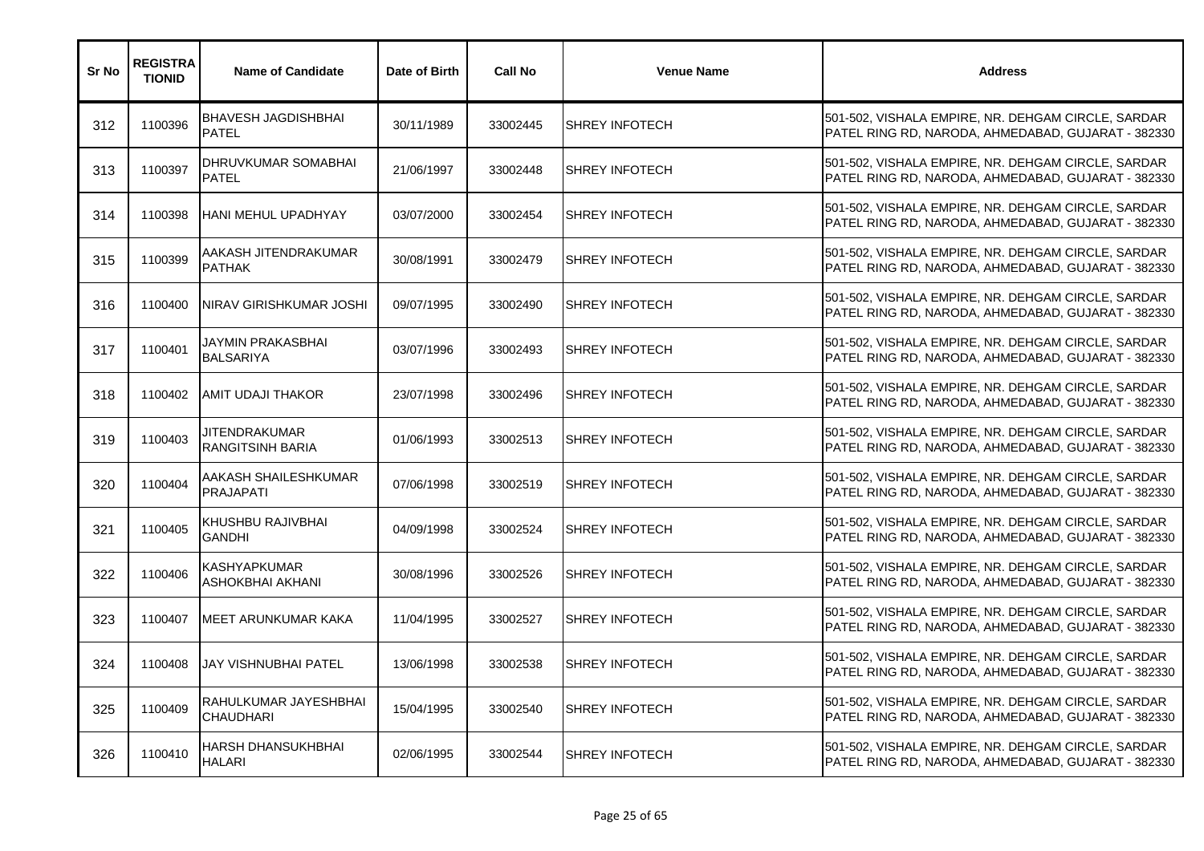| Sr No | REGISTRATIONID | Name of Candidate | Date of Birth | Call No | Venue Name | Address |
|---|---|---|---|---|---|---|
| 312 | 1100396 | BHAVESH JAGDISHBHAI PATEL | 30/11/1989 | 33002445 | SHREY INFOTECH | 501-502, VISHALA EMPIRE, NR. DEHGAM CIRCLE, SARDAR PATEL RING RD, NARODA, AHMEDABAD, GUJARAT - 382330 |
| 313 | 1100397 | DHRUVKUMAR SOMABHAI PATEL | 21/06/1997 | 33002448 | SHREY INFOTECH | 501-502, VISHALA EMPIRE, NR. DEHGAM CIRCLE, SARDAR PATEL RING RD, NARODA, AHMEDABAD, GUJARAT - 382330 |
| 314 | 1100398 | HANI MEHUL UPADHYAY | 03/07/2000 | 33002454 | SHREY INFOTECH | 501-502, VISHALA EMPIRE, NR. DEHGAM CIRCLE, SARDAR PATEL RING RD, NARODA, AHMEDABAD, GUJARAT - 382330 |
| 315 | 1100399 | AAKASH JITENDRAKUMAR PATHAK | 30/08/1991 | 33002479 | SHREY INFOTECH | 501-502, VISHALA EMPIRE, NR. DEHGAM CIRCLE, SARDAR PATEL RING RD, NARODA, AHMEDABAD, GUJARAT - 382330 |
| 316 | 1100400 | NIRAV GIRISHKUMAR JOSHI | 09/07/1995 | 33002490 | SHREY INFOTECH | 501-502, VISHALA EMPIRE, NR. DEHGAM CIRCLE, SARDAR PATEL RING RD, NARODA, AHMEDABAD, GUJARAT - 382330 |
| 317 | 1100401 | JAYMIN PRAKASBHAI BALSARIYA | 03/07/1996 | 33002493 | SHREY INFOTECH | 501-502, VISHALA EMPIRE, NR. DEHGAM CIRCLE, SARDAR PATEL RING RD, NARODA, AHMEDABAD, GUJARAT - 382330 |
| 318 | 1100402 | AMIT UDAJI THAKOR | 23/07/1998 | 33002496 | SHREY INFOTECH | 501-502, VISHALA EMPIRE, NR. DEHGAM CIRCLE, SARDAR PATEL RING RD, NARODA, AHMEDABAD, GUJARAT - 382330 |
| 319 | 1100403 | JITENDRAKUMAR RANGITSINH BARIA | 01/06/1993 | 33002513 | SHREY INFOTECH | 501-502, VISHALA EMPIRE, NR. DEHGAM CIRCLE, SARDAR PATEL RING RD, NARODA, AHMEDABAD, GUJARAT - 382330 |
| 320 | 1100404 | AAKASH SHAILESHKUMAR PRAJAPATI | 07/06/1998 | 33002519 | SHREY INFOTECH | 501-502, VISHALA EMPIRE, NR. DEHGAM CIRCLE, SARDAR PATEL RING RD, NARODA, AHMEDABAD, GUJARAT - 382330 |
| 321 | 1100405 | KHUSHBU RAJIVBHAI GANDHI | 04/09/1998 | 33002524 | SHREY INFOTECH | 501-502, VISHALA EMPIRE, NR. DEHGAM CIRCLE, SARDAR PATEL RING RD, NARODA, AHMEDABAD, GUJARAT - 382330 |
| 322 | 1100406 | KASHYAPKUMAR ASHOKBHAI AKHANI | 30/08/1996 | 33002526 | SHREY INFOTECH | 501-502, VISHALA EMPIRE, NR. DEHGAM CIRCLE, SARDAR PATEL RING RD, NARODA, AHMEDABAD, GUJARAT - 382330 |
| 323 | 1100407 | MEET ARUNKUMAR KAKA | 11/04/1995 | 33002527 | SHREY INFOTECH | 501-502, VISHALA EMPIRE, NR. DEHGAM CIRCLE, SARDAR PATEL RING RD, NARODA, AHMEDABAD, GUJARAT - 382330 |
| 324 | 1100408 | JAY VISHNUBHAI PATEL | 13/06/1998 | 33002538 | SHREY INFOTECH | 501-502, VISHALA EMPIRE, NR. DEHGAM CIRCLE, SARDAR PATEL RING RD, NARODA, AHMEDABAD, GUJARAT - 382330 |
| 325 | 1100409 | RAHULKUMAR JAYESHBHAI CHAUDHARI | 15/04/1995 | 33002540 | SHREY INFOTECH | 501-502, VISHALA EMPIRE, NR. DEHGAM CIRCLE, SARDAR PATEL RING RD, NARODA, AHMEDABAD, GUJARAT - 382330 |
| 326 | 1100410 | HARSH DHANSUKHBHAI HALARI | 02/06/1995 | 33002544 | SHREY INFOTECH | 501-502, VISHALA EMPIRE, NR. DEHGAM CIRCLE, SARDAR PATEL RING RD, NARODA, AHMEDABAD, GUJARAT - 382330 |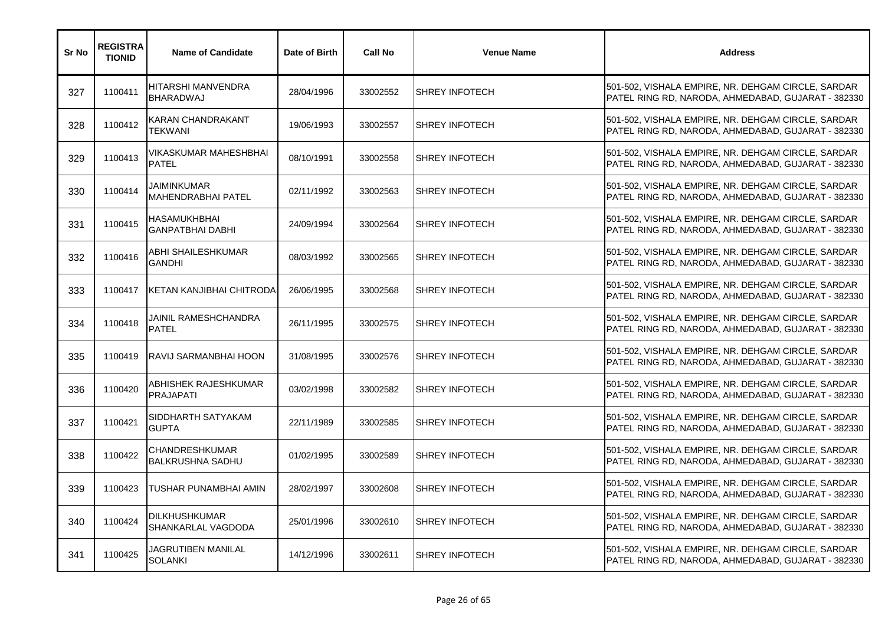| Sr No | REGISTRATIONID | Name of Candidate | Date of Birth | Call No | Venue Name | Address |
|---|---|---|---|---|---|---|
| 327 | 1100411 | HITARSHI MANVENDRA BHARADWAJ | 28/04/1996 | 33002552 | SHREY INFOTECH | 501-502, VISHALA EMPIRE, NR. DEHGAM CIRCLE, SARDAR PATEL RING RD, NARODA, AHMEDABAD, GUJARAT - 382330 |
| 328 | 1100412 | KARAN CHANDRAKANT TEKWANI | 19/06/1993 | 33002557 | SHREY INFOTECH | 501-502, VISHALA EMPIRE, NR. DEHGAM CIRCLE, SARDAR PATEL RING RD, NARODA, AHMEDABAD, GUJARAT - 382330 |
| 329 | 1100413 | VIKASKUMAR MAHESHBHAI PATEL | 08/10/1991 | 33002558 | SHREY INFOTECH | 501-502, VISHALA EMPIRE, NR. DEHGAM CIRCLE, SARDAR PATEL RING RD, NARODA, AHMEDABAD, GUJARAT - 382330 |
| 330 | 1100414 | JAIMINKUMAR MAHENDRABHAI PATEL | 02/11/1992 | 33002563 | SHREY INFOTECH | 501-502, VISHALA EMPIRE, NR. DEHGAM CIRCLE, SARDAR PATEL RING RD, NARODA, AHMEDABAD, GUJARAT - 382330 |
| 331 | 1100415 | HASAMUKHBHAI GANPATBHAI DABHI | 24/09/1994 | 33002564 | SHREY INFOTECH | 501-502, VISHALA EMPIRE, NR. DEHGAM CIRCLE, SARDAR PATEL RING RD, NARODA, AHMEDABAD, GUJARAT - 382330 |
| 332 | 1100416 | ABHI SHAILESHKUMAR GANDHI | 08/03/1992 | 33002565 | SHREY INFOTECH | 501-502, VISHALA EMPIRE, NR. DEHGAM CIRCLE, SARDAR PATEL RING RD, NARODA, AHMEDABAD, GUJARAT - 382330 |
| 333 | 1100417 | KETAN KANJIBHAI CHITRODA | 26/06/1995 | 33002568 | SHREY INFOTECH | 501-502, VISHALA EMPIRE, NR. DEHGAM CIRCLE, SARDAR PATEL RING RD, NARODA, AHMEDABAD, GUJARAT - 382330 |
| 334 | 1100418 | JAINIL RAMESHCHANDRA PATEL | 26/11/1995 | 33002575 | SHREY INFOTECH | 501-502, VISHALA EMPIRE, NR. DEHGAM CIRCLE, SARDAR PATEL RING RD, NARODA, AHMEDABAD, GUJARAT - 382330 |
| 335 | 1100419 | RAVIJ SARMANBHAI HOON | 31/08/1995 | 33002576 | SHREY INFOTECH | 501-502, VISHALA EMPIRE, NR. DEHGAM CIRCLE, SARDAR PATEL RING RD, NARODA, AHMEDABAD, GUJARAT - 382330 |
| 336 | 1100420 | ABHISHEK RAJESHKUMAR PRAJAPATI | 03/02/1998 | 33002582 | SHREY INFOTECH | 501-502, VISHALA EMPIRE, NR. DEHGAM CIRCLE, SARDAR PATEL RING RD, NARODA, AHMEDABAD, GUJARAT - 382330 |
| 337 | 1100421 | SIDDHARTH SATYAKAM GUPTA | 22/11/1989 | 33002585 | SHREY INFOTECH | 501-502, VISHALA EMPIRE, NR. DEHGAM CIRCLE, SARDAR PATEL RING RD, NARODA, AHMEDABAD, GUJARAT - 382330 |
| 338 | 1100422 | CHANDRESHKUMAR BALKRUSHNA SADHU | 01/02/1995 | 33002589 | SHREY INFOTECH | 501-502, VISHALA EMPIRE, NR. DEHGAM CIRCLE, SARDAR PATEL RING RD, NARODA, AHMEDABAD, GUJARAT - 382330 |
| 339 | 1100423 | TUSHAR PUNAMBHAI AMIN | 28/02/1997 | 33002608 | SHREY INFOTECH | 501-502, VISHALA EMPIRE, NR. DEHGAM CIRCLE, SARDAR PATEL RING RD, NARODA, AHMEDABAD, GUJARAT - 382330 |
| 340 | 1100424 | DILKHUSHKUMAR SHANKARLAL VAGDODA | 25/01/1996 | 33002610 | SHREY INFOTECH | 501-502, VISHALA EMPIRE, NR. DEHGAM CIRCLE, SARDAR PATEL RING RD, NARODA, AHMEDABAD, GUJARAT - 382330 |
| 341 | 1100425 | JAGRUTIBEN MANILAL SOLANKI | 14/12/1996 | 33002611 | SHREY INFOTECH | 501-502, VISHALA EMPIRE, NR. DEHGAM CIRCLE, SARDAR PATEL RING RD, NARODA, AHMEDABAD, GUJARAT - 382330 |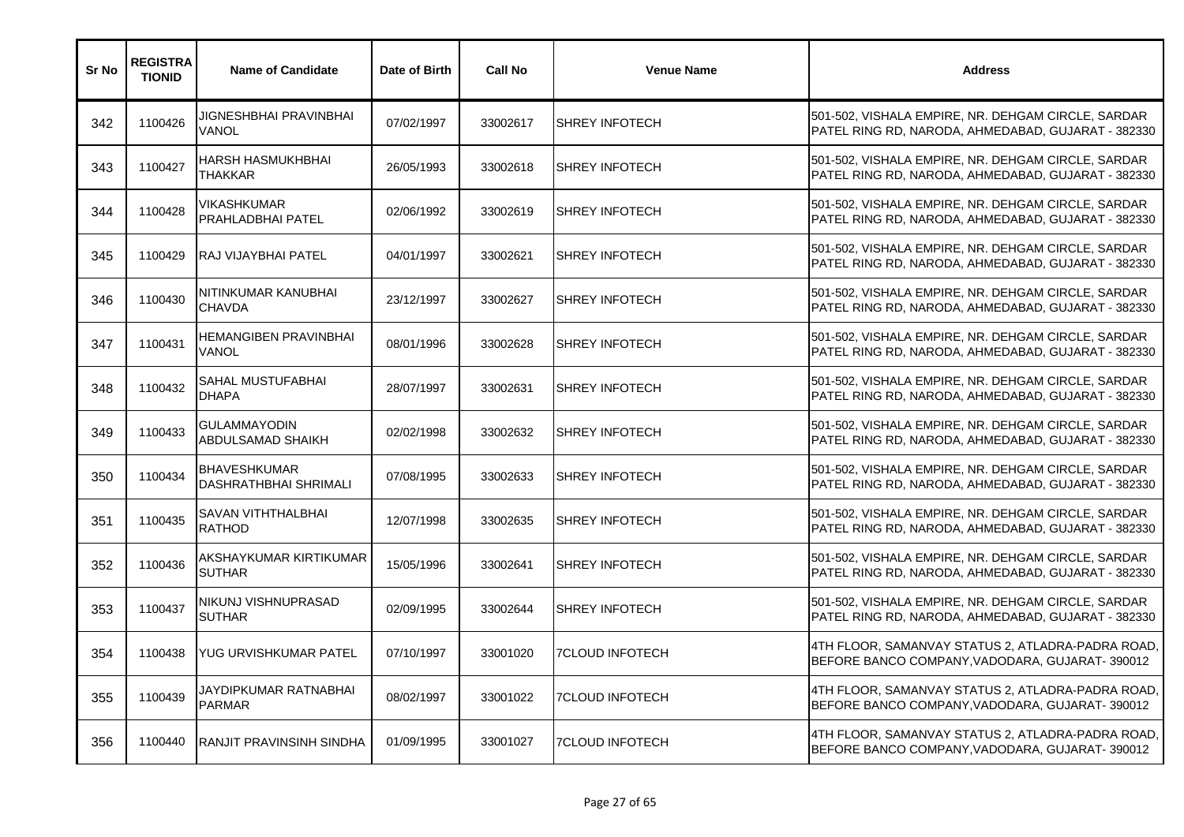| Sr No | REGISTRATIONID | Name of Candidate | Date of Birth | Call No | Venue Name | Address |
|---|---|---|---|---|---|---|
| 342 | 1100426 | JIGNESHBHAI PRAVINBHAI VANOL | 07/02/1997 | 33002617 | SHREY INFOTECH | 501-502, VISHALA EMPIRE, NR. DEHGAM CIRCLE, SARDAR PATEL RING RD, NARODA, AHMEDABAD, GUJARAT - 382330 |
| 343 | 1100427 | HARSH HASMUKHBHAI THAKKAR | 26/05/1993 | 33002618 | SHREY INFOTECH | 501-502, VISHALA EMPIRE, NR. DEHGAM CIRCLE, SARDAR PATEL RING RD, NARODA, AHMEDABAD, GUJARAT - 382330 |
| 344 | 1100428 | VIKASHKUMAR PRAHLADBHAI PATEL | 02/06/1992 | 33002619 | SHREY INFOTECH | 501-502, VISHALA EMPIRE, NR. DEHGAM CIRCLE, SARDAR PATEL RING RD, NARODA, AHMEDABAD, GUJARAT - 382330 |
| 345 | 1100429 | RAJ VIJAYBHAI PATEL | 04/01/1997 | 33002621 | SHREY INFOTECH | 501-502, VISHALA EMPIRE, NR. DEHGAM CIRCLE, SARDAR PATEL RING RD, NARODA, AHMEDABAD, GUJARAT - 382330 |
| 346 | 1100430 | NITINKUMAR KANUBHAI CHAVDA | 23/12/1997 | 33002627 | SHREY INFOTECH | 501-502, VISHALA EMPIRE, NR. DEHGAM CIRCLE, SARDAR PATEL RING RD, NARODA, AHMEDABAD, GUJARAT - 382330 |
| 347 | 1100431 | HEMANGIBEN PRAVINBHAI VANOL | 08/01/1996 | 33002628 | SHREY INFOTECH | 501-502, VISHALA EMPIRE, NR. DEHGAM CIRCLE, SARDAR PATEL RING RD, NARODA, AHMEDABAD, GUJARAT - 382330 |
| 348 | 1100432 | SAHAL MUSTUFABHAI DHAPA | 28/07/1997 | 33002631 | SHREY INFOTECH | 501-502, VISHALA EMPIRE, NR. DEHGAM CIRCLE, SARDAR PATEL RING RD, NARODA, AHMEDABAD, GUJARAT - 382330 |
| 349 | 1100433 | GULAMMAYODIN ABDULSAMAD SHAIKH | 02/02/1998 | 33002632 | SHREY INFOTECH | 501-502, VISHALA EMPIRE, NR. DEHGAM CIRCLE, SARDAR PATEL RING RD, NARODA, AHMEDABAD, GUJARAT - 382330 |
| 350 | 1100434 | BHAVESHKUMAR DASHRATHBHAI SHRIMALI | 07/08/1995 | 33002633 | SHREY INFOTECH | 501-502, VISHALA EMPIRE, NR. DEHGAM CIRCLE, SARDAR PATEL RING RD, NARODA, AHMEDABAD, GUJARAT - 382330 |
| 351 | 1100435 | SAVAN VITHTHALBHAI RATHOD | 12/07/1998 | 33002635 | SHREY INFOTECH | 501-502, VISHALA EMPIRE, NR. DEHGAM CIRCLE, SARDAR PATEL RING RD, NARODA, AHMEDABAD, GUJARAT - 382330 |
| 352 | 1100436 | AKSHAYKUMAR KIRTIKUMAR SUTHAR | 15/05/1996 | 33002641 | SHREY INFOTECH | 501-502, VISHALA EMPIRE, NR. DEHGAM CIRCLE, SARDAR PATEL RING RD, NARODA, AHMEDABAD, GUJARAT - 382330 |
| 353 | 1100437 | NIKUNJ VISHNUPRASAD SUTHAR | 02/09/1995 | 33002644 | SHREY INFOTECH | 501-502, VISHALA EMPIRE, NR. DEHGAM CIRCLE, SARDAR PATEL RING RD, NARODA, AHMEDABAD, GUJARAT - 382330 |
| 354 | 1100438 | YUG URVISHKUMAR PATEL | 07/10/1997 | 33001020 | 7CLOUD INFOTECH | 4TH FLOOR, SAMANVAY STATUS 2, ATLADRA-PADRA ROAD, BEFORE BANCO COMPANY,VADODARA, GUJARAT- 390012 |
| 355 | 1100439 | JAYDIPKUMAR RATNABHAI PARMAR | 08/02/1997 | 33001022 | 7CLOUD INFOTECH | 4TH FLOOR, SAMANVAY STATUS 2, ATLADRA-PADRA ROAD, BEFORE BANCO COMPANY,VADODARA, GUJARAT- 390012 |
| 356 | 1100440 | RANJIT PRAVINSINH SINDHA | 01/09/1995 | 33001027 | 7CLOUD INFOTECH | 4TH FLOOR, SAMANVAY STATUS 2, ATLADRA-PADRA ROAD, BEFORE BANCO COMPANY,VADODARA, GUJARAT- 390012 |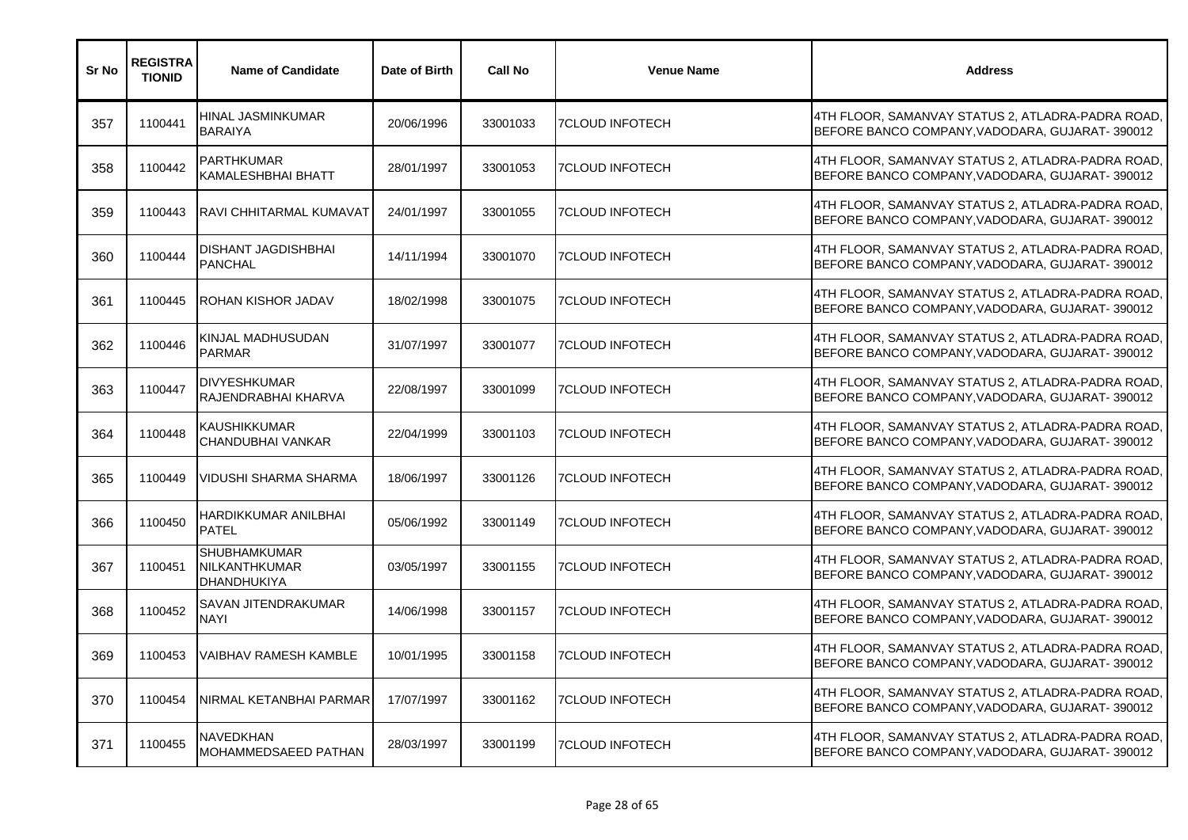| Sr No | REGISTRATIONID | Name of Candidate | Date of Birth | Call No | Venue Name | Address |
|---|---|---|---|---|---|---|
| 357 | 1100441 | HINAL JASMINKUMAR BARAIYA | 20/06/1996 | 33001033 | 7CLOUD INFOTECH | 4TH FLOOR, SAMANVAY STATUS 2, ATLADRA-PADRA ROAD, BEFORE BANCO COMPANY,VADODARA, GUJARAT- 390012 |
| 358 | 1100442 | PARTHKUMAR KAMALESHBHAI BHATT | 28/01/1997 | 33001053 | 7CLOUD INFOTECH | 4TH FLOOR, SAMANVAY STATUS 2, ATLADRA-PADRA ROAD, BEFORE BANCO COMPANY,VADODARA, GUJARAT- 390012 |
| 359 | 1100443 | RAVI CHHITARMAL KUMAVAT | 24/01/1997 | 33001055 | 7CLOUD INFOTECH | 4TH FLOOR, SAMANVAY STATUS 2, ATLADRA-PADRA ROAD, BEFORE BANCO COMPANY,VADODARA, GUJARAT- 390012 |
| 360 | 1100444 | DISHANT JAGDISHBHAI PANCHAL | 14/11/1994 | 33001070 | 7CLOUD INFOTECH | 4TH FLOOR, SAMANVAY STATUS 2, ATLADRA-PADRA ROAD, BEFORE BANCO COMPANY,VADODARA, GUJARAT- 390012 |
| 361 | 1100445 | ROHAN KISHOR JADAV | 18/02/1998 | 33001075 | 7CLOUD INFOTECH | 4TH FLOOR, SAMANVAY STATUS 2, ATLADRA-PADRA ROAD, BEFORE BANCO COMPANY,VADODARA, GUJARAT- 390012 |
| 362 | 1100446 | KINJAL MADHUSUDAN PARMAR | 31/07/1997 | 33001077 | 7CLOUD INFOTECH | 4TH FLOOR, SAMANVAY STATUS 2, ATLADRA-PADRA ROAD, BEFORE BANCO COMPANY,VADODARA, GUJARAT- 390012 |
| 363 | 1100447 | DIVYESHKUMAR RAJENDRABHAI KHARVA | 22/08/1997 | 33001099 | 7CLOUD INFOTECH | 4TH FLOOR, SAMANVAY STATUS 2, ATLADRA-PADRA ROAD, BEFORE BANCO COMPANY,VADODARA, GUJARAT- 390012 |
| 364 | 1100448 | KAUSHIKKUMAR CHANDUBHAI VANKAR | 22/04/1999 | 33001103 | 7CLOUD INFOTECH | 4TH FLOOR, SAMANVAY STATUS 2, ATLADRA-PADRA ROAD, BEFORE BANCO COMPANY,VADODARA, GUJARAT- 390012 |
| 365 | 1100449 | VIDUSHI SHARMA SHARMA | 18/06/1997 | 33001126 | 7CLOUD INFOTECH | 4TH FLOOR, SAMANVAY STATUS 2, ATLADRA-PADRA ROAD, BEFORE BANCO COMPANY,VADODARA, GUJARAT- 390012 |
| 366 | 1100450 | HARDIKKUMAR ANILBHAI PATEL | 05/06/1992 | 33001149 | 7CLOUD INFOTECH | 4TH FLOOR, SAMANVAY STATUS 2, ATLADRA-PADRA ROAD, BEFORE BANCO COMPANY,VADODARA, GUJARAT- 390012 |
| 367 | 1100451 | SHUBHAMKUMAR NILKANTHKUMAR DHANDHUKIYA | 03/05/1997 | 33001155 | 7CLOUD INFOTECH | 4TH FLOOR, SAMANVAY STATUS 2, ATLADRA-PADRA ROAD, BEFORE BANCO COMPANY,VADODARA, GUJARAT- 390012 |
| 368 | 1100452 | SAVAN JITENDRAKUMAR NAYI | 14/06/1998 | 33001157 | 7CLOUD INFOTECH | 4TH FLOOR, SAMANVAY STATUS 2, ATLADRA-PADRA ROAD, BEFORE BANCO COMPANY,VADODARA, GUJARAT- 390012 |
| 369 | 1100453 | VAIBHAV RAMESH KAMBLE | 10/01/1995 | 33001158 | 7CLOUD INFOTECH | 4TH FLOOR, SAMANVAY STATUS 2, ATLADRA-PADRA ROAD, BEFORE BANCO COMPANY,VADODARA, GUJARAT- 390012 |
| 370 | 1100454 | NIRMAL KETANBHAI PARMAR | 17/07/1997 | 33001162 | 7CLOUD INFOTECH | 4TH FLOOR, SAMANVAY STATUS 2, ATLADRA-PADRA ROAD, BEFORE BANCO COMPANY,VADODARA, GUJARAT- 390012 |
| 371 | 1100455 | NAVEDKHAN MOHAMMEDSAEED PATHAN | 28/03/1997 | 33001199 | 7CLOUD INFOTECH | 4TH FLOOR, SAMANVAY STATUS 2, ATLADRA-PADRA ROAD, BEFORE BANCO COMPANY,VADODARA, GUJARAT- 390012 |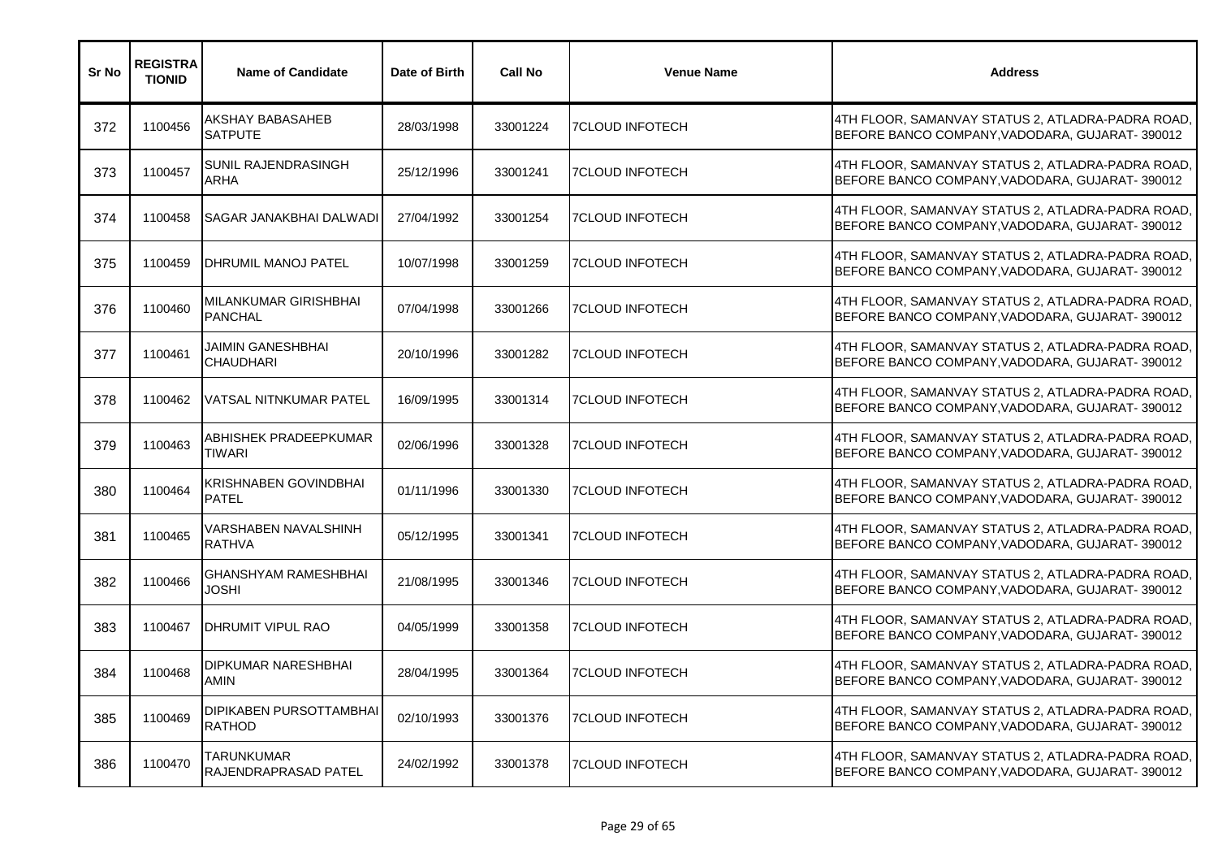| Sr No | REGISTRATIONID | Name of Candidate | Date of Birth | Call No | Venue Name | Address |
|---|---|---|---|---|---|---|
| 372 | 1100456 | AKSHAY BABASAHEB SATPUTE | 28/03/1998 | 33001224 | 7CLOUD INFOTECH | 4TH FLOOR, SAMANVAY STATUS 2, ATLADRA-PADRA ROAD, BEFORE BANCO COMPANY,VADODARA, GUJARAT- 390012 |
| 373 | 1100457 | SUNIL RAJENDRASINGH ARHA | 25/12/1996 | 33001241 | 7CLOUD INFOTECH | 4TH FLOOR, SAMANVAY STATUS 2, ATLADRA-PADRA ROAD, BEFORE BANCO COMPANY,VADODARA, GUJARAT- 390012 |
| 374 | 1100458 | SAGAR JANAKBHAI DALWADI | 27/04/1992 | 33001254 | 7CLOUD INFOTECH | 4TH FLOOR, SAMANVAY STATUS 2, ATLADRA-PADRA ROAD, BEFORE BANCO COMPANY,VADODARA, GUJARAT- 390012 |
| 375 | 1100459 | DHRUMIL MANOJ PATEL | 10/07/1998 | 33001259 | 7CLOUD INFOTECH | 4TH FLOOR, SAMANVAY STATUS 2, ATLADRA-PADRA ROAD, BEFORE BANCO COMPANY,VADODARA, GUJARAT- 390012 |
| 376 | 1100460 | MILANKUMAR GIRISHBHAI PANCHAL | 07/04/1998 | 33001266 | 7CLOUD INFOTECH | 4TH FLOOR, SAMANVAY STATUS 2, ATLADRA-PADRA ROAD, BEFORE BANCO COMPANY,VADODARA, GUJARAT- 390012 |
| 377 | 1100461 | JAIMIN GANESHBHAI CHAUDHARI | 20/10/1996 | 33001282 | 7CLOUD INFOTECH | 4TH FLOOR, SAMANVAY STATUS 2, ATLADRA-PADRA ROAD, BEFORE BANCO COMPANY,VADODARA, GUJARAT- 390012 |
| 378 | 1100462 | VATSAL NITNKUMAR PATEL | 16/09/1995 | 33001314 | 7CLOUD INFOTECH | 4TH FLOOR, SAMANVAY STATUS 2, ATLADRA-PADRA ROAD, BEFORE BANCO COMPANY,VADODARA, GUJARAT- 390012 |
| 379 | 1100463 | ABHISHEK PRADEEPKUMAR TIWARI | 02/06/1996 | 33001328 | 7CLOUD INFOTECH | 4TH FLOOR, SAMANVAY STATUS 2, ATLADRA-PADRA ROAD, BEFORE BANCO COMPANY,VADODARA, GUJARAT- 390012 |
| 380 | 1100464 | KRISHNABEN GOVINDBHAI PATEL | 01/11/1996 | 33001330 | 7CLOUD INFOTECH | 4TH FLOOR, SAMANVAY STATUS 2, ATLADRA-PADRA ROAD, BEFORE BANCO COMPANY,VADODARA, GUJARAT- 390012 |
| 381 | 1100465 | VARSHABEN NAVALSHINH RATHVA | 05/12/1995 | 33001341 | 7CLOUD INFOTECH | 4TH FLOOR, SAMANVAY STATUS 2, ATLADRA-PADRA ROAD, BEFORE BANCO COMPANY,VADODARA, GUJARAT- 390012 |
| 382 | 1100466 | GHANSHYAM RAMESHBHAI JOSHI | 21/08/1995 | 33001346 | 7CLOUD INFOTECH | 4TH FLOOR, SAMANVAY STATUS 2, ATLADRA-PADRA ROAD, BEFORE BANCO COMPANY,VADODARA, GUJARAT- 390012 |
| 383 | 1100467 | DHRUMIT VIPUL RAO | 04/05/1999 | 33001358 | 7CLOUD INFOTECH | 4TH FLOOR, SAMANVAY STATUS 2, ATLADRA-PADRA ROAD, BEFORE BANCO COMPANY,VADODARA, GUJARAT- 390012 |
| 384 | 1100468 | DIPKUMAR NARESHBHAI AMIN | 28/04/1995 | 33001364 | 7CLOUD INFOTECH | 4TH FLOOR, SAMANVAY STATUS 2, ATLADRA-PADRA ROAD, BEFORE BANCO COMPANY,VADODARA, GUJARAT- 390012 |
| 385 | 1100469 | DIPIKABEN PURSOTTAMBHAI RATHOD | 02/10/1993 | 33001376 | 7CLOUD INFOTECH | 4TH FLOOR, SAMANVAY STATUS 2, ATLADRA-PADRA ROAD, BEFORE BANCO COMPANY,VADODARA, GUJARAT- 390012 |
| 386 | 1100470 | TARUNKUMAR RAJENDRAPRASAD PATEL | 24/02/1992 | 33001378 | 7CLOUD INFOTECH | 4TH FLOOR, SAMANVAY STATUS 2, ATLADRA-PADRA ROAD, BEFORE BANCO COMPANY,VADODARA, GUJARAT- 390012 |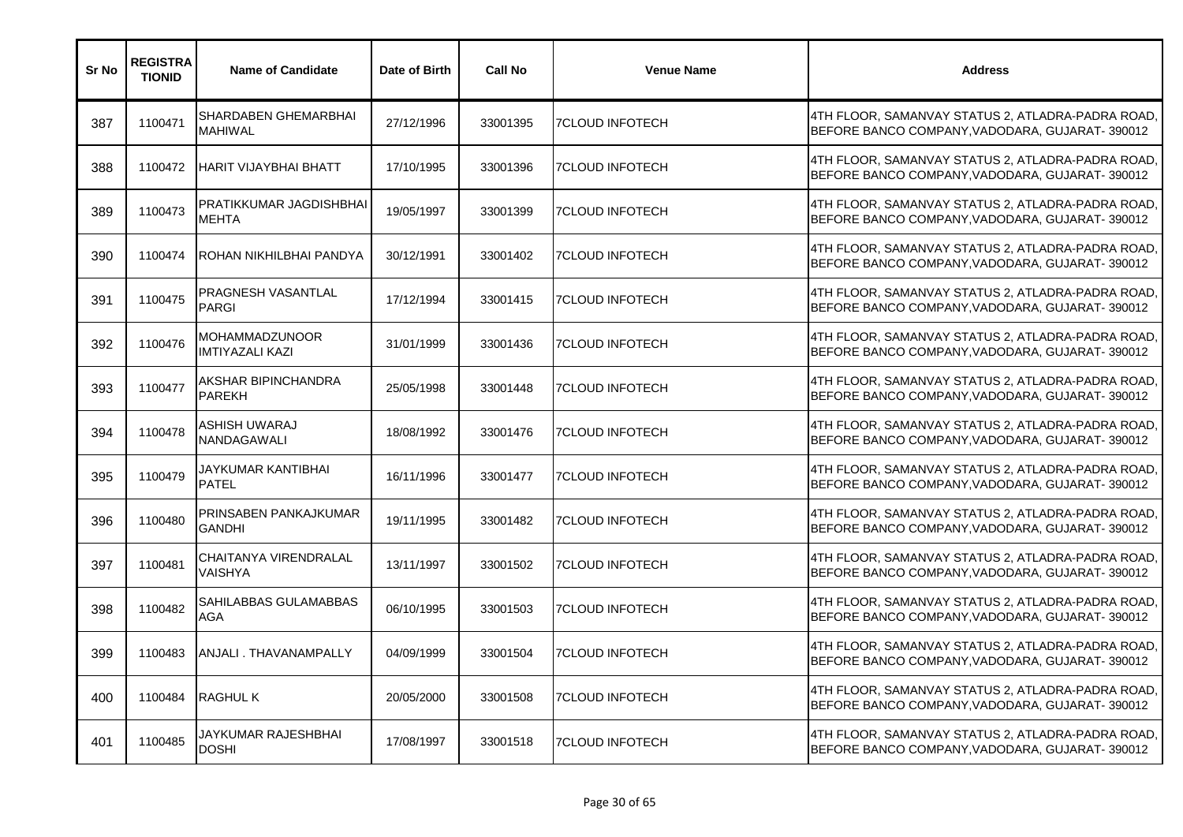| Sr No | REGISTRATIONID | Name of Candidate | Date of Birth | Call No | Venue Name | Address |
|---|---|---|---|---|---|---|
| 387 | 1100471 | SHARDABEN GHEMARBHAI MAHIWAL | 27/12/1996 | 33001395 | 7CLOUD INFOTECH | 4TH FLOOR, SAMANVAY STATUS 2, ATLADRA-PADRA ROAD, BEFORE BANCO COMPANY,VADODARA, GUJARAT- 390012 |
| 388 | 1100472 | HARIT VIJAYBHAI BHATT | 17/10/1995 | 33001396 | 7CLOUD INFOTECH | 4TH FLOOR, SAMANVAY STATUS 2, ATLADRA-PADRA ROAD, BEFORE BANCO COMPANY,VADODARA, GUJARAT- 390012 |
| 389 | 1100473 | PRATIKKUMAR JAGDISHBHAI MEHTA | 19/05/1997 | 33001399 | 7CLOUD INFOTECH | 4TH FLOOR, SAMANVAY STATUS 2, ATLADRA-PADRA ROAD, BEFORE BANCO COMPANY,VADODARA, GUJARAT- 390012 |
| 390 | 1100474 | ROHAN NIKHILBHAI PANDYA | 30/12/1991 | 33001402 | 7CLOUD INFOTECH | 4TH FLOOR, SAMANVAY STATUS 2, ATLADRA-PADRA ROAD, BEFORE BANCO COMPANY,VADODARA, GUJARAT- 390012 |
| 391 | 1100475 | PRAGNESH VASANTLAL PARGI | 17/12/1994 | 33001415 | 7CLOUD INFOTECH | 4TH FLOOR, SAMANVAY STATUS 2, ATLADRA-PADRA ROAD, BEFORE BANCO COMPANY,VADODARA, GUJARAT- 390012 |
| 392 | 1100476 | MOHAMMADZUNOOR IMTIYAZALI KAZI | 31/01/1999 | 33001436 | 7CLOUD INFOTECH | 4TH FLOOR, SAMANVAY STATUS 2, ATLADRA-PADRA ROAD, BEFORE BANCO COMPANY,VADODARA, GUJARAT- 390012 |
| 393 | 1100477 | AKSHAR BIPINCHANDRA PAREKH | 25/05/1998 | 33001448 | 7CLOUD INFOTECH | 4TH FLOOR, SAMANVAY STATUS 2, ATLADRA-PADRA ROAD, BEFORE BANCO COMPANY,VADODARA, GUJARAT- 390012 |
| 394 | 1100478 | ASHISH UWARAJ NANDAGAWALI | 18/08/1992 | 33001476 | 7CLOUD INFOTECH | 4TH FLOOR, SAMANVAY STATUS 2, ATLADRA-PADRA ROAD, BEFORE BANCO COMPANY,VADODARA, GUJARAT- 390012 |
| 395 | 1100479 | JAYKUMAR KANTIBHAI PATEL | 16/11/1996 | 33001477 | 7CLOUD INFOTECH | 4TH FLOOR, SAMANVAY STATUS 2, ATLADRA-PADRA ROAD, BEFORE BANCO COMPANY,VADODARA, GUJARAT- 390012 |
| 396 | 1100480 | PRINSABEN PANKAJKUMAR GANDHI | 19/11/1995 | 33001482 | 7CLOUD INFOTECH | 4TH FLOOR, SAMANVAY STATUS 2, ATLADRA-PADRA ROAD, BEFORE BANCO COMPANY,VADODARA, GUJARAT- 390012 |
| 397 | 1100481 | CHAITANYA VIRENDRALAL VAISHYA | 13/11/1997 | 33001502 | 7CLOUD INFOTECH | 4TH FLOOR, SAMANVAY STATUS 2, ATLADRA-PADRA ROAD, BEFORE BANCO COMPANY,VADODARA, GUJARAT- 390012 |
| 398 | 1100482 | SAHILABBAS GULAMABBAS AGA | 06/10/1995 | 33001503 | 7CLOUD INFOTECH | 4TH FLOOR, SAMANVAY STATUS 2, ATLADRA-PADRA ROAD, BEFORE BANCO COMPANY,VADODARA, GUJARAT- 390012 |
| 399 | 1100483 | ANJALI . THAVANAMPALLY | 04/09/1999 | 33001504 | 7CLOUD INFOTECH | 4TH FLOOR, SAMANVAY STATUS 2, ATLADRA-PADRA ROAD, BEFORE BANCO COMPANY,VADODARA, GUJARAT- 390012 |
| 400 | 1100484 | RAGHUL K | 20/05/2000 | 33001508 | 7CLOUD INFOTECH | 4TH FLOOR, SAMANVAY STATUS 2, ATLADRA-PADRA ROAD, BEFORE BANCO COMPANY,VADODARA, GUJARAT- 390012 |
| 401 | 1100485 | JAYKUMAR RAJESHBHAI DOSHI | 17/08/1997 | 33001518 | 7CLOUD INFOTECH | 4TH FLOOR, SAMANVAY STATUS 2, ATLADRA-PADRA ROAD, BEFORE BANCO COMPANY,VADODARA, GUJARAT- 390012 |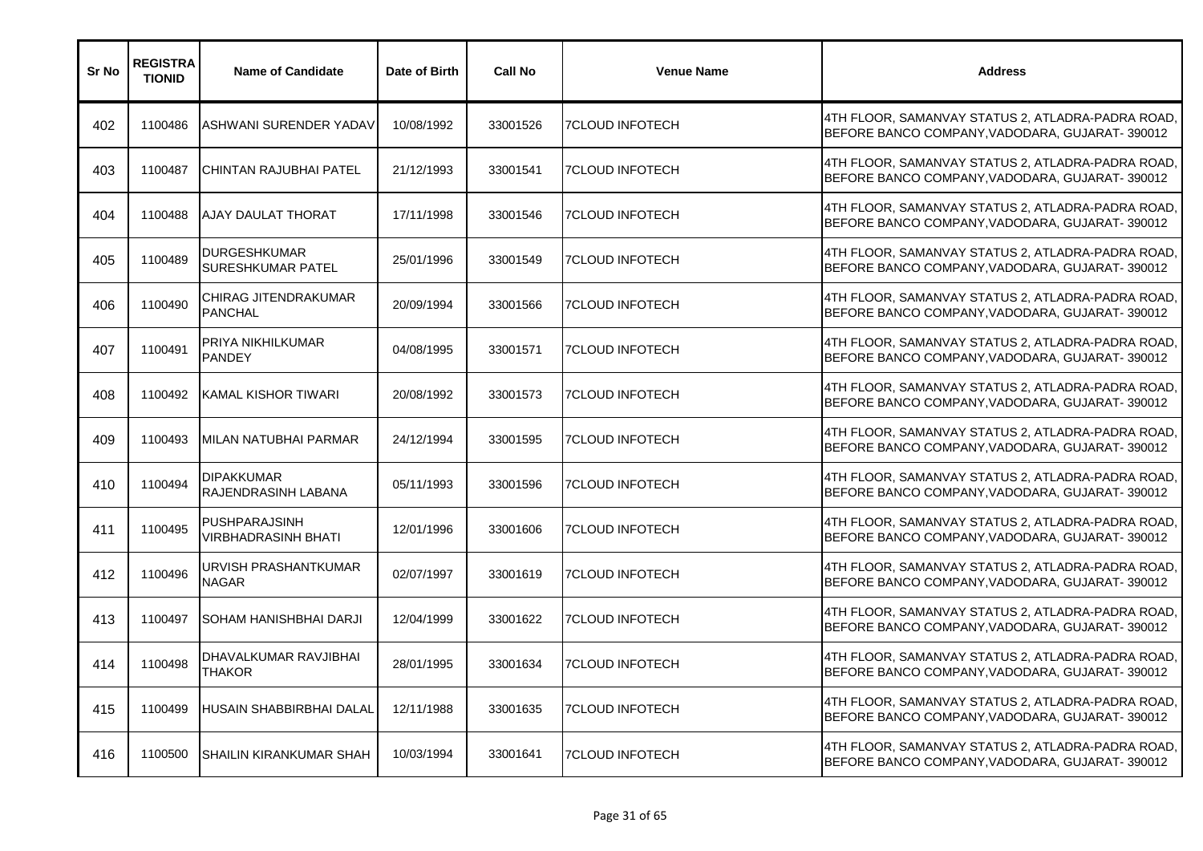| Sr No | REGISTRATIONID | Name of Candidate | Date of Birth | Call No | Venue Name | Address |
|---|---|---|---|---|---|---|
| 402 | 1100486 | ASHWANI SURENDER YADAV | 10/08/1992 | 33001526 | 7CLOUD INFOTECH | 4TH FLOOR, SAMANVAY STATUS 2, ATLADRA-PADRA ROAD, BEFORE BANCO COMPANY,VADODARA, GUJARAT- 390012 |
| 403 | 1100487 | CHINTAN RAJUBHAI PATEL | 21/12/1993 | 33001541 | 7CLOUD INFOTECH | 4TH FLOOR, SAMANVAY STATUS 2, ATLADRA-PADRA ROAD, BEFORE BANCO COMPANY,VADODARA, GUJARAT- 390012 |
| 404 | 1100488 | AJAY DAULAT THORAT | 17/11/1998 | 33001546 | 7CLOUD INFOTECH | 4TH FLOOR, SAMANVAY STATUS 2, ATLADRA-PADRA ROAD, BEFORE BANCO COMPANY,VADODARA, GUJARAT- 390012 |
| 405 | 1100489 | DURGESHKUMAR SURESHKUMAR PATEL | 25/01/1996 | 33001549 | 7CLOUD INFOTECH | 4TH FLOOR, SAMANVAY STATUS 2, ATLADRA-PADRA ROAD, BEFORE BANCO COMPANY,VADODARA, GUJARAT- 390012 |
| 406 | 1100490 | CHIRAG JITENDRAKUMAR PANCHAL | 20/09/1994 | 33001566 | 7CLOUD INFOTECH | 4TH FLOOR, SAMANVAY STATUS 2, ATLADRA-PADRA ROAD, BEFORE BANCO COMPANY,VADODARA, GUJARAT- 390012 |
| 407 | 1100491 | PRIYA NIKHILKUMAR PANDEY | 04/08/1995 | 33001571 | 7CLOUD INFOTECH | 4TH FLOOR, SAMANVAY STATUS 2, ATLADRA-PADRA ROAD, BEFORE BANCO COMPANY,VADODARA, GUJARAT- 390012 |
| 408 | 1100492 | KAMAL KISHOR TIWARI | 20/08/1992 | 33001573 | 7CLOUD INFOTECH | 4TH FLOOR, SAMANVAY STATUS 2, ATLADRA-PADRA ROAD, BEFORE BANCO COMPANY,VADODARA, GUJARAT- 390012 |
| 409 | 1100493 | MILAN NATUBHAI PARMAR | 24/12/1994 | 33001595 | 7CLOUD INFOTECH | 4TH FLOOR, SAMANVAY STATUS 2, ATLADRA-PADRA ROAD, BEFORE BANCO COMPANY,VADODARA, GUJARAT- 390012 |
| 410 | 1100494 | DIPAKKUMAR RAJENDRASINH LABANA | 05/11/1993 | 33001596 | 7CLOUD INFOTECH | 4TH FLOOR, SAMANVAY STATUS 2, ATLADRA-PADRA ROAD, BEFORE BANCO COMPANY,VADODARA, GUJARAT- 390012 |
| 411 | 1100495 | PUSHPARAJSINH VIRBHADRASINH BHATI | 12/01/1996 | 33001606 | 7CLOUD INFOTECH | 4TH FLOOR, SAMANVAY STATUS 2, ATLADRA-PADRA ROAD, BEFORE BANCO COMPANY,VADODARA, GUJARAT- 390012 |
| 412 | 1100496 | URVISH PRASHANTKUMAR NAGAR | 02/07/1997 | 33001619 | 7CLOUD INFOTECH | 4TH FLOOR, SAMANVAY STATUS 2, ATLADRA-PADRA ROAD, BEFORE BANCO COMPANY,VADODARA, GUJARAT- 390012 |
| 413 | 1100497 | SOHAM HANISHBHAI DARJI | 12/04/1999 | 33001622 | 7CLOUD INFOTECH | 4TH FLOOR, SAMANVAY STATUS 2, ATLADRA-PADRA ROAD, BEFORE BANCO COMPANY,VADODARA, GUJARAT- 390012 |
| 414 | 1100498 | DHAVALKUMAR RAVJIBHAI THAKOR | 28/01/1995 | 33001634 | 7CLOUD INFOTECH | 4TH FLOOR, SAMANVAY STATUS 2, ATLADRA-PADRA ROAD, BEFORE BANCO COMPANY,VADODARA, GUJARAT- 390012 |
| 415 | 1100499 | HUSAIN SHABBIRBHAI DALAL | 12/11/1988 | 33001635 | 7CLOUD INFOTECH | 4TH FLOOR, SAMANVAY STATUS 2, ATLADRA-PADRA ROAD, BEFORE BANCO COMPANY,VADODARA, GUJARAT- 390012 |
| 416 | 1100500 | SHAILIN KIRANKUMAR SHAH | 10/03/1994 | 33001641 | 7CLOUD INFOTECH | 4TH FLOOR, SAMANVAY STATUS 2, ATLADRA-PADRA ROAD, BEFORE BANCO COMPANY,VADODARA, GUJARAT- 390012 |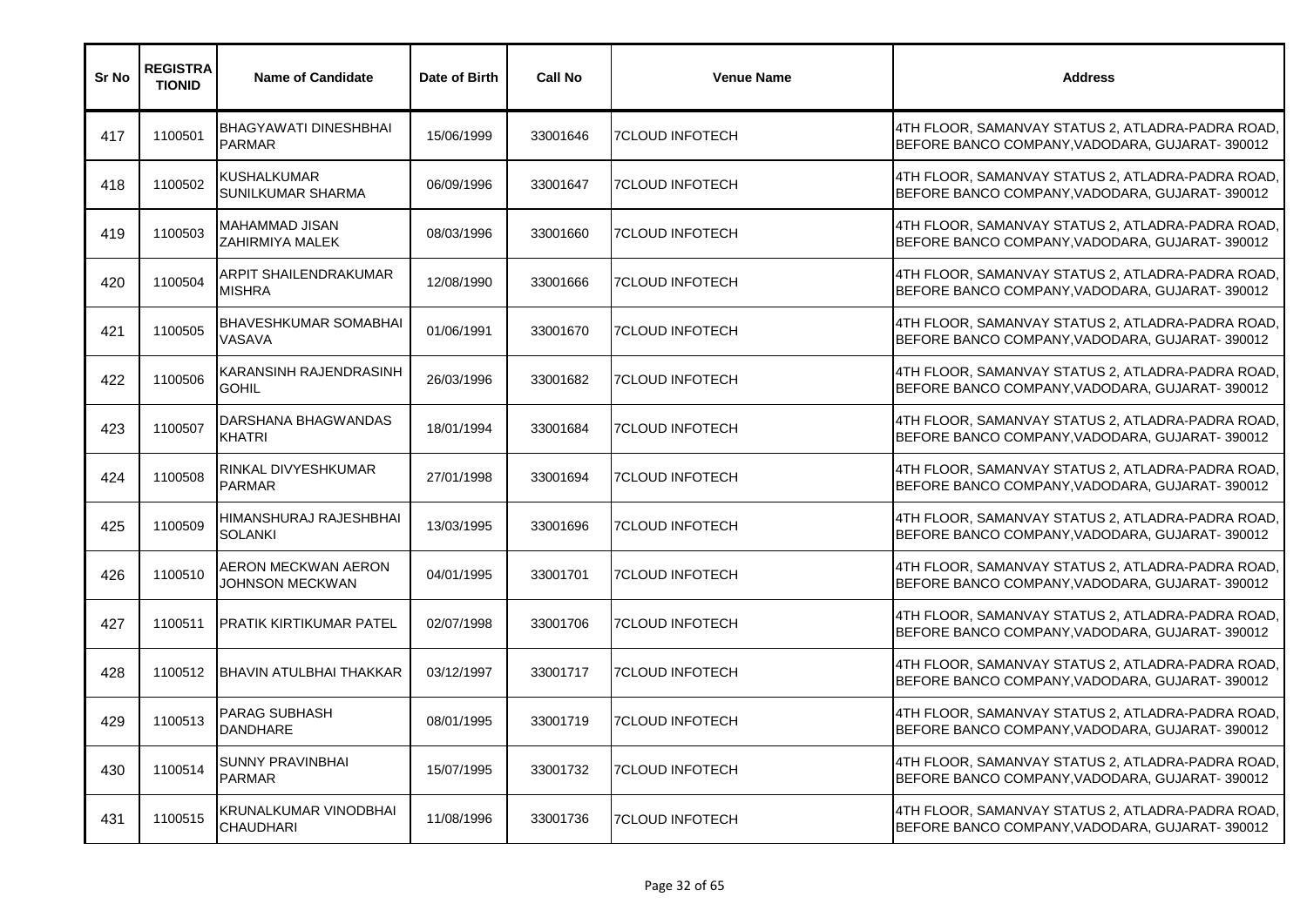| Sr No | REGISTRATIONID | Name of Candidate | Date of Birth | Call No | Venue Name | Address |
|---|---|---|---|---|---|---|
| 417 | 1100501 | BHAGYAWATI DINESHBHAI PARMAR | 15/06/1999 | 33001646 | 7CLOUD INFOTECH | 4TH FLOOR, SAMANVAY STATUS 2, ATLADRA-PADRA ROAD, BEFORE BANCO COMPANY,VADODARA, GUJARAT- 390012 |
| 418 | 1100502 | KUSHALKUMAR SUNILKUMAR SHARMA | 06/09/1996 | 33001647 | 7CLOUD INFOTECH | 4TH FLOOR, SAMANVAY STATUS 2, ATLADRA-PADRA ROAD, BEFORE BANCO COMPANY,VADODARA, GUJARAT- 390012 |
| 419 | 1100503 | MAHAMMAD JISAN ZAHIRMIYA MALEK | 08/03/1996 | 33001660 | 7CLOUD INFOTECH | 4TH FLOOR, SAMANVAY STATUS 2, ATLADRA-PADRA ROAD, BEFORE BANCO COMPANY,VADODARA, GUJARAT- 390012 |
| 420 | 1100504 | ARPIT SHAILENDRAKUMAR MISHRA | 12/08/1990 | 33001666 | 7CLOUD INFOTECH | 4TH FLOOR, SAMANVAY STATUS 2, ATLADRA-PADRA ROAD, BEFORE BANCO COMPANY,VADODARA, GUJARAT- 390012 |
| 421 | 1100505 | BHAVESHKUMAR SOMABHAI VASAVA | 01/06/1991 | 33001670 | 7CLOUD INFOTECH | 4TH FLOOR, SAMANVAY STATUS 2, ATLADRA-PADRA ROAD, BEFORE BANCO COMPANY,VADODARA, GUJARAT- 390012 |
| 422 | 1100506 | KARANSINH RAJENDRASINH GOHIL | 26/03/1996 | 33001682 | 7CLOUD INFOTECH | 4TH FLOOR, SAMANVAY STATUS 2, ATLADRA-PADRA ROAD, BEFORE BANCO COMPANY,VADODARA, GUJARAT- 390012 |
| 423 | 1100507 | DARSHANA BHAGWANDAS KHATRI | 18/01/1994 | 33001684 | 7CLOUD INFOTECH | 4TH FLOOR, SAMANVAY STATUS 2, ATLADRA-PADRA ROAD, BEFORE BANCO COMPANY,VADODARA, GUJARAT- 390012 |
| 424 | 1100508 | RINKAL DIVYESHKUMAR PARMAR | 27/01/1998 | 33001694 | 7CLOUD INFOTECH | 4TH FLOOR, SAMANVAY STATUS 2, ATLADRA-PADRA ROAD, BEFORE BANCO COMPANY,VADODARA, GUJARAT- 390012 |
| 425 | 1100509 | HIMANSHURAJ RAJESHBHAI SOLANKI | 13/03/1995 | 33001696 | 7CLOUD INFOTECH | 4TH FLOOR, SAMANVAY STATUS 2, ATLADRA-PADRA ROAD, BEFORE BANCO COMPANY,VADODARA, GUJARAT- 390012 |
| 426 | 1100510 | AERON MECKWAN AERON JOHNSON MECKWAN | 04/01/1995 | 33001701 | 7CLOUD INFOTECH | 4TH FLOOR, SAMANVAY STATUS 2, ATLADRA-PADRA ROAD, BEFORE BANCO COMPANY,VADODARA, GUJARAT- 390012 |
| 427 | 1100511 | PRATIK KIRTIKUMAR PATEL | 02/07/1998 | 33001706 | 7CLOUD INFOTECH | 4TH FLOOR, SAMANVAY STATUS 2, ATLADRA-PADRA ROAD, BEFORE BANCO COMPANY,VADODARA, GUJARAT- 390012 |
| 428 | 1100512 | BHAVIN ATULBHAI THAKKAR | 03/12/1997 | 33001717 | 7CLOUD INFOTECH | 4TH FLOOR, SAMANVAY STATUS 2, ATLADRA-PADRA ROAD, BEFORE BANCO COMPANY,VADODARA, GUJARAT- 390012 |
| 429 | 1100513 | PARAG SUBHASH DANDHARE | 08/01/1995 | 33001719 | 7CLOUD INFOTECH | 4TH FLOOR, SAMANVAY STATUS 2, ATLADRA-PADRA ROAD, BEFORE BANCO COMPANY,VADODARA, GUJARAT- 390012 |
| 430 | 1100514 | SUNNY PRAVINBHAI PARMAR | 15/07/1995 | 33001732 | 7CLOUD INFOTECH | 4TH FLOOR, SAMANVAY STATUS 2, ATLADRA-PADRA ROAD, BEFORE BANCO COMPANY,VADODARA, GUJARAT- 390012 |
| 431 | 1100515 | KRUNALKUMAR VINODBHAI CHAUDHARI | 11/08/1996 | 33001736 | 7CLOUD INFOTECH | 4TH FLOOR, SAMANVAY STATUS 2, ATLADRA-PADRA ROAD, BEFORE BANCO COMPANY,VADODARA, GUJARAT- 390012 |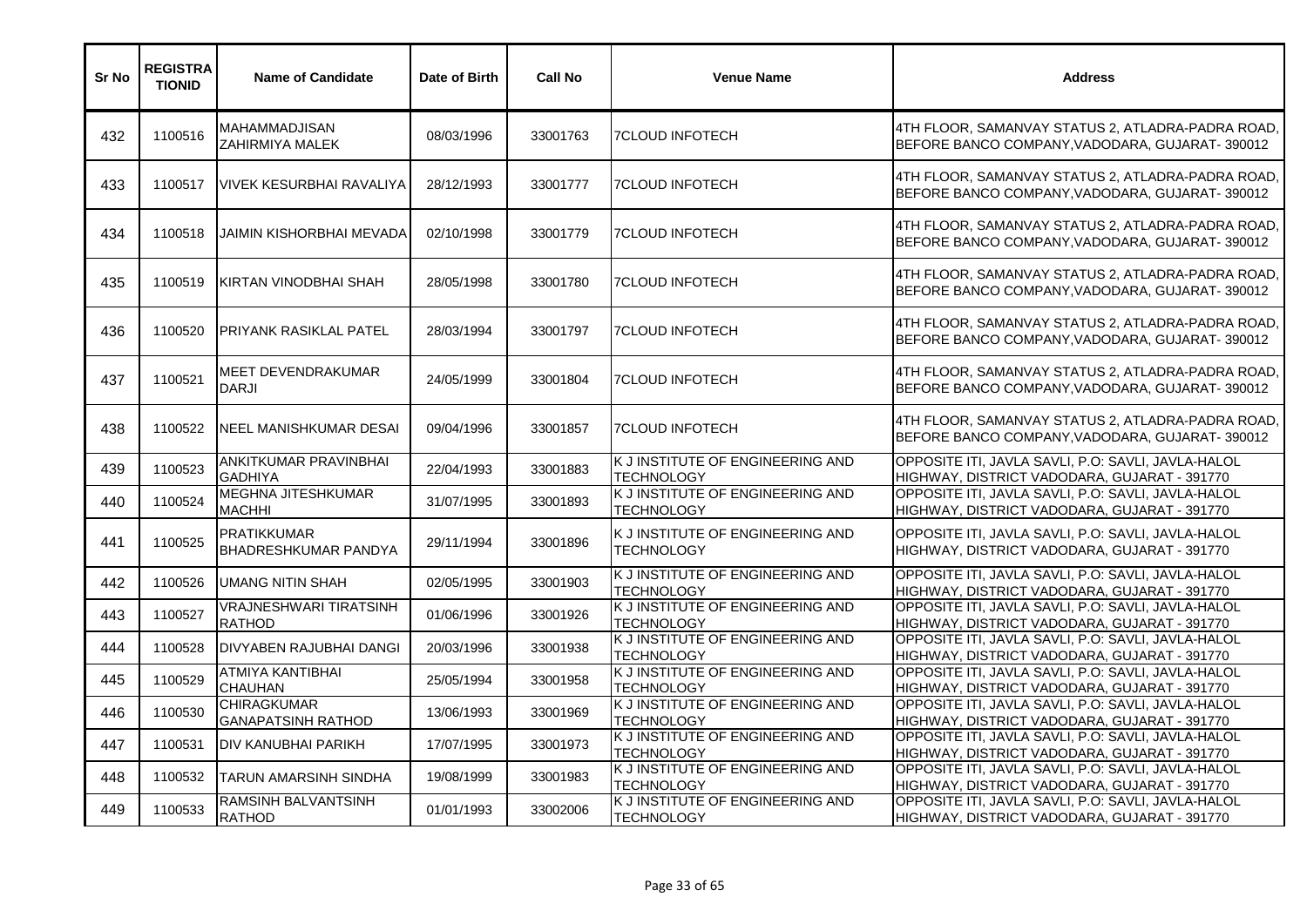| Sr No | REGISTRATIONID | Name of Candidate | Date of Birth | Call No | Venue Name | Address |
| --- | --- | --- | --- | --- | --- | --- |
| 432 | 1100516 | MAHAMMADJISAN ZAHIRMIYA MALEK | 08/03/1996 | 33001763 | 7CLOUD INFOTECH | 4TH FLOOR, SAMANVAY STATUS 2, ATLADRA-PADRA ROAD, BEFORE BANCO COMPANY,VADODARA, GUJARAT- 390012 |
| 433 | 1100517 | VIVEK KESURBHAI RAVALIYA | 28/12/1993 | 33001777 | 7CLOUD INFOTECH | 4TH FLOOR, SAMANVAY STATUS 2, ATLADRA-PADRA ROAD, BEFORE BANCO COMPANY,VADODARA, GUJARAT- 390012 |
| 434 | 1100518 | JAIMIN KISHORBHAI MEVADA | 02/10/1998 | 33001779 | 7CLOUD INFOTECH | 4TH FLOOR, SAMANVAY STATUS 2, ATLADRA-PADRA ROAD, BEFORE BANCO COMPANY,VADODARA, GUJARAT- 390012 |
| 435 | 1100519 | KIRTAN VINODBHAI SHAH | 28/05/1998 | 33001780 | 7CLOUD INFOTECH | 4TH FLOOR, SAMANVAY STATUS 2, ATLADRA-PADRA ROAD, BEFORE BANCO COMPANY,VADODARA, GUJARAT- 390012 |
| 436 | 1100520 | PRIYANK RASIKLAL PATEL | 28/03/1994 | 33001797 | 7CLOUD INFOTECH | 4TH FLOOR, SAMANVAY STATUS 2, ATLADRA-PADRA ROAD, BEFORE BANCO COMPANY,VADODARA, GUJARAT- 390012 |
| 437 | 1100521 | MEET DEVENDRAKUMAR DARJI | 24/05/1999 | 33001804 | 7CLOUD INFOTECH | 4TH FLOOR, SAMANVAY STATUS 2, ATLADRA-PADRA ROAD, BEFORE BANCO COMPANY,VADODARA, GUJARAT- 390012 |
| 438 | 1100522 | NEEL MANISHKUMAR DESAI | 09/04/1996 | 33001857 | 7CLOUD INFOTECH | 4TH FLOOR, SAMANVAY STATUS 2, ATLADRA-PADRA ROAD, BEFORE BANCO COMPANY,VADODARA, GUJARAT- 390012 |
| 439 | 1100523 | ANKITKUMAR PRAVINBHAI GADHIYA | 22/04/1993 | 33001883 | K J INSTITUTE OF ENGINEERING AND TECHNOLOGY | OPPOSITE ITI, JAVLA SAVLI, P.O: SAVLI, JAVLA-HALOL HIGHWAY, DISTRICT VADODARA, GUJARAT - 391770 |
| 440 | 1100524 | MEGHNA JITESHKUMAR MACHHI | 31/07/1995 | 33001893 | K J INSTITUTE OF ENGINEERING AND TECHNOLOGY | OPPOSITE ITI, JAVLA SAVLI, P.O: SAVLI, JAVLA-HALOL HIGHWAY, DISTRICT VADODARA, GUJARAT - 391770 |
| 441 | 1100525 | PRATIKKUMAR BHADRESHKUMAR PANDYA | 29/11/1994 | 33001896 | K J INSTITUTE OF ENGINEERING AND TECHNOLOGY | OPPOSITE ITI, JAVLA SAVLI, P.O: SAVLI, JAVLA-HALOL HIGHWAY, DISTRICT VADODARA, GUJARAT - 391770 |
| 442 | 1100526 | UMANG NITIN SHAH | 02/05/1995 | 33001903 | K J INSTITUTE OF ENGINEERING AND TECHNOLOGY | OPPOSITE ITI, JAVLA SAVLI, P.O: SAVLI, JAVLA-HALOL HIGHWAY, DISTRICT VADODARA, GUJARAT - 391770 |
| 443 | 1100527 | VRAJNESHWARI TIRATSINH RATHOD | 01/06/1996 | 33001926 | K J INSTITUTE OF ENGINEERING AND TECHNOLOGY | OPPOSITE ITI, JAVLA SAVLI, P.O: SAVLI, JAVLA-HALOL HIGHWAY, DISTRICT VADODARA, GUJARAT - 391770 |
| 444 | 1100528 | DIVYABEN RAJUBHAI DANGI | 20/03/1996 | 33001938 | K J INSTITUTE OF ENGINEERING AND TECHNOLOGY | OPPOSITE ITI, JAVLA SAVLI, P.O: SAVLI, JAVLA-HALOL HIGHWAY, DISTRICT VADODARA, GUJARAT - 391770 |
| 445 | 1100529 | ATMIYA KANTIBHAI CHAUHAN | 25/05/1994 | 33001958 | K J INSTITUTE OF ENGINEERING AND TECHNOLOGY | OPPOSITE ITI, JAVLA SAVLI, P.O: SAVLI, JAVLA-HALOL HIGHWAY, DISTRICT VADODARA, GUJARAT - 391770 |
| 446 | 1100530 | CHIRAGKUMAR GANAPATSINH RATHOD | 13/06/1993 | 33001969 | K J INSTITUTE OF ENGINEERING AND TECHNOLOGY | OPPOSITE ITI, JAVLA SAVLI, P.O: SAVLI, JAVLA-HALOL HIGHWAY, DISTRICT VADODARA, GUJARAT - 391770 |
| 447 | 1100531 | DIV KANUBHAI PARIKH | 17/07/1995 | 33001973 | K J INSTITUTE OF ENGINEERING AND TECHNOLOGY | OPPOSITE ITI, JAVLA SAVLI, P.O: SAVLI, JAVLA-HALOL HIGHWAY, DISTRICT VADODARA, GUJARAT - 391770 |
| 448 | 1100532 | TARUN AMARSINH SINDHA | 19/08/1999 | 33001983 | K J INSTITUTE OF ENGINEERING AND TECHNOLOGY | OPPOSITE ITI, JAVLA SAVLI, P.O: SAVLI, JAVLA-HALOL HIGHWAY, DISTRICT VADODARA, GUJARAT - 391770 |
| 449 | 1100533 | RAMSINH BALVANTSINH RATHOD | 01/01/1993 | 33002006 | K J INSTITUTE OF ENGINEERING AND TECHNOLOGY | OPPOSITE ITI, JAVLA SAVLI, P.O: SAVLI, JAVLA-HALOL HIGHWAY, DISTRICT VADODARA, GUJARAT - 391770 |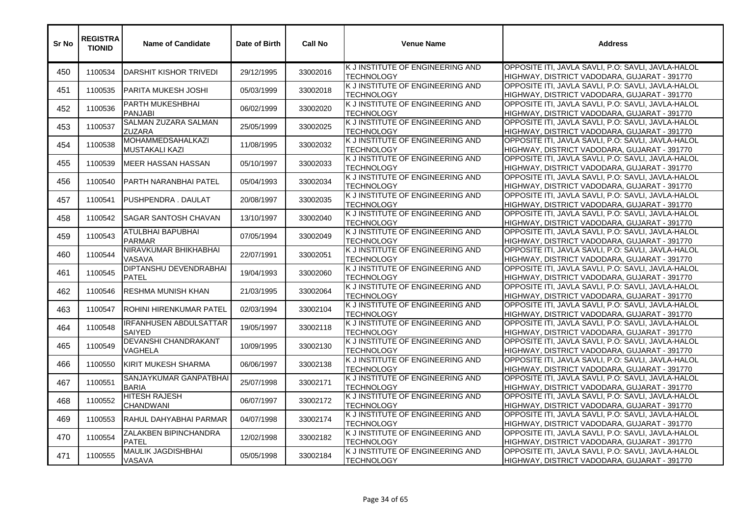| Sr No | REGISTRATIONID | Name of Candidate | Date of Birth | Call No | Venue Name | Address |
|---|---|---|---|---|---|---|
| 450 | 1100534 | DARSHIT KISHOR TRIVEDI | 29/12/1995 | 33002016 | K J INSTITUTE OF ENGINEERING AND TECHNOLOGY | OPPOSITE ITI, JAVLA SAVLI, P.O: SAVLI, JAVLA-HALOL HIGHWAY, DISTRICT VADODARA, GUJARAT - 391770 |
| 451 | 1100535 | PARITA MUKESH JOSHI | 05/03/1999 | 33002018 | K J INSTITUTE OF ENGINEERING AND TECHNOLOGY | OPPOSITE ITI, JAVLA SAVLI, P.O: SAVLI, JAVLA-HALOL HIGHWAY, DISTRICT VADODARA, GUJARAT - 391770 |
| 452 | 1100536 | PARTH MUKESHBHAI PANJABI | 06/02/1999 | 33002020 | K J INSTITUTE OF ENGINEERING AND TECHNOLOGY | OPPOSITE ITI, JAVLA SAVLI, P.O: SAVLI, JAVLA-HALOL HIGHWAY, DISTRICT VADODARA, GUJARAT - 391770 |
| 453 | 1100537 | SALMAN ZUZARA SALMAN ZUZARA | 25/05/1999 | 33002025 | K J INSTITUTE OF ENGINEERING AND TECHNOLOGY | OPPOSITE ITI, JAVLA SAVLI, P.O: SAVLI, JAVLA-HALOL HIGHWAY, DISTRICT VADODARA, GUJARAT - 391770 |
| 454 | 1100538 | MOHAMMEDSAHALKAZI MUSTAKALI KAZI | 11/08/1995 | 33002032 | K J INSTITUTE OF ENGINEERING AND TECHNOLOGY | OPPOSITE ITI, JAVLA SAVLI, P.O: SAVLI, JAVLA-HALOL HIGHWAY, DISTRICT VADODARA, GUJARAT - 391770 |
| 455 | 1100539 | MEER HASSAN HASSAN | 05/10/1997 | 33002033 | K J INSTITUTE OF ENGINEERING AND TECHNOLOGY | OPPOSITE ITI, JAVLA SAVLI, P.O: SAVLI, JAVLA-HALOL HIGHWAY, DISTRICT VADODARA, GUJARAT - 391770 |
| 456 | 1100540 | PARTH NARANBHAI PATEL | 05/04/1993 | 33002034 | K J INSTITUTE OF ENGINEERING AND TECHNOLOGY | OPPOSITE ITI, JAVLA SAVLI, P.O: SAVLI, JAVLA-HALOL HIGHWAY, DISTRICT VADODARA, GUJARAT - 391770 |
| 457 | 1100541 | PUSHPENDRA . DAULAT | 20/08/1997 | 33002035 | K J INSTITUTE OF ENGINEERING AND TECHNOLOGY | OPPOSITE ITI, JAVLA SAVLI, P.O: SAVLI, JAVLA-HALOL HIGHWAY, DISTRICT VADODARA, GUJARAT - 391770 |
| 458 | 1100542 | SAGAR SANTOSH CHAVAN | 13/10/1997 | 33002040 | K J INSTITUTE OF ENGINEERING AND TECHNOLOGY | OPPOSITE ITI, JAVLA SAVLI, P.O: SAVLI, JAVLA-HALOL HIGHWAY, DISTRICT VADODARA, GUJARAT - 391770 |
| 459 | 1100543 | ATULBHAI BAPUBHAI PARMAR | 07/05/1994 | 33002049 | K J INSTITUTE OF ENGINEERING AND TECHNOLOGY | OPPOSITE ITI, JAVLA SAVLI, P.O: SAVLI, JAVLA-HALOL HIGHWAY, DISTRICT VADODARA, GUJARAT - 391770 |
| 460 | 1100544 | NIRAVKUMAR BHIKHABHAI VASAVA | 22/07/1991 | 33002051 | K J INSTITUTE OF ENGINEERING AND TECHNOLOGY | OPPOSITE ITI, JAVLA SAVLI, P.O: SAVLI, JAVLA-HALOL HIGHWAY, DISTRICT VADODARA, GUJARAT - 391770 |
| 461 | 1100545 | DIPTANSHU DEVENDRABHAI PATEL | 19/04/1993 | 33002060 | K J INSTITUTE OF ENGINEERING AND TECHNOLOGY | OPPOSITE ITI, JAVLA SAVLI, P.O: SAVLI, JAVLA-HALOL HIGHWAY, DISTRICT VADODARA, GUJARAT - 391770 |
| 462 | 1100546 | RESHMA MUNISH KHAN | 21/03/1995 | 33002064 | K J INSTITUTE OF ENGINEERING AND TECHNOLOGY | OPPOSITE ITI, JAVLA SAVLI, P.O: SAVLI, JAVLA-HALOL HIGHWAY, DISTRICT VADODARA, GUJARAT - 391770 |
| 463 | 1100547 | ROHINI HIRENKUMAR PATEL | 02/03/1994 | 33002104 | K J INSTITUTE OF ENGINEERING AND TECHNOLOGY | OPPOSITE ITI, JAVLA SAVLI, P.O: SAVLI, JAVLA-HALOL HIGHWAY, DISTRICT VADODARA, GUJARAT - 391770 |
| 464 | 1100548 | IRFANHUSEN ABDULSATTAR SAIYED | 19/05/1997 | 33002118 | K J INSTITUTE OF ENGINEERING AND TECHNOLOGY | OPPOSITE ITI, JAVLA SAVLI, P.O: SAVLI, JAVLA-HALOL HIGHWAY, DISTRICT VADODARA, GUJARAT - 391770 |
| 465 | 1100549 | DEVANSHI CHANDRAKANT VAGHELA | 10/09/1995 | 33002130 | K J INSTITUTE OF ENGINEERING AND TECHNOLOGY | OPPOSITE ITI, JAVLA SAVLI, P.O: SAVLI, JAVLA-HALOL HIGHWAY, DISTRICT VADODARA, GUJARAT - 391770 |
| 466 | 1100550 | KIRIT MUKESH SHARMA | 06/06/1997 | 33002138 | K J INSTITUTE OF ENGINEERING AND TECHNOLOGY | OPPOSITE ITI, JAVLA SAVLI, P.O: SAVLI, JAVLA-HALOL HIGHWAY, DISTRICT VADODARA, GUJARAT - 391770 |
| 467 | 1100551 | SANJAYKUMAR GANPATBHAI BARIA | 25/07/1998 | 33002171 | K J INSTITUTE OF ENGINEERING AND TECHNOLOGY | OPPOSITE ITI, JAVLA SAVLI, P.O: SAVLI, JAVLA-HALOL HIGHWAY, DISTRICT VADODARA, GUJARAT - 391770 |
| 468 | 1100552 | HITESH RAJESH CHANDWANI | 06/07/1997 | 33002172 | K J INSTITUTE OF ENGINEERING AND TECHNOLOGY | OPPOSITE ITI, JAVLA SAVLI, P.O: SAVLI, JAVLA-HALOL HIGHWAY, DISTRICT VADODARA, GUJARAT - 391770 |
| 469 | 1100553 | RAHUL DAHYABHAI PARMAR | 04/07/1998 | 33002174 | K J INSTITUTE OF ENGINEERING AND TECHNOLOGY | OPPOSITE ITI, JAVLA SAVLI, P.O: SAVLI, JAVLA-HALOL HIGHWAY, DISTRICT VADODARA, GUJARAT - 391770 |
| 470 | 1100554 | ZALAKBEN BIPINCHANDRA PATEL | 12/02/1998 | 33002182 | K J INSTITUTE OF ENGINEERING AND TECHNOLOGY | OPPOSITE ITI, JAVLA SAVLI, P.O: SAVLI, JAVLA-HALOL HIGHWAY, DISTRICT VADODARA, GUJARAT - 391770 |
| 471 | 1100555 | MAULIK JAGDISHBHAI VASAVA | 05/05/1998 | 33002184 | K J INSTITUTE OF ENGINEERING AND TECHNOLOGY | OPPOSITE ITI, JAVLA SAVLI, P.O: SAVLI, JAVLA-HALOL HIGHWAY, DISTRICT VADODARA, GUJARAT - 391770 |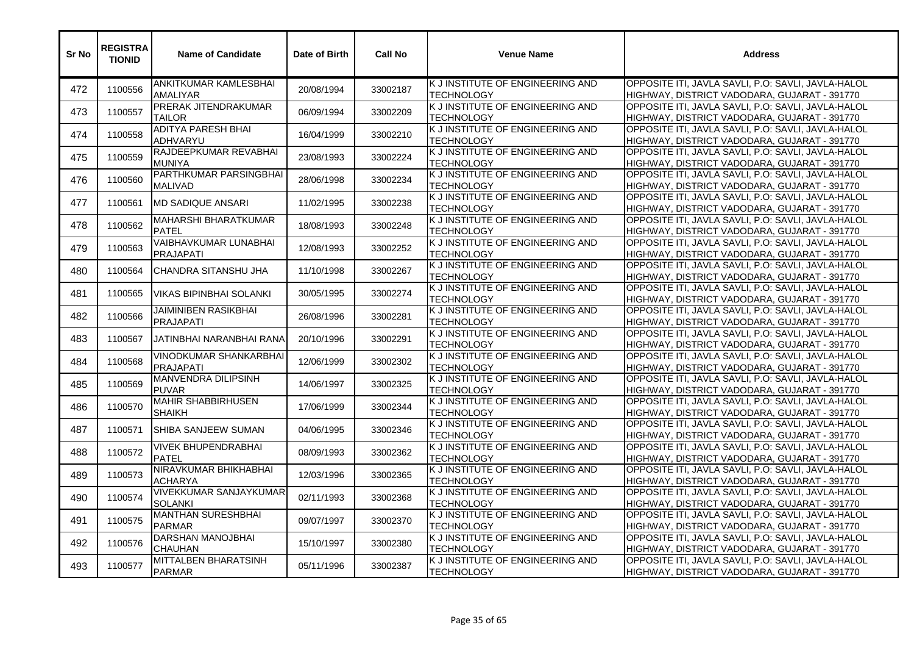| Sr No | REGISTRATIONID | Name of Candidate | Date of Birth | Call No | Venue Name | Address |
|---|---|---|---|---|---|---|
| 472 | 1100556 | ANKITKUMAR KAMLESBHAI AMALIYAR | 20/08/1994 | 33002187 | K J INSTITUTE OF ENGINEERING AND TECHNOLOGY | OPPOSITE ITI, JAVLA SAVLI, P.O: SAVLI, JAVLA-HALOL HIGHWAY, DISTRICT VADODARA, GUJARAT - 391770 |
| 473 | 1100557 | PRERAK JITENDRAKUMAR TAILOR | 06/09/1994 | 33002209 | K J INSTITUTE OF ENGINEERING AND TECHNOLOGY | OPPOSITE ITI, JAVLA SAVLI, P.O: SAVLI, JAVLA-HALOL HIGHWAY, DISTRICT VADODARA, GUJARAT - 391770 |
| 474 | 1100558 | ADITYA PARESH BHAI ADHVARYU | 16/04/1999 | 33002210 | K J INSTITUTE OF ENGINEERING AND TECHNOLOGY | OPPOSITE ITI, JAVLA SAVLI, P.O: SAVLI, JAVLA-HALOL HIGHWAY, DISTRICT VADODARA, GUJARAT - 391770 |
| 475 | 1100559 | RAJDEEPKUMAR REVABHAI MUNIYA | 23/08/1993 | 33002224 | K J INSTITUTE OF ENGINEERING AND TECHNOLOGY | OPPOSITE ITI, JAVLA SAVLI, P.O: SAVLI, JAVLA-HALOL HIGHWAY, DISTRICT VADODARA, GUJARAT - 391770 |
| 476 | 1100560 | PARTHKUMAR PARSINGBHAI MALIVAD | 28/06/1998 | 33002234 | K J INSTITUTE OF ENGINEERING AND TECHNOLOGY | OPPOSITE ITI, JAVLA SAVLI, P.O: SAVLI, JAVLA-HALOL HIGHWAY, DISTRICT VADODARA, GUJARAT - 391770 |
| 477 | 1100561 | MD SADIQUE ANSARI | 11/02/1995 | 33002238 | K J INSTITUTE OF ENGINEERING AND TECHNOLOGY | OPPOSITE ITI, JAVLA SAVLI, P.O: SAVLI, JAVLA-HALOL HIGHWAY, DISTRICT VADODARA, GUJARAT - 391770 |
| 478 | 1100562 | MAHARSHI BHARATKUMAR PATEL | 18/08/1993 | 33002248 | K J INSTITUTE OF ENGINEERING AND TECHNOLOGY | OPPOSITE ITI, JAVLA SAVLI, P.O: SAVLI, JAVLA-HALOL HIGHWAY, DISTRICT VADODARA, GUJARAT - 391770 |
| 479 | 1100563 | VAIBHAVKUMAR LUNABHAI PRAJAPATI | 12/08/1993 | 33002252 | K J INSTITUTE OF ENGINEERING AND TECHNOLOGY | OPPOSITE ITI, JAVLA SAVLI, P.O: SAVLI, JAVLA-HALOL HIGHWAY, DISTRICT VADODARA, GUJARAT - 391770 |
| 480 | 1100564 | CHANDRA SITANSHU JHA | 11/10/1998 | 33002267 | K J INSTITUTE OF ENGINEERING AND TECHNOLOGY | OPPOSITE ITI, JAVLA SAVLI, P.O: SAVLI, JAVLA-HALOL HIGHWAY, DISTRICT VADODARA, GUJARAT - 391770 |
| 481 | 1100565 | VIKAS BIPINBHAI SOLANKI | 30/05/1995 | 33002274 | K J INSTITUTE OF ENGINEERING AND TECHNOLOGY | OPPOSITE ITI, JAVLA SAVLI, P.O: SAVLI, JAVLA-HALOL HIGHWAY, DISTRICT VADODARA, GUJARAT - 391770 |
| 482 | 1100566 | JAIMINIBEN RASIKBHAI PRAJAPATI | 26/08/1996 | 33002281 | K J INSTITUTE OF ENGINEERING AND TECHNOLOGY | OPPOSITE ITI, JAVLA SAVLI, P.O: SAVLI, JAVLA-HALOL HIGHWAY, DISTRICT VADODARA, GUJARAT - 391770 |
| 483 | 1100567 | JATINBHAI NARANBHAI RANA | 20/10/1996 | 33002291 | K J INSTITUTE OF ENGINEERING AND TECHNOLOGY | OPPOSITE ITI, JAVLA SAVLI, P.O: SAVLI, JAVLA-HALOL HIGHWAY, DISTRICT VADODARA, GUJARAT - 391770 |
| 484 | 1100568 | VINODKUMAR SHANKARBHAI PRAJAPATI | 12/06/1999 | 33002302 | K J INSTITUTE OF ENGINEERING AND TECHNOLOGY | OPPOSITE ITI, JAVLA SAVLI, P.O: SAVLI, JAVLA-HALOL HIGHWAY, DISTRICT VADODARA, GUJARAT - 391770 |
| 485 | 1100569 | MANVENDRA DILIPSINH PUVAR | 14/06/1997 | 33002325 | K J INSTITUTE OF ENGINEERING AND TECHNOLOGY | OPPOSITE ITI, JAVLA SAVLI, P.O: SAVLI, JAVLA-HALOL HIGHWAY, DISTRICT VADODARA, GUJARAT - 391770 |
| 486 | 1100570 | MAHIR SHABBIRHUSEN SHAIKH | 17/06/1999 | 33002344 | K J INSTITUTE OF ENGINEERING AND TECHNOLOGY | OPPOSITE ITI, JAVLA SAVLI, P.O: SAVLI, JAVLA-HALOL HIGHWAY, DISTRICT VADODARA, GUJARAT - 391770 |
| 487 | 1100571 | SHIBA SANJEEW SUMAN | 04/06/1995 | 33002346 | K J INSTITUTE OF ENGINEERING AND TECHNOLOGY | OPPOSITE ITI, JAVLA SAVLI, P.O: SAVLI, JAVLA-HALOL HIGHWAY, DISTRICT VADODARA, GUJARAT - 391770 |
| 488 | 1100572 | VIVEK BHUPENDRABHAI PATEL | 08/09/1993 | 33002362 | K J INSTITUTE OF ENGINEERING AND TECHNOLOGY | OPPOSITE ITI, JAVLA SAVLI, P.O: SAVLI, JAVLA-HALOL HIGHWAY, DISTRICT VADODARA, GUJARAT - 391770 |
| 489 | 1100573 | NIRAVKUMAR BHIKHABHAI ACHARYA | 12/03/1996 | 33002365 | K J INSTITUTE OF ENGINEERING AND TECHNOLOGY | OPPOSITE ITI, JAVLA SAVLI, P.O: SAVLI, JAVLA-HALOL HIGHWAY, DISTRICT VADODARA, GUJARAT - 391770 |
| 490 | 1100574 | VIVEKKUMAR SANJAYKUMAR SOLANKI | 02/11/1993 | 33002368 | K J INSTITUTE OF ENGINEERING AND TECHNOLOGY | OPPOSITE ITI, JAVLA SAVLI, P.O: SAVLI, JAVLA-HALOL HIGHWAY, DISTRICT VADODARA, GUJARAT - 391770 |
| 491 | 1100575 | MANTHAN SURESHBHAI PARMAR | 09/07/1997 | 33002370 | K J INSTITUTE OF ENGINEERING AND TECHNOLOGY | OPPOSITE ITI, JAVLA SAVLI, P.O: SAVLI, JAVLA-HALOL HIGHWAY, DISTRICT VADODARA, GUJARAT - 391770 |
| 492 | 1100576 | DARSHAN MANOJBHAI CHAUHAN | 15/10/1997 | 33002380 | K J INSTITUTE OF ENGINEERING AND TECHNOLOGY | OPPOSITE ITI, JAVLA SAVLI, P.O: SAVLI, JAVLA-HALOL HIGHWAY, DISTRICT VADODARA, GUJARAT - 391770 |
| 493 | 1100577 | MITTALBEN BHARATSINH PARMAR | 05/11/1996 | 33002387 | K J INSTITUTE OF ENGINEERING AND TECHNOLOGY | OPPOSITE ITI, JAVLA SAVLI, P.O: SAVLI, JAVLA-HALOL HIGHWAY, DISTRICT VADODARA, GUJARAT - 391770 |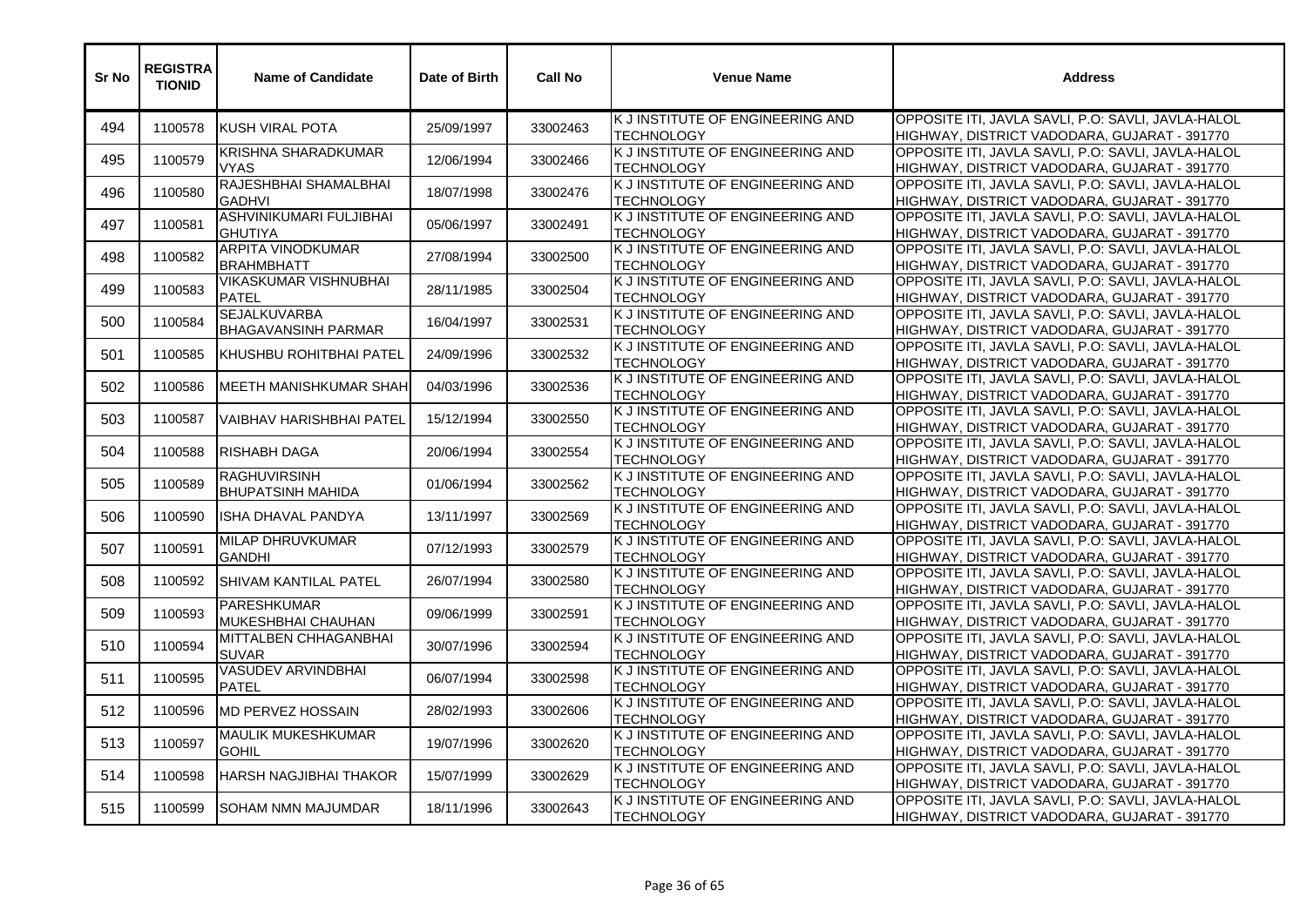| Sr No | REGISTRATIONID | Name of Candidate | Date of Birth | Call No | Venue Name | Address |
|---|---|---|---|---|---|---|
| 494 | 1100578 | KUSH VIRAL POTA | 25/09/1997 | 33002463 | K J INSTITUTE OF ENGINEERING AND TECHNOLOGY | OPPOSITE ITI, JAVLA SAVLI, P.O: SAVLI, JAVLA-HALOL HIGHWAY, DISTRICT VADODARA, GUJARAT - 391770 |
| 495 | 1100579 | KRISHNA SHARADKUMAR VYAS | 12/06/1994 | 33002466 | K J INSTITUTE OF ENGINEERING AND TECHNOLOGY | OPPOSITE ITI, JAVLA SAVLI, P.O: SAVLI, JAVLA-HALOL HIGHWAY, DISTRICT VADODARA, GUJARAT - 391770 |
| 496 | 1100580 | RAJESHBHAI SHAMALBHAI GADHVI | 18/07/1998 | 33002476 | K J INSTITUTE OF ENGINEERING AND TECHNOLOGY | OPPOSITE ITI, JAVLA SAVLI, P.O: SAVLI, JAVLA-HALOL HIGHWAY, DISTRICT VADODARA, GUJARAT - 391770 |
| 497 | 1100581 | ASHVINIKUMARI FULJIBHAI GHUTIYA | 05/06/1997 | 33002491 | K J INSTITUTE OF ENGINEERING AND TECHNOLOGY | OPPOSITE ITI, JAVLA SAVLI, P.O: SAVLI, JAVLA-HALOL HIGHWAY, DISTRICT VADODARA, GUJARAT - 391770 |
| 498 | 1100582 | ARPITA VINODKUMAR BRAHMBHATT | 27/08/1994 | 33002500 | K J INSTITUTE OF ENGINEERING AND TECHNOLOGY | OPPOSITE ITI, JAVLA SAVLI, P.O: SAVLI, JAVLA-HALOL HIGHWAY, DISTRICT VADODARA, GUJARAT - 391770 |
| 499 | 1100583 | VIKASKUMAR VISHNUBHAI PATEL | 28/11/1985 | 33002504 | K J INSTITUTE OF ENGINEERING AND TECHNOLOGY | OPPOSITE ITI, JAVLA SAVLI, P.O: SAVLI, JAVLA-HALOL HIGHWAY, DISTRICT VADODARA, GUJARAT - 391770 |
| 500 | 1100584 | SEJALKUVARBA BHAGAVANSINH PARMAR | 16/04/1997 | 33002531 | K J INSTITUTE OF ENGINEERING AND TECHNOLOGY | OPPOSITE ITI, JAVLA SAVLI, P.O: SAVLI, JAVLA-HALOL HIGHWAY, DISTRICT VADODARA, GUJARAT - 391770 |
| 501 | 1100585 | KHUSHBU ROHITBHAI PATEL | 24/09/1996 | 33002532 | K J INSTITUTE OF ENGINEERING AND TECHNOLOGY | OPPOSITE ITI, JAVLA SAVLI, P.O: SAVLI, JAVLA-HALOL HIGHWAY, DISTRICT VADODARA, GUJARAT - 391770 |
| 502 | 1100586 | MEETH MANISHKUMAR SHAH | 04/03/1996 | 33002536 | K J INSTITUTE OF ENGINEERING AND TECHNOLOGY | OPPOSITE ITI, JAVLA SAVLI, P.O: SAVLI, JAVLA-HALOL HIGHWAY, DISTRICT VADODARA, GUJARAT - 391770 |
| 503 | 1100587 | VAIBHAV HARISHBHAI PATEL | 15/12/1994 | 33002550 | K J INSTITUTE OF ENGINEERING AND TECHNOLOGY | OPPOSITE ITI, JAVLA SAVLI, P.O: SAVLI, JAVLA-HALOL HIGHWAY, DISTRICT VADODARA, GUJARAT - 391770 |
| 504 | 1100588 | RISHABH DAGA | 20/06/1994 | 33002554 | K J INSTITUTE OF ENGINEERING AND TECHNOLOGY | OPPOSITE ITI, JAVLA SAVLI, P.O: SAVLI, JAVLA-HALOL HIGHWAY, DISTRICT VADODARA, GUJARAT - 391770 |
| 505 | 1100589 | RAGHUVIRSINH BHUPATSINH MAHIDA | 01/06/1994 | 33002562 | K J INSTITUTE OF ENGINEERING AND TECHNOLOGY | OPPOSITE ITI, JAVLA SAVLI, P.O: SAVLI, JAVLA-HALOL HIGHWAY, DISTRICT VADODARA, GUJARAT - 391770 |
| 506 | 1100590 | ISHA DHAVAL PANDYA | 13/11/1997 | 33002569 | K J INSTITUTE OF ENGINEERING AND TECHNOLOGY | OPPOSITE ITI, JAVLA SAVLI, P.O: SAVLI, JAVLA-HALOL HIGHWAY, DISTRICT VADODARA, GUJARAT - 391770 |
| 507 | 1100591 | MILAP DHRUVKUMAR GANDHI | 07/12/1993 | 33002579 | K J INSTITUTE OF ENGINEERING AND TECHNOLOGY | OPPOSITE ITI, JAVLA SAVLI, P.O: SAVLI, JAVLA-HALOL HIGHWAY, DISTRICT VADODARA, GUJARAT - 391770 |
| 508 | 1100592 | SHIVAM KANTILAL PATEL | 26/07/1994 | 33002580 | K J INSTITUTE OF ENGINEERING AND TECHNOLOGY | OPPOSITE ITI, JAVLA SAVLI, P.O: SAVLI, JAVLA-HALOL HIGHWAY, DISTRICT VADODARA, GUJARAT - 391770 |
| 509 | 1100593 | PARESHKUMAR MUKESHBHAI CHAUHAN | 09/06/1999 | 33002591 | K J INSTITUTE OF ENGINEERING AND TECHNOLOGY | OPPOSITE ITI, JAVLA SAVLI, P.O: SAVLI, JAVLA-HALOL HIGHWAY, DISTRICT VADODARA, GUJARAT - 391770 |
| 510 | 1100594 | MITTALBEN CHHAGANBHAI SUVAR | 30/07/1996 | 33002594 | K J INSTITUTE OF ENGINEERING AND TECHNOLOGY | OPPOSITE ITI, JAVLA SAVLI, P.O: SAVLI, JAVLA-HALOL HIGHWAY, DISTRICT VADODARA, GUJARAT - 391770 |
| 511 | 1100595 | VASUDEV ARVINDBHAI PATEL | 06/07/1994 | 33002598 | K J INSTITUTE OF ENGINEERING AND TECHNOLOGY | OPPOSITE ITI, JAVLA SAVLI, P.O: SAVLI, JAVLA-HALOL HIGHWAY, DISTRICT VADODARA, GUJARAT - 391770 |
| 512 | 1100596 | MD PERVEZ HOSSAIN | 28/02/1993 | 33002606 | K J INSTITUTE OF ENGINEERING AND TECHNOLOGY | OPPOSITE ITI, JAVLA SAVLI, P.O: SAVLI, JAVLA-HALOL HIGHWAY, DISTRICT VADODARA, GUJARAT - 391770 |
| 513 | 1100597 | MAULIK MUKESHKUMAR GOHIL | 19/07/1996 | 33002620 | K J INSTITUTE OF ENGINEERING AND TECHNOLOGY | OPPOSITE ITI, JAVLA SAVLI, P.O: SAVLI, JAVLA-HALOL HIGHWAY, DISTRICT VADODARA, GUJARAT - 391770 |
| 514 | 1100598 | HARSH NAGJIBHAI THAKOR | 15/07/1999 | 33002629 | K J INSTITUTE OF ENGINEERING AND TECHNOLOGY | OPPOSITE ITI, JAVLA SAVLI, P.O: SAVLI, JAVLA-HALOL HIGHWAY, DISTRICT VADODARA, GUJARAT - 391770 |
| 515 | 1100599 | SOHAM NMN MAJUMDAR | 18/11/1996 | 33002643 | K J INSTITUTE OF ENGINEERING AND TECHNOLOGY | OPPOSITE ITI, JAVLA SAVLI, P.O: SAVLI, JAVLA-HALOL HIGHWAY, DISTRICT VADODARA, GUJARAT - 391770 |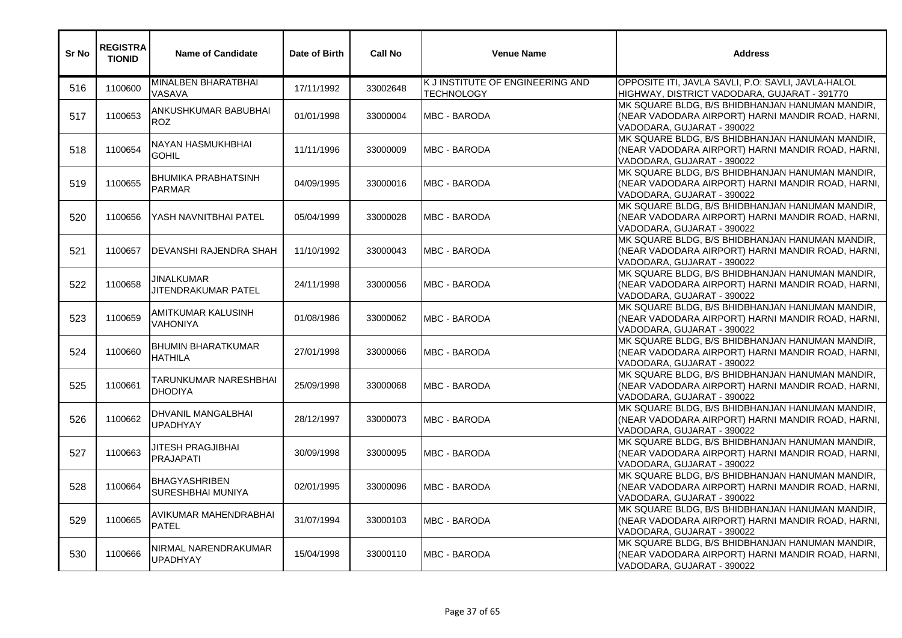| Sr No | REGISTRATIONID | Name of Candidate | Date of Birth | Call No | Venue Name | Address |
|---|---|---|---|---|---|---|
| 516 | 1100600 | MINALBEN BHARATBHAI VASAVA | 17/11/1992 | 33002648 | K J INSTITUTE OF ENGINEERING AND TECHNOLOGY | OPPOSITE ITI, JAVLA SAVLI, P.O: SAVLI, JAVLA-HALOL HIGHWAY, DISTRICT VADODARA, GUJARAT - 391770 |
| 517 | 1100653 | ANKUSHKUMAR BABUBHAI ROZ | 01/01/1998 | 33000004 | MBC - BARODA | MK SQUARE BLDG, B/S BHIDBHANJAN HANUMAN MANDIR, (NEAR VADODARA AIRPORT) HARNI MANDIR ROAD, HARNI, VADODARA, GUJARAT - 390022 |
| 518 | 1100654 | NAYAN HASMUKHBHAI GOHIL | 11/11/1996 | 33000009 | MBC - BARODA | MK SQUARE BLDG, B/S BHIDBHANJAN HANUMAN MANDIR, (NEAR VADODARA AIRPORT) HARNI MANDIR ROAD, HARNI, VADODARA, GUJARAT - 390022 |
| 519 | 1100655 | BHUMIKA PRABHATSINH PARMAR | 04/09/1995 | 33000016 | MBC - BARODA | MK SQUARE BLDG, B/S BHIDBHANJAN HANUMAN MANDIR, (NEAR VADODARA AIRPORT) HARNI MANDIR ROAD, HARNI, VADODARA, GUJARAT - 390022 |
| 520 | 1100656 | YASH NAVNITBHAI PATEL | 05/04/1999 | 33000028 | MBC - BARODA | MK SQUARE BLDG, B/S BHIDBHANJAN HANUMAN MANDIR, (NEAR VADODARA AIRPORT) HARNI MANDIR ROAD, HARNI, VADODARA, GUJARAT - 390022 |
| 521 | 1100657 | DEVANSHI RAJENDRA SHAH | 11/10/1992 | 33000043 | MBC - BARODA | MK SQUARE BLDG, B/S BHIDBHANJAN HANUMAN MANDIR, (NEAR VADODARA AIRPORT) HARNI MANDIR ROAD, HARNI, VADODARA, GUJARAT - 390022 |
| 522 | 1100658 | JINALKUMAR JITENDRAKUMAR PATEL | 24/11/1998 | 33000056 | MBC - BARODA | MK SQUARE BLDG, B/S BHIDBHANJAN HANUMAN MANDIR, (NEAR VADODARA AIRPORT) HARNI MANDIR ROAD, HARNI, VADODARA, GUJARAT - 390022 |
| 523 | 1100659 | AMITKUMAR KALUSINH VAHONIYA | 01/08/1986 | 33000062 | MBC - BARODA | MK SQUARE BLDG, B/S BHIDBHANJAN HANUMAN MANDIR, (NEAR VADODARA AIRPORT) HARNI MANDIR ROAD, HARNI, VADODARA, GUJARAT - 390022 |
| 524 | 1100660 | BHUMIN BHARATKUMAR HATHILA | 27/01/1998 | 33000066 | MBC - BARODA | MK SQUARE BLDG, B/S BHIDBHANJAN HANUMAN MANDIR, (NEAR VADODARA AIRPORT) HARNI MANDIR ROAD, HARNI, VADODARA, GUJARAT - 390022 |
| 525 | 1100661 | TARUNKUMAR NARESHBHAI DHODIYA | 25/09/1998 | 33000068 | MBC - BARODA | MK SQUARE BLDG, B/S BHIDBHANJAN HANUMAN MANDIR, (NEAR VADODARA AIRPORT) HARNI MANDIR ROAD, HARNI, VADODARA, GUJARAT - 390022 |
| 526 | 1100662 | DHVANIL MANGALBHAI UPADHYAY | 28/12/1997 | 33000073 | MBC - BARODA | MK SQUARE BLDG, B/S BHIDBHANJAN HANUMAN MANDIR, (NEAR VADODARA AIRPORT) HARNI MANDIR ROAD, HARNI, VADODARA, GUJARAT - 390022 |
| 527 | 1100663 | JITESH PRAGJIBHAI PRAJAPATI | 30/09/1998 | 33000095 | MBC - BARODA | MK SQUARE BLDG, B/S BHIDBHANJAN HANUMAN MANDIR, (NEAR VADODARA AIRPORT) HARNI MANDIR ROAD, HARNI, VADODARA, GUJARAT - 390022 |
| 528 | 1100664 | BHAGYASHRIBEN SURESHBHAI MUNIYA | 02/01/1995 | 33000096 | MBC - BARODA | MK SQUARE BLDG, B/S BHIDBHANJAN HANUMAN MANDIR, (NEAR VADODARA AIRPORT) HARNI MANDIR ROAD, HARNI, VADODARA, GUJARAT - 390022 |
| 529 | 1100665 | AVIKUMAR MAHENDRABHAI PATEL | 31/07/1994 | 33000103 | MBC - BARODA | MK SQUARE BLDG, B/S BHIDBHANJAN HANUMAN MANDIR, (NEAR VADODARA AIRPORT) HARNI MANDIR ROAD, HARNI, VADODARA, GUJARAT - 390022 |
| 530 | 1100666 | NIRMAL NARENDRAKUMAR UPADHYAY | 15/04/1998 | 33000110 | MBC - BARODA | MK SQUARE BLDG, B/S BHIDBHANJAN HANUMAN MANDIR, (NEAR VADODARA AIRPORT) HARNI MANDIR ROAD, HARNI, VADODARA, GUJARAT - 390022 |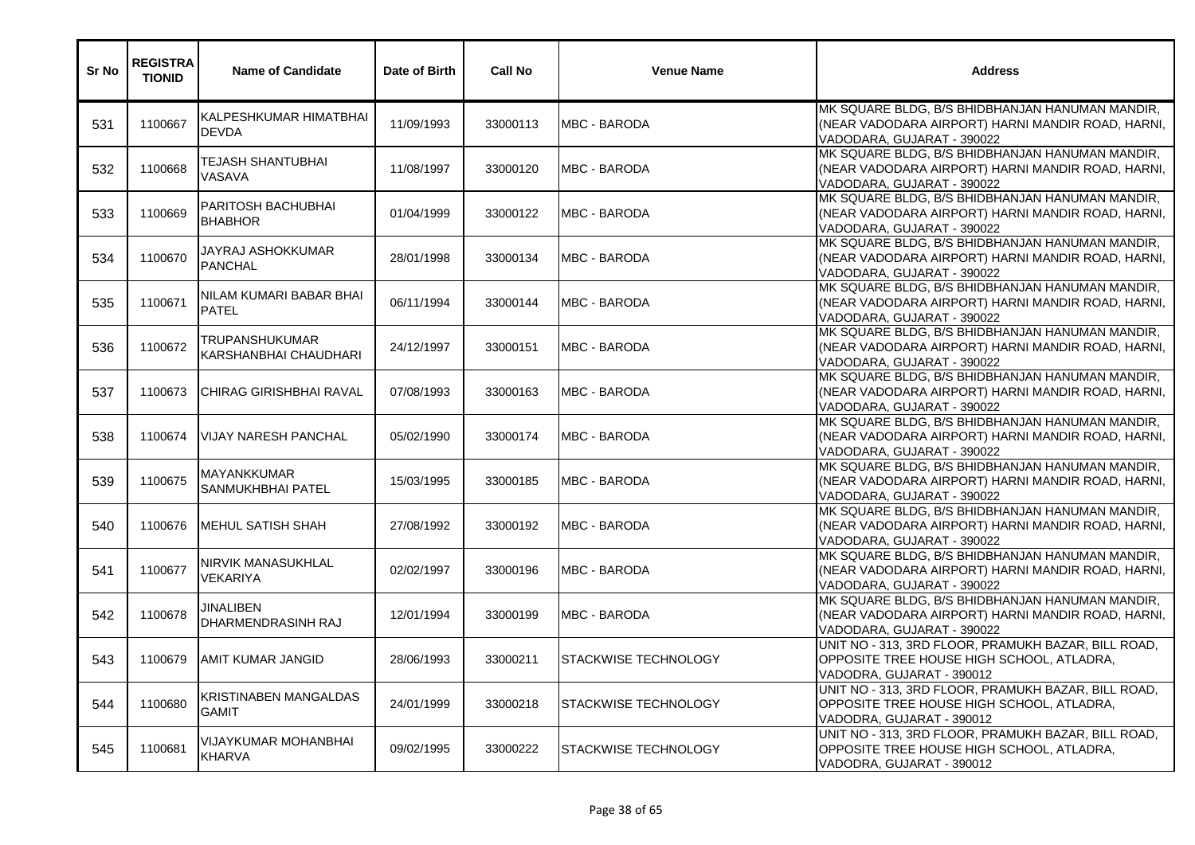| Sr No | REGISTRATIONID | Name of Candidate | Date of Birth | Call No | Venue Name | Address |
|---|---|---|---|---|---|---|
| 531 | 1100667 | KALPESHKUMAR HIMATBHAI DEVDA | 11/09/1993 | 33000113 | MBC - BARODA | MK SQUARE BLDG, B/S BHIDBHANJAN HANUMAN MANDIR, (NEAR VADODARA AIRPORT) HARNI MANDIR ROAD, HARNI, VADODARA, GUJARAT - 390022 |
| 532 | 1100668 | TEJASH SHANTUBHAI VASAVA | 11/08/1997 | 33000120 | MBC - BARODA | MK SQUARE BLDG, B/S BHIDBHANJAN HANUMAN MANDIR, (NEAR VADODARA AIRPORT) HARNI MANDIR ROAD, HARNI, VADODARA, GUJARAT - 390022 |
| 533 | 1100669 | PARITOSH BACHUBHAI BHABHOR | 01/04/1999 | 33000122 | MBC - BARODA | MK SQUARE BLDG, B/S BHIDBHANJAN HANUMAN MANDIR, (NEAR VADODARA AIRPORT) HARNI MANDIR ROAD, HARNI, VADODARA, GUJARAT - 390022 |
| 534 | 1100670 | JAYRAJ ASHOKKUMAR PANCHAL | 28/01/1998 | 33000134 | MBC - BARODA | MK SQUARE BLDG, B/S BHIDBHANJAN HANUMAN MANDIR, (NEAR VADODARA AIRPORT) HARNI MANDIR ROAD, HARNI, VADODARA, GUJARAT - 390022 |
| 535 | 1100671 | NILAM KUMARI BABAR BHAI PATEL | 06/11/1994 | 33000144 | MBC - BARODA | MK SQUARE BLDG, B/S BHIDBHANJAN HANUMAN MANDIR, (NEAR VADODARA AIRPORT) HARNI MANDIR ROAD, HARNI, VADODARA, GUJARAT - 390022 |
| 536 | 1100672 | TRUPANSHUKUMAR KARSHANBHAI CHAUDHARI | 24/12/1997 | 33000151 | MBC - BARODA | MK SQUARE BLDG, B/S BHIDBHANJAN HANUMAN MANDIR, (NEAR VADODARA AIRPORT) HARNI MANDIR ROAD, HARNI, VADODARA, GUJARAT - 390022 |
| 537 | 1100673 | CHIRAG GIRISHBHAI RAVAL | 07/08/1993 | 33000163 | MBC - BARODA | MK SQUARE BLDG, B/S BHIDBHANJAN HANUMAN MANDIR, (NEAR VADODARA AIRPORT) HARNI MANDIR ROAD, HARNI, VADODARA, GUJARAT - 390022 |
| 538 | 1100674 | VIJAY NARESH PANCHAL | 05/02/1990 | 33000174 | MBC - BARODA | MK SQUARE BLDG, B/S BHIDBHANJAN HANUMAN MANDIR, (NEAR VADODARA AIRPORT) HARNI MANDIR ROAD, HARNI, VADODARA, GUJARAT - 390022 |
| 539 | 1100675 | MAYANKKUMAR SANMUKHBHAI PATEL | 15/03/1995 | 33000185 | MBC - BARODA | MK SQUARE BLDG, B/S BHIDBHANJAN HANUMAN MANDIR, (NEAR VADODARA AIRPORT) HARNI MANDIR ROAD, HARNI, VADODARA, GUJARAT - 390022 |
| 540 | 1100676 | MEHUL SATISH SHAH | 27/08/1992 | 33000192 | MBC - BARODA | MK SQUARE BLDG, B/S BHIDBHANJAN HANUMAN MANDIR, (NEAR VADODARA AIRPORT) HARNI MANDIR ROAD, HARNI, VADODARA, GUJARAT - 390022 |
| 541 | 1100677 | NIRVIK MANASUKHLAL VEKARIYA | 02/02/1997 | 33000196 | MBC - BARODA | MK SQUARE BLDG, B/S BHIDBHANJAN HANUMAN MANDIR, (NEAR VADODARA AIRPORT) HARNI MANDIR ROAD, HARNI, VADODARA, GUJARAT - 390022 |
| 542 | 1100678 | JINALIBEN DHARMENDRASINH RAJ | 12/01/1994 | 33000199 | MBC - BARODA | MK SQUARE BLDG, B/S BHIDBHANJAN HANUMAN MANDIR, (NEAR VADODARA AIRPORT) HARNI MANDIR ROAD, HARNI, VADODARA, GUJARAT - 390022 |
| 543 | 1100679 | AMIT KUMAR JANGID | 28/06/1993 | 33000211 | STACKWISE TECHNOLOGY | UNIT NO - 313, 3RD FLOOR, PRAMUKH BAZAR, BILL ROAD, OPPOSITE TREE HOUSE HIGH SCHOOL, ATLADRA, VADODRA, GUJARAT - 390012 |
| 544 | 1100680 | KRISTINABEN MANGALDAS GAMIT | 24/01/1999 | 33000218 | STACKWISE TECHNOLOGY | UNIT NO - 313, 3RD FLOOR, PRAMUKH BAZAR, BILL ROAD, OPPOSITE TREE HOUSE HIGH SCHOOL, ATLADRA, VADODRA, GUJARAT - 390012 |
| 545 | 1100681 | VIJAYKUMAR MOHANBHAI KHARVA | 09/02/1995 | 33000222 | STACKWISE TECHNOLOGY | UNIT NO - 313, 3RD FLOOR, PRAMUKH BAZAR, BILL ROAD, OPPOSITE TREE HOUSE HIGH SCHOOL, ATLADRA, VADODRA, GUJARAT - 390012 |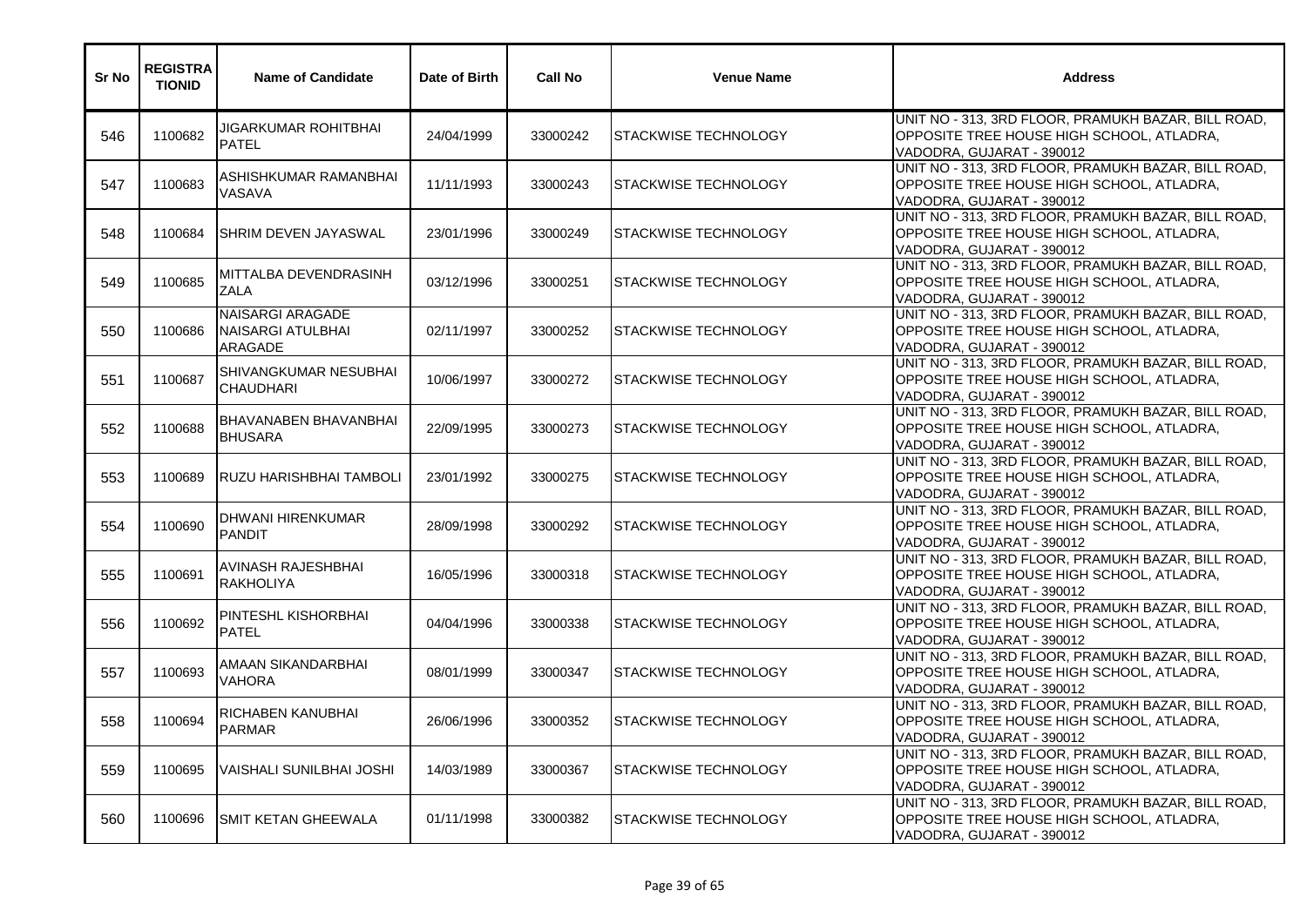| Sr No | REGISTRATIONID | Name of Candidate | Date of Birth | Call No | Venue Name | Address |
|---|---|---|---|---|---|---|
| 546 | 1100682 | JIGARKUMAR ROHITBHAI PATEL | 24/04/1999 | 33000242 | STACKWISE TECHNOLOGY | UNIT NO - 313, 3RD FLOOR, PRAMUKH BAZAR, BILL ROAD, OPPOSITE TREE HOUSE HIGH SCHOOL, ATLADRA, VADODRA, GUJARAT - 390012 |
| 547 | 1100683 | ASHISHKUMAR RAMANBHAI VASAVA | 11/11/1993 | 33000243 | STACKWISE TECHNOLOGY | UNIT NO - 313, 3RD FLOOR, PRAMUKH BAZAR, BILL ROAD, OPPOSITE TREE HOUSE HIGH SCHOOL, ATLADRA, VADODRA, GUJARAT - 390012 |
| 548 | 1100684 | SHRIM DEVEN JAYASWAL | 23/01/1996 | 33000249 | STACKWISE TECHNOLOGY | UNIT NO - 313, 3RD FLOOR, PRAMUKH BAZAR, BILL ROAD, OPPOSITE TREE HOUSE HIGH SCHOOL, ATLADRA, VADODRA, GUJARAT - 390012 |
| 549 | 1100685 | MITTALBA DEVENDRASINH ZALA | 03/12/1996 | 33000251 | STACKWISE TECHNOLOGY | UNIT NO - 313, 3RD FLOOR, PRAMUKH BAZAR, BILL ROAD, OPPOSITE TREE HOUSE HIGH SCHOOL, ATLADRA, VADODRA, GUJARAT - 390012 |
| 550 | 1100686 | NAISARGI ARAGADE NAISARGI ATULBHAI ARAGADE | 02/11/1997 | 33000252 | STACKWISE TECHNOLOGY | UNIT NO - 313, 3RD FLOOR, PRAMUKH BAZAR, BILL ROAD, OPPOSITE TREE HOUSE HIGH SCHOOL, ATLADRA, VADODRA, GUJARAT - 390012 |
| 551 | 1100687 | SHIVANGKUMAR NESUBHAI CHAUDHARI | 10/06/1997 | 33000272 | STACKWISE TECHNOLOGY | UNIT NO - 313, 3RD FLOOR, PRAMUKH BAZAR, BILL ROAD, OPPOSITE TREE HOUSE HIGH SCHOOL, ATLADRA, VADODRA, GUJARAT - 390012 |
| 552 | 1100688 | BHAVANABEN BHAVANBHAI BHUSARA | 22/09/1995 | 33000273 | STACKWISE TECHNOLOGY | UNIT NO - 313, 3RD FLOOR, PRAMUKH BAZAR, BILL ROAD, OPPOSITE TREE HOUSE HIGH SCHOOL, ATLADRA, VADODRA, GUJARAT - 390012 |
| 553 | 1100689 | RUZU HARISHBHAI TAMBOLI | 23/01/1992 | 33000275 | STACKWISE TECHNOLOGY | UNIT NO - 313, 3RD FLOOR, PRAMUKH BAZAR, BILL ROAD, OPPOSITE TREE HOUSE HIGH SCHOOL, ATLADRA, VADODRA, GUJARAT - 390012 |
| 554 | 1100690 | DHWANI HIRENKUMAR PANDIT | 28/09/1998 | 33000292 | STACKWISE TECHNOLOGY | UNIT NO - 313, 3RD FLOOR, PRAMUKH BAZAR, BILL ROAD, OPPOSITE TREE HOUSE HIGH SCHOOL, ATLADRA, VADODRA, GUJARAT - 390012 |
| 555 | 1100691 | AVINASH RAJESHBHAI RAKHOLIYA | 16/05/1996 | 33000318 | STACKWISE TECHNOLOGY | UNIT NO - 313, 3RD FLOOR, PRAMUKH BAZAR, BILL ROAD, OPPOSITE TREE HOUSE HIGH SCHOOL, ATLADRA, VADODRA, GUJARAT - 390012 |
| 556 | 1100692 | PINTESHL KISHORBHAI PATEL | 04/04/1996 | 33000338 | STACKWISE TECHNOLOGY | UNIT NO - 313, 3RD FLOOR, PRAMUKH BAZAR, BILL ROAD, OPPOSITE TREE HOUSE HIGH SCHOOL, ATLADRA, VADODRA, GUJARAT - 390012 |
| 557 | 1100693 | AMAAN SIKANDARBHAI VAHORA | 08/01/1999 | 33000347 | STACKWISE TECHNOLOGY | UNIT NO - 313, 3RD FLOOR, PRAMUKH BAZAR, BILL ROAD, OPPOSITE TREE HOUSE HIGH SCHOOL, ATLADRA, VADODRA, GUJARAT - 390012 |
| 558 | 1100694 | RICHABEN KANUBHAI PARMAR | 26/06/1996 | 33000352 | STACKWISE TECHNOLOGY | UNIT NO - 313, 3RD FLOOR, PRAMUKH BAZAR, BILL ROAD, OPPOSITE TREE HOUSE HIGH SCHOOL, ATLADRA, VADODRA, GUJARAT - 390012 |
| 559 | 1100695 | VAISHALI SUNILBHAI JOSHI | 14/03/1989 | 33000367 | STACKWISE TECHNOLOGY | UNIT NO - 313, 3RD FLOOR, PRAMUKH BAZAR, BILL ROAD, OPPOSITE TREE HOUSE HIGH SCHOOL, ATLADRA, VADODRA, GUJARAT - 390012 |
| 560 | 1100696 | SMIT KETAN GHEEWALA | 01/11/1998 | 33000382 | STACKWISE TECHNOLOGY | UNIT NO - 313, 3RD FLOOR, PRAMUKH BAZAR, BILL ROAD, OPPOSITE TREE HOUSE HIGH SCHOOL, ATLADRA, VADODRA, GUJARAT - 390012 |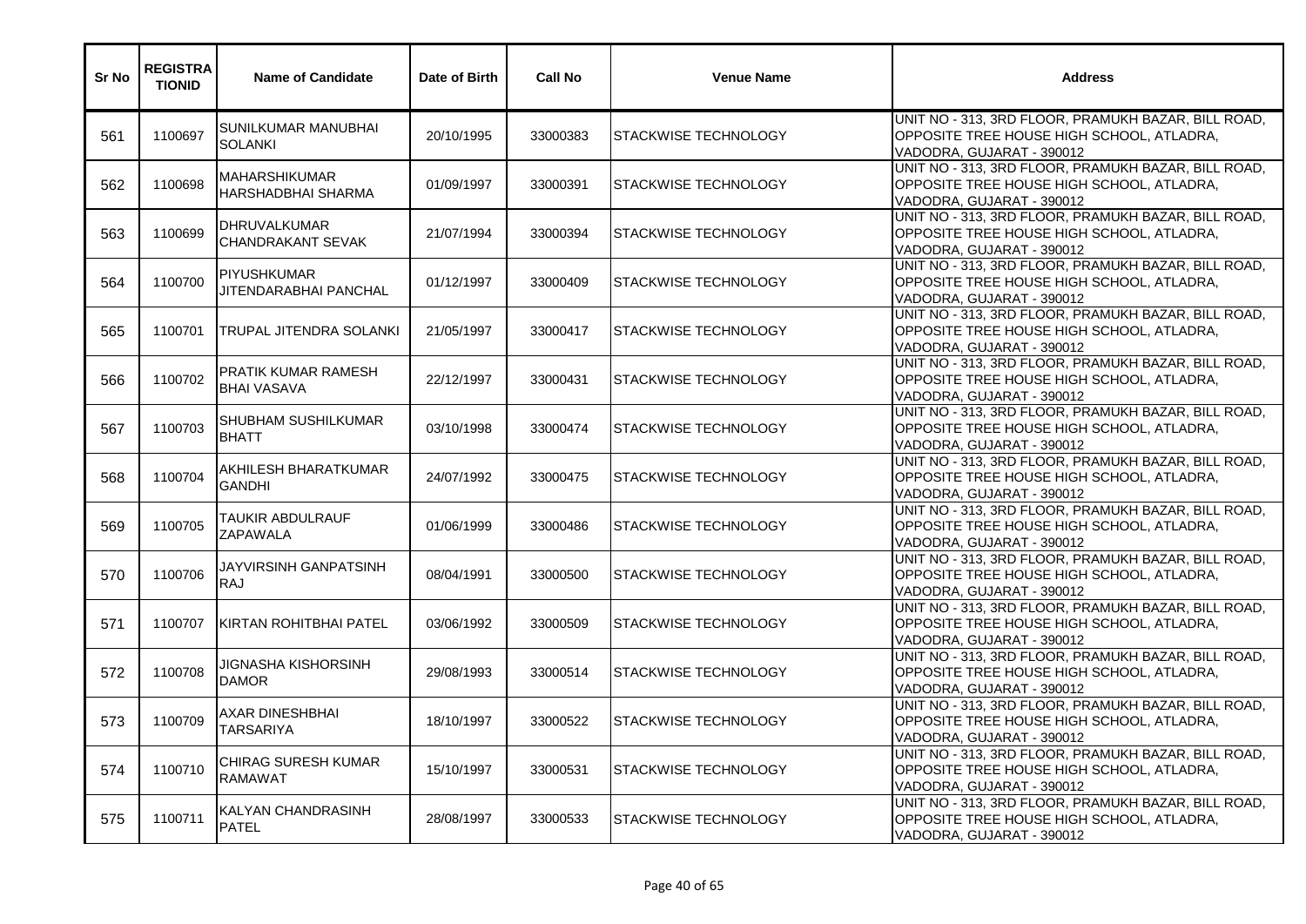| Sr No | REGISTRATIONID | Name of Candidate | Date of Birth | Call No | Venue Name | Address |
|---|---|---|---|---|---|---|
| 561 | 1100697 | SUNILKUMAR MANUBHAI SOLANKI | 20/10/1995 | 33000383 | STACKWISE TECHNOLOGY | UNIT NO - 313, 3RD FLOOR, PRAMUKH BAZAR, BILL ROAD, OPPOSITE TREE HOUSE HIGH SCHOOL, ATLADRA, VADODRA, GUJARAT - 390012 |
| 562 | 1100698 | MAHARSHIKUMAR HARSHADBHAI SHARMA | 01/09/1997 | 33000391 | STACKWISE TECHNOLOGY | UNIT NO - 313, 3RD FLOOR, PRAMUKH BAZAR, BILL ROAD, OPPOSITE TREE HOUSE HIGH SCHOOL, ATLADRA, VADODRA, GUJARAT - 390012 |
| 563 | 1100699 | DHRUVALKUMAR CHANDRAKANT SEVAK | 21/07/1994 | 33000394 | STACKWISE TECHNOLOGY | UNIT NO - 313, 3RD FLOOR, PRAMUKH BAZAR, BILL ROAD, OPPOSITE TREE HOUSE HIGH SCHOOL, ATLADRA, VADODRA, GUJARAT - 390012 |
| 564 | 1100700 | PIYUSHKUMAR JITENDARABHAI PANCHAL | 01/12/1997 | 33000409 | STACKWISE TECHNOLOGY | UNIT NO - 313, 3RD FLOOR, PRAMUKH BAZAR, BILL ROAD, OPPOSITE TREE HOUSE HIGH SCHOOL, ATLADRA, VADODRA, GUJARAT - 390012 |
| 565 | 1100701 | TRUPAL JITENDRA SOLANKI | 21/05/1997 | 33000417 | STACKWISE TECHNOLOGY | UNIT NO - 313, 3RD FLOOR, PRAMUKH BAZAR, BILL ROAD, OPPOSITE TREE HOUSE HIGH SCHOOL, ATLADRA, VADODRA, GUJARAT - 390012 |
| 566 | 1100702 | PRATIK KUMAR RAMESH BHAI VASAVA | 22/12/1997 | 33000431 | STACKWISE TECHNOLOGY | UNIT NO - 313, 3RD FLOOR, PRAMUKH BAZAR, BILL ROAD, OPPOSITE TREE HOUSE HIGH SCHOOL, ATLADRA, VADODRA, GUJARAT - 390012 |
| 567 | 1100703 | SHUBHAM SUSHILKUMAR BHATT | 03/10/1998 | 33000474 | STACKWISE TECHNOLOGY | UNIT NO - 313, 3RD FLOOR, PRAMUKH BAZAR, BILL ROAD, OPPOSITE TREE HOUSE HIGH SCHOOL, ATLADRA, VADODRA, GUJARAT - 390012 |
| 568 | 1100704 | AKHILESH BHARATKUMAR GANDHI | 24/07/1992 | 33000475 | STACKWISE TECHNOLOGY | UNIT NO - 313, 3RD FLOOR, PRAMUKH BAZAR, BILL ROAD, OPPOSITE TREE HOUSE HIGH SCHOOL, ATLADRA, VADODRA, GUJARAT - 390012 |
| 569 | 1100705 | TAUKIR ABDULRAUF ZAPAWALA | 01/06/1999 | 33000486 | STACKWISE TECHNOLOGY | UNIT NO - 313, 3RD FLOOR, PRAMUKH BAZAR, BILL ROAD, OPPOSITE TREE HOUSE HIGH SCHOOL, ATLADRA, VADODRA, GUJARAT - 390012 |
| 570 | 1100706 | JAYVIRSINH GANPATSINH RAJ | 08/04/1991 | 33000500 | STACKWISE TECHNOLOGY | UNIT NO - 313, 3RD FLOOR, PRAMUKH BAZAR, BILL ROAD, OPPOSITE TREE HOUSE HIGH SCHOOL, ATLADRA, VADODRA, GUJARAT - 390012 |
| 571 | 1100707 | KIRTAN ROHITBHAI PATEL | 03/06/1992 | 33000509 | STACKWISE TECHNOLOGY | UNIT NO - 313, 3RD FLOOR, PRAMUKH BAZAR, BILL ROAD, OPPOSITE TREE HOUSE HIGH SCHOOL, ATLADRA, VADODRA, GUJARAT - 390012 |
| 572 | 1100708 | JIGNASHA KISHORSINH DAMOR | 29/08/1993 | 33000514 | STACKWISE TECHNOLOGY | UNIT NO - 313, 3RD FLOOR, PRAMUKH BAZAR, BILL ROAD, OPPOSITE TREE HOUSE HIGH SCHOOL, ATLADRA, VADODRA, GUJARAT - 390012 |
| 573 | 1100709 | AXAR DINESHBHAI TARSARIYA | 18/10/1997 | 33000522 | STACKWISE TECHNOLOGY | UNIT NO - 313, 3RD FLOOR, PRAMUKH BAZAR, BILL ROAD, OPPOSITE TREE HOUSE HIGH SCHOOL, ATLADRA, VADODRA, GUJARAT - 390012 |
| 574 | 1100710 | CHIRAG SURESH KUMAR RAMAWAT | 15/10/1997 | 33000531 | STACKWISE TECHNOLOGY | UNIT NO - 313, 3RD FLOOR, PRAMUKH BAZAR, BILL ROAD, OPPOSITE TREE HOUSE HIGH SCHOOL, ATLADRA, VADODRA, GUJARAT - 390012 |
| 575 | 1100711 | KALYAN CHANDRASINH PATEL | 28/08/1997 | 33000533 | STACKWISE TECHNOLOGY | UNIT NO - 313, 3RD FLOOR, PRAMUKH BAZAR, BILL ROAD, OPPOSITE TREE HOUSE HIGH SCHOOL, ATLADRA, VADODRA, GUJARAT - 390012 |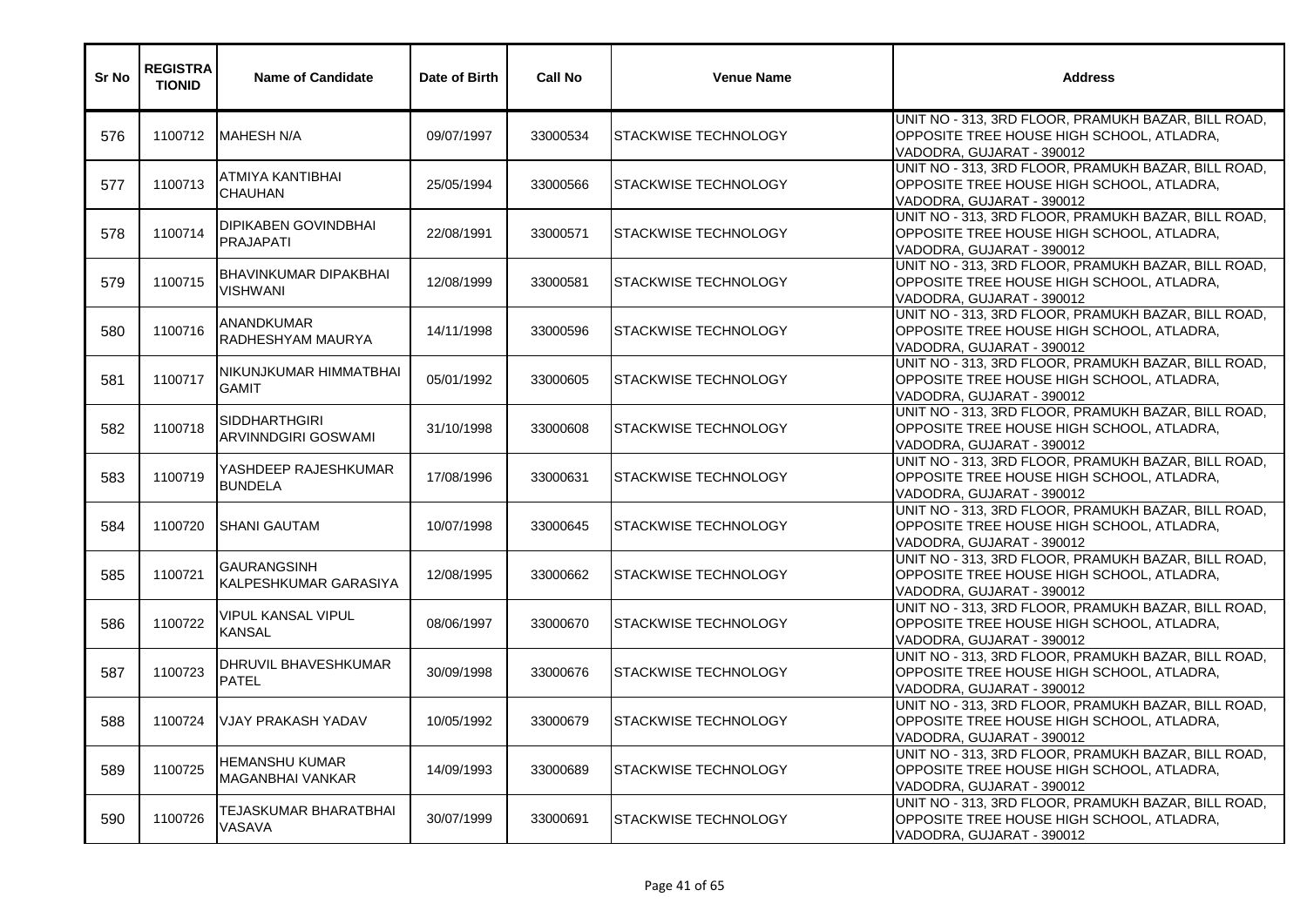| Sr No | REGISTRATIONID | Name of Candidate | Date of Birth | Call No | Venue Name | Address |
|---|---|---|---|---|---|---|
| 576 | 1100712 | MAHESH N/A | 09/07/1997 | 33000534 | STACKWISE TECHNOLOGY | UNIT NO - 313, 3RD FLOOR, PRAMUKH BAZAR, BILL ROAD, OPPOSITE TREE HOUSE HIGH SCHOOL, ATLADRA, VADODRA, GUJARAT - 390012 |
| 577 | 1100713 | ATMIYA KANTIBHAI CHAUHAN | 25/05/1994 | 33000566 | STACKWISE TECHNOLOGY | UNIT NO - 313, 3RD FLOOR, PRAMUKH BAZAR, BILL ROAD, OPPOSITE TREE HOUSE HIGH SCHOOL, ATLADRA, VADODRA, GUJARAT - 390012 |
| 578 | 1100714 | DIPIKABEN GOVINDBHAI PRAJAPATI | 22/08/1991 | 33000571 | STACKWISE TECHNOLOGY | UNIT NO - 313, 3RD FLOOR, PRAMUKH BAZAR, BILL ROAD, OPPOSITE TREE HOUSE HIGH SCHOOL, ATLADRA, VADODRA, GUJARAT - 390012 |
| 579 | 1100715 | BHAVINKUMAR DIPAKBHAI VISHWANI | 12/08/1999 | 33000581 | STACKWISE TECHNOLOGY | UNIT NO - 313, 3RD FLOOR, PRAMUKH BAZAR, BILL ROAD, OPPOSITE TREE HOUSE HIGH SCHOOL, ATLADRA, VADODRA, GUJARAT - 390012 |
| 580 | 1100716 | ANANDKUMAR RADHESHYAM MAURYA | 14/11/1998 | 33000596 | STACKWISE TECHNOLOGY | UNIT NO - 313, 3RD FLOOR, PRAMUKH BAZAR, BILL ROAD, OPPOSITE TREE HOUSE HIGH SCHOOL, ATLADRA, VADODRA, GUJARAT - 390012 |
| 581 | 1100717 | NIKUNJKUMAR HIMMATBHAI GAMIT | 05/01/1992 | 33000605 | STACKWISE TECHNOLOGY | UNIT NO - 313, 3RD FLOOR, PRAMUKH BAZAR, BILL ROAD, OPPOSITE TREE HOUSE HIGH SCHOOL, ATLADRA, VADODRA, GUJARAT - 390012 |
| 582 | 1100718 | SIDDHARTHGIRI ARVINNDGIRI GOSWAMI | 31/10/1998 | 33000608 | STACKWISE TECHNOLOGY | UNIT NO - 313, 3RD FLOOR, PRAMUKH BAZAR, BILL ROAD, OPPOSITE TREE HOUSE HIGH SCHOOL, ATLADRA, VADODRA, GUJARAT - 390012 |
| 583 | 1100719 | YASHDEEP RAJESHKUMAR BUNDELA | 17/08/1996 | 33000631 | STACKWISE TECHNOLOGY | UNIT NO - 313, 3RD FLOOR, PRAMUKH BAZAR, BILL ROAD, OPPOSITE TREE HOUSE HIGH SCHOOL, ATLADRA, VADODRA, GUJARAT - 390012 |
| 584 | 1100720 | SHANI GAUTAM | 10/07/1998 | 33000645 | STACKWISE TECHNOLOGY | UNIT NO - 313, 3RD FLOOR, PRAMUKH BAZAR, BILL ROAD, OPPOSITE TREE HOUSE HIGH SCHOOL, ATLADRA, VADODRA, GUJARAT - 390012 |
| 585 | 1100721 | GAURANGSINH KALPESHKUMAR GARASIYA | 12/08/1995 | 33000662 | STACKWISE TECHNOLOGY | UNIT NO - 313, 3RD FLOOR, PRAMUKH BAZAR, BILL ROAD, OPPOSITE TREE HOUSE HIGH SCHOOL, ATLADRA, VADODRA, GUJARAT - 390012 |
| 586 | 1100722 | VIPUL KANSAL VIPUL KANSAL | 08/06/1997 | 33000670 | STACKWISE TECHNOLOGY | UNIT NO - 313, 3RD FLOOR, PRAMUKH BAZAR, BILL ROAD, OPPOSITE TREE HOUSE HIGH SCHOOL, ATLADRA, VADODRA, GUJARAT - 390012 |
| 587 | 1100723 | DHRUVIL BHAVESHKUMAR PATEL | 30/09/1998 | 33000676 | STACKWISE TECHNOLOGY | UNIT NO - 313, 3RD FLOOR, PRAMUKH BAZAR, BILL ROAD, OPPOSITE TREE HOUSE HIGH SCHOOL, ATLADRA, VADODRA, GUJARAT - 390012 |
| 588 | 1100724 | VJAY PRAKASH YADAV | 10/05/1992 | 33000679 | STACKWISE TECHNOLOGY | UNIT NO - 313, 3RD FLOOR, PRAMUKH BAZAR, BILL ROAD, OPPOSITE TREE HOUSE HIGH SCHOOL, ATLADRA, VADODRA, GUJARAT - 390012 |
| 589 | 1100725 | HEMANSHU KUMAR MAGANBHAI VANKAR | 14/09/1993 | 33000689 | STACKWISE TECHNOLOGY | UNIT NO - 313, 3RD FLOOR, PRAMUKH BAZAR, BILL ROAD, OPPOSITE TREE HOUSE HIGH SCHOOL, ATLADRA, VADODRA, GUJARAT - 390012 |
| 590 | 1100726 | TEJASKUMAR BHARATBHAI VASAVA | 30/07/1999 | 33000691 | STACKWISE TECHNOLOGY | UNIT NO - 313, 3RD FLOOR, PRAMUKH BAZAR, BILL ROAD, OPPOSITE TREE HOUSE HIGH SCHOOL, ATLADRA, VADODRA, GUJARAT - 390012 |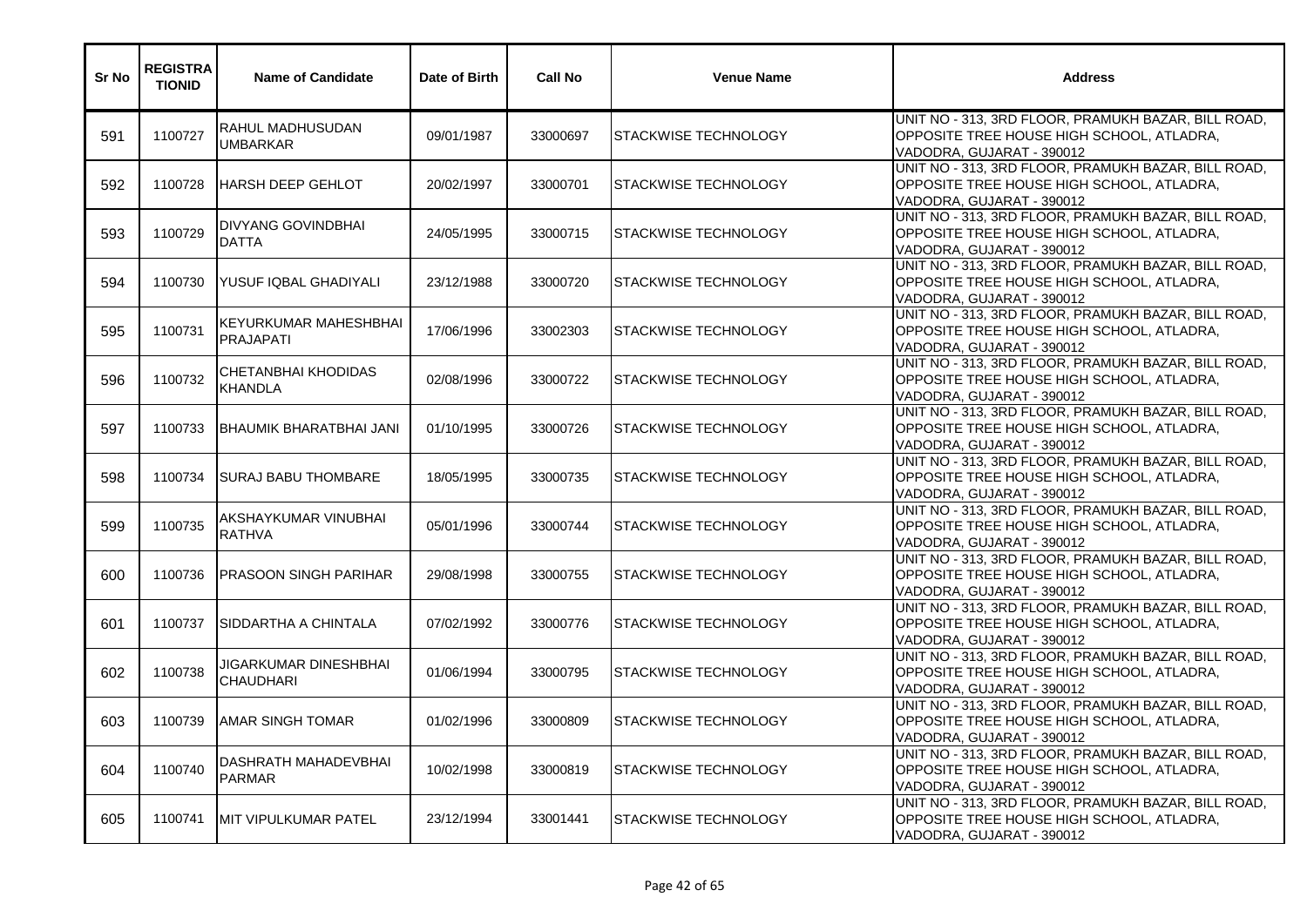| Sr No | REGISTRATIONID | Name of Candidate | Date of Birth | Call No | Venue Name | Address |
|---|---|---|---|---|---|---|
| 591 | 1100727 | RAHUL MADHUSUDAN UMBARKAR | 09/01/1987 | 33000697 | STACKWISE TECHNOLOGY | UNIT NO - 313, 3RD FLOOR, PRAMUKH BAZAR, BILL ROAD, OPPOSITE TREE HOUSE HIGH SCHOOL, ATLADRA, VADODRA, GUJARAT - 390012 |
| 592 | 1100728 | HARSH DEEP GEHLOT | 20/02/1997 | 33000701 | STACKWISE TECHNOLOGY | UNIT NO - 313, 3RD FLOOR, PRAMUKH BAZAR, BILL ROAD, OPPOSITE TREE HOUSE HIGH SCHOOL, ATLADRA, VADODRA, GUJARAT - 390012 |
| 593 | 1100729 | DIVYANG GOVINDBHAI DATTA | 24/05/1995 | 33000715 | STACKWISE TECHNOLOGY | UNIT NO - 313, 3RD FLOOR, PRAMUKH BAZAR, BILL ROAD, OPPOSITE TREE HOUSE HIGH SCHOOL, ATLADRA, VADODRA, GUJARAT - 390012 |
| 594 | 1100730 | YUSUF IQBAL GHADIYALI | 23/12/1988 | 33000720 | STACKWISE TECHNOLOGY | UNIT NO - 313, 3RD FLOOR, PRAMUKH BAZAR, BILL ROAD, OPPOSITE TREE HOUSE HIGH SCHOOL, ATLADRA, VADODRA, GUJARAT - 390012 |
| 595 | 1100731 | KEYURKUMAR MAHESHBHAI PRAJAPATI | 17/06/1996 | 33002303 | STACKWISE TECHNOLOGY | UNIT NO - 313, 3RD FLOOR, PRAMUKH BAZAR, BILL ROAD, OPPOSITE TREE HOUSE HIGH SCHOOL, ATLADRA, VADODRA, GUJARAT - 390012 |
| 596 | 1100732 | CHETANBHAI KHODIDAS KHANDLA | 02/08/1996 | 33000722 | STACKWISE TECHNOLOGY | UNIT NO - 313, 3RD FLOOR, PRAMUKH BAZAR, BILL ROAD, OPPOSITE TREE HOUSE HIGH SCHOOL, ATLADRA, VADODRA, GUJARAT - 390012 |
| 597 | 1100733 | BHAUMIK BHARATBHAI JANI | 01/10/1995 | 33000726 | STACKWISE TECHNOLOGY | UNIT NO - 313, 3RD FLOOR, PRAMUKH BAZAR, BILL ROAD, OPPOSITE TREE HOUSE HIGH SCHOOL, ATLADRA, VADODRA, GUJARAT - 390012 |
| 598 | 1100734 | SURAJ BABU THOMBARE | 18/05/1995 | 33000735 | STACKWISE TECHNOLOGY | UNIT NO - 313, 3RD FLOOR, PRAMUKH BAZAR, BILL ROAD, OPPOSITE TREE HOUSE HIGH SCHOOL, ATLADRA, VADODRA, GUJARAT - 390012 |
| 599 | 1100735 | AKSHAYKUMAR VINUBHAI RATHVA | 05/01/1996 | 33000744 | STACKWISE TECHNOLOGY | UNIT NO - 313, 3RD FLOOR, PRAMUKH BAZAR, BILL ROAD, OPPOSITE TREE HOUSE HIGH SCHOOL, ATLADRA, VADODRA, GUJARAT - 390012 |
| 600 | 1100736 | PRASOON SINGH PARIHAR | 29/08/1998 | 33000755 | STACKWISE TECHNOLOGY | UNIT NO - 313, 3RD FLOOR, PRAMUKH BAZAR, BILL ROAD, OPPOSITE TREE HOUSE HIGH SCHOOL, ATLADRA, VADODRA, GUJARAT - 390012 |
| 601 | 1100737 | SIDDARTHA A CHINTALA | 07/02/1992 | 33000776 | STACKWISE TECHNOLOGY | UNIT NO - 313, 3RD FLOOR, PRAMUKH BAZAR, BILL ROAD, OPPOSITE TREE HOUSE HIGH SCHOOL, ATLADRA, VADODRA, GUJARAT - 390012 |
| 602 | 1100738 | JIGARKUMAR DINESHBHAI CHAUDHARI | 01/06/1994 | 33000795 | STACKWISE TECHNOLOGY | UNIT NO - 313, 3RD FLOOR, PRAMUKH BAZAR, BILL ROAD, OPPOSITE TREE HOUSE HIGH SCHOOL, ATLADRA, VADODRA, GUJARAT - 390012 |
| 603 | 1100739 | AMAR SINGH TOMAR | 01/02/1996 | 33000809 | STACKWISE TECHNOLOGY | UNIT NO - 313, 3RD FLOOR, PRAMUKH BAZAR, BILL ROAD, OPPOSITE TREE HOUSE HIGH SCHOOL, ATLADRA, VADODRA, GUJARAT - 390012 |
| 604 | 1100740 | DASHRATH MAHADEVBHAI PARMAR | 10/02/1998 | 33000819 | STACKWISE TECHNOLOGY | UNIT NO - 313, 3RD FLOOR, PRAMUKH BAZAR, BILL ROAD, OPPOSITE TREE HOUSE HIGH SCHOOL, ATLADRA, VADODRA, GUJARAT - 390012 |
| 605 | 1100741 | MIT VIPULKUMAR PATEL | 23/12/1994 | 33001441 | STACKWISE TECHNOLOGY | UNIT NO - 313, 3RD FLOOR, PRAMUKH BAZAR, BILL ROAD, OPPOSITE TREE HOUSE HIGH SCHOOL, ATLADRA, VADODRA, GUJARAT - 390012 |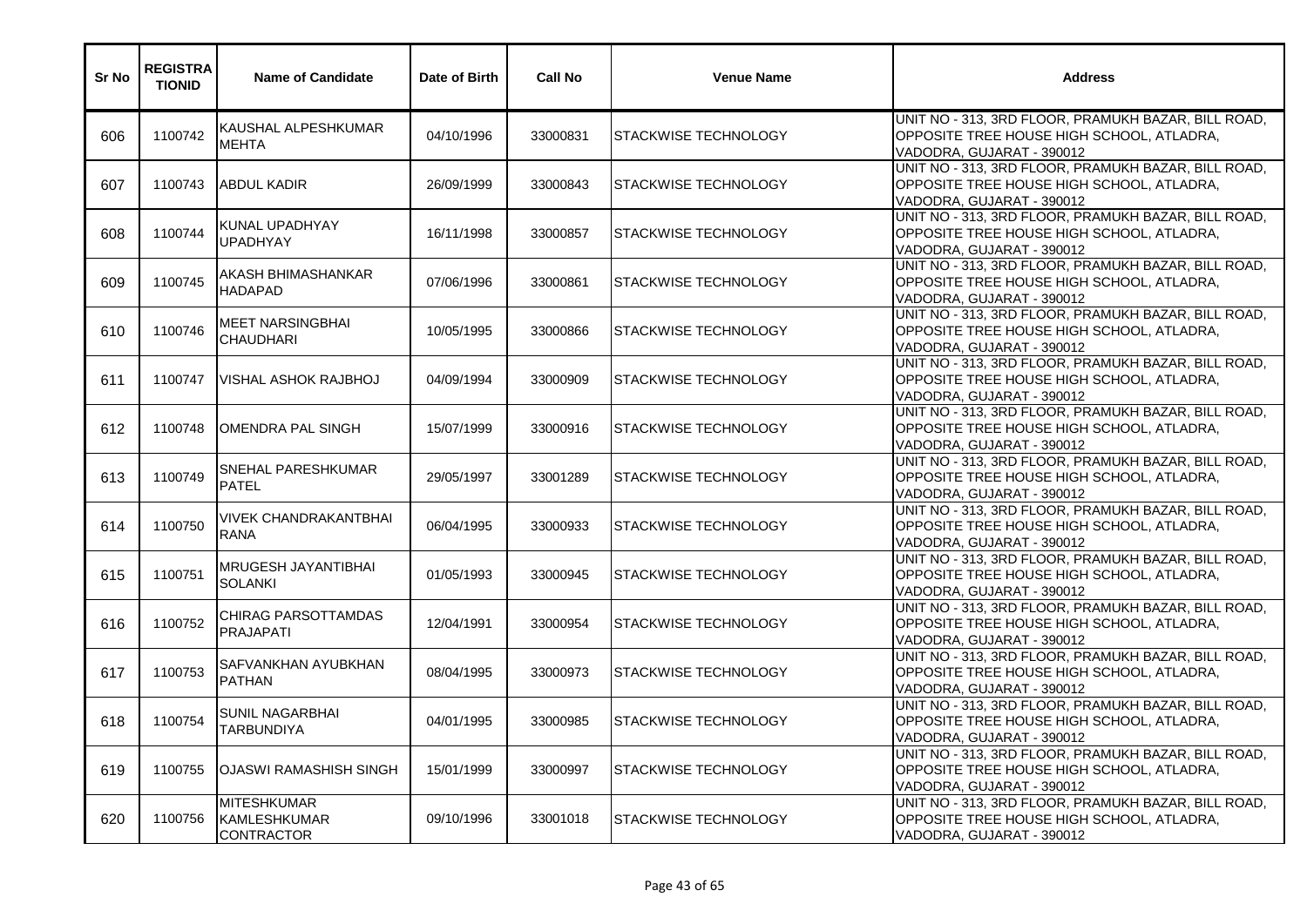| Sr No | REGISTRATIONID | Name of Candidate | Date of Birth | Call No | Venue Name | Address |
|---|---|---|---|---|---|---|
| 606 | 1100742 | KAUSHAL ALPESHKUMAR MEHTA | 04/10/1996 | 33000831 | STACKWISE TECHNOLOGY | UNIT NO - 313, 3RD FLOOR, PRAMUKH BAZAR, BILL ROAD, OPPOSITE TREE HOUSE HIGH SCHOOL, ATLADRA, VADODRA, GUJARAT - 390012 |
| 607 | 1100743 | ABDUL KADIR | 26/09/1999 | 33000843 | STACKWISE TECHNOLOGY | UNIT NO - 313, 3RD FLOOR, PRAMUKH BAZAR, BILL ROAD, OPPOSITE TREE HOUSE HIGH SCHOOL, ATLADRA, VADODRA, GUJARAT - 390012 |
| 608 | 1100744 | KUNAL UPADHYAY UPADHYAY | 16/11/1998 | 33000857 | STACKWISE TECHNOLOGY | UNIT NO - 313, 3RD FLOOR, PRAMUKH BAZAR, BILL ROAD, OPPOSITE TREE HOUSE HIGH SCHOOL, ATLADRA, VADODRA, GUJARAT - 390012 |
| 609 | 1100745 | AKASH BHIMASHANKAR HADAPAD | 07/06/1996 | 33000861 | STACKWISE TECHNOLOGY | UNIT NO - 313, 3RD FLOOR, PRAMUKH BAZAR, BILL ROAD, OPPOSITE TREE HOUSE HIGH SCHOOL, ATLADRA, VADODRA, GUJARAT - 390012 |
| 610 | 1100746 | MEET NARSINGBHAI CHAUDHARI | 10/05/1995 | 33000866 | STACKWISE TECHNOLOGY | UNIT NO - 313, 3RD FLOOR, PRAMUKH BAZAR, BILL ROAD, OPPOSITE TREE HOUSE HIGH SCHOOL, ATLADRA, VADODRA, GUJARAT - 390012 |
| 611 | 1100747 | VISHAL ASHOK RAJBHOJ | 04/09/1994 | 33000909 | STACKWISE TECHNOLOGY | UNIT NO - 313, 3RD FLOOR, PRAMUKH BAZAR, BILL ROAD, OPPOSITE TREE HOUSE HIGH SCHOOL, ATLADRA, VADODRA, GUJARAT - 390012 |
| 612 | 1100748 | OMENDRA PAL SINGH | 15/07/1999 | 33000916 | STACKWISE TECHNOLOGY | UNIT NO - 313, 3RD FLOOR, PRAMUKH BAZAR, BILL ROAD, OPPOSITE TREE HOUSE HIGH SCHOOL, ATLADRA, VADODRA, GUJARAT - 390012 |
| 613 | 1100749 | SNEHAL PARESHKUMAR PATEL | 29/05/1997 | 33001289 | STACKWISE TECHNOLOGY | UNIT NO - 313, 3RD FLOOR, PRAMUKH BAZAR, BILL ROAD, OPPOSITE TREE HOUSE HIGH SCHOOL, ATLADRA, VADODRA, GUJARAT - 390012 |
| 614 | 1100750 | VIVEK CHANDRAKANTBHAI RANA | 06/04/1995 | 33000933 | STACKWISE TECHNOLOGY | UNIT NO - 313, 3RD FLOOR, PRAMUKH BAZAR, BILL ROAD, OPPOSITE TREE HOUSE HIGH SCHOOL, ATLADRA, VADODRA, GUJARAT - 390012 |
| 615 | 1100751 | MRUGESH JAYANTIBHAI SOLANKI | 01/05/1993 | 33000945 | STACKWISE TECHNOLOGY | UNIT NO - 313, 3RD FLOOR, PRAMUKH BAZAR, BILL ROAD, OPPOSITE TREE HOUSE HIGH SCHOOL, ATLADRA, VADODRA, GUJARAT - 390012 |
| 616 | 1100752 | CHIRAG PARSOTTAMDAS PRAJAPATI | 12/04/1991 | 33000954 | STACKWISE TECHNOLOGY | UNIT NO - 313, 3RD FLOOR, PRAMUKH BAZAR, BILL ROAD, OPPOSITE TREE HOUSE HIGH SCHOOL, ATLADRA, VADODRA, GUJARAT - 390012 |
| 617 | 1100753 | SAFVANKHAN AYUBKHAN PATHAN | 08/04/1995 | 33000973 | STACKWISE TECHNOLOGY | UNIT NO - 313, 3RD FLOOR, PRAMUKH BAZAR, BILL ROAD, OPPOSITE TREE HOUSE HIGH SCHOOL, ATLADRA, VADODRA, GUJARAT - 390012 |
| 618 | 1100754 | SUNIL NAGARBHAI TARBUNDIYA | 04/01/1995 | 33000985 | STACKWISE TECHNOLOGY | UNIT NO - 313, 3RD FLOOR, PRAMUKH BAZAR, BILL ROAD, OPPOSITE TREE HOUSE HIGH SCHOOL, ATLADRA, VADODRA, GUJARAT - 390012 |
| 619 | 1100755 | OJASWI RAMASHISH SINGH | 15/01/1999 | 33000997 | STACKWISE TECHNOLOGY | UNIT NO - 313, 3RD FLOOR, PRAMUKH BAZAR, BILL ROAD, OPPOSITE TREE HOUSE HIGH SCHOOL, ATLADRA, VADODRA, GUJARAT - 390012 |
| 620 | 1100756 | MITESHKUMAR KAMLESHKUMAR CONTRACTOR | 09/10/1996 | 33001018 | STACKWISE TECHNOLOGY | UNIT NO - 313, 3RD FLOOR, PRAMUKH BAZAR, BILL ROAD, OPPOSITE TREE HOUSE HIGH SCHOOL, ATLADRA, VADODRA, GUJARAT - 390012 |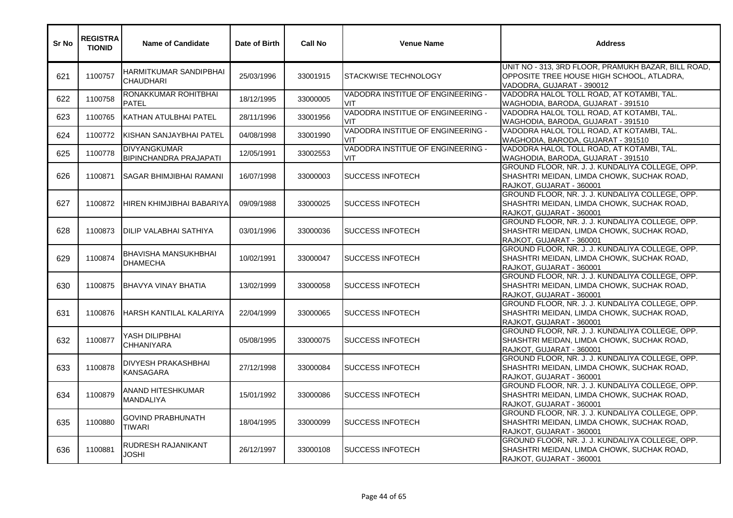| Sr No | REGISTRATIONID | Name of Candidate | Date of Birth | Call No | Venue Name | Address |
|---|---|---|---|---|---|---|
| 621 | 1100757 | HARMITKUMAR SANDIPBHAI CHAUDHARI | 25/03/1996 | 33001915 | STACKWISE TECHNOLOGY | UNIT NO - 313, 3RD FLOOR, PRAMUKH BAZAR, BILL ROAD, OPPOSITE TREE HOUSE HIGH SCHOOL, ATLADRA, VADODRA, GUJARAT - 390012 |
| 622 | 1100758 | RONAKKUMAR ROHITBHAI PATEL | 18/12/1995 | 33000005 | VADODRA INSTITUE OF ENGINEERING - VIT | VADODRA HALOL TOLL ROAD, AT KOTAMBI, TAL. WAGHODIA, BARODA, GUJARAT - 391510 |
| 623 | 1100765 | KATHAN ATULBHAI PATEL | 28/11/1996 | 33001956 | VADODRA INSTITUE OF ENGINEERING - VIT | VADODRA HALOL TOLL ROAD, AT KOTAMBI, TAL. WAGHODIA, BARODA, GUJARAT - 391510 |
| 624 | 1100772 | KISHAN SANJAYBHAI PATEL | 04/08/1998 | 33001990 | VADODRA INSTITUE OF ENGINEERING - VIT | VADODRA HALOL TOLL ROAD, AT KOTAMBI, TAL. WAGHODIA, BARODA, GUJARAT - 391510 |
| 625 | 1100778 | DIVYANGKUMAR BIPINCHANDRA PRAJAPATI | 12/05/1991 | 33002553 | VADODRA INSTITUE OF ENGINEERING - VIT | VADODRA HALOL TOLL ROAD, AT KOTAMBI, TAL. WAGHODIA, BARODA, GUJARAT - 391510 |
| 626 | 1100871 | SAGAR BHIMJIBHAI RAMANI | 16/07/1998 | 33000003 | SUCCESS INFOTECH | GROUND FLOOR, NR. J. J. KUNDALIYA COLLEGE, OPP. SHASHTRI MEIDAN, LIMDA CHOWK, SUCHAK ROAD, RAJKOT, GUJARAT - 360001 |
| 627 | 1100872 | HIREN KHIMJIBHAI BABARIYA | 09/09/1988 | 33000025 | SUCCESS INFOTECH | GROUND FLOOR, NR. J. J. KUNDALIYA COLLEGE, OPP. SHASHTRI MEIDAN, LIMDA CHOWK, SUCHAK ROAD, RAJKOT, GUJARAT - 360001 |
| 628 | 1100873 | DILIP VALABHAI SATHIYA | 03/01/1996 | 33000036 | SUCCESS INFOTECH | GROUND FLOOR, NR. J. J. KUNDALIYA COLLEGE, OPP. SHASHTRI MEIDAN, LIMDA CHOWK, SUCHAK ROAD, RAJKOT, GUJARAT - 360001 |
| 629 | 1100874 | BHAVISHA MANSUKHBHAI DHAMECHA | 10/02/1991 | 33000047 | SUCCESS INFOTECH | GROUND FLOOR, NR. J. J. KUNDALIYA COLLEGE, OPP. SHASHTRI MEIDAN, LIMDA CHOWK, SUCHAK ROAD, RAJKOT, GUJARAT - 360001 |
| 630 | 1100875 | BHAVYA VINAY BHATIA | 13/02/1999 | 33000058 | SUCCESS INFOTECH | GROUND FLOOR, NR. J. J. KUNDALIYA COLLEGE, OPP. SHASHTRI MEIDAN, LIMDA CHOWK, SUCHAK ROAD, RAJKOT, GUJARAT - 360001 |
| 631 | 1100876 | HARSH KANTILAL KALARIYA | 22/04/1999 | 33000065 | SUCCESS INFOTECH | GROUND FLOOR, NR. J. J. KUNDALIYA COLLEGE, OPP. SHASHTRI MEIDAN, LIMDA CHOWK, SUCHAK ROAD, RAJKOT, GUJARAT - 360001 |
| 632 | 1100877 | YASH DILIPBHAI CHHANIYARA | 05/08/1995 | 33000075 | SUCCESS INFOTECH | GROUND FLOOR, NR. J. J. KUNDALIYA COLLEGE, OPP. SHASHTRI MEIDAN, LIMDA CHOWK, SUCHAK ROAD, RAJKOT, GUJARAT - 360001 |
| 633 | 1100878 | DIVYESH PRAKASHBHAI KANSAGARA | 27/12/1998 | 33000084 | SUCCESS INFOTECH | GROUND FLOOR, NR. J. J. KUNDALIYA COLLEGE, OPP. SHASHTRI MEIDAN, LIMDA CHOWK, SUCHAK ROAD, RAJKOT, GUJARAT - 360001 |
| 634 | 1100879 | ANAND HITESHKUMAR MANDALIYA | 15/01/1992 | 33000086 | SUCCESS INFOTECH | GROUND FLOOR, NR. J. J. KUNDALIYA COLLEGE, OPP. SHASHTRI MEIDAN, LIMDA CHOWK, SUCHAK ROAD, RAJKOT, GUJARAT - 360001 |
| 635 | 1100880 | GOVIND PRABHUNATH TIWARI | 18/04/1995 | 33000099 | SUCCESS INFOTECH | GROUND FLOOR, NR. J. J. KUNDALIYA COLLEGE, OPP. SHASHTRI MEIDAN, LIMDA CHOWK, SUCHAK ROAD, RAJKOT, GUJARAT - 360001 |
| 636 | 1100881 | RUDRESH RAJANIKANT JOSHI | 26/12/1997 | 33000108 | SUCCESS INFOTECH | GROUND FLOOR, NR. J. J. KUNDALIYA COLLEGE, OPP. SHASHTRI MEIDAN, LIMDA CHOWK, SUCHAK ROAD, RAJKOT, GUJARAT - 360001 |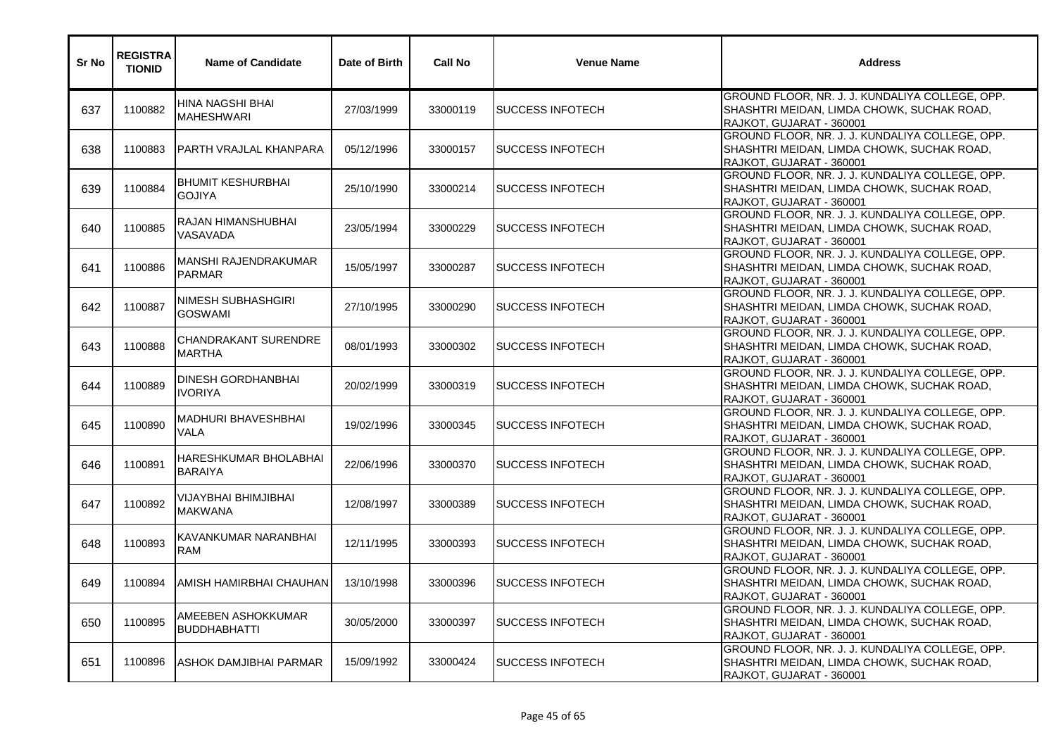| Sr No | REGISTRATIONID | Name of Candidate | Date of Birth | Call No | Venue Name | Address |
|---|---|---|---|---|---|---|
| 637 | 1100882 | HINA NAGSHI BHAI MAHESHWARI | 27/03/1999 | 33000119 | SUCCESS INFOTECH | GROUND FLOOR, NR. J. J. KUNDALIYA COLLEGE, OPP. SHASHTRI MEIDAN, LIMDA CHOWK, SUCHAK ROAD, RAJKOT, GUJARAT - 360001 |
| 638 | 1100883 | PARTH VRAJLAL KHANPARA | 05/12/1996 | 33000157 | SUCCESS INFOTECH | GROUND FLOOR, NR. J. J. KUNDALIYA COLLEGE, OPP. SHASHTRI MEIDAN, LIMDA CHOWK, SUCHAK ROAD, RAJKOT, GUJARAT - 360001 |
| 639 | 1100884 | BHUMIT KESHURBHAI GOJIYA | 25/10/1990 | 33000214 | SUCCESS INFOTECH | GROUND FLOOR, NR. J. J. KUNDALIYA COLLEGE, OPP. SHASHTRI MEIDAN, LIMDA CHOWK, SUCHAK ROAD, RAJKOT, GUJARAT - 360001 |
| 640 | 1100885 | RAJAN HIMANSHUBHAI VASAVADA | 23/05/1994 | 33000229 | SUCCESS INFOTECH | GROUND FLOOR, NR. J. J. KUNDALIYA COLLEGE, OPP. SHASHTRI MEIDAN, LIMDA CHOWK, SUCHAK ROAD, RAJKOT, GUJARAT - 360001 |
| 641 | 1100886 | MANSHI RAJENDRAKUMAR PARMAR | 15/05/1997 | 33000287 | SUCCESS INFOTECH | GROUND FLOOR, NR. J. J. KUNDALIYA COLLEGE, OPP. SHASHTRI MEIDAN, LIMDA CHOWK, SUCHAK ROAD, RAJKOT, GUJARAT - 360001 |
| 642 | 1100887 | NIMESH SUBHASHGIRI GOSWAMI | 27/10/1995 | 33000290 | SUCCESS INFOTECH | GROUND FLOOR, NR. J. J. KUNDALIYA COLLEGE, OPP. SHASHTRI MEIDAN, LIMDA CHOWK, SUCHAK ROAD, RAJKOT, GUJARAT - 360001 |
| 643 | 1100888 | CHANDRAKANT SURENDRE MARTHA | 08/01/1993 | 33000302 | SUCCESS INFOTECH | GROUND FLOOR, NR. J. J. KUNDALIYA COLLEGE, OPP. SHASHTRI MEIDAN, LIMDA CHOWK, SUCHAK ROAD, RAJKOT, GUJARAT - 360001 |
| 644 | 1100889 | DINESH GORDHANBHAI IVORIYA | 20/02/1999 | 33000319 | SUCCESS INFOTECH | GROUND FLOOR, NR. J. J. KUNDALIYA COLLEGE, OPP. SHASHTRI MEIDAN, LIMDA CHOWK, SUCHAK ROAD, RAJKOT, GUJARAT - 360001 |
| 645 | 1100890 | MADHURI BHAVESHBHAI VALA | 19/02/1996 | 33000345 | SUCCESS INFOTECH | GROUND FLOOR, NR. J. J. KUNDALIYA COLLEGE, OPP. SHASHTRI MEIDAN, LIMDA CHOWK, SUCHAK ROAD, RAJKOT, GUJARAT - 360001 |
| 646 | 1100891 | HARESHKUMAR BHOLABHAI BARAIYA | 22/06/1996 | 33000370 | SUCCESS INFOTECH | GROUND FLOOR, NR. J. J. KUNDALIYA COLLEGE, OPP. SHASHTRI MEIDAN, LIMDA CHOWK, SUCHAK ROAD, RAJKOT, GUJARAT - 360001 |
| 647 | 1100892 | VIJAYBHAI BHIMJIBHAI MAKWANA | 12/08/1997 | 33000389 | SUCCESS INFOTECH | GROUND FLOOR, NR. J. J. KUNDALIYA COLLEGE, OPP. SHASHTRI MEIDAN, LIMDA CHOWK, SUCHAK ROAD, RAJKOT, GUJARAT - 360001 |
| 648 | 1100893 | KAVANKUMAR NARANBHAI RAM | 12/11/1995 | 33000393 | SUCCESS INFOTECH | GROUND FLOOR, NR. J. J. KUNDALIYA COLLEGE, OPP. SHASHTRI MEIDAN, LIMDA CHOWK, SUCHAK ROAD, RAJKOT, GUJARAT - 360001 |
| 649 | 1100894 | AMISH HAMIRBHAI CHAUHAN | 13/10/1998 | 33000396 | SUCCESS INFOTECH | GROUND FLOOR, NR. J. J. KUNDALIYA COLLEGE, OPP. SHASHTRI MEIDAN, LIMDA CHOWK, SUCHAK ROAD, RAJKOT, GUJARAT - 360001 |
| 650 | 1100895 | AMEEBEN ASHOKKUMAR BUDDHABHATTI | 30/05/2000 | 33000397 | SUCCESS INFOTECH | GROUND FLOOR, NR. J. J. KUNDALIYA COLLEGE, OPP. SHASHTRI MEIDAN, LIMDA CHOWK, SUCHAK ROAD, RAJKOT, GUJARAT - 360001 |
| 651 | 1100896 | ASHOK DAMJIBHAI PARMAR | 15/09/1992 | 33000424 | SUCCESS INFOTECH | GROUND FLOOR, NR. J. J. KUNDALIYA COLLEGE, OPP. SHASHTRI MEIDAN, LIMDA CHOWK, SUCHAK ROAD, RAJKOT, GUJARAT - 360001 |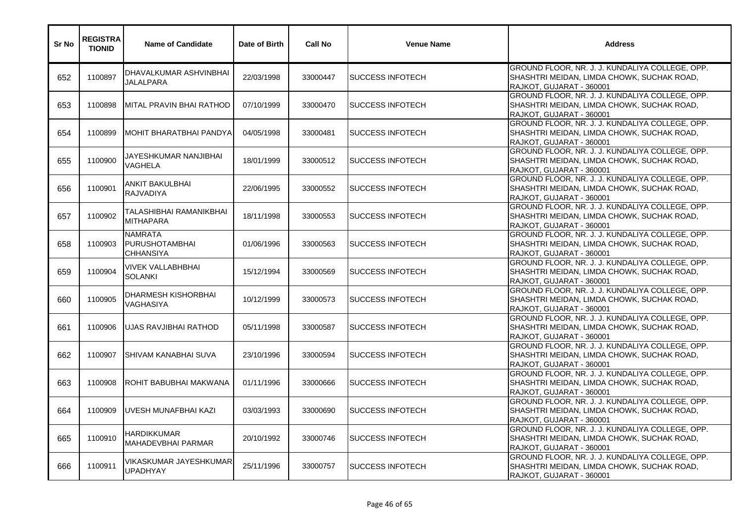| Sr No | REGISTRATIONID | Name of Candidate | Date of Birth | Call No | Venue Name | Address |
|---|---|---|---|---|---|---|
| 652 | 1100897 | DHAVALKUMAR ASHVINBHAI JALALPARA | 22/03/1998 | 33000447 | SUCCESS INFOTECH | GROUND FLOOR, NR. J. J. KUNDALIYA COLLEGE, OPP. SHASHTRI MEIDAN, LIMDA CHOWK, SUCHAK ROAD, RAJKOT, GUJARAT - 360001 |
| 653 | 1100898 | MITAL PRAVIN BHAI RATHOD | 07/10/1999 | 33000470 | SUCCESS INFOTECH | GROUND FLOOR, NR. J. J. KUNDALIYA COLLEGE, OPP. SHASHTRI MEIDAN, LIMDA CHOWK, SUCHAK ROAD, RAJKOT, GUJARAT - 360001 |
| 654 | 1100899 | MOHIT BHARATBHAI PANDYA | 04/05/1998 | 33000481 | SUCCESS INFOTECH | GROUND FLOOR, NR. J. J. KUNDALIYA COLLEGE, OPP. SHASHTRI MEIDAN, LIMDA CHOWK, SUCHAK ROAD, RAJKOT, GUJARAT - 360001 |
| 655 | 1100900 | JAYESHKUMAR NANJIBHAI VAGHELA | 18/01/1999 | 33000512 | SUCCESS INFOTECH | GROUND FLOOR, NR. J. J. KUNDALIYA COLLEGE, OPP. SHASHTRI MEIDAN, LIMDA CHOWK, SUCHAK ROAD, RAJKOT, GUJARAT - 360001 |
| 656 | 1100901 | ANKIT BAKULBHAI RAJVADIYA | 22/06/1995 | 33000552 | SUCCESS INFOTECH | GROUND FLOOR, NR. J. J. KUNDALIYA COLLEGE, OPP. SHASHTRI MEIDAN, LIMDA CHOWK, SUCHAK ROAD, RAJKOT, GUJARAT - 360001 |
| 657 | 1100902 | TALASHIBHAI RAMANIKBHAI MITHAPARA | 18/11/1998 | 33000553 | SUCCESS INFOTECH | GROUND FLOOR, NR. J. J. KUNDALIYA COLLEGE, OPP. SHASHTRI MEIDAN, LIMDA CHOWK, SUCHAK ROAD, RAJKOT, GUJARAT - 360001 |
| 658 | 1100903 | NAMRATA PURUSHOTAMBHAI CHHANSIYA | 01/06/1996 | 33000563 | SUCCESS INFOTECH | GROUND FLOOR, NR. J. J. KUNDALIYA COLLEGE, OPP. SHASHTRI MEIDAN, LIMDA CHOWK, SUCHAK ROAD, RAJKOT, GUJARAT - 360001 |
| 659 | 1100904 | VIVEK VALLABHBHAI SOLANKI | 15/12/1994 | 33000569 | SUCCESS INFOTECH | GROUND FLOOR, NR. J. J. KUNDALIYA COLLEGE, OPP. SHASHTRI MEIDAN, LIMDA CHOWK, SUCHAK ROAD, RAJKOT, GUJARAT - 360001 |
| 660 | 1100905 | DHARMESH KISHORBHAI VAGHASIYA | 10/12/1999 | 33000573 | SUCCESS INFOTECH | GROUND FLOOR, NR. J. J. KUNDALIYA COLLEGE, OPP. SHASHTRI MEIDAN, LIMDA CHOWK, SUCHAK ROAD, RAJKOT, GUJARAT - 360001 |
| 661 | 1100906 | UJAS RAVJIBHAI RATHOD | 05/11/1998 | 33000587 | SUCCESS INFOTECH | GROUND FLOOR, NR. J. J. KUNDALIYA COLLEGE, OPP. SHASHTRI MEIDAN, LIMDA CHOWK, SUCHAK ROAD, RAJKOT, GUJARAT - 360001 |
| 662 | 1100907 | SHIVAM KANABHAI SUVA | 23/10/1996 | 33000594 | SUCCESS INFOTECH | GROUND FLOOR, NR. J. J. KUNDALIYA COLLEGE, OPP. SHASHTRI MEIDAN, LIMDA CHOWK, SUCHAK ROAD, RAJKOT, GUJARAT - 360001 |
| 663 | 1100908 | ROHIT BABUBHAI MAKWANA | 01/11/1996 | 33000666 | SUCCESS INFOTECH | GROUND FLOOR, NR. J. J. KUNDALIYA COLLEGE, OPP. SHASHTRI MEIDAN, LIMDA CHOWK, SUCHAK ROAD, RAJKOT, GUJARAT - 360001 |
| 664 | 1100909 | UVESH MUNAFBHAI KAZI | 03/03/1993 | 33000690 | SUCCESS INFOTECH | GROUND FLOOR, NR. J. J. KUNDALIYA COLLEGE, OPP. SHASHTRI MEIDAN, LIMDA CHOWK, SUCHAK ROAD, RAJKOT, GUJARAT - 360001 |
| 665 | 1100910 | HARDIKKUMAR MAHADEVBHAI PARMAR | 20/10/1992 | 33000746 | SUCCESS INFOTECH | GROUND FLOOR, NR. J. J. KUNDALIYA COLLEGE, OPP. SHASHTRI MEIDAN, LIMDA CHOWK, SUCHAK ROAD, RAJKOT, GUJARAT - 360001 |
| 666 | 1100911 | VIKASKUMAR JAYESHKUMAR UPADHYAY | 25/11/1996 | 33000757 | SUCCESS INFOTECH | GROUND FLOOR, NR. J. J. KUNDALIYA COLLEGE, OPP. SHASHTRI MEIDAN, LIMDA CHOWK, SUCHAK ROAD, RAJKOT, GUJARAT - 360001 |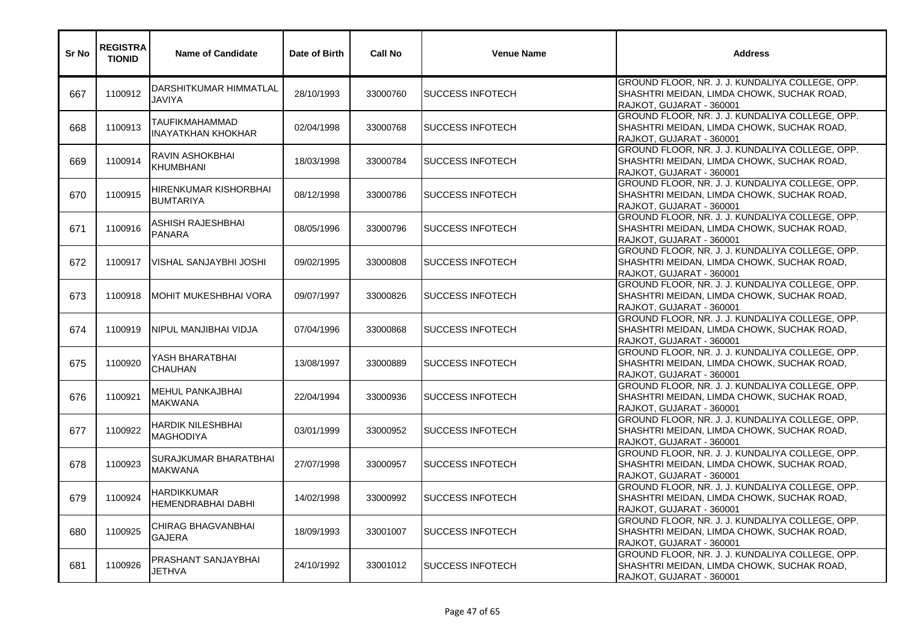| Sr No | REGISTRATIONID | Name of Candidate | Date of Birth | Call No | Venue Name | Address |
|---|---|---|---|---|---|---|
| 667 | 1100912 | DARSHITKUMAR HIMMATLAL JAVIYA | 28/10/1993 | 33000760 | SUCCESS INFOTECH | GROUND FLOOR, NR. J. J. KUNDALIYA COLLEGE, OPP. SHASHTRI MEIDAN, LIMDA CHOWK, SUCHAK ROAD, RAJKOT, GUJARAT - 360001 |
| 668 | 1100913 | TAUFIKMAHAMMAD INAYATKHAN KHOKHAR | 02/04/1998 | 33000768 | SUCCESS INFOTECH | GROUND FLOOR, NR. J. J. KUNDALIYA COLLEGE, OPP. SHASHTRI MEIDAN, LIMDA CHOWK, SUCHAK ROAD, RAJKOT, GUJARAT - 360001 |
| 669 | 1100914 | RAVIN ASHOKBHAI KHUMBHANI | 18/03/1998 | 33000784 | SUCCESS INFOTECH | GROUND FLOOR, NR. J. J. KUNDALIYA COLLEGE, OPP. SHASHTRI MEIDAN, LIMDA CHOWK, SUCHAK ROAD, RAJKOT, GUJARAT - 360001 |
| 670 | 1100915 | HIRENKUMAR KISHORBHAI BUMTARIYA | 08/12/1998 | 33000786 | SUCCESS INFOTECH | GROUND FLOOR, NR. J. J. KUNDALIYA COLLEGE, OPP. SHASHTRI MEIDAN, LIMDA CHOWK, SUCHAK ROAD, RAJKOT, GUJARAT - 360001 |
| 671 | 1100916 | ASHISH RAJESHBHAI PANARA | 08/05/1996 | 33000796 | SUCCESS INFOTECH | GROUND FLOOR, NR. J. J. KUNDALIYA COLLEGE, OPP. SHASHTRI MEIDAN, LIMDA CHOWK, SUCHAK ROAD, RAJKOT, GUJARAT - 360001 |
| 672 | 1100917 | VISHAL SANJAYBHI JOSHI | 09/02/1995 | 33000808 | SUCCESS INFOTECH | GROUND FLOOR, NR. J. J. KUNDALIYA COLLEGE, OPP. SHASHTRI MEIDAN, LIMDA CHOWK, SUCHAK ROAD, RAJKOT, GUJARAT - 360001 |
| 673 | 1100918 | MOHIT MUKESHBHAI VORA | 09/07/1997 | 33000826 | SUCCESS INFOTECH | GROUND FLOOR, NR. J. J. KUNDALIYA COLLEGE, OPP. SHASHTRI MEIDAN, LIMDA CHOWK, SUCHAK ROAD, RAJKOT, GUJARAT - 360001 |
| 674 | 1100919 | NIPUL MANJIBHAI VIDJA | 07/04/1996 | 33000868 | SUCCESS INFOTECH | GROUND FLOOR, NR. J. J. KUNDALIYA COLLEGE, OPP. SHASHTRI MEIDAN, LIMDA CHOWK, SUCHAK ROAD, RAJKOT, GUJARAT - 360001 |
| 675 | 1100920 | YASH BHARATBHAI CHAUHAN | 13/08/1997 | 33000889 | SUCCESS INFOTECH | GROUND FLOOR, NR. J. J. KUNDALIYA COLLEGE, OPP. SHASHTRI MEIDAN, LIMDA CHOWK, SUCHAK ROAD, RAJKOT, GUJARAT - 360001 |
| 676 | 1100921 | MEHUL PANKAJBHAI MAKWANA | 22/04/1994 | 33000936 | SUCCESS INFOTECH | GROUND FLOOR, NR. J. J. KUNDALIYA COLLEGE, OPP. SHASHTRI MEIDAN, LIMDA CHOWK, SUCHAK ROAD, RAJKOT, GUJARAT - 360001 |
| 677 | 1100922 | HARDIK NILESHBHAI MAGHODIYA | 03/01/1999 | 33000952 | SUCCESS INFOTECH | GROUND FLOOR, NR. J. J. KUNDALIYA COLLEGE, OPP. SHASHTRI MEIDAN, LIMDA CHOWK, SUCHAK ROAD, RAJKOT, GUJARAT - 360001 |
| 678 | 1100923 | SURAJKUMAR BHARATBHAI MAKWANA | 27/07/1998 | 33000957 | SUCCESS INFOTECH | GROUND FLOOR, NR. J. J. KUNDALIYA COLLEGE, OPP. SHASHTRI MEIDAN, LIMDA CHOWK, SUCHAK ROAD, RAJKOT, GUJARAT - 360001 |
| 679 | 1100924 | HARDIKKUMAR HEMENDRABHAI DABHI | 14/02/1998 | 33000992 | SUCCESS INFOTECH | GROUND FLOOR, NR. J. J. KUNDALIYA COLLEGE, OPP. SHASHTRI MEIDAN, LIMDA CHOWK, SUCHAK ROAD, RAJKOT, GUJARAT - 360001 |
| 680 | 1100925 | CHIRAG BHAGVANBHAI GAJERA | 18/09/1993 | 33001007 | SUCCESS INFOTECH | GROUND FLOOR, NR. J. J. KUNDALIYA COLLEGE, OPP. SHASHTRI MEIDAN, LIMDA CHOWK, SUCHAK ROAD, RAJKOT, GUJARAT - 360001 |
| 681 | 1100926 | PRASHANT SANJAYBHAI JETHVA | 24/10/1992 | 33001012 | SUCCESS INFOTECH | GROUND FLOOR, NR. J. J. KUNDALIYA COLLEGE, OPP. SHASHTRI MEIDAN, LIMDA CHOWK, SUCHAK ROAD, RAJKOT, GUJARAT - 360001 |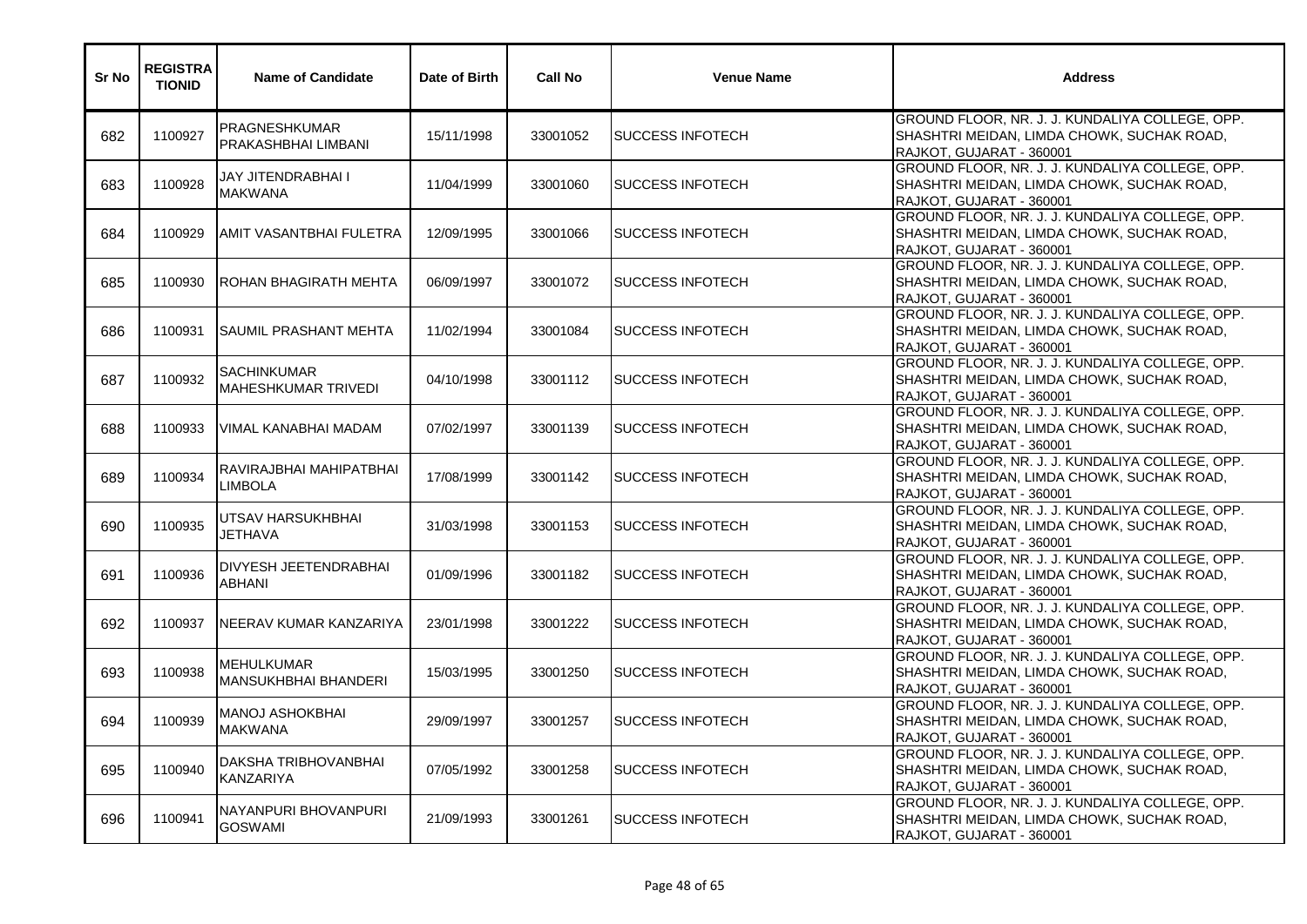| Sr No | REGISTRATIONID | Name of Candidate | Date of Birth | Call No | Venue Name | Address |
|---|---|---|---|---|---|---|
| 682 | 1100927 | PRAGNESHKUMAR PRAKASHBHAI LIMBANI | 15/11/1998 | 33001052 | SUCCESS INFOTECH | GROUND FLOOR, NR. J. J. KUNDALIYA COLLEGE, OPP. SHASHTRI MEIDAN, LIMDA CHOWK, SUCHAK ROAD, RAJKOT, GUJARAT - 360001 |
| 683 | 1100928 | JAY JITENDRABHAI I MAKWANA | 11/04/1999 | 33001060 | SUCCESS INFOTECH | GROUND FLOOR, NR. J. J. KUNDALIYA COLLEGE, OPP. SHASHTRI MEIDAN, LIMDA CHOWK, SUCHAK ROAD, RAJKOT, GUJARAT - 360001 |
| 684 | 1100929 | AMIT VASANTBHAI FULETRA | 12/09/1995 | 33001066 | SUCCESS INFOTECH | GROUND FLOOR, NR. J. J. KUNDALIYA COLLEGE, OPP. SHASHTRI MEIDAN, LIMDA CHOWK, SUCHAK ROAD, RAJKOT, GUJARAT - 360001 |
| 685 | 1100930 | ROHAN BHAGIRATH MEHTA | 06/09/1997 | 33001072 | SUCCESS INFOTECH | GROUND FLOOR, NR. J. J. KUNDALIYA COLLEGE, OPP. SHASHTRI MEIDAN, LIMDA CHOWK, SUCHAK ROAD, RAJKOT, GUJARAT - 360001 |
| 686 | 1100931 | SAUMIL PRASHANT MEHTA | 11/02/1994 | 33001084 | SUCCESS INFOTECH | GROUND FLOOR, NR. J. J. KUNDALIYA COLLEGE, OPP. SHASHTRI MEIDAN, LIMDA CHOWK, SUCHAK ROAD, RAJKOT, GUJARAT - 360001 |
| 687 | 1100932 | SACHINKUMAR MAHESHKUMAR TRIVEDI | 04/10/1998 | 33001112 | SUCCESS INFOTECH | GROUND FLOOR, NR. J. J. KUNDALIYA COLLEGE, OPP. SHASHTRI MEIDAN, LIMDA CHOWK, SUCHAK ROAD, RAJKOT, GUJARAT - 360001 |
| 688 | 1100933 | VIMAL KANABHAI MADAM | 07/02/1997 | 33001139 | SUCCESS INFOTECH | GROUND FLOOR, NR. J. J. KUNDALIYA COLLEGE, OPP. SHASHTRI MEIDAN, LIMDA CHOWK, SUCHAK ROAD, RAJKOT, GUJARAT - 360001 |
| 689 | 1100934 | RAVIRAJBHAI MAHIPATBHAI LIMBOLA | 17/08/1999 | 33001142 | SUCCESS INFOTECH | GROUND FLOOR, NR. J. J. KUNDALIYA COLLEGE, OPP. SHASHTRI MEIDAN, LIMDA CHOWK, SUCHAK ROAD, RAJKOT, GUJARAT - 360001 |
| 690 | 1100935 | UTSAV HARSUKHBHAI JETHAVA | 31/03/1998 | 33001153 | SUCCESS INFOTECH | GROUND FLOOR, NR. J. J. KUNDALIYA COLLEGE, OPP. SHASHTRI MEIDAN, LIMDA CHOWK, SUCHAK ROAD, RAJKOT, GUJARAT - 360001 |
| 691 | 1100936 | DIVYESH JEETENDRABHAI ABHANI | 01/09/1996 | 33001182 | SUCCESS INFOTECH | GROUND FLOOR, NR. J. J. KUNDALIYA COLLEGE, OPP. SHASHTRI MEIDAN, LIMDA CHOWK, SUCHAK ROAD, RAJKOT, GUJARAT - 360001 |
| 692 | 1100937 | NEERAV KUMAR KANZARIYA | 23/01/1998 | 33001222 | SUCCESS INFOTECH | GROUND FLOOR, NR. J. J. KUNDALIYA COLLEGE, OPP. SHASHTRI MEIDAN, LIMDA CHOWK, SUCHAK ROAD, RAJKOT, GUJARAT - 360001 |
| 693 | 1100938 | MEHULKUMAR MANSUKHBHAI BHANDERI | 15/03/1995 | 33001250 | SUCCESS INFOTECH | GROUND FLOOR, NR. J. J. KUNDALIYA COLLEGE, OPP. SHASHTRI MEIDAN, LIMDA CHOWK, SUCHAK ROAD, RAJKOT, GUJARAT - 360001 |
| 694 | 1100939 | MANOJ ASHOKBHAI MAKWANA | 29/09/1997 | 33001257 | SUCCESS INFOTECH | GROUND FLOOR, NR. J. J. KUNDALIYA COLLEGE, OPP. SHASHTRI MEIDAN, LIMDA CHOWK, SUCHAK ROAD, RAJKOT, GUJARAT - 360001 |
| 695 | 1100940 | DAKSHA TRIBHOVANBHAI KANZARIYA | 07/05/1992 | 33001258 | SUCCESS INFOTECH | GROUND FLOOR, NR. J. J. KUNDALIYA COLLEGE, OPP. SHASHTRI MEIDAN, LIMDA CHOWK, SUCHAK ROAD, RAJKOT, GUJARAT - 360001 |
| 696 | 1100941 | NAYANPURI BHOVANPURI GOSWAMI | 21/09/1993 | 33001261 | SUCCESS INFOTECH | GROUND FLOOR, NR. J. J. KUNDALIYA COLLEGE, OPP. SHASHTRI MEIDAN, LIMDA CHOWK, SUCHAK ROAD, RAJKOT, GUJARAT - 360001 |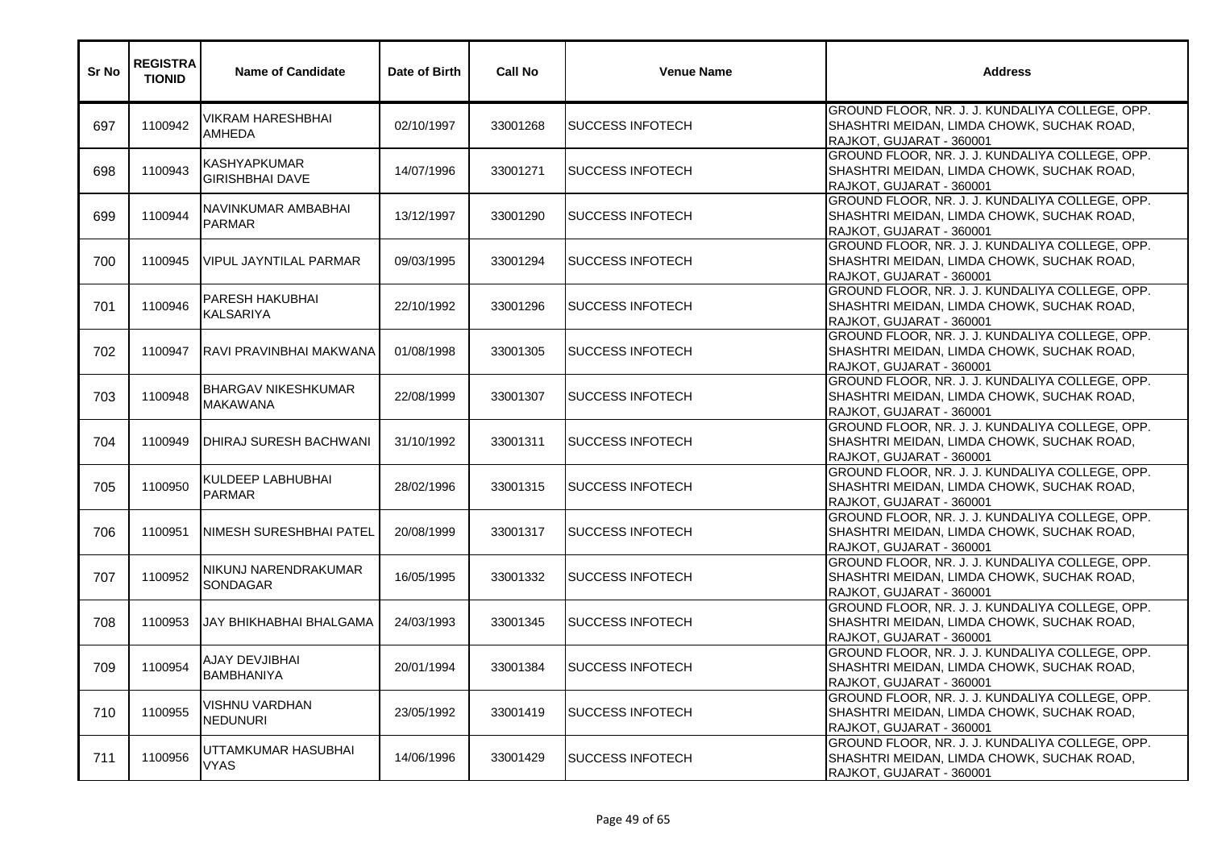| Sr No | REGISTRATIONID | Name of Candidate | Date of Birth | Call No | Venue Name | Address |
|---|---|---|---|---|---|---|
| 697 | 1100942 | VIKRAM HARESHBHAI AMHEDA | 02/10/1997 | 33001268 | SUCCESS INFOTECH | GROUND FLOOR, NR. J. J. KUNDALIYA COLLEGE, OPP. SHASHTRI MEIDAN, LIMDA CHOWK, SUCHAK ROAD, RAJKOT, GUJARAT - 360001 |
| 698 | 1100943 | KASHYAPKUMAR GIRISHBHAI DAVE | 14/07/1996 | 33001271 | SUCCESS INFOTECH | GROUND FLOOR, NR. J. J. KUNDALIYA COLLEGE, OPP. SHASHTRI MEIDAN, LIMDA CHOWK, SUCHAK ROAD, RAJKOT, GUJARAT - 360001 |
| 699 | 1100944 | NAVINKUMAR AMBABHAI PARMAR | 13/12/1997 | 33001290 | SUCCESS INFOTECH | GROUND FLOOR, NR. J. J. KUNDALIYA COLLEGE, OPP. SHASHTRI MEIDAN, LIMDA CHOWK, SUCHAK ROAD, RAJKOT, GUJARAT - 360001 |
| 700 | 1100945 | VIPUL JAYNTILAL PARMAR | 09/03/1995 | 33001294 | SUCCESS INFOTECH | GROUND FLOOR, NR. J. J. KUNDALIYA COLLEGE, OPP. SHASHTRI MEIDAN, LIMDA CHOWK, SUCHAK ROAD, RAJKOT, GUJARAT - 360001 |
| 701 | 1100946 | PARESH HAKUBHAI KALSARIYA | 22/10/1992 | 33001296 | SUCCESS INFOTECH | GROUND FLOOR, NR. J. J. KUNDALIYA COLLEGE, OPP. SHASHTRI MEIDAN, LIMDA CHOWK, SUCHAK ROAD, RAJKOT, GUJARAT - 360001 |
| 702 | 1100947 | RAVI PRAVINBHAI MAKWANA | 01/08/1998 | 33001305 | SUCCESS INFOTECH | GROUND FLOOR, NR. J. J. KUNDALIYA COLLEGE, OPP. SHASHTRI MEIDAN, LIMDA CHOWK, SUCHAK ROAD, RAJKOT, GUJARAT - 360001 |
| 703 | 1100948 | BHARGAV NIKESHKUMAR MAKAWANA | 22/08/1999 | 33001307 | SUCCESS INFOTECH | GROUND FLOOR, NR. J. J. KUNDALIYA COLLEGE, OPP. SHASHTRI MEIDAN, LIMDA CHOWK, SUCHAK ROAD, RAJKOT, GUJARAT - 360001 |
| 704 | 1100949 | DHIRAJ SURESH BACHWANI | 31/10/1992 | 33001311 | SUCCESS INFOTECH | GROUND FLOOR, NR. J. J. KUNDALIYA COLLEGE, OPP. SHASHTRI MEIDAN, LIMDA CHOWK, SUCHAK ROAD, RAJKOT, GUJARAT - 360001 |
| 705 | 1100950 | KULDEEP LABHUBHAI PARMAR | 28/02/1996 | 33001315 | SUCCESS INFOTECH | GROUND FLOOR, NR. J. J. KUNDALIYA COLLEGE, OPP. SHASHTRI MEIDAN, LIMDA CHOWK, SUCHAK ROAD, RAJKOT, GUJARAT - 360001 |
| 706 | 1100951 | NIMESH SURESHBHAI PATEL | 20/08/1999 | 33001317 | SUCCESS INFOTECH | GROUND FLOOR, NR. J. J. KUNDALIYA COLLEGE, OPP. SHASHTRI MEIDAN, LIMDA CHOWK, SUCHAK ROAD, RAJKOT, GUJARAT - 360001 |
| 707 | 1100952 | NIKUNJ NARENDRAKUMAR SONDAGAR | 16/05/1995 | 33001332 | SUCCESS INFOTECH | GROUND FLOOR, NR. J. J. KUNDALIYA COLLEGE, OPP. SHASHTRI MEIDAN, LIMDA CHOWK, SUCHAK ROAD, RAJKOT, GUJARAT - 360001 |
| 708 | 1100953 | JAY BHIKHABHAI BHALGAMA | 24/03/1993 | 33001345 | SUCCESS INFOTECH | GROUND FLOOR, NR. J. J. KUNDALIYA COLLEGE, OPP. SHASHTRI MEIDAN, LIMDA CHOWK, SUCHAK ROAD, RAJKOT, GUJARAT - 360001 |
| 709 | 1100954 | AJAY DEVJIBHAI BAMBHANIYA | 20/01/1994 | 33001384 | SUCCESS INFOTECH | GROUND FLOOR, NR. J. J. KUNDALIYA COLLEGE, OPP. SHASHTRI MEIDAN, LIMDA CHOWK, SUCHAK ROAD, RAJKOT, GUJARAT - 360001 |
| 710 | 1100955 | VISHNU VARDHAN NEDUNURI | 23/05/1992 | 33001419 | SUCCESS INFOTECH | GROUND FLOOR, NR. J. J. KUNDALIYA COLLEGE, OPP. SHASHTRI MEIDAN, LIMDA CHOWK, SUCHAK ROAD, RAJKOT, GUJARAT - 360001 |
| 711 | 1100956 | UTTAMKUMAR HASUBHAI VYAS | 14/06/1996 | 33001429 | SUCCESS INFOTECH | GROUND FLOOR, NR. J. J. KUNDALIYA COLLEGE, OPP. SHASHTRI MEIDAN, LIMDA CHOWK, SUCHAK ROAD, RAJKOT, GUJARAT - 360001 |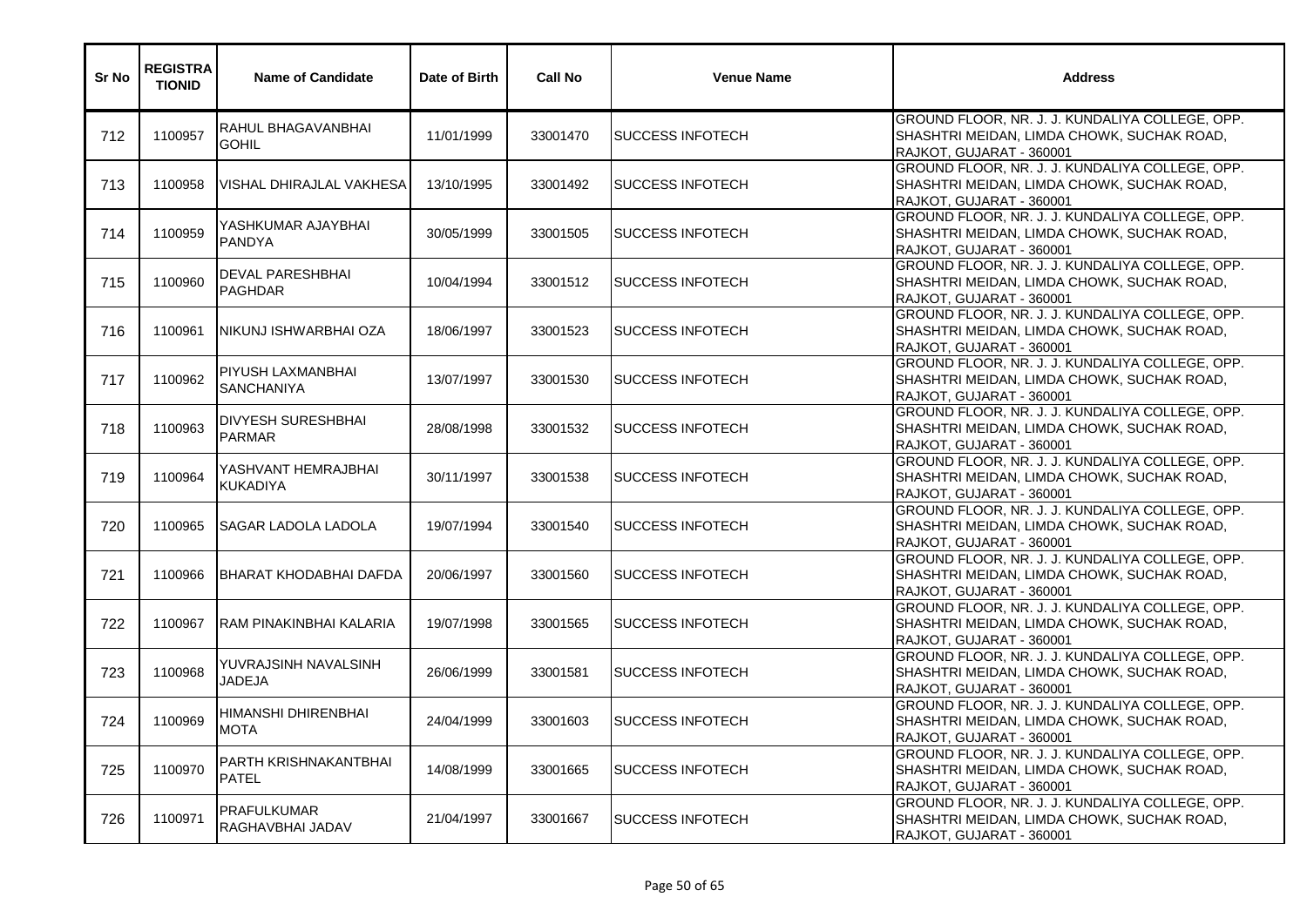| Sr No | REGISTRATIONID | Name of Candidate | Date of Birth | Call No | Venue Name | Address |
|---|---|---|---|---|---|---|
| 712 | 1100957 | RAHUL BHAGAVANBHAI GOHIL | 11/01/1999 | 33001470 | SUCCESS INFOTECH | GROUND FLOOR, NR. J. J. KUNDALIYA COLLEGE, OPP. SHASHTRI MEIDAN, LIMDA CHOWK, SUCHAK ROAD, RAJKOT, GUJARAT - 360001 |
| 713 | 1100958 | VISHAL DHIRAJLAL VAKHESA | 13/10/1995 | 33001492 | SUCCESS INFOTECH | GROUND FLOOR, NR. J. J. KUNDALIYA COLLEGE, OPP. SHASHTRI MEIDAN, LIMDA CHOWK, SUCHAK ROAD, RAJKOT, GUJARAT - 360001 |
| 714 | 1100959 | YASHKUMAR AJAYBHAI PANDYA | 30/05/1999 | 33001505 | SUCCESS INFOTECH | GROUND FLOOR, NR. J. J. KUNDALIYA COLLEGE, OPP. SHASHTRI MEIDAN, LIMDA CHOWK, SUCHAK ROAD, RAJKOT, GUJARAT - 360001 |
| 715 | 1100960 | DEVAL PARESHBHAI PAGHDAR | 10/04/1994 | 33001512 | SUCCESS INFOTECH | GROUND FLOOR, NR. J. J. KUNDALIYA COLLEGE, OPP. SHASHTRI MEIDAN, LIMDA CHOWK, SUCHAK ROAD, RAJKOT, GUJARAT - 360001 |
| 716 | 1100961 | NIKUNJ ISHWARBHAI OZA | 18/06/1997 | 33001523 | SUCCESS INFOTECH | GROUND FLOOR, NR. J. J. KUNDALIYA COLLEGE, OPP. SHASHTRI MEIDAN, LIMDA CHOWK, SUCHAK ROAD, RAJKOT, GUJARAT - 360001 |
| 717 | 1100962 | PIYUSH LAXMANBHAI SANCHANIYA | 13/07/1997 | 33001530 | SUCCESS INFOTECH | GROUND FLOOR, NR. J. J. KUNDALIYA COLLEGE, OPP. SHASHTRI MEIDAN, LIMDA CHOWK, SUCHAK ROAD, RAJKOT, GUJARAT - 360001 |
| 718 | 1100963 | DIVYESH SURESHBHAI PARMAR | 28/08/1998 | 33001532 | SUCCESS INFOTECH | GROUND FLOOR, NR. J. J. KUNDALIYA COLLEGE, OPP. SHASHTRI MEIDAN, LIMDA CHOWK, SUCHAK ROAD, RAJKOT, GUJARAT - 360001 |
| 719 | 1100964 | YASHVANT HEMRAJBHAI KUKADIYA | 30/11/1997 | 33001538 | SUCCESS INFOTECH | GROUND FLOOR, NR. J. J. KUNDALIYA COLLEGE, OPP. SHASHTRI MEIDAN, LIMDA CHOWK, SUCHAK ROAD, RAJKOT, GUJARAT - 360001 |
| 720 | 1100965 | SAGAR LADOLA LADOLA | 19/07/1994 | 33001540 | SUCCESS INFOTECH | GROUND FLOOR, NR. J. J. KUNDALIYA COLLEGE, OPP. SHASHTRI MEIDAN, LIMDA CHOWK, SUCHAK ROAD, RAJKOT, GUJARAT - 360001 |
| 721 | 1100966 | BHARAT KHODABHAI DAFDA | 20/06/1997 | 33001560 | SUCCESS INFOTECH | GROUND FLOOR, NR. J. J. KUNDALIYA COLLEGE, OPP. SHASHTRI MEIDAN, LIMDA CHOWK, SUCHAK ROAD, RAJKOT, GUJARAT - 360001 |
| 722 | 1100967 | RAM PINAKINBHAI KALARIA | 19/07/1998 | 33001565 | SUCCESS INFOTECH | GROUND FLOOR, NR. J. J. KUNDALIYA COLLEGE, OPP. SHASHTRI MEIDAN, LIMDA CHOWK, SUCHAK ROAD, RAJKOT, GUJARAT - 360001 |
| 723 | 1100968 | YUVRAJSINH NAVALSINH JADEJA | 26/06/1999 | 33001581 | SUCCESS INFOTECH | GROUND FLOOR, NR. J. J. KUNDALIYA COLLEGE, OPP. SHASHTRI MEIDAN, LIMDA CHOWK, SUCHAK ROAD, RAJKOT, GUJARAT - 360001 |
| 724 | 1100969 | HIMANSHI DHIRENBHAI MOTA | 24/04/1999 | 33001603 | SUCCESS INFOTECH | GROUND FLOOR, NR. J. J. KUNDALIYA COLLEGE, OPP. SHASHTRI MEIDAN, LIMDA CHOWK, SUCHAK ROAD, RAJKOT, GUJARAT - 360001 |
| 725 | 1100970 | PARTH KRISHNAKANTBHAI PATEL | 14/08/1999 | 33001665 | SUCCESS INFOTECH | GROUND FLOOR, NR. J. J. KUNDALIYA COLLEGE, OPP. SHASHTRI MEIDAN, LIMDA CHOWK, SUCHAK ROAD, RAJKOT, GUJARAT - 360001 |
| 726 | 1100971 | PRAFULKUMAR RAGHAVBHAI JADAV | 21/04/1997 | 33001667 | SUCCESS INFOTECH | GROUND FLOOR, NR. J. J. KUNDALIYA COLLEGE, OPP. SHASHTRI MEIDAN, LIMDA CHOWK, SUCHAK ROAD, RAJKOT, GUJARAT - 360001 |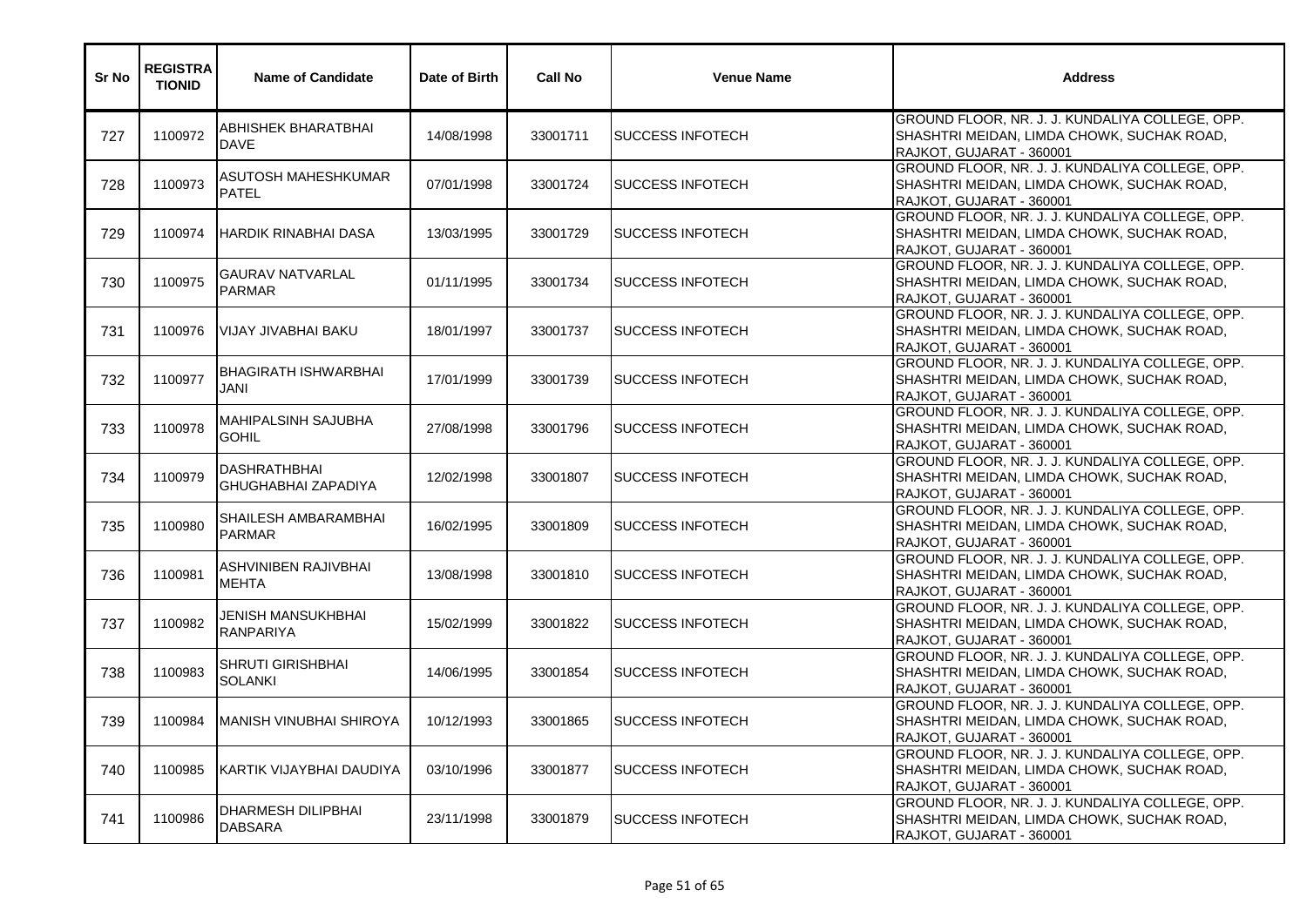| Sr No | REGISTRATIONID | Name of Candidate | Date of Birth | Call No | Venue Name | Address |
|---|---|---|---|---|---|---|
| 727 | 1100972 | ABHISHEK BHARATBHAI DAVE | 14/08/1998 | 33001711 | SUCCESS INFOTECH | GROUND FLOOR, NR. J. J. KUNDALIYA COLLEGE, OPP. SHASHTRI MEIDAN, LIMDA CHOWK, SUCHAK ROAD, RAJKOT, GUJARAT - 360001 |
| 728 | 1100973 | ASUTOSH MAHESHKUMAR PATEL | 07/01/1998 | 33001724 | SUCCESS INFOTECH | GROUND FLOOR, NR. J. J. KUNDALIYA COLLEGE, OPP. SHASHTRI MEIDAN, LIMDA CHOWK, SUCHAK ROAD, RAJKOT, GUJARAT - 360001 |
| 729 | 1100974 | HARDIK RINABHAI DASA | 13/03/1995 | 33001729 | SUCCESS INFOTECH | GROUND FLOOR, NR. J. J. KUNDALIYA COLLEGE, OPP. SHASHTRI MEIDAN, LIMDA CHOWK, SUCHAK ROAD, RAJKOT, GUJARAT - 360001 |
| 730 | 1100975 | GAURAV NATVARLAL PARMAR | 01/11/1995 | 33001734 | SUCCESS INFOTECH | GROUND FLOOR, NR. J. J. KUNDALIYA COLLEGE, OPP. SHASHTRI MEIDAN, LIMDA CHOWK, SUCHAK ROAD, RAJKOT, GUJARAT - 360001 |
| 731 | 1100976 | VIJAY JIVABHAI BAKU | 18/01/1997 | 33001737 | SUCCESS INFOTECH | GROUND FLOOR, NR. J. J. KUNDALIYA COLLEGE, OPP. SHASHTRI MEIDAN, LIMDA CHOWK, SUCHAK ROAD, RAJKOT, GUJARAT - 360001 |
| 732 | 1100977 | BHAGIRATH ISHWARBHAI JANI | 17/01/1999 | 33001739 | SUCCESS INFOTECH | GROUND FLOOR, NR. J. J. KUNDALIYA COLLEGE, OPP. SHASHTRI MEIDAN, LIMDA CHOWK, SUCHAK ROAD, RAJKOT, GUJARAT - 360001 |
| 733 | 1100978 | MAHIPALSINH SAJUBHA GOHIL | 27/08/1998 | 33001796 | SUCCESS INFOTECH | GROUND FLOOR, NR. J. J. KUNDALIYA COLLEGE, OPP. SHASHTRI MEIDAN, LIMDA CHOWK, SUCHAK ROAD, RAJKOT, GUJARAT - 360001 |
| 734 | 1100979 | DASHRATHBHAI GHUGHABHAI ZAPADIYA | 12/02/1998 | 33001807 | SUCCESS INFOTECH | GROUND FLOOR, NR. J. J. KUNDALIYA COLLEGE, OPP. SHASHTRI MEIDAN, LIMDA CHOWK, SUCHAK ROAD, RAJKOT, GUJARAT - 360001 |
| 735 | 1100980 | SHAILESH AMBARAMBHAI PARMAR | 16/02/1995 | 33001809 | SUCCESS INFOTECH | GROUND FLOOR, NR. J. J. KUNDALIYA COLLEGE, OPP. SHASHTRI MEIDAN, LIMDA CHOWK, SUCHAK ROAD, RAJKOT, GUJARAT - 360001 |
| 736 | 1100981 | ASHVINIBEN RAJIVBHAI MEHTA | 13/08/1998 | 33001810 | SUCCESS INFOTECH | GROUND FLOOR, NR. J. J. KUNDALIYA COLLEGE, OPP. SHASHTRI MEIDAN, LIMDA CHOWK, SUCHAK ROAD, RAJKOT, GUJARAT - 360001 |
| 737 | 1100982 | JENISH MANSUKHBHAI RANPARIYA | 15/02/1999 | 33001822 | SUCCESS INFOTECH | GROUND FLOOR, NR. J. J. KUNDALIYA COLLEGE, OPP. SHASHTRI MEIDAN, LIMDA CHOWK, SUCHAK ROAD, RAJKOT, GUJARAT - 360001 |
| 738 | 1100983 | SHRUTI GIRISHBHAI SOLANKI | 14/06/1995 | 33001854 | SUCCESS INFOTECH | GROUND FLOOR, NR. J. J. KUNDALIYA COLLEGE, OPP. SHASHTRI MEIDAN, LIMDA CHOWK, SUCHAK ROAD, RAJKOT, GUJARAT - 360001 |
| 739 | 1100984 | MANISH VINUBHAI SHIROYA | 10/12/1993 | 33001865 | SUCCESS INFOTECH | GROUND FLOOR, NR. J. J. KUNDALIYA COLLEGE, OPP. SHASHTRI MEIDAN, LIMDA CHOWK, SUCHAK ROAD, RAJKOT, GUJARAT - 360001 |
| 740 | 1100985 | KARTIK VIJAYBHAI DAUDIYA | 03/10/1996 | 33001877 | SUCCESS INFOTECH | GROUND FLOOR, NR. J. J. KUNDALIYA COLLEGE, OPP. SHASHTRI MEIDAN, LIMDA CHOWK, SUCHAK ROAD, RAJKOT, GUJARAT - 360001 |
| 741 | 1100986 | DHARMESH DILIPBHAI DABSARA | 23/11/1998 | 33001879 | SUCCESS INFOTECH | GROUND FLOOR, NR. J. J. KUNDALIYA COLLEGE, OPP. SHASHTRI MEIDAN, LIMDA CHOWK, SUCHAK ROAD, RAJKOT, GUJARAT - 360001 |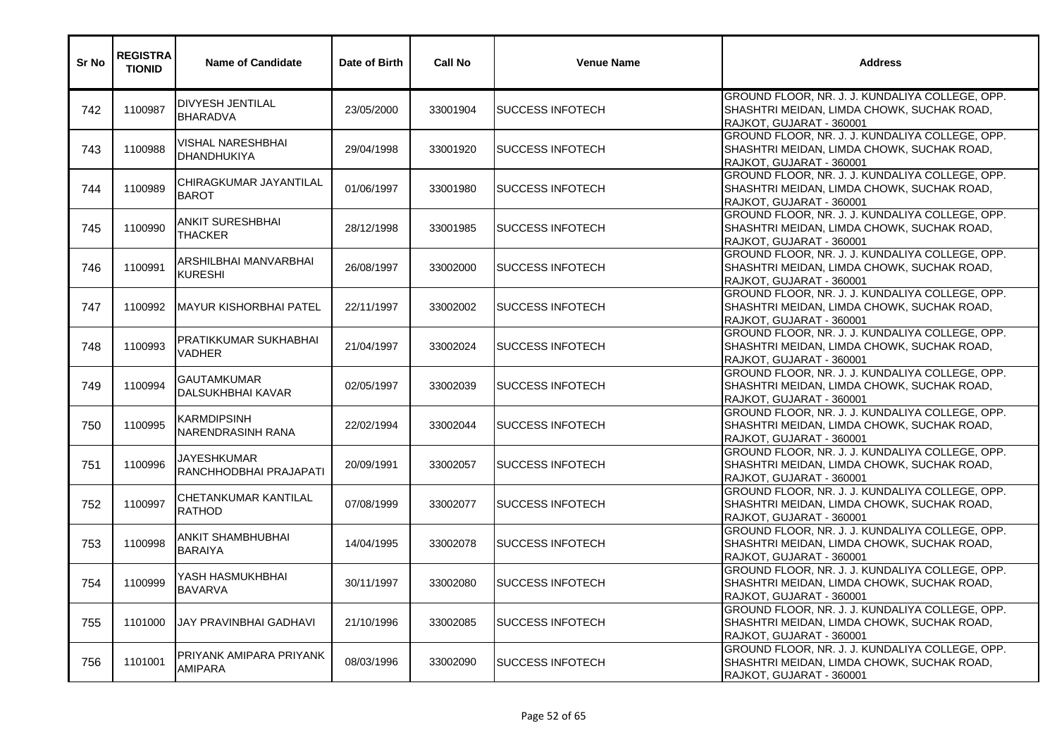| Sr No | REGISTRATIONID | Name of Candidate | Date of Birth | Call No | Venue Name | Address |
|---|---|---|---|---|---|---|
| 742 | 1100987 | DIVYESH JENTILAL BHARADVA | 23/05/2000 | 33001904 | SUCCESS INFOTECH | GROUND FLOOR, NR. J. J. KUNDALIYA COLLEGE, OPP. SHASHTRI MEIDAN, LIMDA CHOWK, SUCHAK ROAD, RAJKOT, GUJARAT - 360001 |
| 743 | 1100988 | VISHAL NARESHBHAI DHANDHUKIYA | 29/04/1998 | 33001920 | SUCCESS INFOTECH | GROUND FLOOR, NR. J. J. KUNDALIYA COLLEGE, OPP. SHASHTRI MEIDAN, LIMDA CHOWK, SUCHAK ROAD, RAJKOT, GUJARAT - 360001 |
| 744 | 1100989 | CHIRAGKUMAR JAYANTILAL BAROT | 01/06/1997 | 33001980 | SUCCESS INFOTECH | GROUND FLOOR, NR. J. J. KUNDALIYA COLLEGE, OPP. SHASHTRI MEIDAN, LIMDA CHOWK, SUCHAK ROAD, RAJKOT, GUJARAT - 360001 |
| 745 | 1100990 | ANKIT SURESHBHAI THACKER | 28/12/1998 | 33001985 | SUCCESS INFOTECH | GROUND FLOOR, NR. J. J. KUNDALIYA COLLEGE, OPP. SHASHTRI MEIDAN, LIMDA CHOWK, SUCHAK ROAD, RAJKOT, GUJARAT - 360001 |
| 746 | 1100991 | ARSHILBHAI MANVARBHAI KURESHI | 26/08/1997 | 33002000 | SUCCESS INFOTECH | GROUND FLOOR, NR. J. J. KUNDALIYA COLLEGE, OPP. SHASHTRI MEIDAN, LIMDA CHOWK, SUCHAK ROAD, RAJKOT, GUJARAT - 360001 |
| 747 | 1100992 | MAYUR KISHORBHAI PATEL | 22/11/1997 | 33002002 | SUCCESS INFOTECH | GROUND FLOOR, NR. J. J. KUNDALIYA COLLEGE, OPP. SHASHTRI MEIDAN, LIMDA CHOWK, SUCHAK ROAD, RAJKOT, GUJARAT - 360001 |
| 748 | 1100993 | PRATIKKUMAR SUKHABHAI VADHER | 21/04/1997 | 33002024 | SUCCESS INFOTECH | GROUND FLOOR, NR. J. J. KUNDALIYA COLLEGE, OPP. SHASHTRI MEIDAN, LIMDA CHOWK, SUCHAK ROAD, RAJKOT, GUJARAT - 360001 |
| 749 | 1100994 | GAUTAMKUMAR DALSUKHBHAI KAVAR | 02/05/1997 | 33002039 | SUCCESS INFOTECH | GROUND FLOOR, NR. J. J. KUNDALIYA COLLEGE, OPP. SHASHTRI MEIDAN, LIMDA CHOWK, SUCHAK ROAD, RAJKOT, GUJARAT - 360001 |
| 750 | 1100995 | KARMDIPSINH NARENDRASINH RANA | 22/02/1994 | 33002044 | SUCCESS INFOTECH | GROUND FLOOR, NR. J. J. KUNDALIYA COLLEGE, OPP. SHASHTRI MEIDAN, LIMDA CHOWK, SUCHAK ROAD, RAJKOT, GUJARAT - 360001 |
| 751 | 1100996 | JAYESHKUMAR RANCHHODBHAI PRAJAPATI | 20/09/1991 | 33002057 | SUCCESS INFOTECH | GROUND FLOOR, NR. J. J. KUNDALIYA COLLEGE, OPP. SHASHTRI MEIDAN, LIMDA CHOWK, SUCHAK ROAD, RAJKOT, GUJARAT - 360001 |
| 752 | 1100997 | CHETANKUMAR KANTILAL RATHOD | 07/08/1999 | 33002077 | SUCCESS INFOTECH | GROUND FLOOR, NR. J. J. KUNDALIYA COLLEGE, OPP. SHASHTRI MEIDAN, LIMDA CHOWK, SUCHAK ROAD, RAJKOT, GUJARAT - 360001 |
| 753 | 1100998 | ANKIT SHAMBHUBHAI BARAIYA | 14/04/1995 | 33002078 | SUCCESS INFOTECH | GROUND FLOOR, NR. J. J. KUNDALIYA COLLEGE, OPP. SHASHTRI MEIDAN, LIMDA CHOWK, SUCHAK ROAD, RAJKOT, GUJARAT - 360001 |
| 754 | 1100999 | YASH HASMUKHBHAI BAVARVA | 30/11/1997 | 33002080 | SUCCESS INFOTECH | GROUND FLOOR, NR. J. J. KUNDALIYA COLLEGE, OPP. SHASHTRI MEIDAN, LIMDA CHOWK, SUCHAK ROAD, RAJKOT, GUJARAT - 360001 |
| 755 | 1101000 | JAY PRAVINBHAI GADHAVI | 21/10/1996 | 33002085 | SUCCESS INFOTECH | GROUND FLOOR, NR. J. J. KUNDALIYA COLLEGE, OPP. SHASHTRI MEIDAN, LIMDA CHOWK, SUCHAK ROAD, RAJKOT, GUJARAT - 360001 |
| 756 | 1101001 | PRIYANK AMIPARA PRIYANK AMIPARA | 08/03/1996 | 33002090 | SUCCESS INFOTECH | GROUND FLOOR, NR. J. J. KUNDALIYA COLLEGE, OPP. SHASHTRI MEIDAN, LIMDA CHOWK, SUCHAK ROAD, RAJKOT, GUJARAT - 360001 |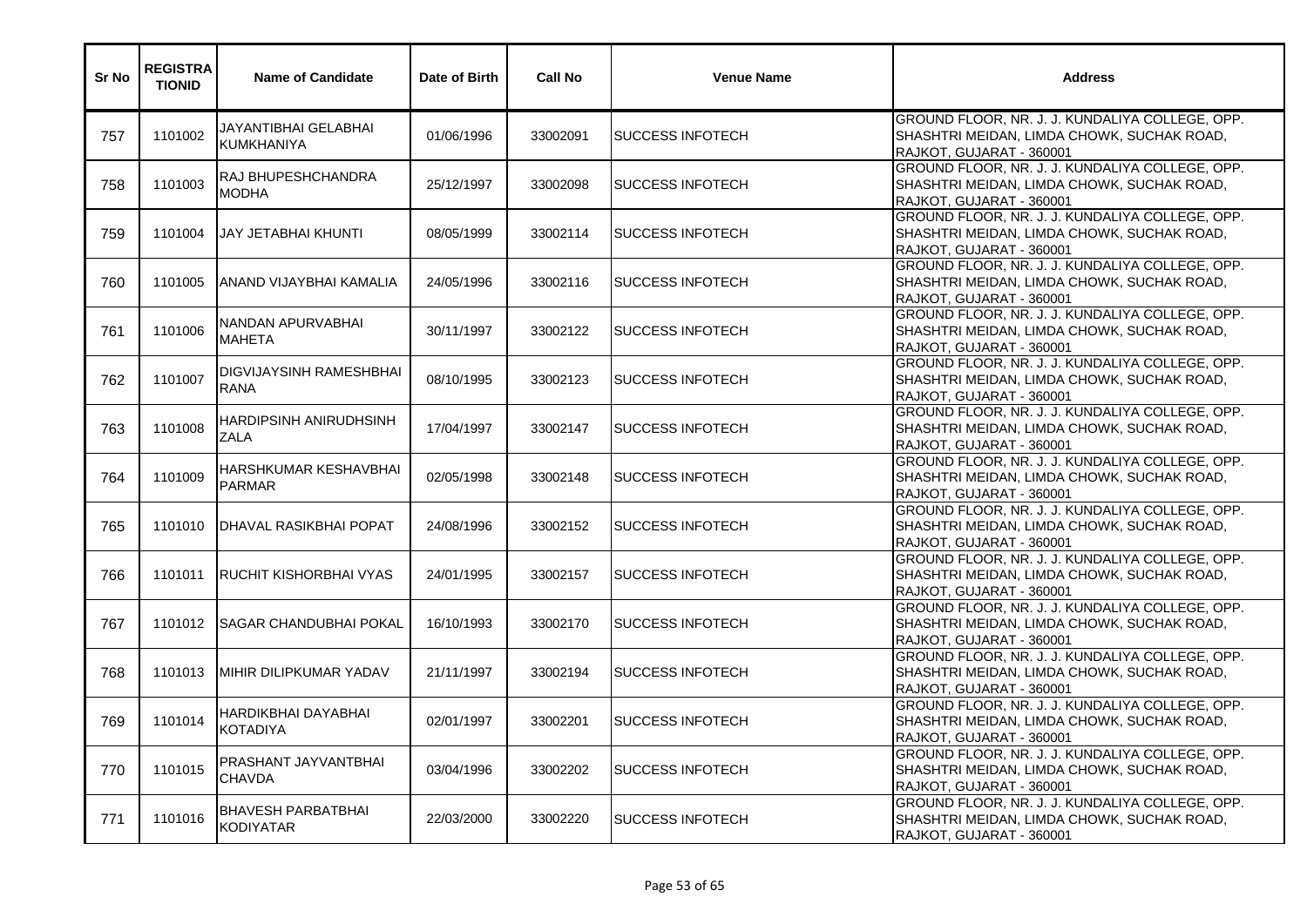| Sr No | REGISTRATIONID | Name of Candidate | Date of Birth | Call No | Venue Name | Address |
|---|---|---|---|---|---|---|
| 757 | 1101002 | JAYANTIBHAI GELABHAI KUMKHANIYA | 01/06/1996 | 33002091 | SUCCESS INFOTECH | GROUND FLOOR, NR. J. J. KUNDALIYA COLLEGE, OPP. SHASHTRI MEIDAN, LIMDA CHOWK, SUCHAK ROAD, RAJKOT, GUJARAT - 360001 |
| 758 | 1101003 | RAJ BHUPESHCHANDRA MODHA | 25/12/1997 | 33002098 | SUCCESS INFOTECH | GROUND FLOOR, NR. J. J. KUNDALIYA COLLEGE, OPP. SHASHTRI MEIDAN, LIMDA CHOWK, SUCHAK ROAD, RAJKOT, GUJARAT - 360001 |
| 759 | 1101004 | JAY JETABHAI KHUNTI | 08/05/1999 | 33002114 | SUCCESS INFOTECH | GROUND FLOOR, NR. J. J. KUNDALIYA COLLEGE, OPP. SHASHTRI MEIDAN, LIMDA CHOWK, SUCHAK ROAD, RAJKOT, GUJARAT - 360001 |
| 760 | 1101005 | ANAND VIJAYBHAI KAMALIA | 24/05/1996 | 33002116 | SUCCESS INFOTECH | GROUND FLOOR, NR. J. J. KUNDALIYA COLLEGE, OPP. SHASHTRI MEIDAN, LIMDA CHOWK, SUCHAK ROAD, RAJKOT, GUJARAT - 360001 |
| 761 | 1101006 | NANDAN APURVABHAI MAHETA | 30/11/1997 | 33002122 | SUCCESS INFOTECH | GROUND FLOOR, NR. J. J. KUNDALIYA COLLEGE, OPP. SHASHTRI MEIDAN, LIMDA CHOWK, SUCHAK ROAD, RAJKOT, GUJARAT - 360001 |
| 762 | 1101007 | DIGVIJAYSINH RAMESHBHAI RANA | 08/10/1995 | 33002123 | SUCCESS INFOTECH | GROUND FLOOR, NR. J. J. KUNDALIYA COLLEGE, OPP. SHASHTRI MEIDAN, LIMDA CHOWK, SUCHAK ROAD, RAJKOT, GUJARAT - 360001 |
| 763 | 1101008 | HARDIPSINH ANIRUDHSINH ZALA | 17/04/1997 | 33002147 | SUCCESS INFOTECH | GROUND FLOOR, NR. J. J. KUNDALIYA COLLEGE, OPP. SHASHTRI MEIDAN, LIMDA CHOWK, SUCHAK ROAD, RAJKOT, GUJARAT - 360001 |
| 764 | 1101009 | HARSHKUMAR KESHAVBHAI PARMAR | 02/05/1998 | 33002148 | SUCCESS INFOTECH | GROUND FLOOR, NR. J. J. KUNDALIYA COLLEGE, OPP. SHASHTRI MEIDAN, LIMDA CHOWK, SUCHAK ROAD, RAJKOT, GUJARAT - 360001 |
| 765 | 1101010 | DHAVAL RASIKBHAI POPAT | 24/08/1996 | 33002152 | SUCCESS INFOTECH | GROUND FLOOR, NR. J. J. KUNDALIYA COLLEGE, OPP. SHASHTRI MEIDAN, LIMDA CHOWK, SUCHAK ROAD, RAJKOT, GUJARAT - 360001 |
| 766 | 1101011 | RUCHIT KISHORBHAI VYAS | 24/01/1995 | 33002157 | SUCCESS INFOTECH | GROUND FLOOR, NR. J. J. KUNDALIYA COLLEGE, OPP. SHASHTRI MEIDAN, LIMDA CHOWK, SUCHAK ROAD, RAJKOT, GUJARAT - 360001 |
| 767 | 1101012 | SAGAR CHANDUBHAI POKAL | 16/10/1993 | 33002170 | SUCCESS INFOTECH | GROUND FLOOR, NR. J. J. KUNDALIYA COLLEGE, OPP. SHASHTRI MEIDAN, LIMDA CHOWK, SUCHAK ROAD, RAJKOT, GUJARAT - 360001 |
| 768 | 1101013 | MIHIR DILIPKUMAR YADAV | 21/11/1997 | 33002194 | SUCCESS INFOTECH | GROUND FLOOR, NR. J. J. KUNDALIYA COLLEGE, OPP. SHASHTRI MEIDAN, LIMDA CHOWK, SUCHAK ROAD, RAJKOT, GUJARAT - 360001 |
| 769 | 1101014 | HARDIKBHAI DAYABHAI KOTADIYA | 02/01/1997 | 33002201 | SUCCESS INFOTECH | GROUND FLOOR, NR. J. J. KUNDALIYA COLLEGE, OPP. SHASHTRI MEIDAN, LIMDA CHOWK, SUCHAK ROAD, RAJKOT, GUJARAT - 360001 |
| 770 | 1101015 | PRASHANT JAYVANTBHAI CHAVDA | 03/04/1996 | 33002202 | SUCCESS INFOTECH | GROUND FLOOR, NR. J. J. KUNDALIYA COLLEGE, OPP. SHASHTRI MEIDAN, LIMDA CHOWK, SUCHAK ROAD, RAJKOT, GUJARAT - 360001 |
| 771 | 1101016 | BHAVESH PARBATBHAI KODIYATAR | 22/03/2000 | 33002220 | SUCCESS INFOTECH | GROUND FLOOR, NR. J. J. KUNDALIYA COLLEGE, OPP. SHASHTRI MEIDAN, LIMDA CHOWK, SUCHAK ROAD, RAJKOT, GUJARAT - 360001 |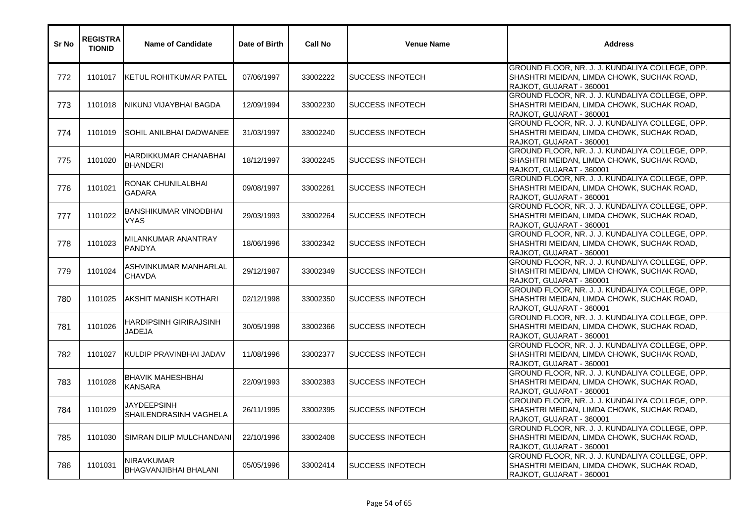| Sr No | REGISTRATIONID | Name of Candidate | Date of Birth | Call No | Venue Name | Address |
|---|---|---|---|---|---|---|
| 772 | 1101017 | KETUL ROHITKUMAR PATEL | 07/06/1997 | 33002222 | SUCCESS INFOTECH | GROUND FLOOR, NR. J. J. KUNDALIYA COLLEGE, OPP. SHASHTRI MEIDAN, LIMDA CHOWK, SUCHAK ROAD, RAJKOT, GUJARAT - 360001 |
| 773 | 1101018 | NIKUNJ VIJAYBHAI BAGDA | 12/09/1994 | 33002230 | SUCCESS INFOTECH | GROUND FLOOR, NR. J. J. KUNDALIYA COLLEGE, OPP. SHASHTRI MEIDAN, LIMDA CHOWK, SUCHAK ROAD, RAJKOT, GUJARAT - 360001 |
| 774 | 1101019 | SOHIL ANILBHAI DADWANEE | 31/03/1997 | 33002240 | SUCCESS INFOTECH | GROUND FLOOR, NR. J. J. KUNDALIYA COLLEGE, OPP. SHASHTRI MEIDAN, LIMDA CHOWK, SUCHAK ROAD, RAJKOT, GUJARAT - 360001 |
| 775 | 1101020 | HARDIKKUMAR CHANABHAI BHANDERI | 18/12/1997 | 33002245 | SUCCESS INFOTECH | GROUND FLOOR, NR. J. J. KUNDALIYA COLLEGE, OPP. SHASHTRI MEIDAN, LIMDA CHOWK, SUCHAK ROAD, RAJKOT, GUJARAT - 360001 |
| 776 | 1101021 | RONAK CHUNILALBHAI GADARA | 09/08/1997 | 33002261 | SUCCESS INFOTECH | GROUND FLOOR, NR. J. J. KUNDALIYA COLLEGE, OPP. SHASHTRI MEIDAN, LIMDA CHOWK, SUCHAK ROAD, RAJKOT, GUJARAT - 360001 |
| 777 | 1101022 | BANSHIKUMAR VINODBHAI VYAS | 29/03/1993 | 33002264 | SUCCESS INFOTECH | GROUND FLOOR, NR. J. J. KUNDALIYA COLLEGE, OPP. SHASHTRI MEIDAN, LIMDA CHOWK, SUCHAK ROAD, RAJKOT, GUJARAT - 360001 |
| 778 | 1101023 | MILANKUMAR ANANTRAY PANDYA | 18/06/1996 | 33002342 | SUCCESS INFOTECH | GROUND FLOOR, NR. J. J. KUNDALIYA COLLEGE, OPP. SHASHTRI MEIDAN, LIMDA CHOWK, SUCHAK ROAD, RAJKOT, GUJARAT - 360001 |
| 779 | 1101024 | ASHVINKUMAR MANHARLAL CHAVDA | 29/12/1987 | 33002349 | SUCCESS INFOTECH | GROUND FLOOR, NR. J. J. KUNDALIYA COLLEGE, OPP. SHASHTRI MEIDAN, LIMDA CHOWK, SUCHAK ROAD, RAJKOT, GUJARAT - 360001 |
| 780 | 1101025 | AKSHIT MANISH KOTHARI | 02/12/1998 | 33002350 | SUCCESS INFOTECH | GROUND FLOOR, NR. J. J. KUNDALIYA COLLEGE, OPP. SHASHTRI MEIDAN, LIMDA CHOWK, SUCHAK ROAD, RAJKOT, GUJARAT - 360001 |
| 781 | 1101026 | HARDIPSINH GIRIRAJSINH JADEJA | 30/05/1998 | 33002366 | SUCCESS INFOTECH | GROUND FLOOR, NR. J. J. KUNDALIYA COLLEGE, OPP. SHASHTRI MEIDAN, LIMDA CHOWK, SUCHAK ROAD, RAJKOT, GUJARAT - 360001 |
| 782 | 1101027 | KULDIP PRAVINBHAI JADAV | 11/08/1996 | 33002377 | SUCCESS INFOTECH | GROUND FLOOR, NR. J. J. KUNDALIYA COLLEGE, OPP. SHASHTRI MEIDAN, LIMDA CHOWK, SUCHAK ROAD, RAJKOT, GUJARAT - 360001 |
| 783 | 1101028 | BHAVIK MAHESHBHAI KANSARA | 22/09/1993 | 33002383 | SUCCESS INFOTECH | GROUND FLOOR, NR. J. J. KUNDALIYA COLLEGE, OPP. SHASHTRI MEIDAN, LIMDA CHOWK, SUCHAK ROAD, RAJKOT, GUJARAT - 360001 |
| 784 | 1101029 | JAYDEEPSINH SHAILENDRASINH VAGHELA | 26/11/1995 | 33002395 | SUCCESS INFOTECH | GROUND FLOOR, NR. J. J. KUNDALIYA COLLEGE, OPP. SHASHTRI MEIDAN, LIMDA CHOWK, SUCHAK ROAD, RAJKOT, GUJARAT - 360001 |
| 785 | 1101030 | SIMRAN DILIP MULCHANDANI | 22/10/1996 | 33002408 | SUCCESS INFOTECH | GROUND FLOOR, NR. J. J. KUNDALIYA COLLEGE, OPP. SHASHTRI MEIDAN, LIMDA CHOWK, SUCHAK ROAD, RAJKOT, GUJARAT - 360001 |
| 786 | 1101031 | NIRAVKUMAR BHAGVANJIBHAI BHALANI | 05/05/1996 | 33002414 | SUCCESS INFOTECH | GROUND FLOOR, NR. J. J. KUNDALIYA COLLEGE, OPP. SHASHTRI MEIDAN, LIMDA CHOWK, SUCHAK ROAD, RAJKOT, GUJARAT - 360001 |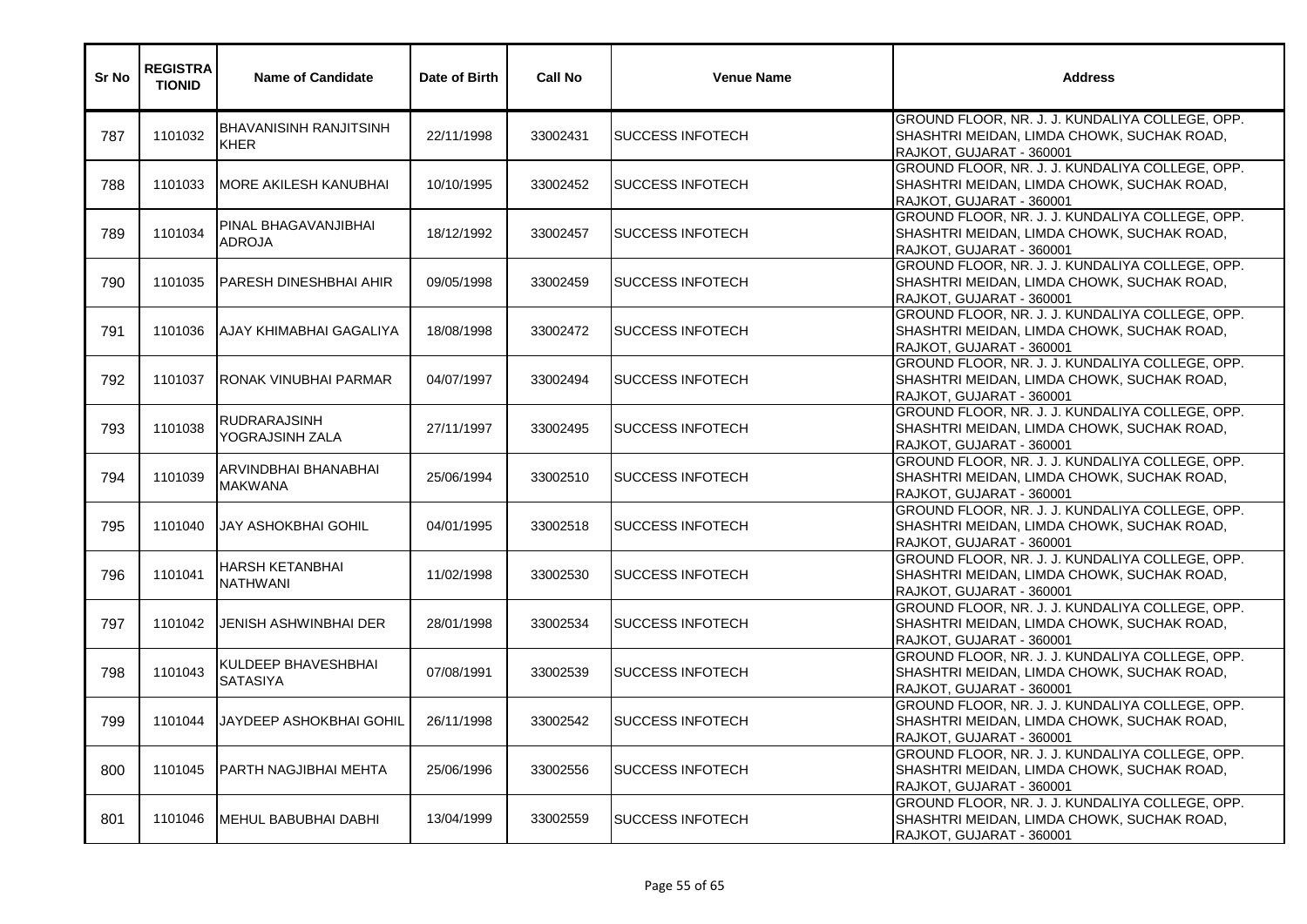| Sr No | REGISTRATIONID | Name of Candidate | Date of Birth | Call No | Venue Name | Address |
|---|---|---|---|---|---|---|
| 787 | 1101032 | BHAVANISINH RANJITSINH KHER | 22/11/1998 | 33002431 | SUCCESS INFOTECH | GROUND FLOOR, NR. J. J. KUNDALIYA COLLEGE, OPP. SHASHTRI MEIDAN, LIMDA CHOWK, SUCHAK ROAD, RAJKOT, GUJARAT - 360001 |
| 788 | 1101033 | MORE AKILESH KANUBHAI | 10/10/1995 | 33002452 | SUCCESS INFOTECH | GROUND FLOOR, NR. J. J. KUNDALIYA COLLEGE, OPP. SHASHTRI MEIDAN, LIMDA CHOWK, SUCHAK ROAD, RAJKOT, GUJARAT - 360001 |
| 789 | 1101034 | PINAL BHAGAVANJIBHAI ADROJA | 18/12/1992 | 33002457 | SUCCESS INFOTECH | GROUND FLOOR, NR. J. J. KUNDALIYA COLLEGE, OPP. SHASHTRI MEIDAN, LIMDA CHOWK, SUCHAK ROAD, RAJKOT, GUJARAT - 360001 |
| 790 | 1101035 | PARESH DINESHBHAI AHIR | 09/05/1998 | 33002459 | SUCCESS INFOTECH | GROUND FLOOR, NR. J. J. KUNDALIYA COLLEGE, OPP. SHASHTRI MEIDAN, LIMDA CHOWK, SUCHAK ROAD, RAJKOT, GUJARAT - 360001 |
| 791 | 1101036 | AJAY KHIMABHAI GAGALIYA | 18/08/1998 | 33002472 | SUCCESS INFOTECH | GROUND FLOOR, NR. J. J. KUNDALIYA COLLEGE, OPP. SHASHTRI MEIDAN, LIMDA CHOWK, SUCHAK ROAD, RAJKOT, GUJARAT - 360001 |
| 792 | 1101037 | RONAK VINUBHAI PARMAR | 04/07/1997 | 33002494 | SUCCESS INFOTECH | GROUND FLOOR, NR. J. J. KUNDALIYA COLLEGE, OPP. SHASHTRI MEIDAN, LIMDA CHOWK, SUCHAK ROAD, RAJKOT, GUJARAT - 360001 |
| 793 | 1101038 | RUDRARAJSINH YOGRAJSINH ZALA | 27/11/1997 | 33002495 | SUCCESS INFOTECH | GROUND FLOOR, NR. J. J. KUNDALIYA COLLEGE, OPP. SHASHTRI MEIDAN, LIMDA CHOWK, SUCHAK ROAD, RAJKOT, GUJARAT - 360001 |
| 794 | 1101039 | ARVINDBHAI BHANABHAI MAKWANA | 25/06/1994 | 33002510 | SUCCESS INFOTECH | GROUND FLOOR, NR. J. J. KUNDALIYA COLLEGE, OPP. SHASHTRI MEIDAN, LIMDA CHOWK, SUCHAK ROAD, RAJKOT, GUJARAT - 360001 |
| 795 | 1101040 | JAY ASHOKBHAI GOHIL | 04/01/1995 | 33002518 | SUCCESS INFOTECH | GROUND FLOOR, NR. J. J. KUNDALIYA COLLEGE, OPP. SHASHTRI MEIDAN, LIMDA CHOWK, SUCHAK ROAD, RAJKOT, GUJARAT - 360001 |
| 796 | 1101041 | HARSH KETANBHAI NATHWANI | 11/02/1998 | 33002530 | SUCCESS INFOTECH | GROUND FLOOR, NR. J. J. KUNDALIYA COLLEGE, OPP. SHASHTRI MEIDAN, LIMDA CHOWK, SUCHAK ROAD, RAJKOT, GUJARAT - 360001 |
| 797 | 1101042 | JENISH ASHWINBHAI DER | 28/01/1998 | 33002534 | SUCCESS INFOTECH | GROUND FLOOR, NR. J. J. KUNDALIYA COLLEGE, OPP. SHASHTRI MEIDAN, LIMDA CHOWK, SUCHAK ROAD, RAJKOT, GUJARAT - 360001 |
| 798 | 1101043 | KULDEEP BHAVESHBHAI SATASIYA | 07/08/1991 | 33002539 | SUCCESS INFOTECH | GROUND FLOOR, NR. J. J. KUNDALIYA COLLEGE, OPP. SHASHTRI MEIDAN, LIMDA CHOWK, SUCHAK ROAD, RAJKOT, GUJARAT - 360001 |
| 799 | 1101044 | JAYDEEP ASHOKBHAI GOHIL | 26/11/1998 | 33002542 | SUCCESS INFOTECH | GROUND FLOOR, NR. J. J. KUNDALIYA COLLEGE, OPP. SHASHTRI MEIDAN, LIMDA CHOWK, SUCHAK ROAD, RAJKOT, GUJARAT - 360001 |
| 800 | 1101045 | PARTH NAGJIBHAI MEHTA | 25/06/1996 | 33002556 | SUCCESS INFOTECH | GROUND FLOOR, NR. J. J. KUNDALIYA COLLEGE, OPP. SHASHTRI MEIDAN, LIMDA CHOWK, SUCHAK ROAD, RAJKOT, GUJARAT - 360001 |
| 801 | 1101046 | MEHUL BABUBHAI DABHI | 13/04/1999 | 33002559 | SUCCESS INFOTECH | GROUND FLOOR, NR. J. J. KUNDALIYA COLLEGE, OPP. SHASHTRI MEIDAN, LIMDA CHOWK, SUCHAK ROAD, RAJKOT, GUJARAT - 360001 |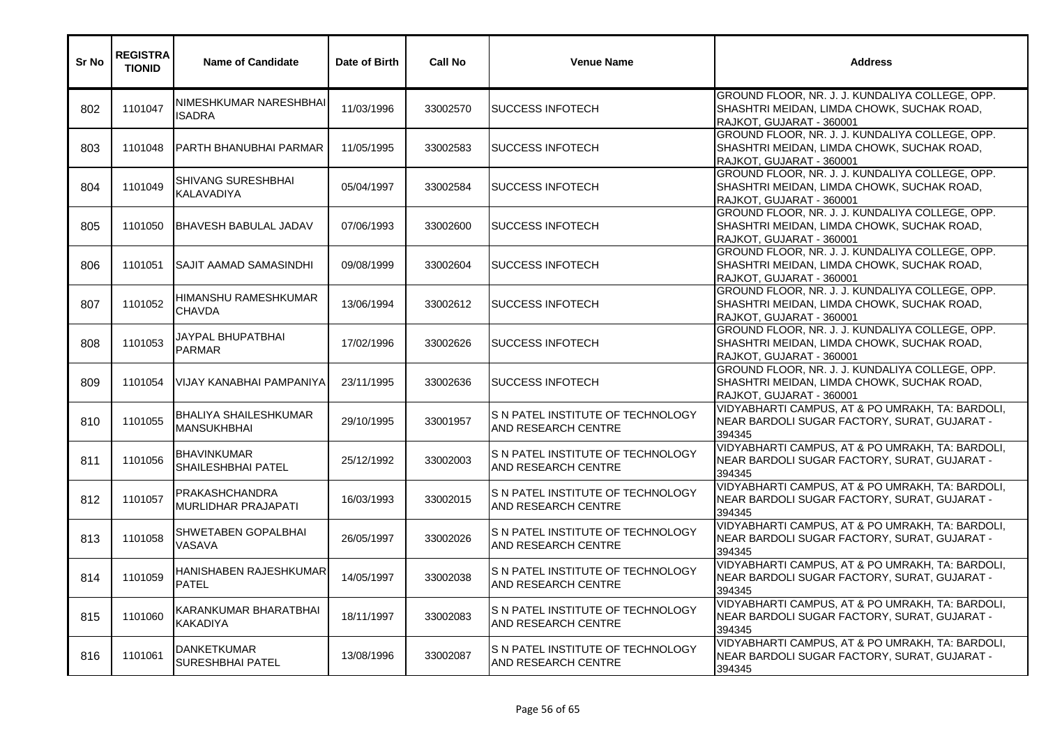| Sr No | REGISTRATIONID | Name of Candidate | Date of Birth | Call No | Venue Name | Address |
|---|---|---|---|---|---|---|
| 802 | 1101047 | NIMESHKUMAR NARESHBHAI ISADRA | 11/03/1996 | 33002570 | SUCCESS INFOTECH | GROUND FLOOR, NR. J. J. KUNDALIYA COLLEGE, OPP. SHASHTRI MEIDAN, LIMDA CHOWK, SUCHAK ROAD, RAJKOT, GUJARAT - 360001 |
| 803 | 1101048 | PARTH BHANUBHAI PARMAR | 11/05/1995 | 33002583 | SUCCESS INFOTECH | GROUND FLOOR, NR. J. J. KUNDALIYA COLLEGE, OPP. SHASHTRI MEIDAN, LIMDA CHOWK, SUCHAK ROAD, RAJKOT, GUJARAT - 360001 |
| 804 | 1101049 | SHIVANG SURESHBHAI KALAVADIYA | 05/04/1997 | 33002584 | SUCCESS INFOTECH | GROUND FLOOR, NR. J. J. KUNDALIYA COLLEGE, OPP. SHASHTRI MEIDAN, LIMDA CHOWK, SUCHAK ROAD, RAJKOT, GUJARAT - 360001 |
| 805 | 1101050 | BHAVESH BABULAL JADAV | 07/06/1993 | 33002600 | SUCCESS INFOTECH | GROUND FLOOR, NR. J. J. KUNDALIYA COLLEGE, OPP. SHASHTRI MEIDAN, LIMDA CHOWK, SUCHAK ROAD, RAJKOT, GUJARAT - 360001 |
| 806 | 1101051 | SAJIT AAMAD SAMASINDHI | 09/08/1999 | 33002604 | SUCCESS INFOTECH | GROUND FLOOR, NR. J. J. KUNDALIYA COLLEGE, OPP. SHASHTRI MEIDAN, LIMDA CHOWK, SUCHAK ROAD, RAJKOT, GUJARAT - 360001 |
| 807 | 1101052 | HIMANSHU RAMESHKUMAR CHAVDA | 13/06/1994 | 33002612 | SUCCESS INFOTECH | GROUND FLOOR, NR. J. J. KUNDALIYA COLLEGE, OPP. SHASHTRI MEIDAN, LIMDA CHOWK, SUCHAK ROAD, RAJKOT, GUJARAT - 360001 |
| 808 | 1101053 | JAYPAL BHUPATBHAI PARMAR | 17/02/1996 | 33002626 | SUCCESS INFOTECH | GROUND FLOOR, NR. J. J. KUNDALIYA COLLEGE, OPP. SHASHTRI MEIDAN, LIMDA CHOWK, SUCHAK ROAD, RAJKOT, GUJARAT - 360001 |
| 809 | 1101054 | VIJAY KANABHAI PAMPANIYA | 23/11/1995 | 33002636 | SUCCESS INFOTECH | GROUND FLOOR, NR. J. J. KUNDALIYA COLLEGE, OPP. SHASHTRI MEIDAN, LIMDA CHOWK, SUCHAK ROAD, RAJKOT, GUJARAT - 360001 |
| 810 | 1101055 | BHALIYA SHAILESHKUMAR MANSUKHBHAI | 29/10/1995 | 33001957 | S N PATEL INSTITUTE OF TECHNOLOGY AND RESEARCH CENTRE | VIDYABHARTI CAMPUS, AT & PO UMRAKH, TA: BARDOLI, NEAR BARDOLI SUGAR FACTORY, SURAT, GUJARAT - 394345 |
| 811 | 1101056 | BHAVINKUMAR SHAILESHBHAI PATEL | 25/12/1992 | 33002003 | S N PATEL INSTITUTE OF TECHNOLOGY AND RESEARCH CENTRE | VIDYABHARTI CAMPUS, AT & PO UMRAKH, TA: BARDOLI, NEAR BARDOLI SUGAR FACTORY, SURAT, GUJARAT - 394345 |
| 812 | 1101057 | PRAKASHCHANDRA MURLIDHAR PRAJAPATI | 16/03/1993 | 33002015 | S N PATEL INSTITUTE OF TECHNOLOGY AND RESEARCH CENTRE | VIDYABHARTI CAMPUS, AT & PO UMRAKH, TA: BARDOLI, NEAR BARDOLI SUGAR FACTORY, SURAT, GUJARAT - 394345 |
| 813 | 1101058 | SHWETABEN GOPALBHAI VASAVA | 26/05/1997 | 33002026 | S N PATEL INSTITUTE OF TECHNOLOGY AND RESEARCH CENTRE | VIDYABHARTI CAMPUS, AT & PO UMRAKH, TA: BARDOLI, NEAR BARDOLI SUGAR FACTORY, SURAT, GUJARAT - 394345 |
| 814 | 1101059 | HANISHABEN RAJESHKUMAR PATEL | 14/05/1997 | 33002038 | S N PATEL INSTITUTE OF TECHNOLOGY AND RESEARCH CENTRE | VIDYABHARTI CAMPUS, AT & PO UMRAKH, TA: BARDOLI, NEAR BARDOLI SUGAR FACTORY, SURAT, GUJARAT - 394345 |
| 815 | 1101060 | KARANKUMAR BHARATBHAI KAKADIYA | 18/11/1997 | 33002083 | S N PATEL INSTITUTE OF TECHNOLOGY AND RESEARCH CENTRE | VIDYABHARTI CAMPUS, AT & PO UMRAKH, TA: BARDOLI, NEAR BARDOLI SUGAR FACTORY, SURAT, GUJARAT - 394345 |
| 816 | 1101061 | DANKETKUMAR SURESHBHAI PATEL | 13/08/1996 | 33002087 | S N PATEL INSTITUTE OF TECHNOLOGY AND RESEARCH CENTRE | VIDYABHARTI CAMPUS, AT & PO UMRAKH, TA: BARDOLI, NEAR BARDOLI SUGAR FACTORY, SURAT, GUJARAT - 394345 |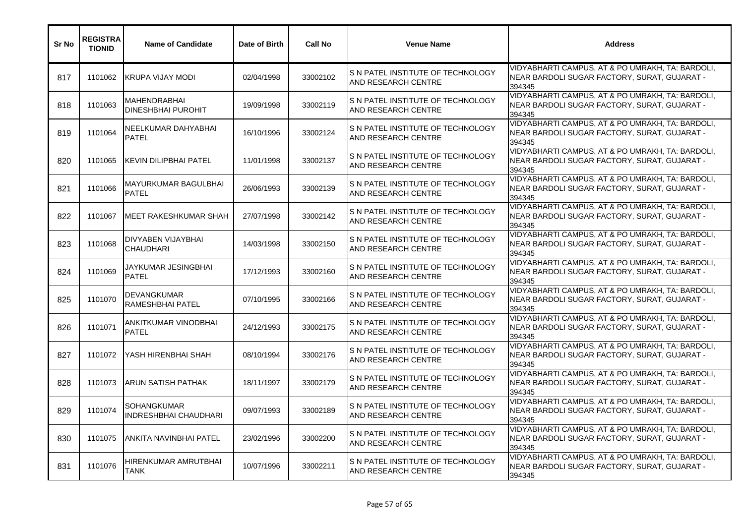| Sr No | REGISTRATIONID | Name of Candidate | Date of Birth | Call No | Venue Name | Address |
|---|---|---|---|---|---|---|
| 817 | 1101062 | KRUPA VIJAY MODI | 02/04/1998 | 33002102 | S N PATEL INSTITUTE OF TECHNOLOGY AND RESEARCH CENTRE | VIDYABHARTI CAMPUS, AT & PO UMRAKH, TA: BARDOLI, NEAR BARDOLI SUGAR FACTORY, SURAT, GUJARAT - 394345 |
| 818 | 1101063 | MAHENDRABHAI DINESHBHAI PUROHIT | 19/09/1998 | 33002119 | S N PATEL INSTITUTE OF TECHNOLOGY AND RESEARCH CENTRE | VIDYABHARTI CAMPUS, AT & PO UMRAKH, TA: BARDOLI, NEAR BARDOLI SUGAR FACTORY, SURAT, GUJARAT - 394345 |
| 819 | 1101064 | NEELKUMAR DAHYABHAI PATEL | 16/10/1996 | 33002124 | S N PATEL INSTITUTE OF TECHNOLOGY AND RESEARCH CENTRE | VIDYABHARTI CAMPUS, AT & PO UMRAKH, TA: BARDOLI, NEAR BARDOLI SUGAR FACTORY, SURAT, GUJARAT - 394345 |
| 820 | 1101065 | KEVIN DILIPBHAI PATEL | 11/01/1998 | 33002137 | S N PATEL INSTITUTE OF TECHNOLOGY AND RESEARCH CENTRE | VIDYABHARTI CAMPUS, AT & PO UMRAKH, TA: BARDOLI, NEAR BARDOLI SUGAR FACTORY, SURAT, GUJARAT - 394345 |
| 821 | 1101066 | MAYURKUMAR BAGULBHAI PATEL | 26/06/1993 | 33002139 | S N PATEL INSTITUTE OF TECHNOLOGY AND RESEARCH CENTRE | VIDYABHARTI CAMPUS, AT & PO UMRAKH, TA: BARDOLI, NEAR BARDOLI SUGAR FACTORY, SURAT, GUJARAT - 394345 |
| 822 | 1101067 | MEET RAKESHKUMAR SHAH | 27/07/1998 | 33002142 | S N PATEL INSTITUTE OF TECHNOLOGY AND RESEARCH CENTRE | VIDYABHARTI CAMPUS, AT & PO UMRAKH, TA: BARDOLI, NEAR BARDOLI SUGAR FACTORY, SURAT, GUJARAT - 394345 |
| 823 | 1101068 | DIVYABEN VIJAYBHAI CHAUDHARI | 14/03/1998 | 33002150 | S N PATEL INSTITUTE OF TECHNOLOGY AND RESEARCH CENTRE | VIDYABHARTI CAMPUS, AT & PO UMRAKH, TA: BARDOLI, NEAR BARDOLI SUGAR FACTORY, SURAT, GUJARAT - 394345 |
| 824 | 1101069 | JAYKUMAR JESINGBHAI PATEL | 17/12/1993 | 33002160 | S N PATEL INSTITUTE OF TECHNOLOGY AND RESEARCH CENTRE | VIDYABHARTI CAMPUS, AT & PO UMRAKH, TA: BARDOLI, NEAR BARDOLI SUGAR FACTORY, SURAT, GUJARAT - 394345 |
| 825 | 1101070 | DEVANGKUMAR RAMESHBHAI PATEL | 07/10/1995 | 33002166 | S N PATEL INSTITUTE OF TECHNOLOGY AND RESEARCH CENTRE | VIDYABHARTI CAMPUS, AT & PO UMRAKH, TA: BARDOLI, NEAR BARDOLI SUGAR FACTORY, SURAT, GUJARAT - 394345 |
| 826 | 1101071 | ANKITKUMAR VINODBHAI PATEL | 24/12/1993 | 33002175 | S N PATEL INSTITUTE OF TECHNOLOGY AND RESEARCH CENTRE | VIDYABHARTI CAMPUS, AT & PO UMRAKH, TA: BARDOLI, NEAR BARDOLI SUGAR FACTORY, SURAT, GUJARAT - 394345 |
| 827 | 1101072 | YASH HIRENBHAI SHAH | 08/10/1994 | 33002176 | S N PATEL INSTITUTE OF TECHNOLOGY AND RESEARCH CENTRE | VIDYABHARTI CAMPUS, AT & PO UMRAKH, TA: BARDOLI, NEAR BARDOLI SUGAR FACTORY, SURAT, GUJARAT - 394345 |
| 828 | 1101073 | ARUN SATISH PATHAK | 18/11/1997 | 33002179 | S N PATEL INSTITUTE OF TECHNOLOGY AND RESEARCH CENTRE | VIDYABHARTI CAMPUS, AT & PO UMRAKH, TA: BARDOLI, NEAR BARDOLI SUGAR FACTORY, SURAT, GUJARAT - 394345 |
| 829 | 1101074 | SOHANGKUMAR INDRESHBHAI CHAUDHARI | 09/07/1993 | 33002189 | S N PATEL INSTITUTE OF TECHNOLOGY AND RESEARCH CENTRE | VIDYABHARTI CAMPUS, AT & PO UMRAKH, TA: BARDOLI, NEAR BARDOLI SUGAR FACTORY, SURAT, GUJARAT - 394345 |
| 830 | 1101075 | ANKITA NAVINBHAI PATEL | 23/02/1996 | 33002200 | S N PATEL INSTITUTE OF TECHNOLOGY AND RESEARCH CENTRE | VIDYABHARTI CAMPUS, AT & PO UMRAKH, TA: BARDOLI, NEAR BARDOLI SUGAR FACTORY, SURAT, GUJARAT - 394345 |
| 831 | 1101076 | HIRENKUMAR AMRUTBHAI TANK | 10/07/1996 | 33002211 | S N PATEL INSTITUTE OF TECHNOLOGY AND RESEARCH CENTRE | VIDYABHARTI CAMPUS, AT & PO UMRAKH, TA: BARDOLI, NEAR BARDOLI SUGAR FACTORY, SURAT, GUJARAT - 394345 |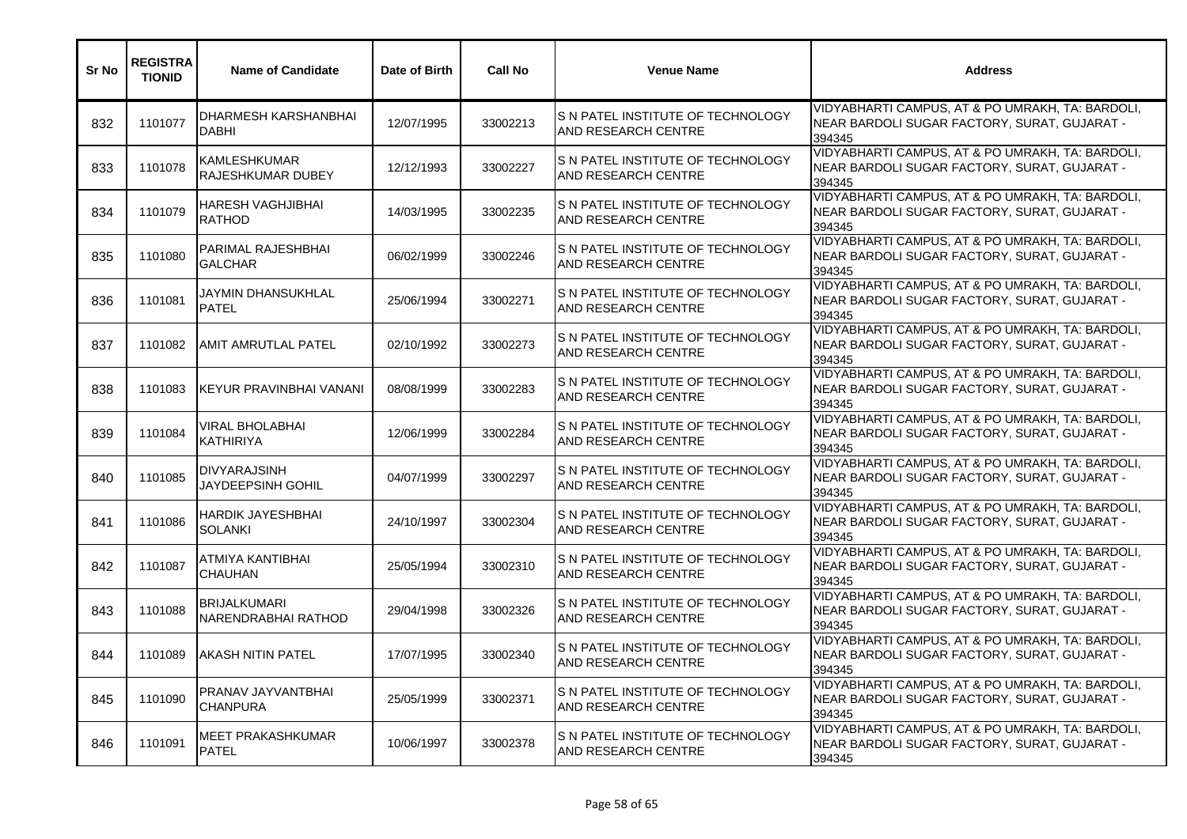| Sr No | REGISTRATIONID | Name of Candidate | Date of Birth | Call No | Venue Name | Address |
|---|---|---|---|---|---|---|
| 832 | 1101077 | DHARMESH KARSHANBHAI DABHI | 12/07/1995 | 33002213 | S N PATEL INSTITUTE OF TECHNOLOGY AND RESEARCH CENTRE | VIDYABHARTI CAMPUS, AT & PO UMRAKH, TA: BARDOLI, NEAR BARDOLI SUGAR FACTORY, SURAT, GUJARAT - 394345 |
| 833 | 1101078 | KAMLESHKUMAR RAJESHKUMAR DUBEY | 12/12/1993 | 33002227 | S N PATEL INSTITUTE OF TECHNOLOGY AND RESEARCH CENTRE | VIDYABHARTI CAMPUS, AT & PO UMRAKH, TA: BARDOLI, NEAR BARDOLI SUGAR FACTORY, SURAT, GUJARAT - 394345 |
| 834 | 1101079 | HARESH VAGHJIBHAI RATHOD | 14/03/1995 | 33002235 | S N PATEL INSTITUTE OF TECHNOLOGY AND RESEARCH CENTRE | VIDYABHARTI CAMPUS, AT & PO UMRAKH, TA: BARDOLI, NEAR BARDOLI SUGAR FACTORY, SURAT, GUJARAT - 394345 |
| 835 | 1101080 | PARIMAL RAJESHBHAI GALCHAR | 06/02/1999 | 33002246 | S N PATEL INSTITUTE OF TECHNOLOGY AND RESEARCH CENTRE | VIDYABHARTI CAMPUS, AT & PO UMRAKH, TA: BARDOLI, NEAR BARDOLI SUGAR FACTORY, SURAT, GUJARAT - 394345 |
| 836 | 1101081 | JAYMIN DHANSUKHLAL PATEL | 25/06/1994 | 33002271 | S N PATEL INSTITUTE OF TECHNOLOGY AND RESEARCH CENTRE | VIDYABHARTI CAMPUS, AT & PO UMRAKH, TA: BARDOLI, NEAR BARDOLI SUGAR FACTORY, SURAT, GUJARAT - 394345 |
| 837 | 1101082 | AMIT AMRUTLAL PATEL | 02/10/1992 | 33002273 | S N PATEL INSTITUTE OF TECHNOLOGY AND RESEARCH CENTRE | VIDYABHARTI CAMPUS, AT & PO UMRAKH, TA: BARDOLI, NEAR BARDOLI SUGAR FACTORY, SURAT, GUJARAT - 394345 |
| 838 | 1101083 | KEYUR PRAVINBHAI VANANI | 08/08/1999 | 33002283 | S N PATEL INSTITUTE OF TECHNOLOGY AND RESEARCH CENTRE | VIDYABHARTI CAMPUS, AT & PO UMRAKH, TA: BARDOLI, NEAR BARDOLI SUGAR FACTORY, SURAT, GUJARAT - 394345 |
| 839 | 1101084 | VIRAL BHOLABHAI KATHIRIYA | 12/06/1999 | 33002284 | S N PATEL INSTITUTE OF TECHNOLOGY AND RESEARCH CENTRE | VIDYABHARTI CAMPUS, AT & PO UMRAKH, TA: BARDOLI, NEAR BARDOLI SUGAR FACTORY, SURAT, GUJARAT - 394345 |
| 840 | 1101085 | DIVYARAJSINH JAYDEEPSINH GOHIL | 04/07/1999 | 33002297 | S N PATEL INSTITUTE OF TECHNOLOGY AND RESEARCH CENTRE | VIDYABHARTI CAMPUS, AT & PO UMRAKH, TA: BARDOLI, NEAR BARDOLI SUGAR FACTORY, SURAT, GUJARAT - 394345 |
| 841 | 1101086 | HARDIK JAYESHBHAI SOLANKI | 24/10/1997 | 33002304 | S N PATEL INSTITUTE OF TECHNOLOGY AND RESEARCH CENTRE | VIDYABHARTI CAMPUS, AT & PO UMRAKH, TA: BARDOLI, NEAR BARDOLI SUGAR FACTORY, SURAT, GUJARAT - 394345 |
| 842 | 1101087 | ATMIYA KANTIBHAI CHAUHAN | 25/05/1994 | 33002310 | S N PATEL INSTITUTE OF TECHNOLOGY AND RESEARCH CENTRE | VIDYABHARTI CAMPUS, AT & PO UMRAKH, TA: BARDOLI, NEAR BARDOLI SUGAR FACTORY, SURAT, GUJARAT - 394345 |
| 843 | 1101088 | BRIJALKUMARI NARENDRABHAI RATHOD | 29/04/1998 | 33002326 | S N PATEL INSTITUTE OF TECHNOLOGY AND RESEARCH CENTRE | VIDYABHARTI CAMPUS, AT & PO UMRAKH, TA: BARDOLI, NEAR BARDOLI SUGAR FACTORY, SURAT, GUJARAT - 394345 |
| 844 | 1101089 | AKASH NITIN PATEL | 17/07/1995 | 33002340 | S N PATEL INSTITUTE OF TECHNOLOGY AND RESEARCH CENTRE | VIDYABHARTI CAMPUS, AT & PO UMRAKH, TA: BARDOLI, NEAR BARDOLI SUGAR FACTORY, SURAT, GUJARAT - 394345 |
| 845 | 1101090 | PRANAV JAYVANTBHAI CHANPURA | 25/05/1999 | 33002371 | S N PATEL INSTITUTE OF TECHNOLOGY AND RESEARCH CENTRE | VIDYABHARTI CAMPUS, AT & PO UMRAKH, TA: BARDOLI, NEAR BARDOLI SUGAR FACTORY, SURAT, GUJARAT - 394345 |
| 846 | 1101091 | MEET PRAKASHKUMAR PATEL | 10/06/1997 | 33002378 | S N PATEL INSTITUTE OF TECHNOLOGY AND RESEARCH CENTRE | VIDYABHARTI CAMPUS, AT & PO UMRAKH, TA: BARDOLI, NEAR BARDOLI SUGAR FACTORY, SURAT, GUJARAT - 394345 |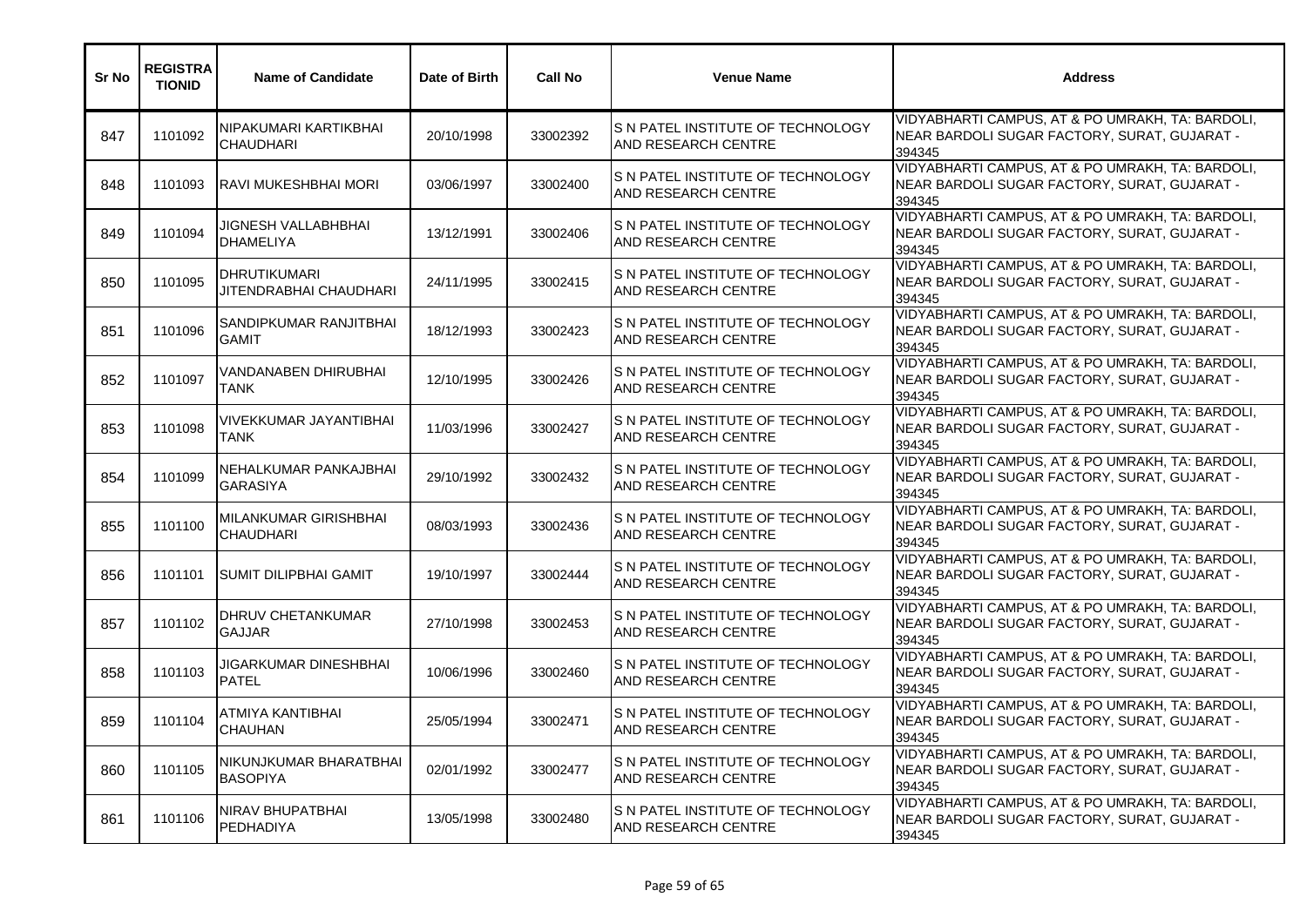| Sr No | REGISTRATIONID | Name of Candidate | Date of Birth | Call No | Venue Name | Address |
|---|---|---|---|---|---|---|
| 847 | 1101092 | NIPAKUMARI KARTIKBHAI CHAUDHARI | 20/10/1998 | 33002392 | S N PATEL INSTITUTE OF TECHNOLOGY AND RESEARCH CENTRE | VIDYABHARTI CAMPUS, AT & PO UMRAKH, TA: BARDOLI, NEAR BARDOLI SUGAR FACTORY, SURAT, GUJARAT - 394345 |
| 848 | 1101093 | RAVI MUKESHBHAI MORI | 03/06/1997 | 33002400 | S N PATEL INSTITUTE OF TECHNOLOGY AND RESEARCH CENTRE | VIDYABHARTI CAMPUS, AT & PO UMRAKH, TA: BARDOLI, NEAR BARDOLI SUGAR FACTORY, SURAT, GUJARAT - 394345 |
| 849 | 1101094 | JIGNESH VALLABHBHAI DHAMELIYA | 13/12/1991 | 33002406 | S N PATEL INSTITUTE OF TECHNOLOGY AND RESEARCH CENTRE | VIDYABHARTI CAMPUS, AT & PO UMRAKH, TA: BARDOLI, NEAR BARDOLI SUGAR FACTORY, SURAT, GUJARAT - 394345 |
| 850 | 1101095 | DHRUTIKUMARI JITENDRABHAI CHAUDHARI | 24/11/1995 | 33002415 | S N PATEL INSTITUTE OF TECHNOLOGY AND RESEARCH CENTRE | VIDYABHARTI CAMPUS, AT & PO UMRAKH, TA: BARDOLI, NEAR BARDOLI SUGAR FACTORY, SURAT, GUJARAT - 394345 |
| 851 | 1101096 | SANDIPKUMAR RANJITBHAI GAMIT | 18/12/1993 | 33002423 | S N PATEL INSTITUTE OF TECHNOLOGY AND RESEARCH CENTRE | VIDYABHARTI CAMPUS, AT & PO UMRAKH, TA: BARDOLI, NEAR BARDOLI SUGAR FACTORY, SURAT, GUJARAT - 394345 |
| 852 | 1101097 | VANDANABEN DHIRUBHAI TANK | 12/10/1995 | 33002426 | S N PATEL INSTITUTE OF TECHNOLOGY AND RESEARCH CENTRE | VIDYABHARTI CAMPUS, AT & PO UMRAKH, TA: BARDOLI, NEAR BARDOLI SUGAR FACTORY, SURAT, GUJARAT - 394345 |
| 853 | 1101098 | VIVEKKUMAR JAYANTIBHAI TANK | 11/03/1996 | 33002427 | S N PATEL INSTITUTE OF TECHNOLOGY AND RESEARCH CENTRE | VIDYABHARTI CAMPUS, AT & PO UMRAKH, TA: BARDOLI, NEAR BARDOLI SUGAR FACTORY, SURAT, GUJARAT - 394345 |
| 854 | 1101099 | NEHALKUMAR PANKAJBHAI GARASIYA | 29/10/1992 | 33002432 | S N PATEL INSTITUTE OF TECHNOLOGY AND RESEARCH CENTRE | VIDYABHARTI CAMPUS, AT & PO UMRAKH, TA: BARDOLI, NEAR BARDOLI SUGAR FACTORY, SURAT, GUJARAT - 394345 |
| 855 | 1101100 | MILANKUMAR GIRISHBHAI CHAUDHARI | 08/03/1993 | 33002436 | S N PATEL INSTITUTE OF TECHNOLOGY AND RESEARCH CENTRE | VIDYABHARTI CAMPUS, AT & PO UMRAKH, TA: BARDOLI, NEAR BARDOLI SUGAR FACTORY, SURAT, GUJARAT - 394345 |
| 856 | 1101101 | SUMIT DILIPBHAI GAMIT | 19/10/1997 | 33002444 | S N PATEL INSTITUTE OF TECHNOLOGY AND RESEARCH CENTRE | VIDYABHARTI CAMPUS, AT & PO UMRAKH, TA: BARDOLI, NEAR BARDOLI SUGAR FACTORY, SURAT, GUJARAT - 394345 |
| 857 | 1101102 | DHRUV CHETANKUMAR GAJJAR | 27/10/1998 | 33002453 | S N PATEL INSTITUTE OF TECHNOLOGY AND RESEARCH CENTRE | VIDYABHARTI CAMPUS, AT & PO UMRAKH, TA: BARDOLI, NEAR BARDOLI SUGAR FACTORY, SURAT, GUJARAT - 394345 |
| 858 | 1101103 | JIGARKUMAR DINESHBHAI PATEL | 10/06/1996 | 33002460 | S N PATEL INSTITUTE OF TECHNOLOGY AND RESEARCH CENTRE | VIDYABHARTI CAMPUS, AT & PO UMRAKH, TA: BARDOLI, NEAR BARDOLI SUGAR FACTORY, SURAT, GUJARAT - 394345 |
| 859 | 1101104 | ATMIYA KANTIBHAI CHAUHAN | 25/05/1994 | 33002471 | S N PATEL INSTITUTE OF TECHNOLOGY AND RESEARCH CENTRE | VIDYABHARTI CAMPUS, AT & PO UMRAKH, TA: BARDOLI, NEAR BARDOLI SUGAR FACTORY, SURAT, GUJARAT - 394345 |
| 860 | 1101105 | NIKUNJKUMAR BHARATBHAI BASOPIYA | 02/01/1992 | 33002477 | S N PATEL INSTITUTE OF TECHNOLOGY AND RESEARCH CENTRE | VIDYABHARTI CAMPUS, AT & PO UMRAKH, TA: BARDOLI, NEAR BARDOLI SUGAR FACTORY, SURAT, GUJARAT - 394345 |
| 861 | 1101106 | NIRAV BHUPATBHAI PEDHADIYA | 13/05/1998 | 33002480 | S N PATEL INSTITUTE OF TECHNOLOGY AND RESEARCH CENTRE | VIDYABHARTI CAMPUS, AT & PO UMRAKH, TA: BARDOLI, NEAR BARDOLI SUGAR FACTORY, SURAT, GUJARAT - 394345 |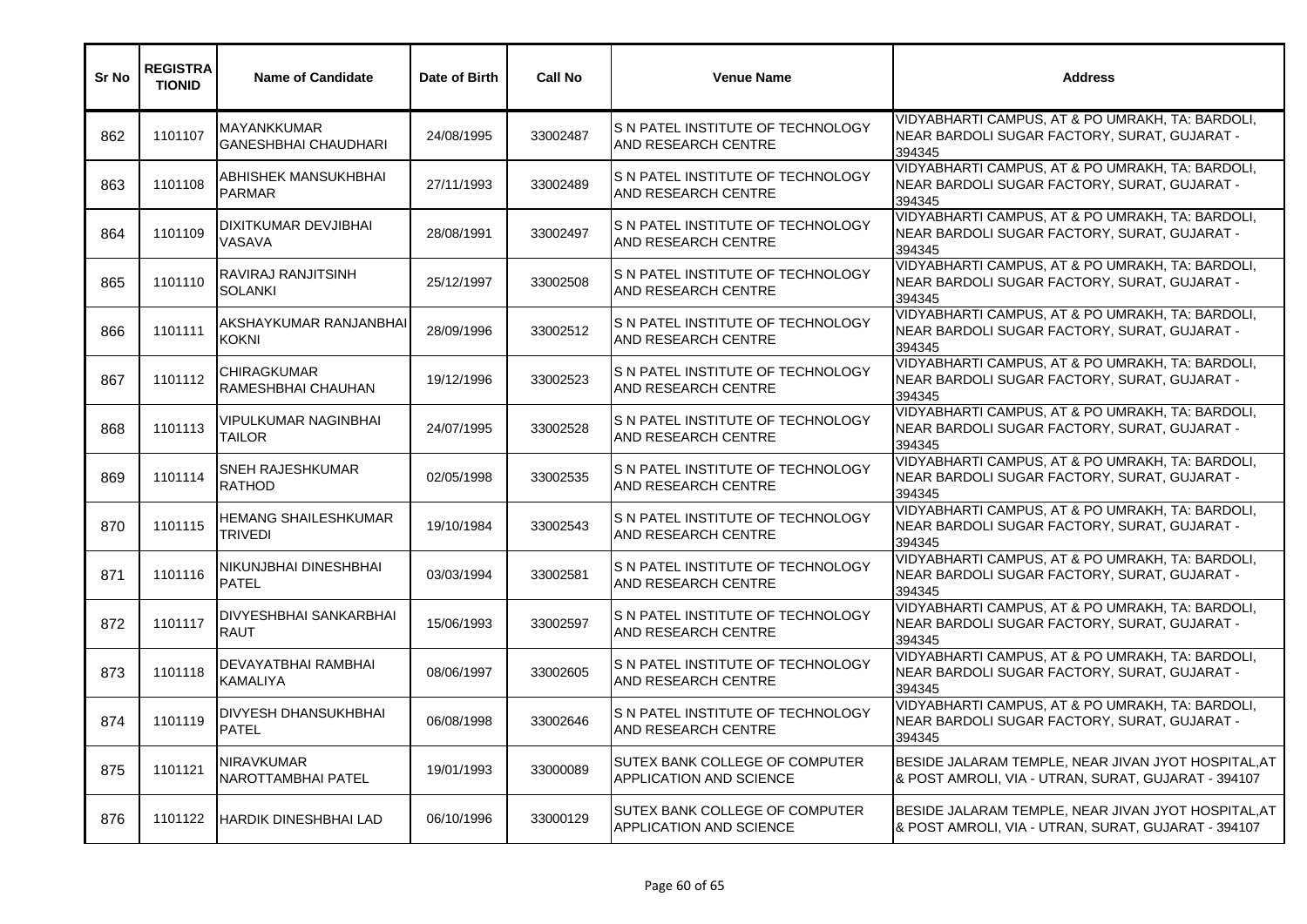| Sr No | REGISTRATIONID | Name of Candidate | Date of Birth | Call No | Venue Name | Address |
|---|---|---|---|---|---|---|
| 862 | 1101107 | MAYANKKUMAR GANESHBHAI CHAUDHARI | 24/08/1995 | 33002487 | S N PATEL INSTITUTE OF TECHNOLOGY AND RESEARCH CENTRE | VIDYABHARTI CAMPUS, AT & PO UMRAKH, TA: BARDOLI, NEAR BARDOLI SUGAR FACTORY, SURAT, GUJARAT - 394345 |
| 863 | 1101108 | ABHISHEK MANSUKHBHAI PARMAR | 27/11/1993 | 33002489 | S N PATEL INSTITUTE OF TECHNOLOGY AND RESEARCH CENTRE | VIDYABHARTI CAMPUS, AT & PO UMRAKH, TA: BARDOLI, NEAR BARDOLI SUGAR FACTORY, SURAT, GUJARAT - 394345 |
| 864 | 1101109 | DIXITKUMAR DEVJIBHAI VASAVA | 28/08/1991 | 33002497 | S N PATEL INSTITUTE OF TECHNOLOGY AND RESEARCH CENTRE | VIDYABHARTI CAMPUS, AT & PO UMRAKH, TA: BARDOLI, NEAR BARDOLI SUGAR FACTORY, SURAT, GUJARAT - 394345 |
| 865 | 1101110 | RAVIRAJ RANJITSINH SOLANKI | 25/12/1997 | 33002508 | S N PATEL INSTITUTE OF TECHNOLOGY AND RESEARCH CENTRE | VIDYABHARTI CAMPUS, AT & PO UMRAKH, TA: BARDOLI, NEAR BARDOLI SUGAR FACTORY, SURAT, GUJARAT - 394345 |
| 866 | 1101111 | AKSHAYKUMAR RANJANBHAI KOKNI | 28/09/1996 | 33002512 | S N PATEL INSTITUTE OF TECHNOLOGY AND RESEARCH CENTRE | VIDYABHARTI CAMPUS, AT & PO UMRAKH, TA: BARDOLI, NEAR BARDOLI SUGAR FACTORY, SURAT, GUJARAT - 394345 |
| 867 | 1101112 | CHIRAGKUMAR RAMESHBHAI CHAUHAN | 19/12/1996 | 33002523 | S N PATEL INSTITUTE OF TECHNOLOGY AND RESEARCH CENTRE | VIDYABHARTI CAMPUS, AT & PO UMRAKH, TA: BARDOLI, NEAR BARDOLI SUGAR FACTORY, SURAT, GUJARAT - 394345 |
| 868 | 1101113 | VIPULKUMAR NAGINBHAI TAILOR | 24/07/1995 | 33002528 | S N PATEL INSTITUTE OF TECHNOLOGY AND RESEARCH CENTRE | VIDYABHARTI CAMPUS, AT & PO UMRAKH, TA: BARDOLI, NEAR BARDOLI SUGAR FACTORY, SURAT, GUJARAT - 394345 |
| 869 | 1101114 | SNEH RAJESHKUMAR RATHOD | 02/05/1998 | 33002535 | S N PATEL INSTITUTE OF TECHNOLOGY AND RESEARCH CENTRE | VIDYABHARTI CAMPUS, AT & PO UMRAKH, TA: BARDOLI, NEAR BARDOLI SUGAR FACTORY, SURAT, GUJARAT - 394345 |
| 870 | 1101115 | HEMANG SHAILESHKUMAR TRIVEDI | 19/10/1984 | 33002543 | S N PATEL INSTITUTE OF TECHNOLOGY AND RESEARCH CENTRE | VIDYABHARTI CAMPUS, AT & PO UMRAKH, TA: BARDOLI, NEAR BARDOLI SUGAR FACTORY, SURAT, GUJARAT - 394345 |
| 871 | 1101116 | NIKUNJBHAI DINESHBHAI PATEL | 03/03/1994 | 33002581 | S N PATEL INSTITUTE OF TECHNOLOGY AND RESEARCH CENTRE | VIDYABHARTI CAMPUS, AT & PO UMRAKH, TA: BARDOLI, NEAR BARDOLI SUGAR FACTORY, SURAT, GUJARAT - 394345 |
| 872 | 1101117 | DIVYESHBHAI SANKARBHAI RAUT | 15/06/1993 | 33002597 | S N PATEL INSTITUTE OF TECHNOLOGY AND RESEARCH CENTRE | VIDYABHARTI CAMPUS, AT & PO UMRAKH, TA: BARDOLI, NEAR BARDOLI SUGAR FACTORY, SURAT, GUJARAT - 394345 |
| 873 | 1101118 | DEVAYATBHAI RAMBHAI KAMALIYA | 08/06/1997 | 33002605 | S N PATEL INSTITUTE OF TECHNOLOGY AND RESEARCH CENTRE | VIDYABHARTI CAMPUS, AT & PO UMRAKH, TA: BARDOLI, NEAR BARDOLI SUGAR FACTORY, SURAT, GUJARAT - 394345 |
| 874 | 1101119 | DIVYESH DHANSUKHBHAI PATEL | 06/08/1998 | 33002646 | S N PATEL INSTITUTE OF TECHNOLOGY AND RESEARCH CENTRE | VIDYABHARTI CAMPUS, AT & PO UMRAKH, TA: BARDOLI, NEAR BARDOLI SUGAR FACTORY, SURAT, GUJARAT - 394345 |
| 875 | 1101121 | NIRAVKUMAR NAROTTAMBHAI PATEL | 19/01/1993 | 33000089 | SUTEX BANK COLLEGE OF COMPUTER APPLICATION AND SCIENCE | BESIDE JALARAM TEMPLE, NEAR JIVAN JYOT HOSPITAL,AT & POST AMROLI, VIA - UTRAN, SURAT, GUJARAT - 394107 |
| 876 | 1101122 | HARDIK DINESHBHAI LAD | 06/10/1996 | 33000129 | SUTEX BANK COLLEGE OF COMPUTER APPLICATION AND SCIENCE | BESIDE JALARAM TEMPLE, NEAR JIVAN JYOT HOSPITAL,AT & POST AMROLI, VIA - UTRAN, SURAT, GUJARAT - 394107 |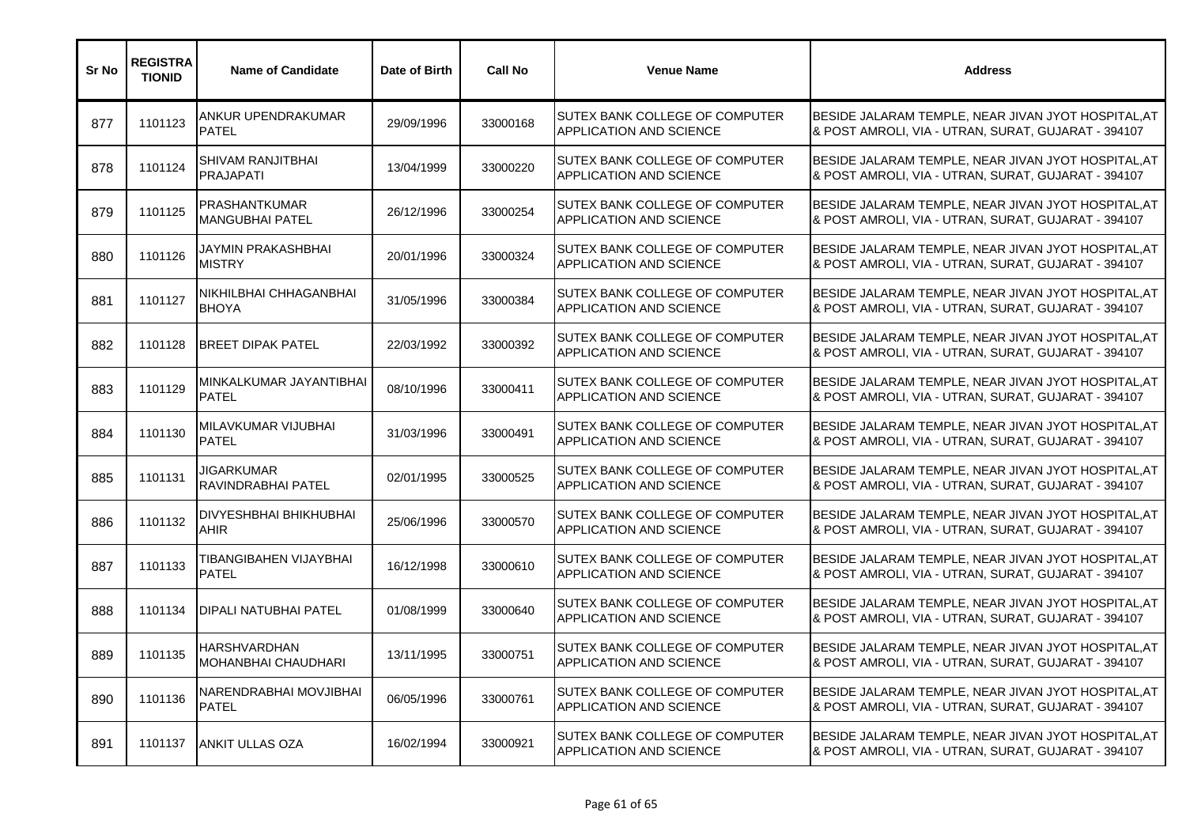| Sr No | REGISTRATIONID | Name of Candidate | Date of Birth | Call No | Venue Name | Address |
|---|---|---|---|---|---|---|
| 877 | 1101123 | ANKUR UPENDRAKUMAR PATEL | 29/09/1996 | 33000168 | SUTEX BANK COLLEGE OF COMPUTER APPLICATION AND SCIENCE | BESIDE JALARAM TEMPLE, NEAR JIVAN JYOT HOSPITAL,AT & POST AMROLI, VIA - UTRAN, SURAT, GUJARAT - 394107 |
| 878 | 1101124 | SHIVAM RANJITBHAI PRAJAPATI | 13/04/1999 | 33000220 | SUTEX BANK COLLEGE OF COMPUTER APPLICATION AND SCIENCE | BESIDE JALARAM TEMPLE, NEAR JIVAN JYOT HOSPITAL,AT & POST AMROLI, VIA - UTRAN, SURAT, GUJARAT - 394107 |
| 879 | 1101125 | PRASHANTKUMAR MANGUBHAI PATEL | 26/12/1996 | 33000254 | SUTEX BANK COLLEGE OF COMPUTER APPLICATION AND SCIENCE | BESIDE JALARAM TEMPLE, NEAR JIVAN JYOT HOSPITAL,AT & POST AMROLI, VIA - UTRAN, SURAT, GUJARAT - 394107 |
| 880 | 1101126 | JAYMIN PRAKASHBHAI MISTRY | 20/01/1996 | 33000324 | SUTEX BANK COLLEGE OF COMPUTER APPLICATION AND SCIENCE | BESIDE JALARAM TEMPLE, NEAR JIVAN JYOT HOSPITAL,AT & POST AMROLI, VIA - UTRAN, SURAT, GUJARAT - 394107 |
| 881 | 1101127 | NIKHILBHAI CHHAGANBHAI BHOYA | 31/05/1996 | 33000384 | SUTEX BANK COLLEGE OF COMPUTER APPLICATION AND SCIENCE | BESIDE JALARAM TEMPLE, NEAR JIVAN JYOT HOSPITAL,AT & POST AMROLI, VIA - UTRAN, SURAT, GUJARAT - 394107 |
| 882 | 1101128 | BREET DIPAK PATEL | 22/03/1992 | 33000392 | SUTEX BANK COLLEGE OF COMPUTER APPLICATION AND SCIENCE | BESIDE JALARAM TEMPLE, NEAR JIVAN JYOT HOSPITAL,AT & POST AMROLI, VIA - UTRAN, SURAT, GUJARAT - 394107 |
| 883 | 1101129 | MINKALKUMAR JAYANTIBHAI PATEL | 08/10/1996 | 33000411 | SUTEX BANK COLLEGE OF COMPUTER APPLICATION AND SCIENCE | BESIDE JALARAM TEMPLE, NEAR JIVAN JYOT HOSPITAL,AT & POST AMROLI, VIA - UTRAN, SURAT, GUJARAT - 394107 |
| 884 | 1101130 | MILAVKUMAR VIJUBHAI PATEL | 31/03/1996 | 33000491 | SUTEX BANK COLLEGE OF COMPUTER APPLICATION AND SCIENCE | BESIDE JALARAM TEMPLE, NEAR JIVAN JYOT HOSPITAL,AT & POST AMROLI, VIA - UTRAN, SURAT, GUJARAT - 394107 |
| 885 | 1101131 | JIGARKUMAR RAVINDRABHAI PATEL | 02/01/1995 | 33000525 | SUTEX BANK COLLEGE OF COMPUTER APPLICATION AND SCIENCE | BESIDE JALARAM TEMPLE, NEAR JIVAN JYOT HOSPITAL,AT & POST AMROLI, VIA - UTRAN, SURAT, GUJARAT - 394107 |
| 886 | 1101132 | DIVYESHBHAI BHIKHUBHAI AHIR | 25/06/1996 | 33000570 | SUTEX BANK COLLEGE OF COMPUTER APPLICATION AND SCIENCE | BESIDE JALARAM TEMPLE, NEAR JIVAN JYOT HOSPITAL,AT & POST AMROLI, VIA - UTRAN, SURAT, GUJARAT - 394107 |
| 887 | 1101133 | TIBANGIBAHEN VIJAYBHAI PATEL | 16/12/1998 | 33000610 | SUTEX BANK COLLEGE OF COMPUTER APPLICATION AND SCIENCE | BESIDE JALARAM TEMPLE, NEAR JIVAN JYOT HOSPITAL,AT & POST AMROLI, VIA - UTRAN, SURAT, GUJARAT - 394107 |
| 888 | 1101134 | DIPALI NATUBHAI PATEL | 01/08/1999 | 33000640 | SUTEX BANK COLLEGE OF COMPUTER APPLICATION AND SCIENCE | BESIDE JALARAM TEMPLE, NEAR JIVAN JYOT HOSPITAL,AT & POST AMROLI, VIA - UTRAN, SURAT, GUJARAT - 394107 |
| 889 | 1101135 | HARSHVARDHAN MOHANBHAI CHAUDHARI | 13/11/1995 | 33000751 | SUTEX BANK COLLEGE OF COMPUTER APPLICATION AND SCIENCE | BESIDE JALARAM TEMPLE, NEAR JIVAN JYOT HOSPITAL,AT & POST AMROLI, VIA - UTRAN, SURAT, GUJARAT - 394107 |
| 890 | 1101136 | NARENDRABHAI MOVJIBHAI PATEL | 06/05/1996 | 33000761 | SUTEX BANK COLLEGE OF COMPUTER APPLICATION AND SCIENCE | BESIDE JALARAM TEMPLE, NEAR JIVAN JYOT HOSPITAL,AT & POST AMROLI, VIA - UTRAN, SURAT, GUJARAT - 394107 |
| 891 | 1101137 | ANKIT ULLAS OZA | 16/02/1994 | 33000921 | SUTEX BANK COLLEGE OF COMPUTER APPLICATION AND SCIENCE | BESIDE JALARAM TEMPLE, NEAR JIVAN JYOT HOSPITAL,AT & POST AMROLI, VIA - UTRAN, SURAT, GUJARAT - 394107 |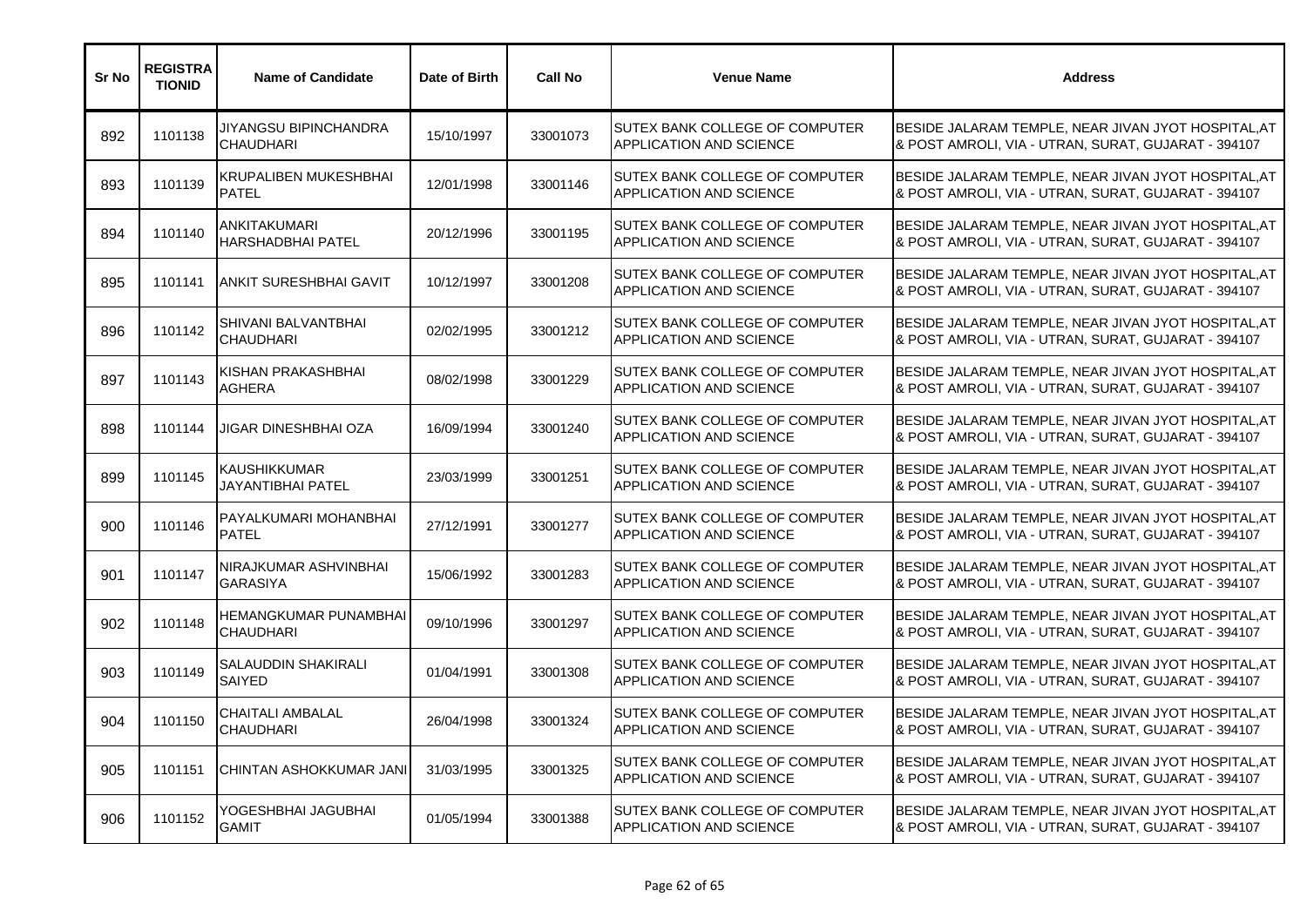| Sr No | REGISTRATIONID | Name of Candidate | Date of Birth | Call No | Venue Name | Address |
|---|---|---|---|---|---|---|
| 892 | 1101138 | JIYANGSU BIPINCHANDRA CHAUDHARI | 15/10/1997 | 33001073 | SUTEX BANK COLLEGE OF COMPUTER APPLICATION AND SCIENCE | BESIDE JALARAM TEMPLE, NEAR JIVAN JYOT HOSPITAL,AT & POST AMROLI, VIA - UTRAN, SURAT, GUJARAT - 394107 |
| 893 | 1101139 | KRUPALIBEN MUKESHBHAI PATEL | 12/01/1998 | 33001146 | SUTEX BANK COLLEGE OF COMPUTER APPLICATION AND SCIENCE | BESIDE JALARAM TEMPLE, NEAR JIVAN JYOT HOSPITAL,AT & POST AMROLI, VIA - UTRAN, SURAT, GUJARAT - 394107 |
| 894 | 1101140 | ANKITAKUMARI HARSHADBHAI PATEL | 20/12/1996 | 33001195 | SUTEX BANK COLLEGE OF COMPUTER APPLICATION AND SCIENCE | BESIDE JALARAM TEMPLE, NEAR JIVAN JYOT HOSPITAL,AT & POST AMROLI, VIA - UTRAN, SURAT, GUJARAT - 394107 |
| 895 | 1101141 | ANKIT SURESHBHAI GAVIT | 10/12/1997 | 33001208 | SUTEX BANK COLLEGE OF COMPUTER APPLICATION AND SCIENCE | BESIDE JALARAM TEMPLE, NEAR JIVAN JYOT HOSPITAL,AT & POST AMROLI, VIA - UTRAN, SURAT, GUJARAT - 394107 |
| 896 | 1101142 | SHIVANI BALVANTBHAI CHAUDHARI | 02/02/1995 | 33001212 | SUTEX BANK COLLEGE OF COMPUTER APPLICATION AND SCIENCE | BESIDE JALARAM TEMPLE, NEAR JIVAN JYOT HOSPITAL,AT & POST AMROLI, VIA - UTRAN, SURAT, GUJARAT - 394107 |
| 897 | 1101143 | KISHAN PRAKASHBHAI AGHERA | 08/02/1998 | 33001229 | SUTEX BANK COLLEGE OF COMPUTER APPLICATION AND SCIENCE | BESIDE JALARAM TEMPLE, NEAR JIVAN JYOT HOSPITAL,AT & POST AMROLI, VIA - UTRAN, SURAT, GUJARAT - 394107 |
| 898 | 1101144 | JIGAR DINESHBHAI OZA | 16/09/1994 | 33001240 | SUTEX BANK COLLEGE OF COMPUTER APPLICATION AND SCIENCE | BESIDE JALARAM TEMPLE, NEAR JIVAN JYOT HOSPITAL,AT & POST AMROLI, VIA - UTRAN, SURAT, GUJARAT - 394107 |
| 899 | 1101145 | KAUSHIKKUMAR JAYANTIBHAI PATEL | 23/03/1999 | 33001251 | SUTEX BANK COLLEGE OF COMPUTER APPLICATION AND SCIENCE | BESIDE JALARAM TEMPLE, NEAR JIVAN JYOT HOSPITAL,AT & POST AMROLI, VIA - UTRAN, SURAT, GUJARAT - 394107 |
| 900 | 1101146 | PAYALKUMARI MOHANBHAI PATEL | 27/12/1991 | 33001277 | SUTEX BANK COLLEGE OF COMPUTER APPLICATION AND SCIENCE | BESIDE JALARAM TEMPLE, NEAR JIVAN JYOT HOSPITAL,AT & POST AMROLI, VIA - UTRAN, SURAT, GUJARAT - 394107 |
| 901 | 1101147 | NIRAJKUMAR ASHVINBHAI GARASIYA | 15/06/1992 | 33001283 | SUTEX BANK COLLEGE OF COMPUTER APPLICATION AND SCIENCE | BESIDE JALARAM TEMPLE, NEAR JIVAN JYOT HOSPITAL,AT & POST AMROLI, VIA - UTRAN, SURAT, GUJARAT - 394107 |
| 902 | 1101148 | HEMANGKUMAR PUNAMBHAI CHAUDHARI | 09/10/1996 | 33001297 | SUTEX BANK COLLEGE OF COMPUTER APPLICATION AND SCIENCE | BESIDE JALARAM TEMPLE, NEAR JIVAN JYOT HOSPITAL,AT & POST AMROLI, VIA - UTRAN, SURAT, GUJARAT - 394107 |
| 903 | 1101149 | SALAUDDIN SHAKIRALI SAIYED | 01/04/1991 | 33001308 | SUTEX BANK COLLEGE OF COMPUTER APPLICATION AND SCIENCE | BESIDE JALARAM TEMPLE, NEAR JIVAN JYOT HOSPITAL,AT & POST AMROLI, VIA - UTRAN, SURAT, GUJARAT - 394107 |
| 904 | 1101150 | CHAITALI AMBALAL CHAUDHARI | 26/04/1998 | 33001324 | SUTEX BANK COLLEGE OF COMPUTER APPLICATION AND SCIENCE | BESIDE JALARAM TEMPLE, NEAR JIVAN JYOT HOSPITAL,AT & POST AMROLI, VIA - UTRAN, SURAT, GUJARAT - 394107 |
| 905 | 1101151 | CHINTAN ASHOKKUMAR JANI | 31/03/1995 | 33001325 | SUTEX BANK COLLEGE OF COMPUTER APPLICATION AND SCIENCE | BESIDE JALARAM TEMPLE, NEAR JIVAN JYOT HOSPITAL,AT & POST AMROLI, VIA - UTRAN, SURAT, GUJARAT - 394107 |
| 906 | 1101152 | YOGESHBHAI JAGUBHAI GAMIT | 01/05/1994 | 33001388 | SUTEX BANK COLLEGE OF COMPUTER APPLICATION AND SCIENCE | BESIDE JALARAM TEMPLE, NEAR JIVAN JYOT HOSPITAL,AT & POST AMROLI, VIA - UTRAN, SURAT, GUJARAT - 394107 |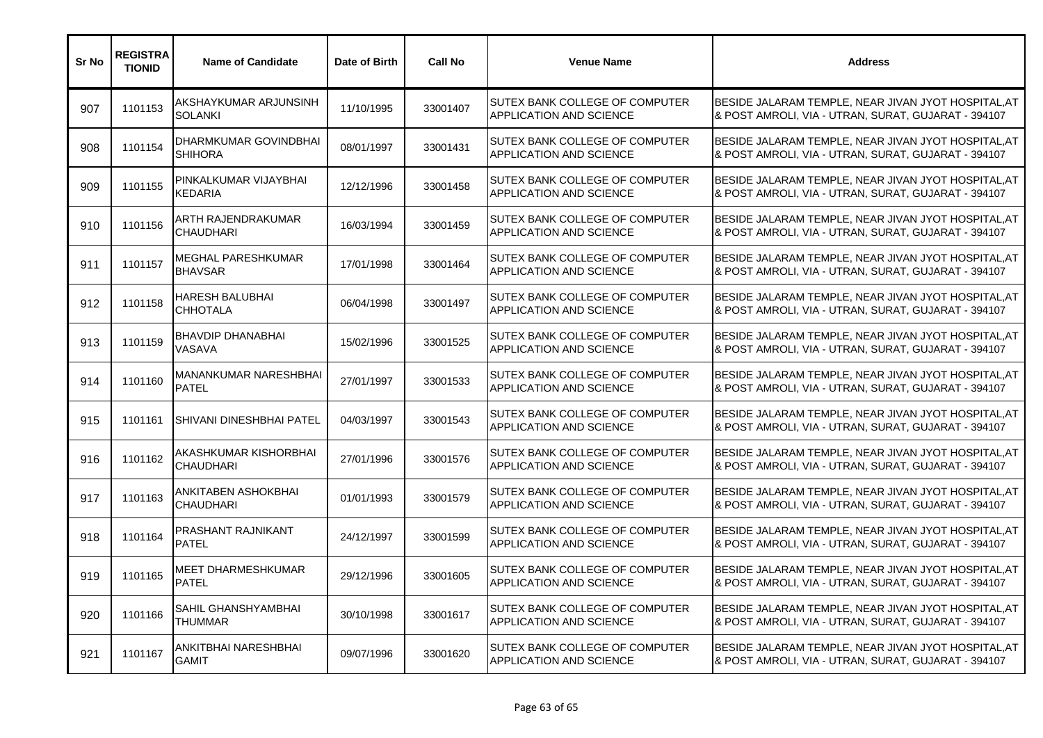| Sr No | REGISTRATIONID | Name of Candidate | Date of Birth | Call No | Venue Name | Address |
|---|---|---|---|---|---|---|
| 907 | 1101153 | AKSHAYKUMAR ARJUNSINH SOLANKI | 11/10/1995 | 33001407 | SUTEX BANK COLLEGE OF COMPUTER APPLICATION AND SCIENCE | BESIDE JALARAM TEMPLE, NEAR JIVAN JYOT HOSPITAL,AT & POST AMROLI, VIA - UTRAN, SURAT, GUJARAT - 394107 |
| 908 | 1101154 | DHARMKUMAR GOVINDBHAI SHIHORA | 08/01/1997 | 33001431 | SUTEX BANK COLLEGE OF COMPUTER APPLICATION AND SCIENCE | BESIDE JALARAM TEMPLE, NEAR JIVAN JYOT HOSPITAL,AT & POST AMROLI, VIA - UTRAN, SURAT, GUJARAT - 394107 |
| 909 | 1101155 | PINKALKUMAR VIJAYBHAI KEDARIA | 12/12/1996 | 33001458 | SUTEX BANK COLLEGE OF COMPUTER APPLICATION AND SCIENCE | BESIDE JALARAM TEMPLE, NEAR JIVAN JYOT HOSPITAL,AT & POST AMROLI, VIA - UTRAN, SURAT, GUJARAT - 394107 |
| 910 | 1101156 | ARTH RAJENDRAKUMAR CHAUDHARI | 16/03/1994 | 33001459 | SUTEX BANK COLLEGE OF COMPUTER APPLICATION AND SCIENCE | BESIDE JALARAM TEMPLE, NEAR JIVAN JYOT HOSPITAL,AT & POST AMROLI, VIA - UTRAN, SURAT, GUJARAT - 394107 |
| 911 | 1101157 | MEGHAL PARESHKUMAR BHAVSAR | 17/01/1998 | 33001464 | SUTEX BANK COLLEGE OF COMPUTER APPLICATION AND SCIENCE | BESIDE JALARAM TEMPLE, NEAR JIVAN JYOT HOSPITAL,AT & POST AMROLI, VIA - UTRAN, SURAT, GUJARAT - 394107 |
| 912 | 1101158 | HARESH BALUBHAI CHHOTALA | 06/04/1998 | 33001497 | SUTEX BANK COLLEGE OF COMPUTER APPLICATION AND SCIENCE | BESIDE JALARAM TEMPLE, NEAR JIVAN JYOT HOSPITAL,AT & POST AMROLI, VIA - UTRAN, SURAT, GUJARAT - 394107 |
| 913 | 1101159 | BHAVDIP DHANABHAI VASAVA | 15/02/1996 | 33001525 | SUTEX BANK COLLEGE OF COMPUTER APPLICATION AND SCIENCE | BESIDE JALARAM TEMPLE, NEAR JIVAN JYOT HOSPITAL,AT & POST AMROLI, VIA - UTRAN, SURAT, GUJARAT - 394107 |
| 914 | 1101160 | MANANKUMAR NARESHBHAI PATEL | 27/01/1997 | 33001533 | SUTEX BANK COLLEGE OF COMPUTER APPLICATION AND SCIENCE | BESIDE JALARAM TEMPLE, NEAR JIVAN JYOT HOSPITAL,AT & POST AMROLI, VIA - UTRAN, SURAT, GUJARAT - 394107 |
| 915 | 1101161 | SHIVANI DINESHBHAI PATEL | 04/03/1997 | 33001543 | SUTEX BANK COLLEGE OF COMPUTER APPLICATION AND SCIENCE | BESIDE JALARAM TEMPLE, NEAR JIVAN JYOT HOSPITAL,AT & POST AMROLI, VIA - UTRAN, SURAT, GUJARAT - 394107 |
| 916 | 1101162 | AKASHKUMAR KISHORBHAI CHAUDHARI | 27/01/1996 | 33001576 | SUTEX BANK COLLEGE OF COMPUTER APPLICATION AND SCIENCE | BESIDE JALARAM TEMPLE, NEAR JIVAN JYOT HOSPITAL,AT & POST AMROLI, VIA - UTRAN, SURAT, GUJARAT - 394107 |
| 917 | 1101163 | ANKITABEN ASHOKBHAI CHAUDHARI | 01/01/1993 | 33001579 | SUTEX BANK COLLEGE OF COMPUTER APPLICATION AND SCIENCE | BESIDE JALARAM TEMPLE, NEAR JIVAN JYOT HOSPITAL,AT & POST AMROLI, VIA - UTRAN, SURAT, GUJARAT - 394107 |
| 918 | 1101164 | PRASHANT RAJNIKANT PATEL | 24/12/1997 | 33001599 | SUTEX BANK COLLEGE OF COMPUTER APPLICATION AND SCIENCE | BESIDE JALARAM TEMPLE, NEAR JIVAN JYOT HOSPITAL,AT & POST AMROLI, VIA - UTRAN, SURAT, GUJARAT - 394107 |
| 919 | 1101165 | MEET DHARMESHKUMAR PATEL | 29/12/1996 | 33001605 | SUTEX BANK COLLEGE OF COMPUTER APPLICATION AND SCIENCE | BESIDE JALARAM TEMPLE, NEAR JIVAN JYOT HOSPITAL,AT & POST AMROLI, VIA - UTRAN, SURAT, GUJARAT - 394107 |
| 920 | 1101166 | SAHIL GHANSHYAMBHAI THUMMAR | 30/10/1998 | 33001617 | SUTEX BANK COLLEGE OF COMPUTER APPLICATION AND SCIENCE | BESIDE JALARAM TEMPLE, NEAR JIVAN JYOT HOSPITAL,AT & POST AMROLI, VIA - UTRAN, SURAT, GUJARAT - 394107 |
| 921 | 1101167 | ANKITBHAI NARESHBHAI GAMIT | 09/07/1996 | 33001620 | SUTEX BANK COLLEGE OF COMPUTER APPLICATION AND SCIENCE | BESIDE JALARAM TEMPLE, NEAR JIVAN JYOT HOSPITAL,AT & POST AMROLI, VIA - UTRAN, SURAT, GUJARAT - 394107 |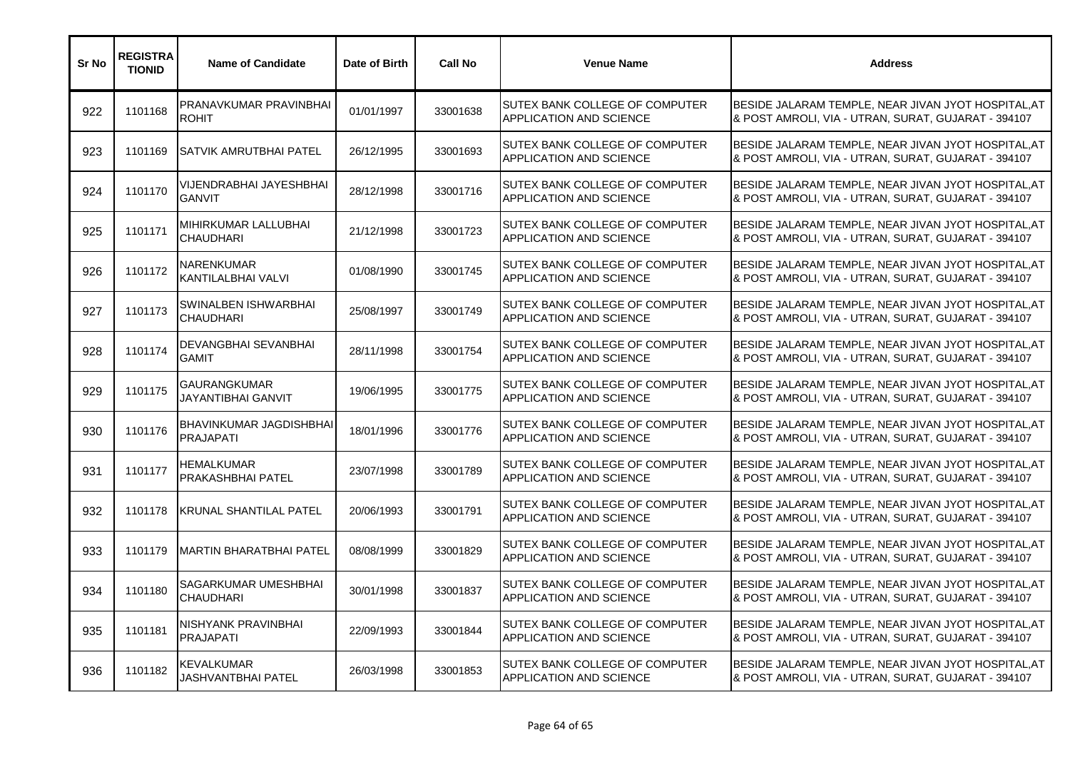| Sr No | REGISTRATIONID | Name of Candidate | Date of Birth | Call No | Venue Name | Address |
|---|---|---|---|---|---|---|
| 922 | 1101168 | PRANAVKUMAR PRAVINBHAI ROHIT | 01/01/1997 | 33001638 | SUTEX BANK COLLEGE OF COMPUTER APPLICATION AND SCIENCE | BESIDE JALARAM TEMPLE, NEAR JIVAN JYOT HOSPITAL,AT & POST AMROLI, VIA - UTRAN, SURAT, GUJARAT - 394107 |
| 923 | 1101169 | SATVIK AMRUTBHAI PATEL | 26/12/1995 | 33001693 | SUTEX BANK COLLEGE OF COMPUTER APPLICATION AND SCIENCE | BESIDE JALARAM TEMPLE, NEAR JIVAN JYOT HOSPITAL,AT & POST AMROLI, VIA - UTRAN, SURAT, GUJARAT - 394107 |
| 924 | 1101170 | VIJENDRABHAI JAYESHBHAI GANVIT | 28/12/1998 | 33001716 | SUTEX BANK COLLEGE OF COMPUTER APPLICATION AND SCIENCE | BESIDE JALARAM TEMPLE, NEAR JIVAN JYOT HOSPITAL,AT & POST AMROLI, VIA - UTRAN, SURAT, GUJARAT - 394107 |
| 925 | 1101171 | MIHIRKUMAR LALLUBHAI CHAUDHARI | 21/12/1998 | 33001723 | SUTEX BANK COLLEGE OF COMPUTER APPLICATION AND SCIENCE | BESIDE JALARAM TEMPLE, NEAR JIVAN JYOT HOSPITAL,AT & POST AMROLI, VIA - UTRAN, SURAT, GUJARAT - 394107 |
| 926 | 1101172 | NARENKUMAR KANTILALBHAI VALVI | 01/08/1990 | 33001745 | SUTEX BANK COLLEGE OF COMPUTER APPLICATION AND SCIENCE | BESIDE JALARAM TEMPLE, NEAR JIVAN JYOT HOSPITAL,AT & POST AMROLI, VIA - UTRAN, SURAT, GUJARAT - 394107 |
| 927 | 1101173 | SWINALBEN ISHWARBHAI CHAUDHARI | 25/08/1997 | 33001749 | SUTEX BANK COLLEGE OF COMPUTER APPLICATION AND SCIENCE | BESIDE JALARAM TEMPLE, NEAR JIVAN JYOT HOSPITAL,AT & POST AMROLI, VIA - UTRAN, SURAT, GUJARAT - 394107 |
| 928 | 1101174 | DEVANGBHAI SEVANBHAI GAMIT | 28/11/1998 | 33001754 | SUTEX BANK COLLEGE OF COMPUTER APPLICATION AND SCIENCE | BESIDE JALARAM TEMPLE, NEAR JIVAN JYOT HOSPITAL,AT & POST AMROLI, VIA - UTRAN, SURAT, GUJARAT - 394107 |
| 929 | 1101175 | GAURANGKUMAR JAYANTIBHAI GANVIT | 19/06/1995 | 33001775 | SUTEX BANK COLLEGE OF COMPUTER APPLICATION AND SCIENCE | BESIDE JALARAM TEMPLE, NEAR JIVAN JYOT HOSPITAL,AT & POST AMROLI, VIA - UTRAN, SURAT, GUJARAT - 394107 |
| 930 | 1101176 | BHAVINKUMAR JAGDISHBHAI PRAJAPATI | 18/01/1996 | 33001776 | SUTEX BANK COLLEGE OF COMPUTER APPLICATION AND SCIENCE | BESIDE JALARAM TEMPLE, NEAR JIVAN JYOT HOSPITAL,AT & POST AMROLI, VIA - UTRAN, SURAT, GUJARAT - 394107 |
| 931 | 1101177 | HEMALKUMAR PRAKASHBHAI PATEL | 23/07/1998 | 33001789 | SUTEX BANK COLLEGE OF COMPUTER APPLICATION AND SCIENCE | BESIDE JALARAM TEMPLE, NEAR JIVAN JYOT HOSPITAL,AT & POST AMROLI, VIA - UTRAN, SURAT, GUJARAT - 394107 |
| 932 | 1101178 | KRUNAL SHANTILAL PATEL | 20/06/1993 | 33001791 | SUTEX BANK COLLEGE OF COMPUTER APPLICATION AND SCIENCE | BESIDE JALARAM TEMPLE, NEAR JIVAN JYOT HOSPITAL,AT & POST AMROLI, VIA - UTRAN, SURAT, GUJARAT - 394107 |
| 933 | 1101179 | MARTIN BHARATBHAI PATEL | 08/08/1999 | 33001829 | SUTEX BANK COLLEGE OF COMPUTER APPLICATION AND SCIENCE | BESIDE JALARAM TEMPLE, NEAR JIVAN JYOT HOSPITAL,AT & POST AMROLI, VIA - UTRAN, SURAT, GUJARAT - 394107 |
| 934 | 1101180 | SAGARKUMAR UMESHBHAI CHAUDHARI | 30/01/1998 | 33001837 | SUTEX BANK COLLEGE OF COMPUTER APPLICATION AND SCIENCE | BESIDE JALARAM TEMPLE, NEAR JIVAN JYOT HOSPITAL,AT & POST AMROLI, VIA - UTRAN, SURAT, GUJARAT - 394107 |
| 935 | 1101181 | NISHYANK PRAVINBHAI PRAJAPATI | 22/09/1993 | 33001844 | SUTEX BANK COLLEGE OF COMPUTER APPLICATION AND SCIENCE | BESIDE JALARAM TEMPLE, NEAR JIVAN JYOT HOSPITAL,AT & POST AMROLI, VIA - UTRAN, SURAT, GUJARAT - 394107 |
| 936 | 1101182 | KEVALKUMAR JASHVANTBHAI PATEL | 26/03/1998 | 33001853 | SUTEX BANK COLLEGE OF COMPUTER APPLICATION AND SCIENCE | BESIDE JALARAM TEMPLE, NEAR JIVAN JYOT HOSPITAL,AT & POST AMROLI, VIA - UTRAN, SURAT, GUJARAT - 394107 |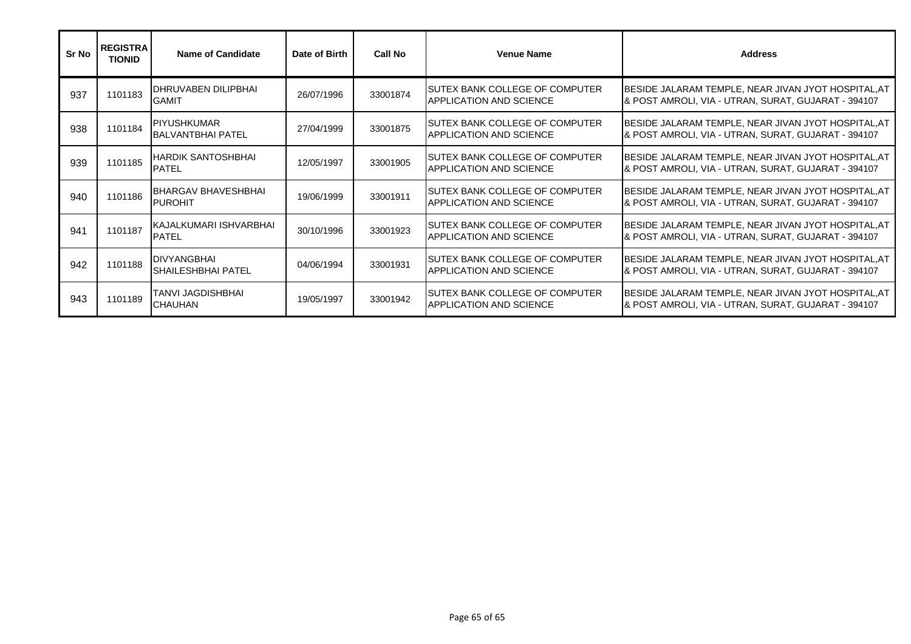| Sr No | REGISTRATIONID | Name of Candidate | Date of Birth | Call No | Venue Name | Address |
|---|---|---|---|---|---|---|
| 937 | 1101183 | DHRUVABEN DILIPBHAI GAMIT | 26/07/1996 | 33001874 | SUTEX BANK COLLEGE OF COMPUTER APPLICATION AND SCIENCE | BESIDE JALARAM TEMPLE, NEAR JIVAN JYOT HOSPITAL,AT & POST AMROLI, VIA - UTRAN, SURAT, GUJARAT - 394107 |
| 938 | 1101184 | PIYUSHKUMAR BALVANTBHAI PATEL | 27/04/1999 | 33001875 | SUTEX BANK COLLEGE OF COMPUTER APPLICATION AND SCIENCE | BESIDE JALARAM TEMPLE, NEAR JIVAN JYOT HOSPITAL,AT & POST AMROLI, VIA - UTRAN, SURAT, GUJARAT - 394107 |
| 939 | 1101185 | HARDIK SANTOSHBHAI PATEL | 12/05/1997 | 33001905 | SUTEX BANK COLLEGE OF COMPUTER APPLICATION AND SCIENCE | BESIDE JALARAM TEMPLE, NEAR JIVAN JYOT HOSPITAL,AT & POST AMROLI, VIA - UTRAN, SURAT, GUJARAT - 394107 |
| 940 | 1101186 | BHARGAV BHAVESHBHAI PUROHIT | 19/06/1999 | 33001911 | SUTEX BANK COLLEGE OF COMPUTER APPLICATION AND SCIENCE | BESIDE JALARAM TEMPLE, NEAR JIVAN JYOT HOSPITAL,AT & POST AMROLI, VIA - UTRAN, SURAT, GUJARAT - 394107 |
| 941 | 1101187 | KAJALKUMARI ISHVARBHAI PATEL | 30/10/1996 | 33001923 | SUTEX BANK COLLEGE OF COMPUTER APPLICATION AND SCIENCE | BESIDE JALARAM TEMPLE, NEAR JIVAN JYOT HOSPITAL,AT & POST AMROLI, VIA - UTRAN, SURAT, GUJARAT - 394107 |
| 942 | 1101188 | DIVYANGBHAI SHAILESHBHAI PATEL | 04/06/1994 | 33001931 | SUTEX BANK COLLEGE OF COMPUTER APPLICATION AND SCIENCE | BESIDE JALARAM TEMPLE, NEAR JIVAN JYOT HOSPITAL,AT & POST AMROLI, VIA - UTRAN, SURAT, GUJARAT - 394107 |
| 943 | 1101189 | TANVI JAGDISHBHAI CHAUHAN | 19/05/1997 | 33001942 | SUTEX BANK COLLEGE OF COMPUTER APPLICATION AND SCIENCE | BESIDE JALARAM TEMPLE, NEAR JIVAN JYOT HOSPITAL,AT & POST AMROLI, VIA - UTRAN, SURAT, GUJARAT - 394107 |